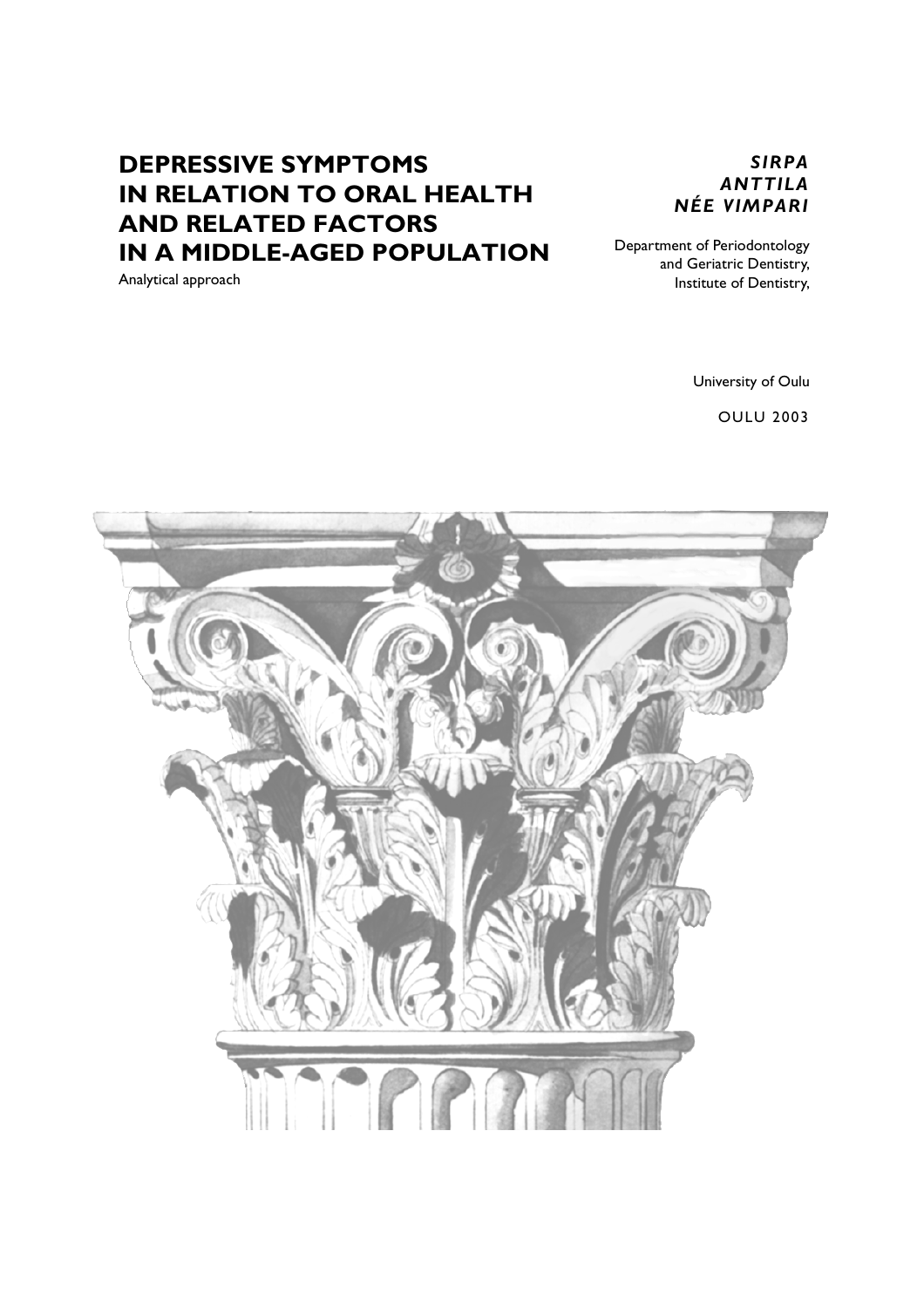# DEPRESSIVE SYMPTOMS IN RELATION TO ORAL HEALTH AND RELATED FACTORS IN A MIDDLE-AGED POPULATION

Analytical approach

***SIRPA ANTTILA NÉE VIMPARI***

Department of Periodontology and Geriatric Dentistry, Institute of Dentistry,

University of Oulu

OULU 2003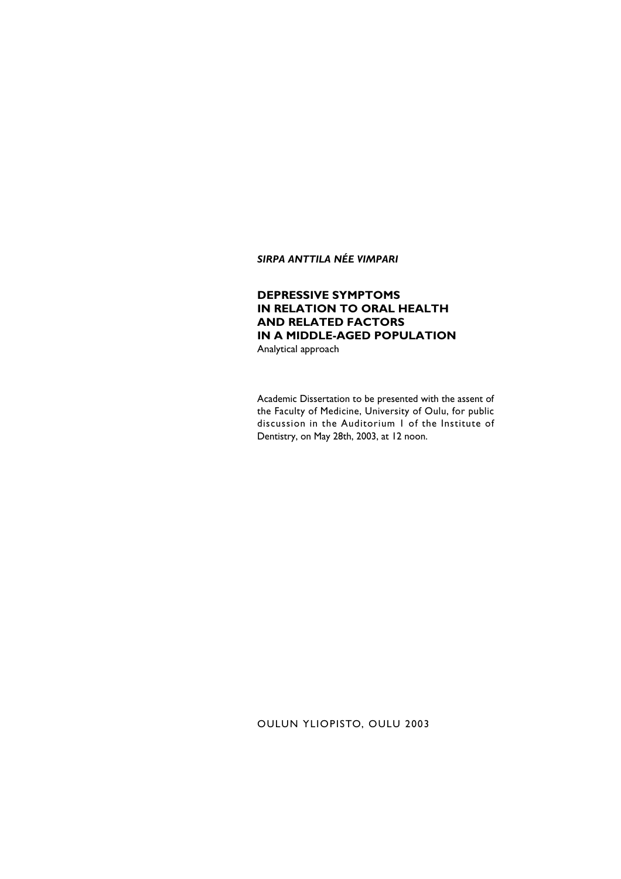***SIRPA ANTTILA NÉE VIMPARI***

# DEPRESSIVE SYMPTOMS IN RELATION TO ORAL HEALTH AND RELATED FACTORS IN A MIDDLE-AGED POPULATION

Analytical approach

Academic Dissertation to be presented with the assent of the Faculty of Medicine, University of Oulu, for public discussion in the Auditorium 1 of the Institute of Dentistry, on May 28th, 2003, at 12 noon.

OULUN YLIOPISTO, OULU 2003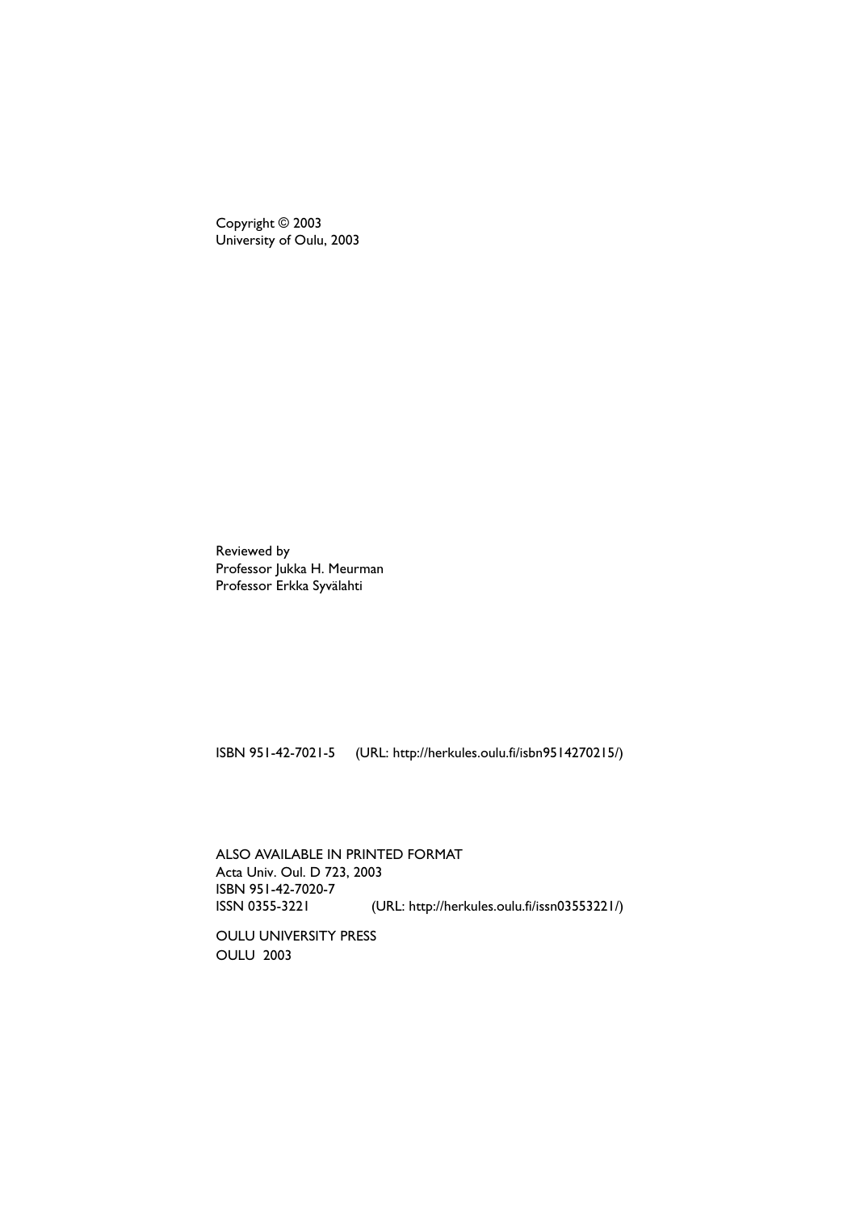Copyright © 2003
University of Oulu, 2003

Reviewed by
Professor Jukka H. Meurman
Professor Erkka Syvälahti

ISBN 951-42-7021-5 (URL: http://herkules.oulu.fi/isbn9514270215/)

ALSO AVAILABLE IN PRINTED FORMAT
Acta Univ. Oul. D 723, 2003
ISBN 951-42-7020-7
ISSN 0355-3221 (URL: http://herkules.oulu.fi/issn03553221/)

OULU UNIVERSITY PRESS
OULU 2003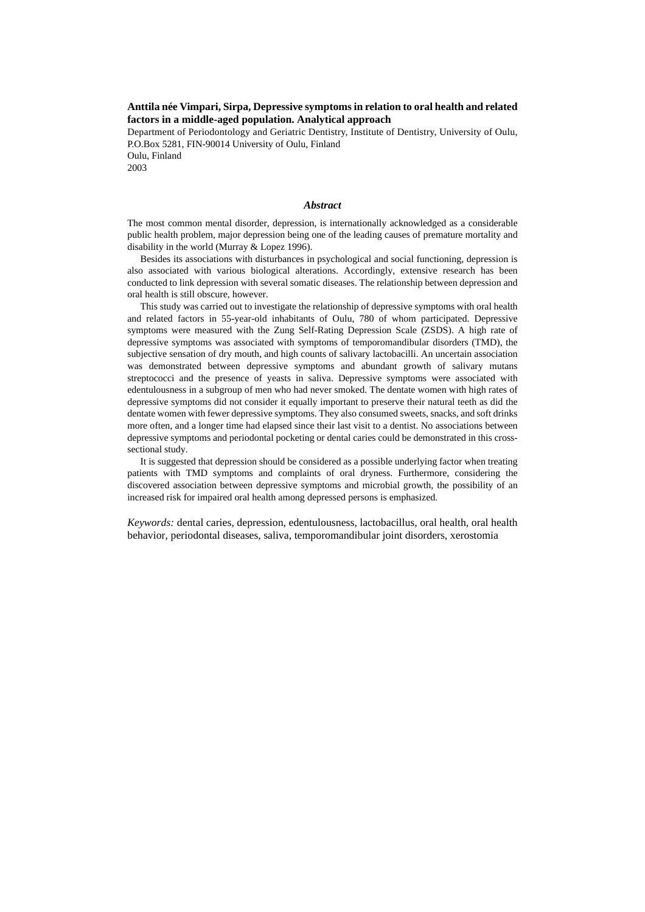**Anttila née Vimpari, Sirpa, Depressive symptoms in relation to oral health and related factors in a middle-aged population. Analytical approach**

Department of Periodontology and Geriatric Dentistry, Institute of Dentistry, University of Oulu, P.O.Box 5281, FIN-90014 University of Oulu, Finland
Oulu, Finland
2003

## *Abstract*

The most common mental disorder, depression, is internationally acknowledged as a considerable public health problem, major depression being one of the leading causes of premature mortality and disability in the world (Murray & Lopez 1996).

Besides its associations with disturbances in psychological and social functioning, depression is also associated with various biological alterations. Accordingly, extensive research has been conducted to link depression with several somatic diseases. The relationship between depression and oral health is still obscure, however.

This study was carried out to investigate the relationship of depressive symptoms with oral health and related factors in 55-year-old inhabitants of Oulu, 780 of whom participated. Depressive symptoms were measured with the Zung Self-Rating Depression Scale (ZSDS). A high rate of depressive symptoms was associated with symptoms of temporomandibular disorders (TMD), the subjective sensation of dry mouth, and high counts of salivary lactobacilli. An uncertain association was demonstrated between depressive symptoms and abundant growth of salivary mutans streptococci and the presence of yeasts in saliva. Depressive symptoms were associated with edentulousness in a subgroup of men who had never smoked. The dentate women with high rates of depressive symptoms did not consider it equally important to preserve their natural teeth as did the dentate women with fewer depressive symptoms. They also consumed sweets, snacks, and soft drinks more often, and a longer time had elapsed since their last visit to a dentist. No associations between depressive symptoms and periodontal pocketing or dental caries could be demonstrated in this cross-sectional study.

It is suggested that depression should be considered as a possible underlying factor when treating patients with TMD symptoms and complaints of oral dryness. Furthermore, considering the discovered association between depressive symptoms and microbial growth, the possibility of an increased risk for impaired oral health among depressed persons is emphasized.

*Keywords:* dental caries, depression, edentulousness, lactobacillus, oral health, oral health behavior, periodontal diseases, saliva, temporomandibular joint disorders, xerostomia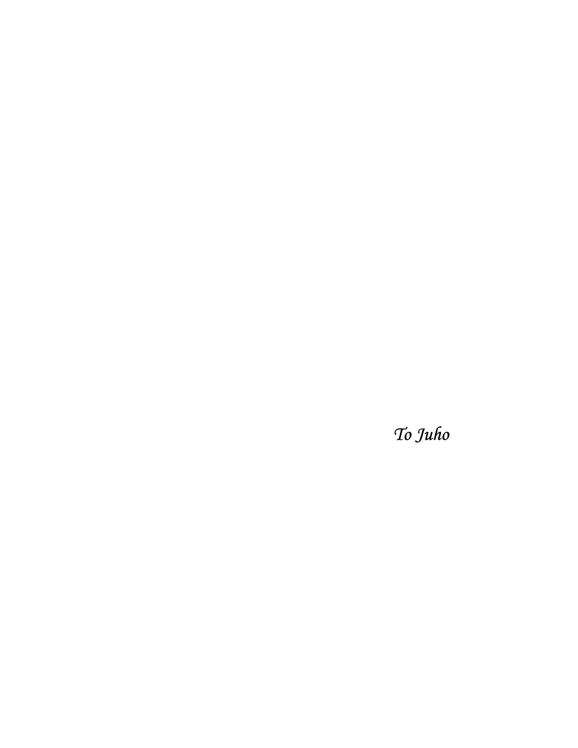*To Juho*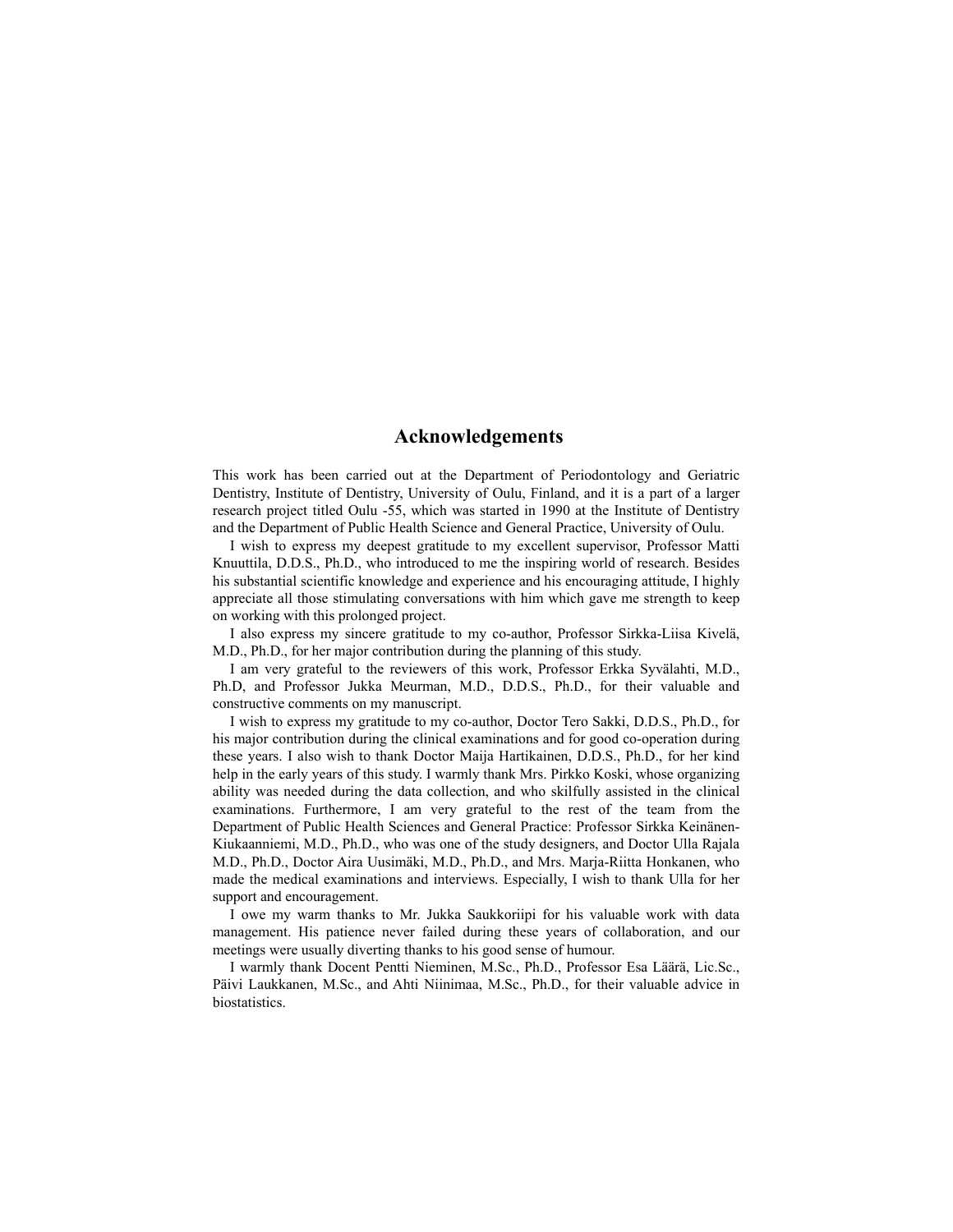# Acknowledgements

This work has been carried out at the Department of Periodontology and Geriatric Dentistry, Institute of Dentistry, University of Oulu, Finland, and it is a part of a larger research project titled Oulu -55, which was started in 1990 at the Institute of Dentistry and the Department of Public Health Science and General Practice, University of Oulu.

I wish to express my deepest gratitude to my excellent supervisor, Professor Matti Knuuttila, D.D.S., Ph.D., who introduced to me the inspiring world of research. Besides his substantial scientific knowledge and experience and his encouraging attitude, I highly appreciate all those stimulating conversations with him which gave me strength to keep on working with this prolonged project.

I also express my sincere gratitude to my co-author, Professor Sirkka-Liisa Kivelä, M.D., Ph.D., for her major contribution during the planning of this study.

I am very grateful to the reviewers of this work, Professor Erkka Syvälahti, M.D., Ph.D, and Professor Jukka Meurman, M.D., D.D.S., Ph.D., for their valuable and constructive comments on my manuscript.

I wish to express my gratitude to my co-author, Doctor Tero Sakki, D.D.S., Ph.D., for his major contribution during the clinical examinations and for good co-operation during these years. I also wish to thank Doctor Maija Hartikainen, D.D.S., Ph.D., for her kind help in the early years of this study. I warmly thank Mrs. Pirkko Koski, whose organizing ability was needed during the data collection, and who skilfully assisted in the clinical examinations. Furthermore, I am very grateful to the rest of the team from the Department of Public Health Sciences and General Practice: Professor Sirkka Keinänen-Kiukaanniemi, M.D., Ph.D., who was one of the study designers, and Doctor Ulla Rajala M.D., Ph.D., Doctor Aira Uusimäki, M.D., Ph.D., and Mrs. Marja-Riitta Honkanen, who made the medical examinations and interviews. Especially, I wish to thank Ulla for her support and encouragement.

I owe my warm thanks to Mr. Jukka Saukkoriipi for his valuable work with data management. His patience never failed during these years of collaboration, and our meetings were usually diverting thanks to his good sense of humour.

I warmly thank Docent Pentti Nieminen, M.Sc., Ph.D., Professor Esa Läärä, Lic.Sc., Päivi Laukkanen, M.Sc., and Ahti Niinimaa, M.Sc., Ph.D., for their valuable advice in biostatistics.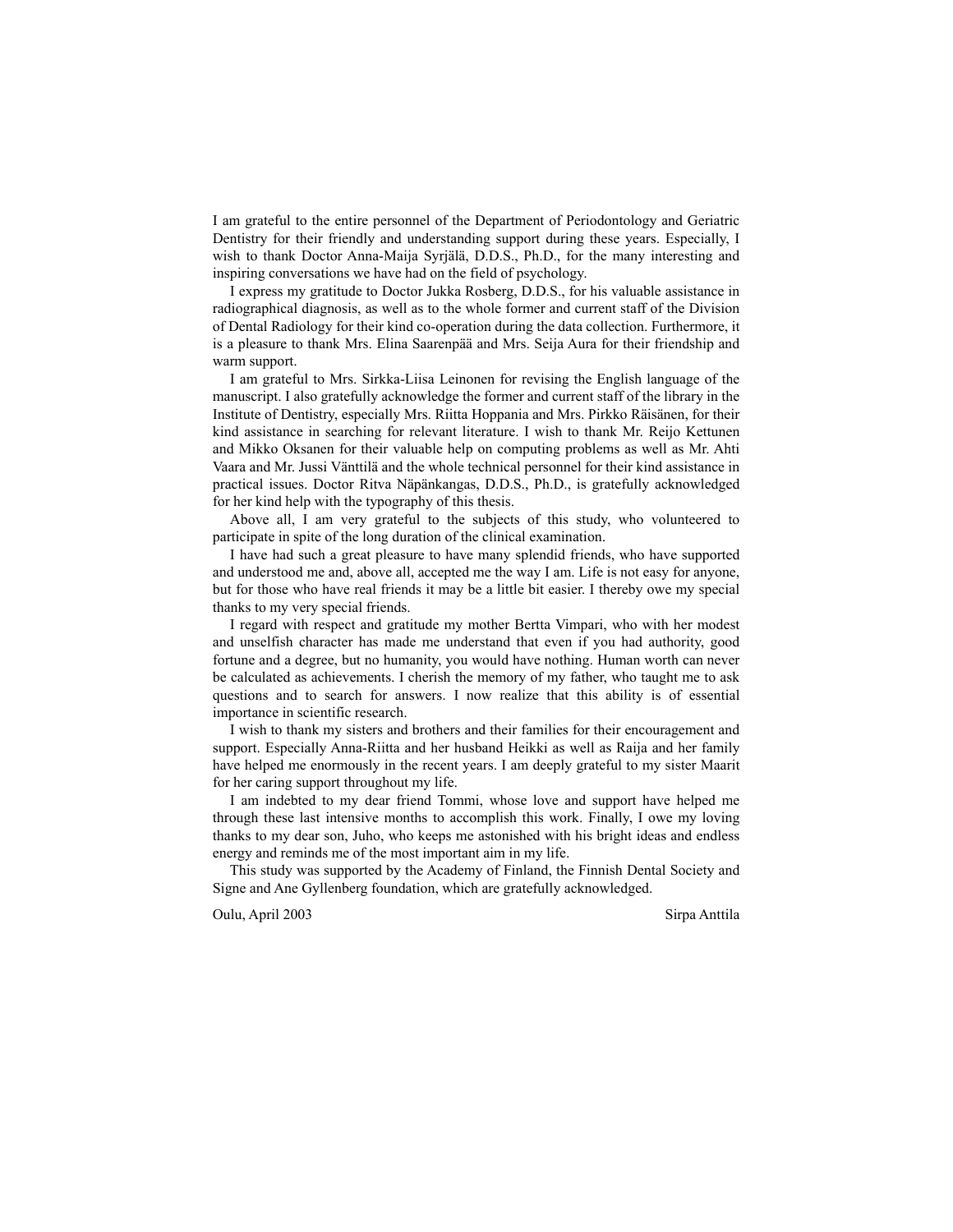I am grateful to the entire personnel of the Department of Periodontology and Geriatric Dentistry for their friendly and understanding support during these years. Especially, I wish to thank Doctor Anna-Maija Syrjälä, D.D.S., Ph.D., for the many interesting and inspiring conversations we have had on the field of psychology.

I express my gratitude to Doctor Jukka Rosberg, D.D.S., for his valuable assistance in radiographical diagnosis, as well as to the whole former and current staff of the Division of Dental Radiology for their kind co-operation during the data collection. Furthermore, it is a pleasure to thank Mrs. Elina Saarenpää and Mrs. Seija Aura for their friendship and warm support.

I am grateful to Mrs. Sirkka-Liisa Leinonen for revising the English language of the manuscript. I also gratefully acknowledge the former and current staff of the library in the Institute of Dentistry, especially Mrs. Riitta Hoppania and Mrs. Pirkko Räisänen, for their kind assistance in searching for relevant literature. I wish to thank Mr. Reijo Kettunen and Mikko Oksanen for their valuable help on computing problems as well as Mr. Ahti Vaara and Mr. Jussi Vänttilä and the whole technical personnel for their kind assistance in practical issues. Doctor Ritva Näpänkangas, D.D.S., Ph.D., is gratefully acknowledged for her kind help with the typography of this thesis.

Above all, I am very grateful to the subjects of this study, who volunteered to participate in spite of the long duration of the clinical examination.

I have had such a great pleasure to have many splendid friends, who have supported and understood me and, above all, accepted me the way I am. Life is not easy for anyone, but for those who have real friends it may be a little bit easier. I thereby owe my special thanks to my very special friends.

I regard with respect and gratitude my mother Bertta Vimpari, who with her modest and unselfish character has made me understand that even if you had authority, good fortune and a degree, but no humanity, you would have nothing. Human worth can never be calculated as achievements. I cherish the memory of my father, who taught me to ask questions and to search for answers. I now realize that this ability is of essential importance in scientific research.

I wish to thank my sisters and brothers and their families for their encouragement and support. Especially Anna-Riitta and her husband Heikki as well as Raija and her family have helped me enormously in the recent years. I am deeply grateful to my sister Maarit for her caring support throughout my life.

I am indebted to my dear friend Tommi, whose love and support have helped me through these last intensive months to accomplish this work. Finally, I owe my loving thanks to my dear son, Juho, who keeps me astonished with his bright ideas and endless energy and reminds me of the most important aim in my life.

This study was supported by the Academy of Finland, the Finnish Dental Society and Signe and Ane Gyllenberg foundation, which are gratefully acknowledged.

Oulu, April 2003 Sirpa Anttila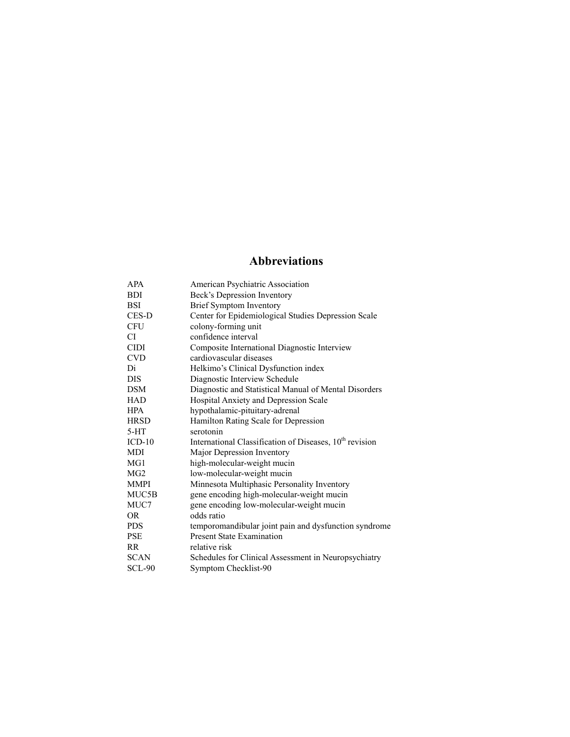# Abbreviations

| | |
|---|---|
| APA | American Psychiatric Association |
| BDI | Beck's Depression Inventory |
| BSI | Brief Symptom Inventory |
| CES-D | Center for Epidemiological Studies Depression Scale |
| CFU | colony-forming unit |
| CI | confidence interval |
| CIDI | Composite International Diagnostic Interview |
| CVD | cardiovascular diseases |
| Di | Helkimo's Clinical Dysfunction index |
| DIS | Diagnostic Interview Schedule |
| DSM | Diagnostic and Statistical Manual of Mental Disorders |
| HAD | Hospital Anxiety and Depression Scale |
| HPA | hypothalamic-pituitary-adrenal |
| HRSD | Hamilton Rating Scale for Depression |
| 5-HT | serotonin |
| ICD-10 | International Classification of Diseases, 10th revision |
| MDI | Major Depression Inventory |
| MG1 | high-molecular-weight mucin |
| MG2 | low-molecular-weight mucin |
| MMPI | Minnesota Multiphasic Personality Inventory |
| MUC5B | gene encoding high-molecular-weight mucin |
| MUC7 | gene encoding low-molecular-weight mucin |
| OR | odds ratio |
| PDS | temporomandibular joint pain and dysfunction syndrome |
| PSE | Present State Examination |
| RR | relative risk |
| SCAN | Schedules for Clinical Assessment in Neuropsychiatry |
| SCL-90 | Symptom Checklist-90 |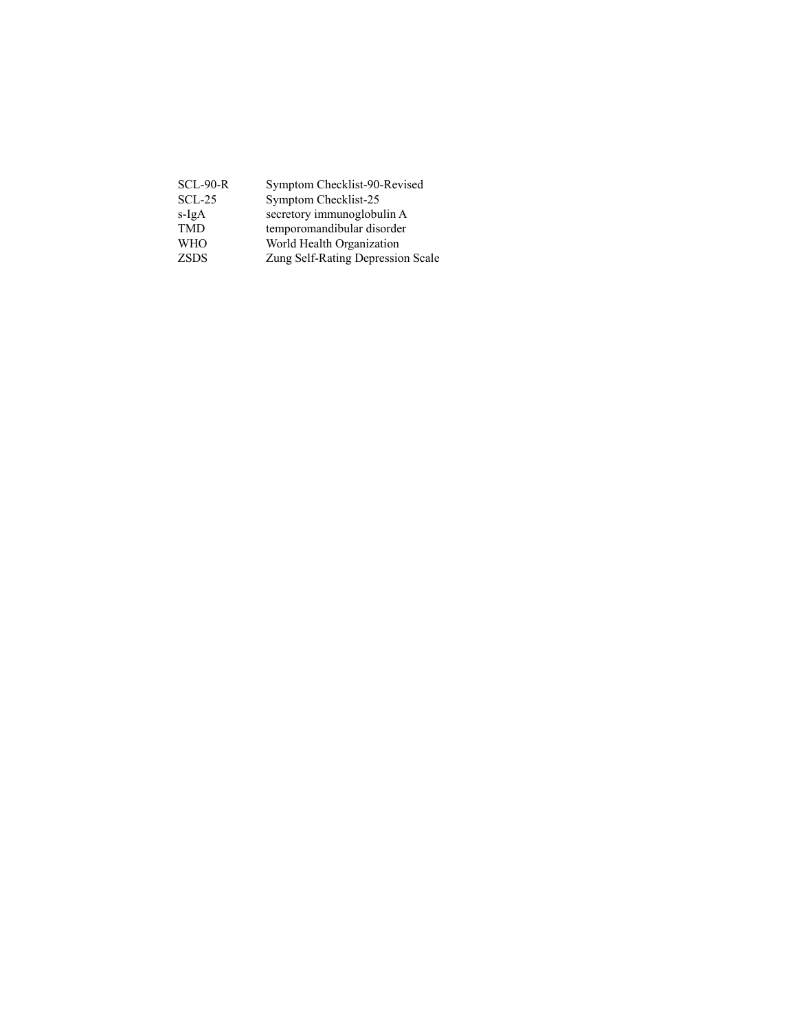| | |
|---|---|
| SCL-90-R | Symptom Checklist-90-Revised |
| SCL-25 | Symptom Checklist-25 |
| s-IgA | secretory immunoglobulin A |
| TMD | temporomandibular disorder |
| WHO | World Health Organization |
| ZSDS | Zung Self-Rating Depression Scale |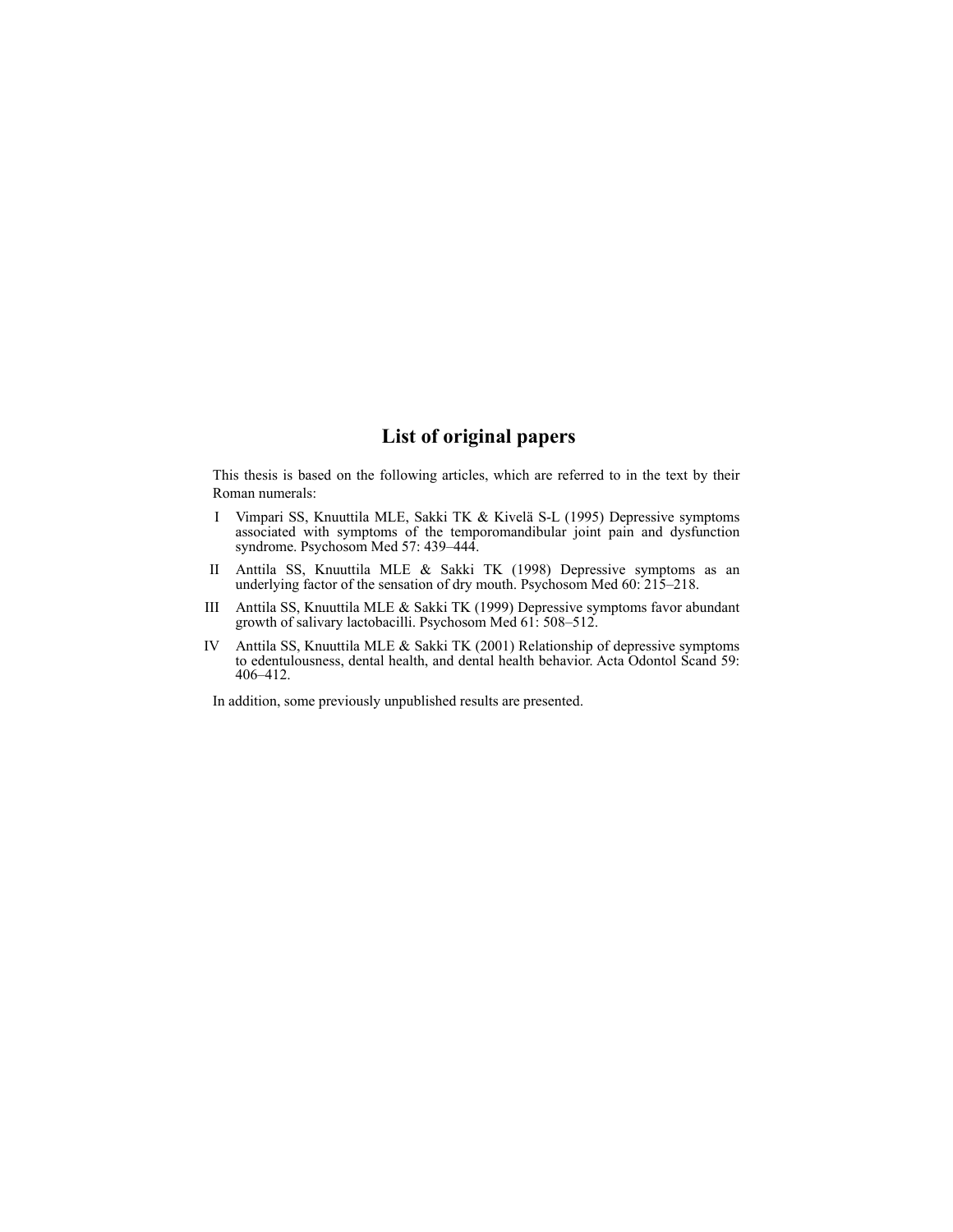# List of original papers

This thesis is based on the following articles, which are referred to in the text by their Roman numerals:

I Vimpari SS, Knuuttila MLE, Sakki TK & Kivelä S-L (1995) Depressive symptoms associated with symptoms of the temporomandibular joint pain and dysfunction syndrome. Psychosom Med 57: 439–444.

II Anttila SS, Knuuttila MLE & Sakki TK (1998) Depressive symptoms as an underlying factor of the sensation of dry mouth. Psychosom Med 60: 215–218.

III Anttila SS, Knuuttila MLE & Sakki TK (1999) Depressive symptoms favor abundant growth of salivary lactobacilli. Psychosom Med 61: 508–512.

IV Anttila SS, Knuuttila MLE & Sakki TK (2001) Relationship of depressive symptoms to edentulousness, dental health, and dental health behavior. Acta Odontol Scand 59: 406–412.

In addition, some previously unpublished results are presented.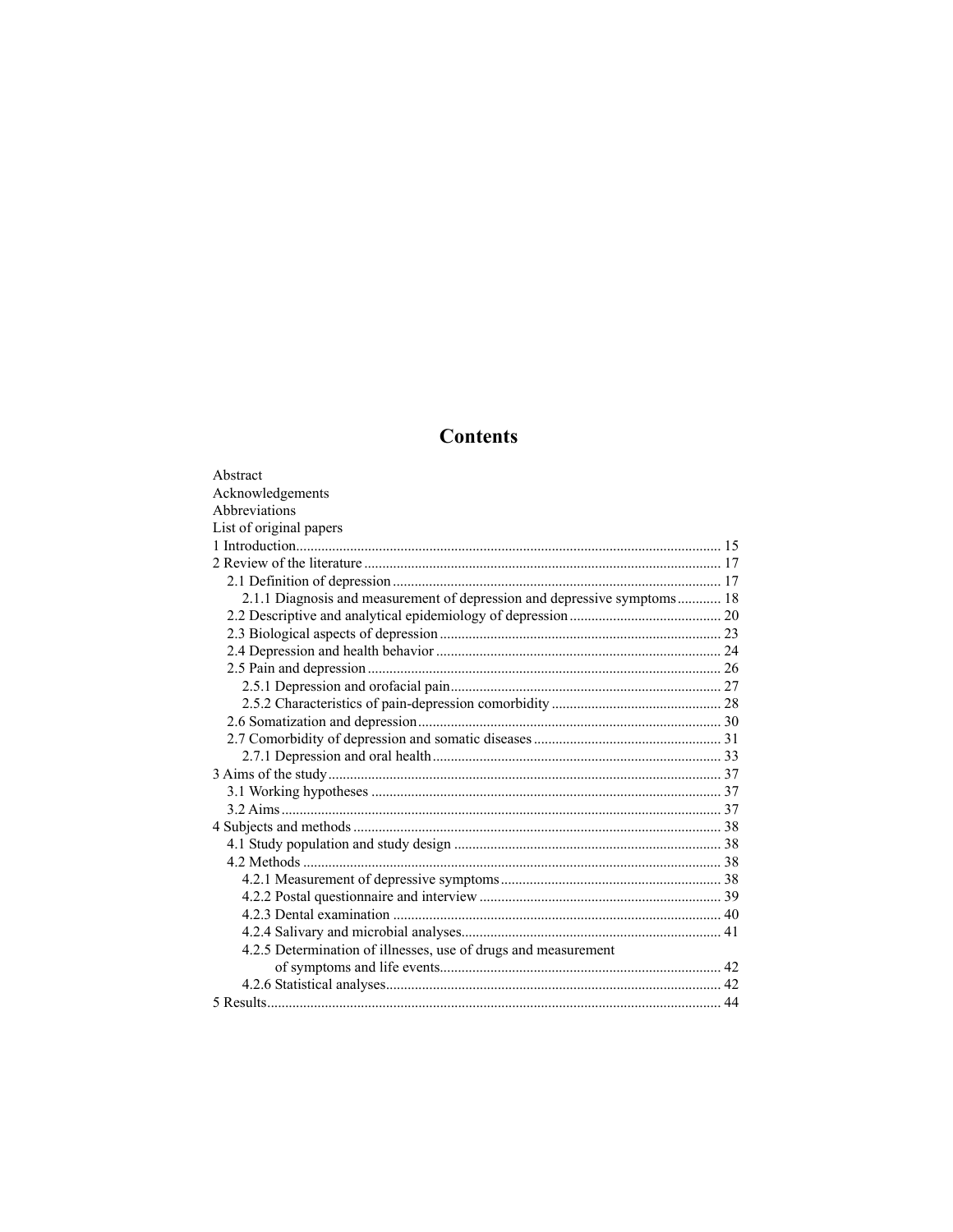# Contents

Abstract
Acknowledgements
Abbreviations
List of original papers

1 Introduction ..................................................................................................... 15
2 Review of the literature ................................................................................. 17
  2.1 Definition of depression .......................................................................... 17
    2.1.1 Diagnosis and measurement of depression and depressive symptoms ............ 18
  2.2 Descriptive and analytical epidemiology of depression ......................................... 20
  2.3 Biological aspects of depression ............................................................. 23
  2.4 Depression and health behavior .............................................................. 24
  2.5 Pain and depression ................................................................................. 26
    2.5.1 Depression and orofacial pain .......................................................... 27
    2.5.2 Characteristics of pain-depression comorbidity .............................................. 28
  2.6 Somatization and depression ................................................................... 30
  2.7 Comorbidity of depression and somatic diseases ................................................... 31
    2.7.1 Depression and oral health ............................................................... 33
3 Aims of the study ........................................................................................... 37
  3.1 Working hypotheses ................................................................................ 37
  3.2 Aims ......................................................................................................... 37
4 Subjects and methods .................................................................................... 38
  4.1 Study population and study design ......................................................... 38
  4.2 Methods .................................................................................................. 38
    4.2.1 Measurement of depressive symptoms ............................................................ 38
    4.2.2 Postal questionnaire and interview .................................................. 39
    4.2.3 Dental examination .......................................................................... 40
    4.2.4 Salivary and microbial analyses ....................................................... 41
    4.2.5 Determination of illnesses, use of drugs and measurement of symptoms and life events ............................................................. 42
    4.2.6 Statistical analyses ............................................................................ 42
5 Results ............................................................................................................ 44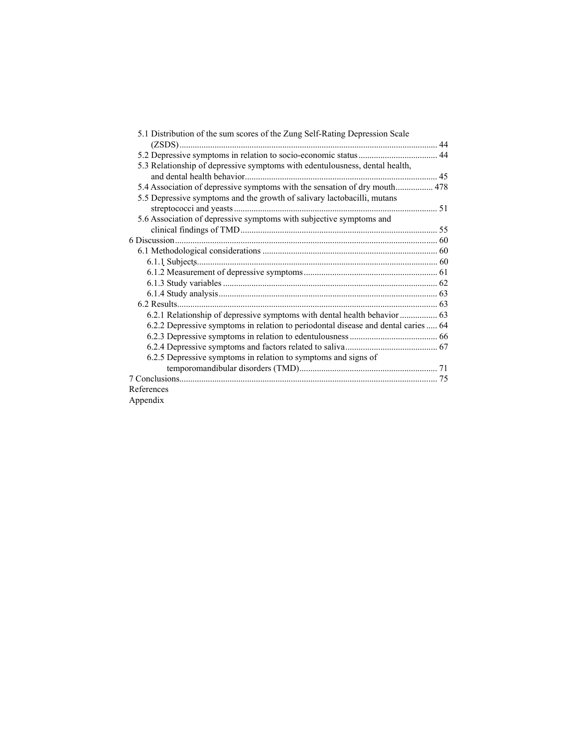5.1 Distribution of the sum scores of the Zung Self-Rating Depression Scale (ZSDS) ........ 44
5.2 Depressive symptoms in relation to socio-economic status ........ 44
5.3 Relationship of depressive symptoms with edentulousness, dental health, and dental health behavior ........ 45
5.4 Association of depressive symptoms with the sensation of dry mouth ........ 478
5.5 Depressive symptoms and the growth of salivary lactobacilli, mutans streptococci and yeasts ........ 51
5.6 Association of depressive symptoms with subjective symptoms and clinical findings of TMD ........ 55

6 Discussion ........ 60
6.1 Methodological considerations ........ 60
6.1.1 Subjects ........ 60
6.1.2 Measurement of depressive symptoms ........ 61
6.1.3 Study variables ........ 62
6.1.4 Study analysis ........ 63
6.2 Results ........ 63
6.2.1 Relationship of depressive symptoms with dental health behavior ........ 63
6.2.2 Depressive symptoms in relation to periodontal disease and dental caries ........ 64
6.2.3 Depressive symptoms in relation to edentulousness ........ 66
6.2.4 Depressive symptoms and factors related to saliva ........ 67
6.2.5 Depressive symptoms in relation to symptoms and signs of temporomandibular disorders (TMD) ........ 71

7 Conclusions ........ 75

References

Appendix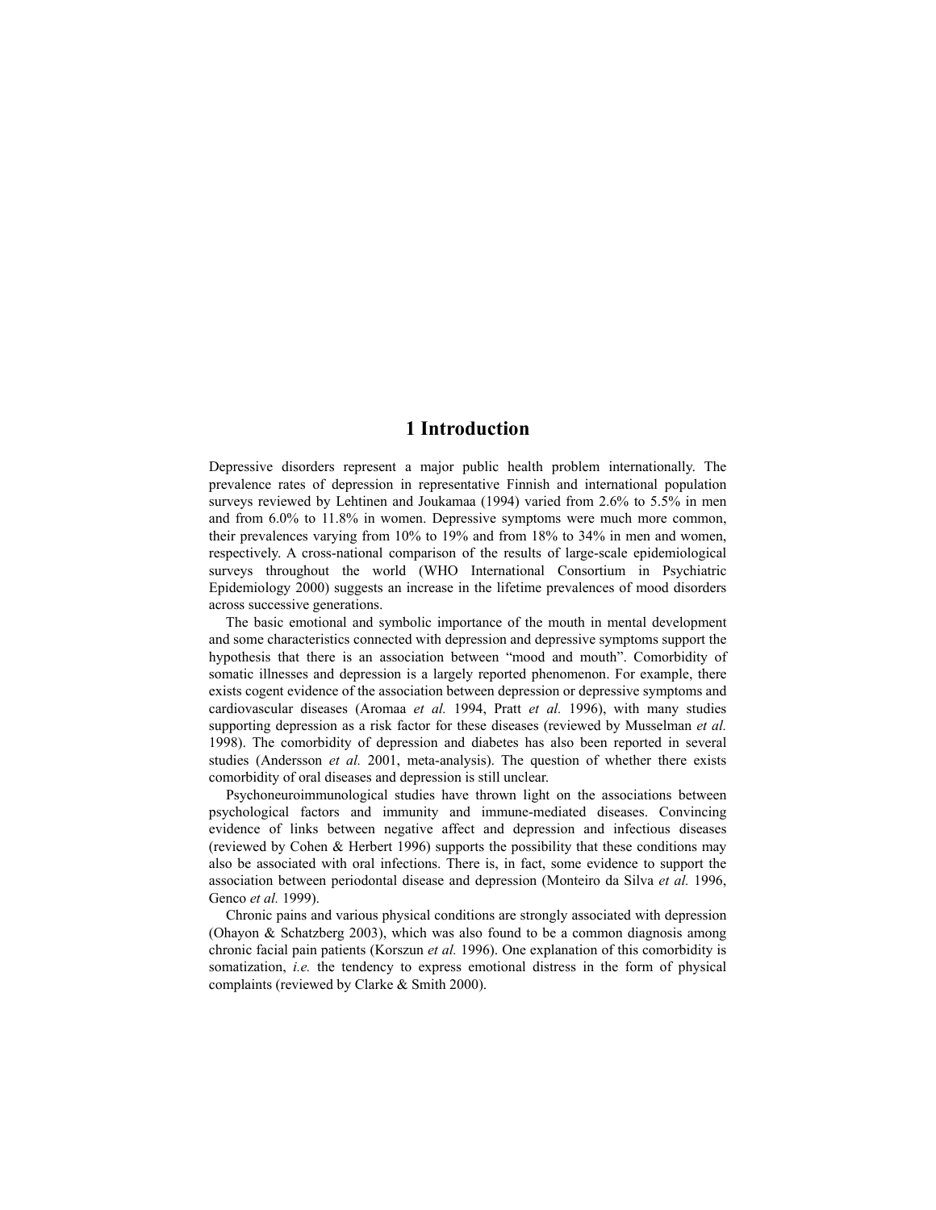# 1 Introduction

Depressive disorders represent a major public health problem internationally. The prevalence rates of depression in representative Finnish and international population surveys reviewed by Lehtinen and Joukamaa (1994) varied from 2.6% to 5.5% in men and from 6.0% to 11.8% in women. Depressive symptoms were much more common, their prevalences varying from 10% to 19% and from 18% to 34% in men and women, respectively. A cross-national comparison of the results of large-scale epidemiological surveys throughout the world (WHO International Consortium in Psychiatric Epidemiology 2000) suggests an increase in the lifetime prevalences of mood disorders across successive generations.

The basic emotional and symbolic importance of the mouth in mental development and some characteristics connected with depression and depressive symptoms support the hypothesis that there is an association between "mood and mouth". Comorbidity of somatic illnesses and depression is a largely reported phenomenon. For example, there exists cogent evidence of the association between depression or depressive symptoms and cardiovascular diseases (Aromaa *et al.* 1994, Pratt *et al.* 1996), with many studies supporting depression as a risk factor for these diseases (reviewed by Musselman *et al.* 1998). The comorbidity of depression and diabetes has also been reported in several studies (Andersson *et al.* 2001, meta-analysis). The question of whether there exists comorbidity of oral diseases and depression is still unclear.

Psychoneuroimmunological studies have thrown light on the associations between psychological factors and immunity and immune-mediated diseases. Convincing evidence of links between negative affect and depression and infectious diseases (reviewed by Cohen & Herbert 1996) supports the possibility that these conditions may also be associated with oral infections. There is, in fact, some evidence to support the association between periodontal disease and depression (Monteiro da Silva *et al.* 1996, Genco *et al.* 1999).

Chronic pains and various physical conditions are strongly associated with depression (Ohayon & Schatzberg 2003), which was also found to be a common diagnosis among chronic facial pain patients (Korszun *et al.* 1996). One explanation of this comorbidity is somatization, *i.e.* the tendency to express emotional distress in the form of physical complaints (reviewed by Clarke & Smith 2000).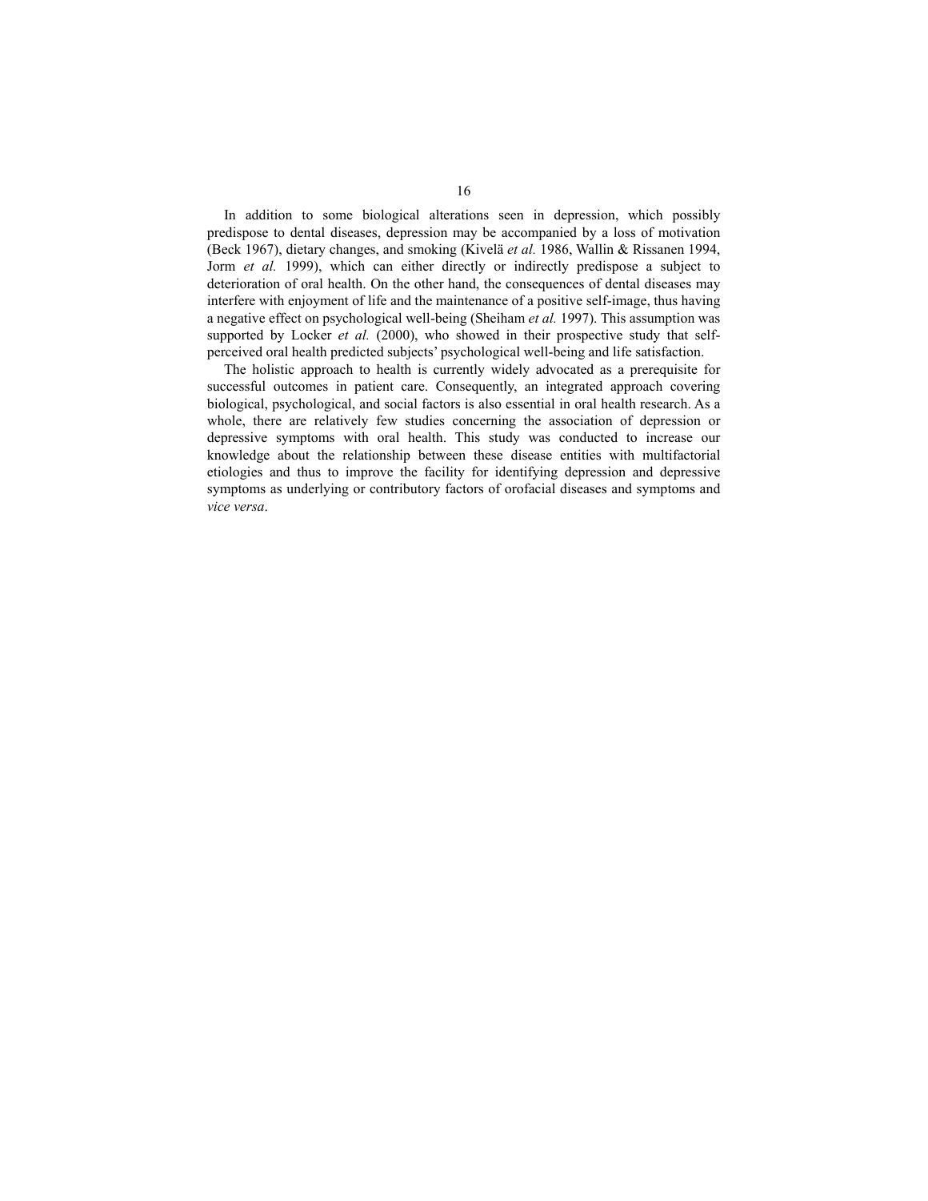In addition to some biological alterations seen in depression, which possibly predispose to dental diseases, depression may be accompanied by a loss of motivation (Beck 1967), dietary changes, and smoking (Kivelä *et al.* 1986, Wallin & Rissanen 1994, Jorm *et al.* 1999), which can either directly or indirectly predispose a subject to deterioration of oral health. On the other hand, the consequences of dental diseases may interfere with enjoyment of life and the maintenance of a positive self-image, thus having a negative effect on psychological well-being (Sheiham *et al.* 1997). This assumption was supported by Locker *et al.* (2000), who showed in their prospective study that self-perceived oral health predicted subjects' psychological well-being and life satisfaction.

The holistic approach to health is currently widely advocated as a prerequisite for successful outcomes in patient care. Consequently, an integrated approach covering biological, psychological, and social factors is also essential in oral health research. As a whole, there are relatively few studies concerning the association of depression or depressive symptoms with oral health. This study was conducted to increase our knowledge about the relationship between these disease entities with multifactorial etiologies and thus to improve the facility for identifying depression and depressive symptoms as underlying or contributory factors of orofacial diseases and symptoms and *vice versa*.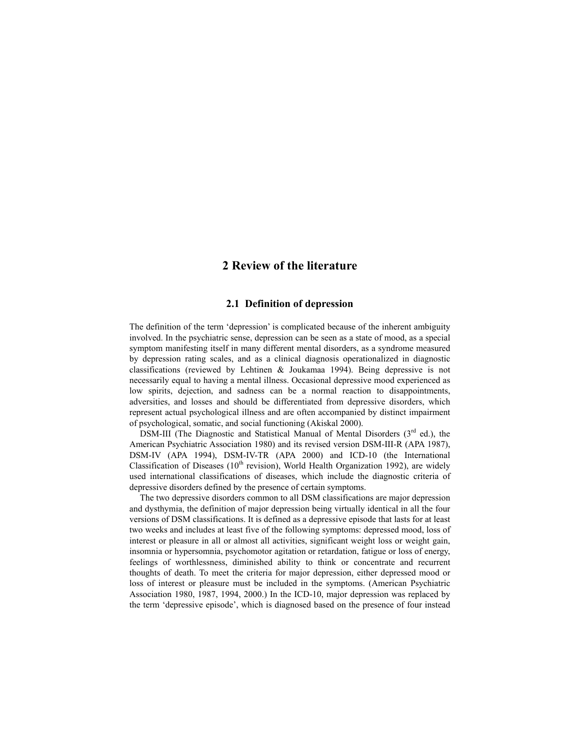# 2 Review of the literature

## 2.1 Definition of depression

The definition of the term 'depression' is complicated because of the inherent ambiguity involved. In the psychiatric sense, depression can be seen as a state of mood, as a special symptom manifesting itself in many different mental disorders, as a syndrome measured by depression rating scales, and as a clinical diagnosis operationalized in diagnostic classifications (reviewed by Lehtinen & Joukamaa 1994). Being depressive is not necessarily equal to having a mental illness. Occasional depressive mood experienced as low spirits, dejection, and sadness can be a normal reaction to disappointments, adversities, and losses and should be differentiated from depressive disorders, which represent actual psychological illness and are often accompanied by distinct impairment of psychological, somatic, and social functioning (Akiskal 2000).

DSM-III (The Diagnostic and Statistical Manual of Mental Disorders (3rd ed.), the American Psychiatric Association 1980) and its revised version DSM-III-R (APA 1987), DSM-IV (APA 1994), DSM-IV-TR (APA 2000) and ICD-10 (the International Classification of Diseases (10th revision), World Health Organization 1992), are widely used international classifications of diseases, which include the diagnostic criteria of depressive disorders defined by the presence of certain symptoms.

The two depressive disorders common to all DSM classifications are major depression and dysthymia, the definition of major depression being virtually identical in all the four versions of DSM classifications. It is defined as a depressive episode that lasts for at least two weeks and includes at least five of the following symptoms: depressed mood, loss of interest or pleasure in all or almost all activities, significant weight loss or weight gain, insomnia or hypersomnia, psychomotor agitation or retardation, fatigue or loss of energy, feelings of worthlessness, diminished ability to think or concentrate and recurrent thoughts of death. To meet the criteria for major depression, either depressed mood or loss of interest or pleasure must be included in the symptoms. (American Psychiatric Association 1980, 1987, 1994, 2000.) In the ICD-10, major depression was replaced by the term 'depressive episode', which is diagnosed based on the presence of four instead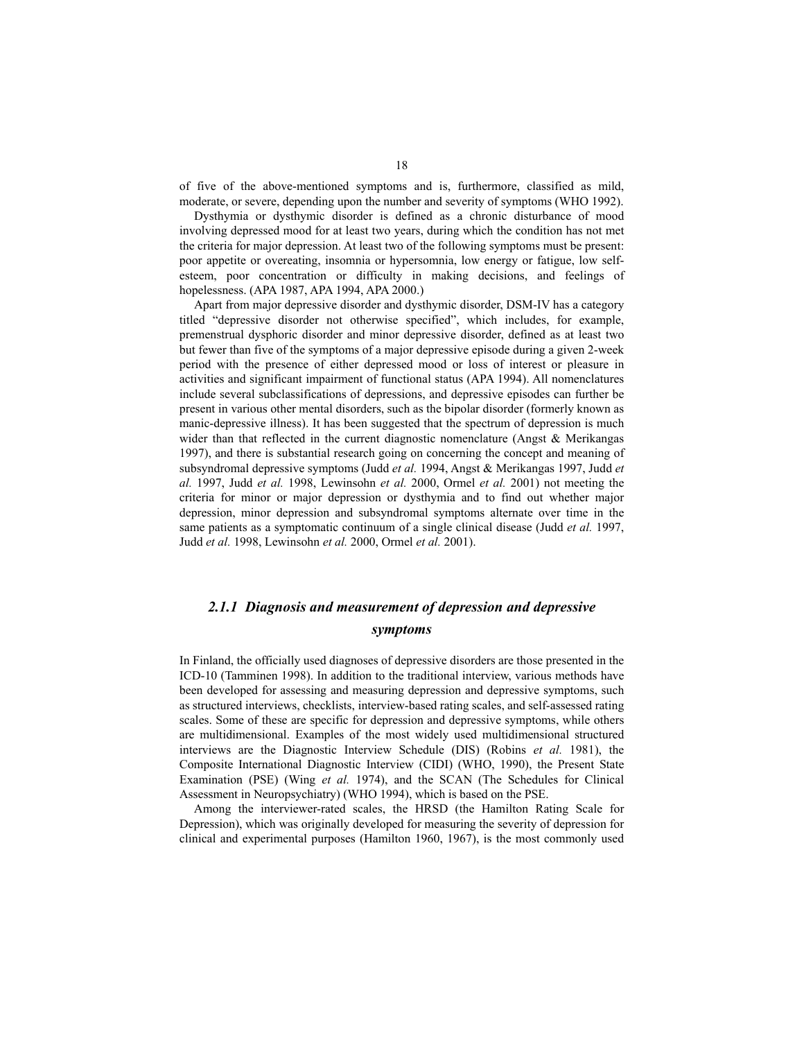of five of the above-mentioned symptoms and is, furthermore, classified as mild, moderate, or severe, depending upon the number and severity of symptoms (WHO 1992).

Dysthymia or dysthymic disorder is defined as a chronic disturbance of mood involving depressed mood for at least two years, during which the condition has not met the criteria for major depression. At least two of the following symptoms must be present: poor appetite or overeating, insomnia or hypersomnia, low energy or fatigue, low self-esteem, poor concentration or difficulty in making decisions, and feelings of hopelessness. (APA 1987, APA 1994, APA 2000.)

Apart from major depressive disorder and dysthymic disorder, DSM-IV has a category titled "depressive disorder not otherwise specified", which includes, for example, premenstrual dysphoric disorder and minor depressive disorder, defined as at least two but fewer than five of the symptoms of a major depressive episode during a given 2-week period with the presence of either depressed mood or loss of interest or pleasure in activities and significant impairment of functional status (APA 1994). All nomenclatures include several subclassifications of depressions, and depressive episodes can further be present in various other mental disorders, such as the bipolar disorder (formerly known as manic-depressive illness). It has been suggested that the spectrum of depression is much wider than that reflected in the current diagnostic nomenclature (Angst & Merikangas 1997), and there is substantial research going on concerning the concept and meaning of subsyndromal depressive symptoms (Judd *et al.* 1994, Angst & Merikangas 1997, Judd *et al.* 1997, Judd *et al.* 1998, Lewinsohn *et al.* 2000, Ormel *et al.* 2001) not meeting the criteria for minor or major depression or dysthymia and to find out whether major depression, minor depression and subsyndromal symptoms alternate over time in the same patients as a symptomatic continuum of a single clinical disease (Judd *et al.* 1997, Judd *et al.* 1998, Lewinsohn *et al.* 2000, Ormel *et al.* 2001).

### *2.1.1 Diagnosis and measurement of depression and depressive symptoms*

In Finland, the officially used diagnoses of depressive disorders are those presented in the ICD-10 (Tamminen 1998). In addition to the traditional interview, various methods have been developed for assessing and measuring depression and depressive symptoms, such as structured interviews, checklists, interview-based rating scales, and self-assessed rating scales. Some of these are specific for depression and depressive symptoms, while others are multidimensional. Examples of the most widely used multidimensional structured interviews are the Diagnostic Interview Schedule (DIS) (Robins *et al.* 1981), the Composite International Diagnostic Interview (CIDI) (WHO, 1990), the Present State Examination (PSE) (Wing *et al.* 1974), and the SCAN (The Schedules for Clinical Assessment in Neuropsychiatry) (WHO 1994), which is based on the PSE.

Among the interviewer-rated scales, the HRSD (the Hamilton Rating Scale for Depression), which was originally developed for measuring the severity of depression for clinical and experimental purposes (Hamilton 1960, 1967), is the most commonly used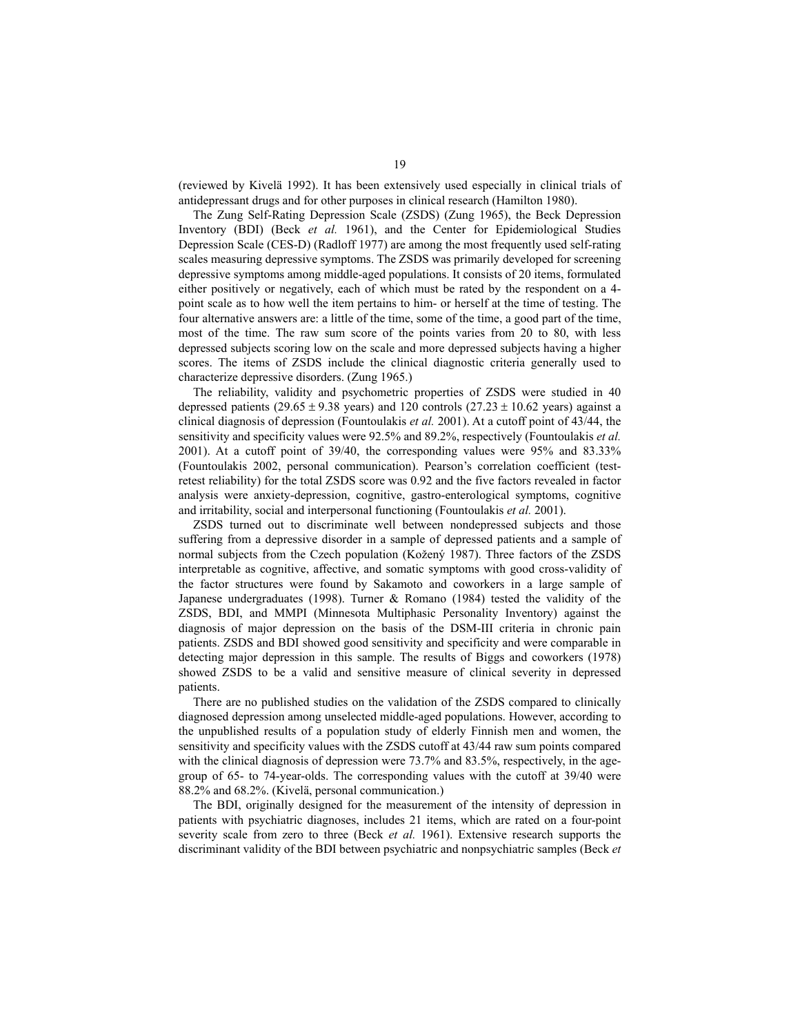(reviewed by Kivelä 1992). It has been extensively used especially in clinical trials of antidepressant drugs and for other purposes in clinical research (Hamilton 1980).

The Zung Self-Rating Depression Scale (ZSDS) (Zung 1965), the Beck Depression Inventory (BDI) (Beck *et al.* 1961), and the Center for Epidemiological Studies Depression Scale (CES-D) (Radloff 1977) are among the most frequently used self-rating scales measuring depressive symptoms. The ZSDS was primarily developed for screening depressive symptoms among middle-aged populations. It consists of 20 items, formulated either positively or negatively, each of which must be rated by the respondent on a 4-point scale as to how well the item pertains to him- or herself at the time of testing. The four alternative answers are: a little of the time, some of the time, a good part of the time, most of the time. The raw sum score of the points varies from 20 to 80, with less depressed subjects scoring low on the scale and more depressed subjects having a higher scores. The items of ZSDS include the clinical diagnostic criteria generally used to characterize depressive disorders. (Zung 1965.)

The reliability, validity and psychometric properties of ZSDS were studied in 40 depressed patients ($29.65 \pm 9.38$ years) and 120 controls ($27.23 \pm 10.62$ years) against a clinical diagnosis of depression (Fountoulakis *et al.* 2001). At a cutoff point of 43/44, the sensitivity and specificity values were 92.5% and 89.2%, respectively (Fountoulakis *et al.* 2001). At a cutoff point of 39/40, the corresponding values were 95% and 83.33% (Fountoulakis 2002, personal communication). Pearson's correlation coefficient (test-retest reliability) for the total ZSDS score was 0.92 and the five factors revealed in factor analysis were anxiety-depression, cognitive, gastro-enterological symptoms, cognitive and irritability, social and interpersonal functioning (Fountoulakis *et al.* 2001).

ZSDS turned out to discriminate well between nondepressed subjects and those suffering from a depressive disorder in a sample of depressed patients and a sample of normal subjects from the Czech population (Kožený 1987). Three factors of the ZSDS interpretable as cognitive, affective, and somatic symptoms with good cross-validity of the factor structures were found by Sakamoto and coworkers in a large sample of Japanese undergraduates (1998). Turner & Romano (1984) tested the validity of the ZSDS, BDI, and MMPI (Minnesota Multiphasic Personality Inventory) against the diagnosis of major depression on the basis of the DSM-III criteria in chronic pain patients. ZSDS and BDI showed good sensitivity and specificity and were comparable in detecting major depression in this sample. The results of Biggs and coworkers (1978) showed ZSDS to be a valid and sensitive measure of clinical severity in depressed patients.

There are no published studies on the validation of the ZSDS compared to clinically diagnosed depression among unselected middle-aged populations. However, according to the unpublished results of a population study of elderly Finnish men and women, the sensitivity and specificity values with the ZSDS cutoff at 43/44 raw sum points compared with the clinical diagnosis of depression were 73.7% and 83.5%, respectively, in the age-group of 65- to 74-year-olds. The corresponding values with the cutoff at 39/40 were 88.2% and 68.2%. (Kivelä, personal communication.)

The BDI, originally designed for the measurement of the intensity of depression in patients with psychiatric diagnoses, includes 21 items, which are rated on a four-point severity scale from zero to three (Beck *et al.* 1961). Extensive research supports the discriminant validity of the BDI between psychiatric and nonpsychiatric samples (Beck *et*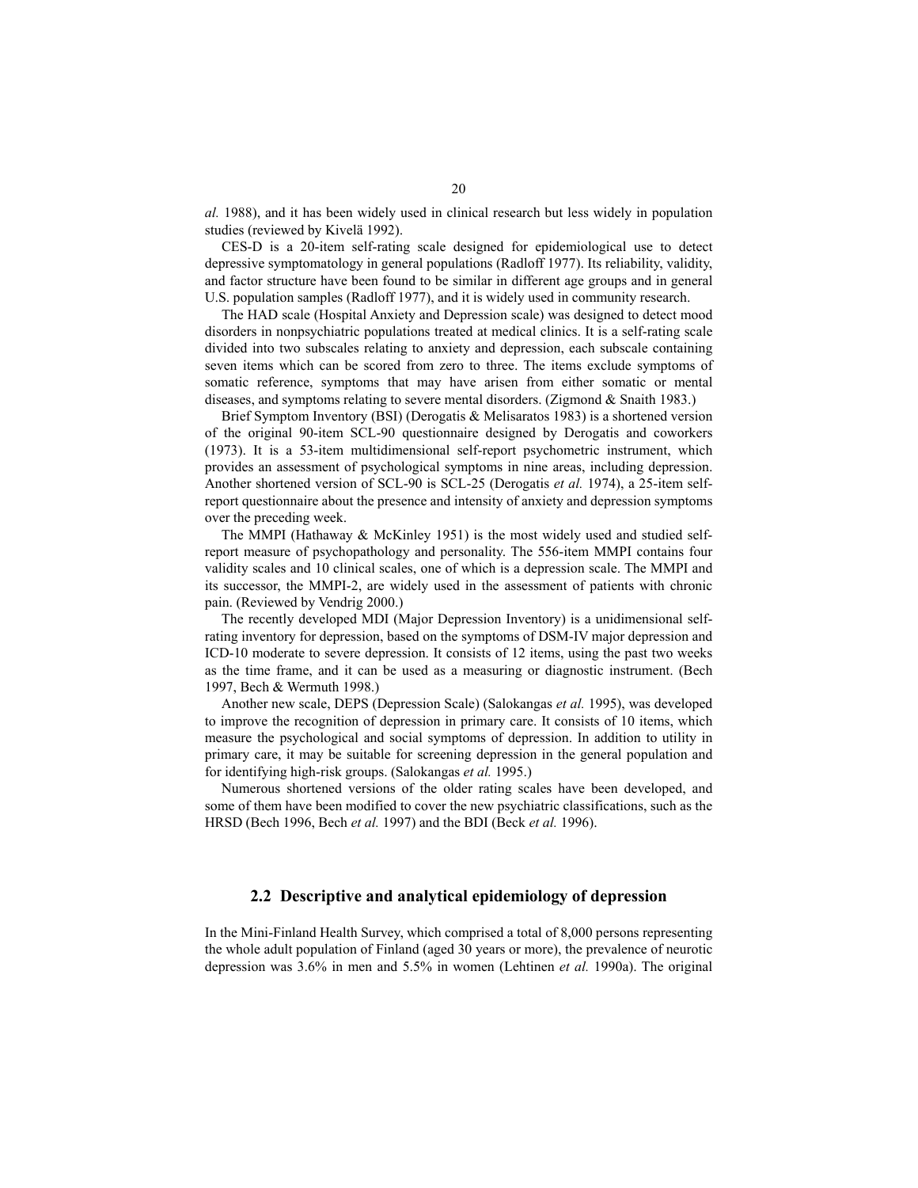*al.* 1988), and it has been widely used in clinical research but less widely in population studies (reviewed by Kivelä 1992).

CES-D is a 20-item self-rating scale designed for epidemiological use to detect depressive symptomatology in general populations (Radloff 1977). Its reliability, validity, and factor structure have been found to be similar in different age groups and in general U.S. population samples (Radloff 1977), and it is widely used in community research.

The HAD scale (Hospital Anxiety and Depression scale) was designed to detect mood disorders in nonpsychiatric populations treated at medical clinics. It is a self-rating scale divided into two subscales relating to anxiety and depression, each subscale containing seven items which can be scored from zero to three. The items exclude symptoms of somatic reference, symptoms that may have arisen from either somatic or mental diseases, and symptoms relating to severe mental disorders. (Zigmond & Snaith 1983.)

Brief Symptom Inventory (BSI) (Derogatis & Melisaratos 1983) is a shortened version of the original 90-item SCL-90 questionnaire designed by Derogatis and coworkers (1973). It is a 53-item multidimensional self-report psychometric instrument, which provides an assessment of psychological symptoms in nine areas, including depression. Another shortened version of SCL-90 is SCL-25 (Derogatis *et al.* 1974), a 25-item self-report questionnaire about the presence and intensity of anxiety and depression symptoms over the preceding week.

The MMPI (Hathaway & McKinley 1951) is the most widely used and studied self-report measure of psychopathology and personality. The 556-item MMPI contains four validity scales and 10 clinical scales, one of which is a depression scale. The MMPI and its successor, the MMPI-2, are widely used in the assessment of patients with chronic pain. (Reviewed by Vendrig 2000.)

The recently developed MDI (Major Depression Inventory) is a unidimensional self-rating inventory for depression, based on the symptoms of DSM-IV major depression and ICD-10 moderate to severe depression. It consists of 12 items, using the past two weeks as the time frame, and it can be used as a measuring or diagnostic instrument. (Bech 1997, Bech & Wermuth 1998.)

Another new scale, DEPS (Depression Scale) (Salokangas *et al.* 1995), was developed to improve the recognition of depression in primary care. It consists of 10 items, which measure the psychological and social symptoms of depression. In addition to utility in primary care, it may be suitable for screening depression in the general population and for identifying high-risk groups. (Salokangas *et al.* 1995.)

Numerous shortened versions of the older rating scales have been developed, and some of them have been modified to cover the new psychiatric classifications, such as the HRSD (Bech 1996, Bech *et al.* 1997) and the BDI (Beck *et al.* 1996).

## 2.2 Descriptive and analytical epidemiology of depression

In the Mini-Finland Health Survey, which comprised a total of 8,000 persons representing the whole adult population of Finland (aged 30 years or more), the prevalence of neurotic depression was 3.6% in men and 5.5% in women (Lehtinen *et al.* 1990a). The original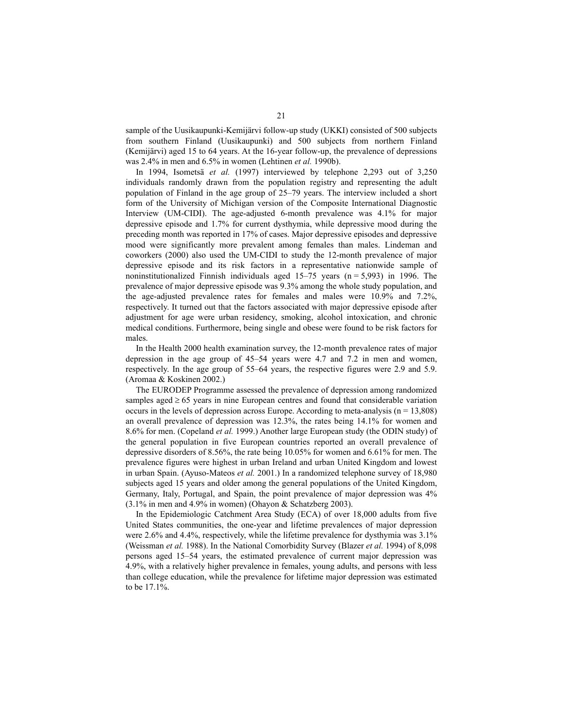sample of the Uusikaupunki-Kemijärvi follow-up study (UKKI) consisted of 500 subjects from southern Finland (Uusikaupunki) and 500 subjects from northern Finland (Kemijärvi) aged 15 to 64 years. At the 16-year follow-up, the prevalence of depressions was 2.4% in men and 6.5% in women (Lehtinen *et al.* 1990b).

In 1994, Isometsä *et al.* (1997) interviewed by telephone 2,293 out of 3,250 individuals randomly drawn from the population registry and representing the adult population of Finland in the age group of 25–79 years. The interview included a short form of the University of Michigan version of the Composite International Diagnostic Interview (UM-CIDI). The age-adjusted 6-month prevalence was 4.1% for major depressive episode and 1.7% for current dysthymia, while depressive mood during the preceding month was reported in 17% of cases. Major depressive episodes and depressive mood were significantly more prevalent among females than males. Lindeman and coworkers (2000) also used the UM-CIDI to study the 12-month prevalence of major depressive episode and its risk factors in a representative nationwide sample of noninstitutionalized Finnish individuals aged 15–75 years (n = 5,993) in 1996. The prevalence of major depressive episode was 9.3% among the whole study population, and the age-adjusted prevalence rates for females and males were 10.9% and 7.2%, respectively. It turned out that the factors associated with major depressive episode after adjustment for age were urban residency, smoking, alcohol intoxication, and chronic medical conditions. Furthermore, being single and obese were found to be risk factors for males.

In the Health 2000 health examination survey, the 12-month prevalence rates of major depression in the age group of 45–54 years were 4.7 and 7.2 in men and women, respectively. In the age group of 55–64 years, the respective figures were 2.9 and 5.9. (Aromaa & Koskinen 2002.)

The EURODEP Programme assessed the prevalence of depression among randomized samples aged ≥ 65 years in nine European centres and found that considerable variation occurs in the levels of depression across Europe. According to meta-analysis (n = 13,808) an overall prevalence of depression was 12.3%, the rates being 14.1% for women and 8.6% for men. (Copeland *et al.* 1999.) Another large European study (the ODIN study) of the general population in five European countries reported an overall prevalence of depressive disorders of 8.56%, the rate being 10.05% for women and 6.61% for men. The prevalence figures were highest in urban Ireland and urban United Kingdom and lowest in urban Spain. (Ayuso-Mateos *et al.* 2001.) In a randomized telephone survey of 18,980 subjects aged 15 years and older among the general populations of the United Kingdom, Germany, Italy, Portugal, and Spain, the point prevalence of major depression was 4% (3.1% in men and 4.9% in women) (Ohayon & Schatzberg 2003).

In the Epidemiologic Catchment Area Study (ECA) of over 18,000 adults from five United States communities, the one-year and lifetime prevalences of major depression were 2.6% and 4.4%, respectively, while the lifetime prevalence for dysthymia was 3.1% (Weissman *et al.* 1988). In the National Comorbidity Survey (Blazer *et al.* 1994) of 8,098 persons aged 15–54 years, the estimated prevalence of current major depression was 4.9%, with a relatively higher prevalence in females, young adults, and persons with less than college education, while the prevalence for lifetime major depression was estimated to be 17.1%.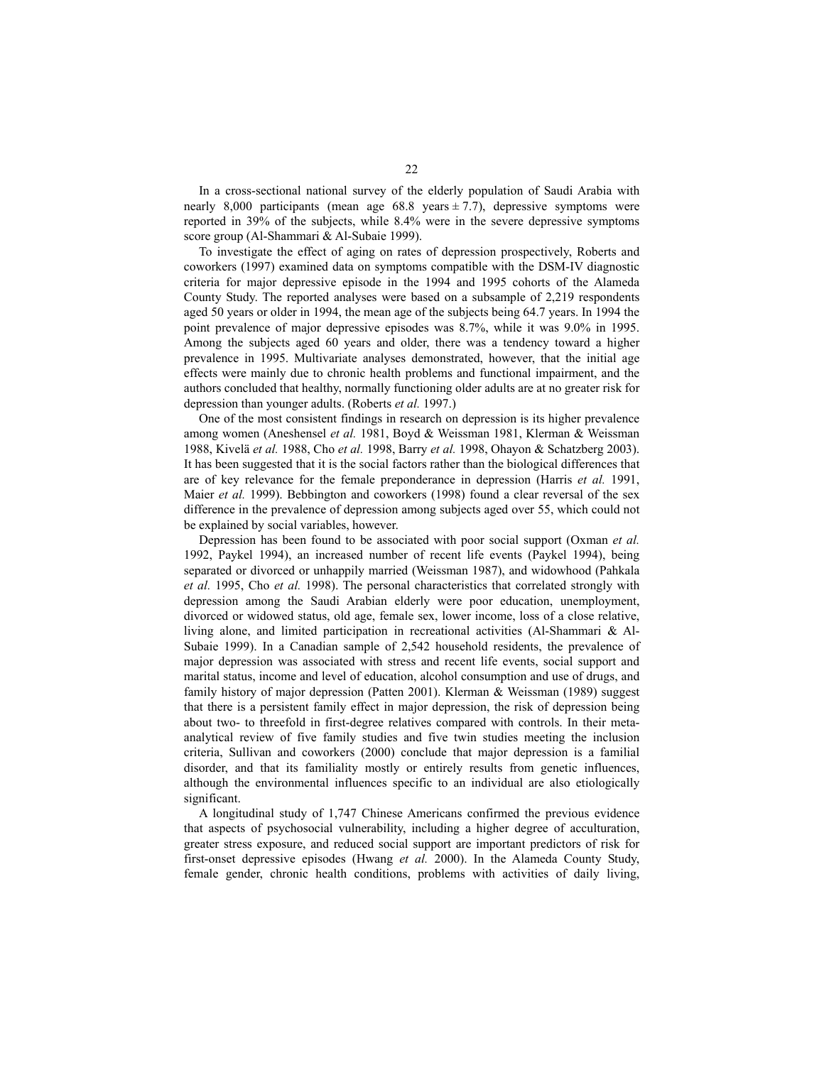In a cross-sectional national survey of the elderly population of Saudi Arabia with nearly 8,000 participants (mean age 68.8 years ± 7.7), depressive symptoms were reported in 39% of the subjects, while 8.4% were in the severe depressive symptoms score group (Al-Shammari & Al-Subaie 1999).

To investigate the effect of aging on rates of depression prospectively, Roberts and coworkers (1997) examined data on symptoms compatible with the DSM-IV diagnostic criteria for major depressive episode in the 1994 and 1995 cohorts of the Alameda County Study. The reported analyses were based on a subsample of 2,219 respondents aged 50 years or older in 1994, the mean age of the subjects being 64.7 years. In 1994 the point prevalence of major depressive episodes was 8.7%, while it was 9.0% in 1995. Among the subjects aged 60 years and older, there was a tendency toward a higher prevalence in 1995. Multivariate analyses demonstrated, however, that the initial age effects were mainly due to chronic health problems and functional impairment, and the authors concluded that healthy, normally functioning older adults are at no greater risk for depression than younger adults. (Roberts *et al.* 1997.)

One of the most consistent findings in research on depression is its higher prevalence among women (Aneshensel *et al.* 1981, Boyd & Weissman 1981, Klerman & Weissman 1988, Kivelä *et al.* 1988, Cho *et al.* 1998, Barry *et al.* 1998, Ohayon & Schatzberg 2003). It has been suggested that it is the social factors rather than the biological differences that are of key relevance for the female preponderance in depression (Harris *et al.* 1991, Maier *et al.* 1999). Bebbington and coworkers (1998) found a clear reversal of the sex difference in the prevalence of depression among subjects aged over 55, which could not be explained by social variables, however.

Depression has been found to be associated with poor social support (Oxman *et al.* 1992, Paykel 1994), an increased number of recent life events (Paykel 1994), being separated or divorced or unhappily married (Weissman 1987), and widowhood (Pahkala *et al.* 1995, Cho *et al.* 1998). The personal characteristics that correlated strongly with depression among the Saudi Arabian elderly were poor education, unemployment, divorced or widowed status, old age, female sex, lower income, loss of a close relative, living alone, and limited participation in recreational activities (Al-Shammari & Al-Subaie 1999). In a Canadian sample of 2,542 household residents, the prevalence of major depression was associated with stress and recent life events, social support and marital status, income and level of education, alcohol consumption and use of drugs, and family history of major depression (Patten 2001). Klerman & Weissman (1989) suggest that there is a persistent family effect in major depression, the risk of depression being about two- to threefold in first-degree relatives compared with controls. In their meta-analytical review of five family studies and five twin studies meeting the inclusion criteria, Sullivan and coworkers (2000) conclude that major depression is a familial disorder, and that its familiality mostly or entirely results from genetic influences, although the environmental influences specific to an individual are also etiologically significant.

A longitudinal study of 1,747 Chinese Americans confirmed the previous evidence that aspects of psychosocial vulnerability, including a higher degree of acculturation, greater stress exposure, and reduced social support are important predictors of risk for first-onset depressive episodes (Hwang *et al.* 2000). In the Alameda County Study, female gender, chronic health conditions, problems with activities of daily living,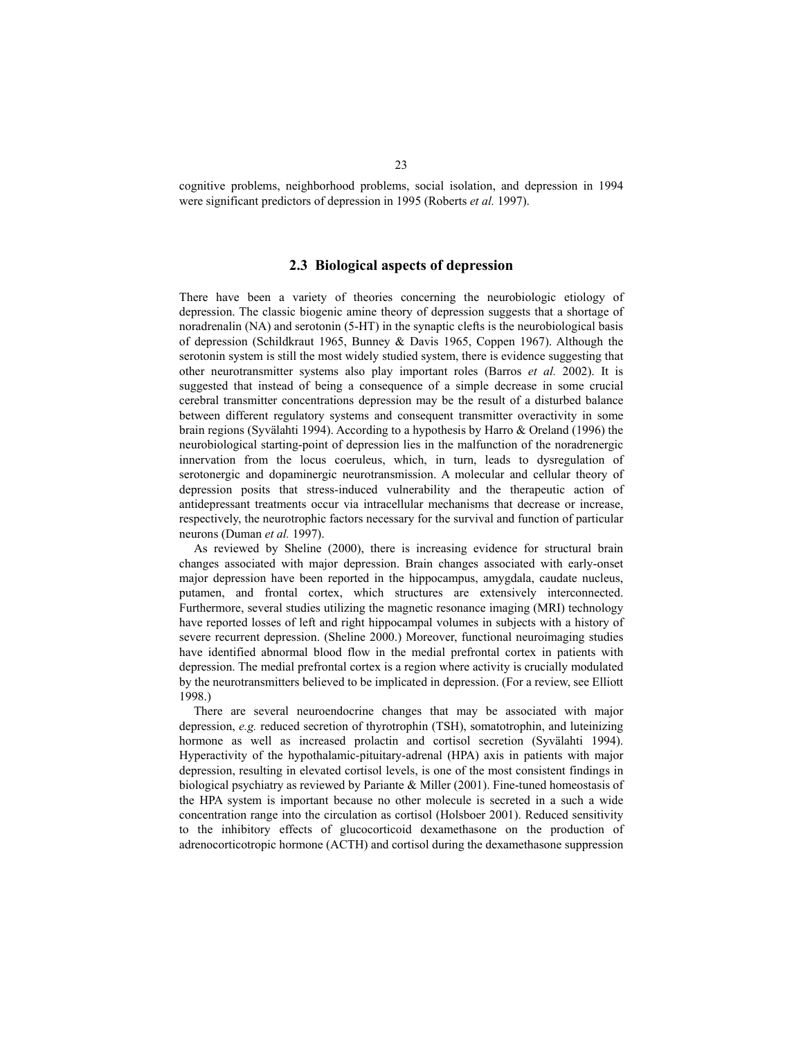cognitive problems, neighborhood problems, social isolation, and depression in 1994 were significant predictors of depression in 1995 (Roberts *et al.* 1997).

## 2.3 Biological aspects of depression

There have been a variety of theories concerning the neurobiologic etiology of depression. The classic biogenic amine theory of depression suggests that a shortage of noradrenalin (NA) and serotonin (5-HT) in the synaptic clefts is the neurobiological basis of depression (Schildkraut 1965, Bunney & Davis 1965, Coppen 1967). Although the serotonin system is still the most widely studied system, there is evidence suggesting that other neurotransmitter systems also play important roles (Barros *et al.* 2002). It is suggested that instead of being a consequence of a simple decrease in some crucial cerebral transmitter concentrations depression may be the result of a disturbed balance between different regulatory systems and consequent transmitter overactivity in some brain regions (Syvälahti 1994). According to a hypothesis by Harro & Oreland (1996) the neurobiological starting-point of depression lies in the malfunction of the noradrenergic innervation from the locus coeruleus, which, in turn, leads to dysregulation of serotonergic and dopaminergic neurotransmission. A molecular and cellular theory of depression posits that stress-induced vulnerability and the therapeutic action of antidepressant treatments occur via intracellular mechanisms that decrease or increase, respectively, the neurotrophic factors necessary for the survival and function of particular neurons (Duman *et al.* 1997).

As reviewed by Sheline (2000), there is increasing evidence for structural brain changes associated with major depression. Brain changes associated with early-onset major depression have been reported in the hippocampus, amygdala, caudate nucleus, putamen, and frontal cortex, which structures are extensively interconnected. Furthermore, several studies utilizing the magnetic resonance imaging (MRI) technology have reported losses of left and right hippocampal volumes in subjects with a history of severe recurrent depression. (Sheline 2000.) Moreover, functional neuroimaging studies have identified abnormal blood flow in the medial prefrontal cortex in patients with depression. The medial prefrontal cortex is a region where activity is crucially modulated by the neurotransmitters believed to be implicated in depression. (For a review, see Elliott 1998.)

There are several neuroendocrine changes that may be associated with major depression, *e.g.* reduced secretion of thyrotrophin (TSH), somatotrophin, and luteinizing hormone as well as increased prolactin and cortisol secretion (Syvälahti 1994). Hyperactivity of the hypothalamic-pituitary-adrenal (HPA) axis in patients with major depression, resulting in elevated cortisol levels, is one of the most consistent findings in biological psychiatry as reviewed by Pariante & Miller (2001). Fine-tuned homeostasis of the HPA system is important because no other molecule is secreted in a such a wide concentration range into the circulation as cortisol (Holsboer 2001). Reduced sensitivity to the inhibitory effects of glucocorticoid dexamethasone on the production of adrenocorticotropic hormone (ACTH) and cortisol during the dexamethasone suppression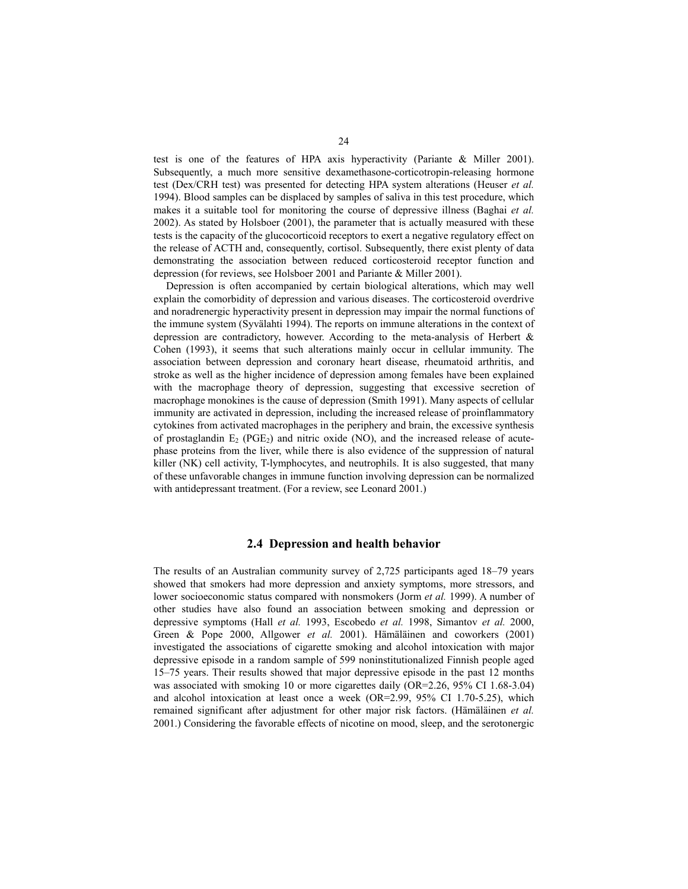test is one of the features of HPA axis hyperactivity (Pariante & Miller 2001). Subsequently, a much more sensitive dexamethasone-corticotropin-releasing hormone test (Dex/CRH test) was presented for detecting HPA system alterations (Heuser *et al.* 1994). Blood samples can be displaced by samples of saliva in this test procedure, which makes it a suitable tool for monitoring the course of depressive illness (Baghai *et al.* 2002). As stated by Holsboer (2001), the parameter that is actually measured with these tests is the capacity of the glucocorticoid receptors to exert a negative regulatory effect on the release of ACTH and, consequently, cortisol. Subsequently, there exist plenty of data demonstrating the association between reduced corticosteroid receptor function and depression (for reviews, see Holsboer 2001 and Pariante & Miller 2001).

Depression is often accompanied by certain biological alterations, which may well explain the comorbidity of depression and various diseases. The corticosteroid overdrive and noradrenergic hyperactivity present in depression may impair the normal functions of the immune system (Syvälahti 1994). The reports on immune alterations in the context of depression are contradictory, however. According to the meta-analysis of Herbert & Cohen (1993), it seems that such alterations mainly occur in cellular immunity. The association between depression and coronary heart disease, rheumatoid arthritis, and stroke as well as the higher incidence of depression among females have been explained with the macrophage theory of depression, suggesting that excessive secretion of macrophage monokines is the cause of depression (Smith 1991). Many aspects of cellular immunity are activated in depression, including the increased release of proinflammatory cytokines from activated macrophages in the periphery and brain, the excessive synthesis of prostaglandin $E_2$ ($PGE_2$) and nitric oxide (NO), and the increased release of acute-phase proteins from the liver, while there is also evidence of the suppression of natural killer (NK) cell activity, T-lymphocytes, and neutrophils. It is also suggested, that many of these unfavorable changes in immune function involving depression can be normalized with antidepressant treatment. (For a review, see Leonard 2001.)

## 2.4 Depression and health behavior

The results of an Australian community survey of 2,725 participants aged 18–79 years showed that smokers had more depression and anxiety symptoms, more stressors, and lower socioeconomic status compared with nonsmokers (Jorm *et al.* 1999). A number of other studies have also found an association between smoking and depression or depressive symptoms (Hall *et al.* 1993, Escobedo *et al.* 1998, Simantov *et al.* 2000, Green & Pope 2000, Allgower *et al.* 2001). Hämäläinen and coworkers (2001) investigated the associations of cigarette smoking and alcohol intoxication with major depressive episode in a random sample of 599 noninstitutionalized Finnish people aged 15–75 years. Their results showed that major depressive episode in the past 12 months was associated with smoking 10 or more cigarettes daily (OR=2.26, 95% CI 1.68-3.04) and alcohol intoxication at least once a week (OR=2.99, 95% CI 1.70-5.25), which remained significant after adjustment for other major risk factors. (Hämäläinen *et al.* 2001.) Considering the favorable effects of nicotine on mood, sleep, and the serotonergic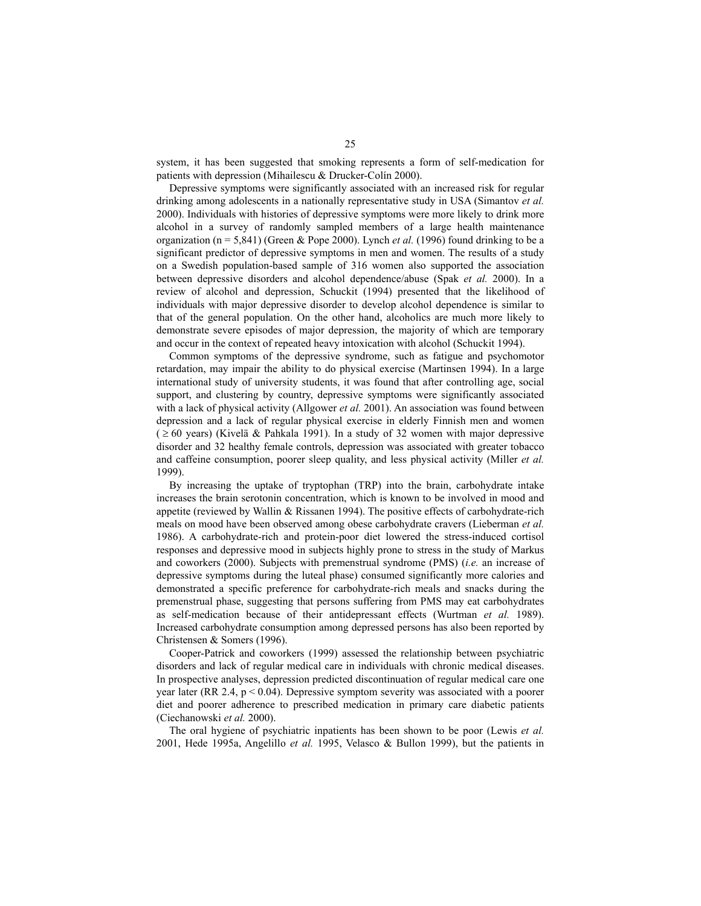system, it has been suggested that smoking represents a form of self-medication for patients with depression (Mihailescu & Drucker-Colín 2000).

Depressive symptoms were significantly associated with an increased risk for regular drinking among adolescents in a nationally representative study in USA (Simantov *et al.* 2000). Individuals with histories of depressive symptoms were more likely to drink more alcohol in a survey of randomly sampled members of a large health maintenance organization (n = 5,841) (Green & Pope 2000). Lynch *et al.* (1996) found drinking to be a significant predictor of depressive symptoms in men and women. The results of a study on a Swedish population-based sample of 316 women also supported the association between depressive disorders and alcohol dependence/abuse (Spak *et al.* 2000). In a review of alcohol and depression, Schuckit (1994) presented that the likelihood of individuals with major depressive disorder to develop alcohol dependence is similar to that of the general population. On the other hand, alcoholics are much more likely to demonstrate severe episodes of major depression, the majority of which are temporary and occur in the context of repeated heavy intoxication with alcohol (Schuckit 1994).

Common symptoms of the depressive syndrome, such as fatigue and psychomotor retardation, may impair the ability to do physical exercise (Martinsen 1994). In a large international study of university students, it was found that after controlling age, social support, and clustering by country, depressive symptoms were significantly associated with a lack of physical activity (Allgower *et al.* 2001). An association was found between depression and a lack of regular physical exercise in elderly Finnish men and women ($\geq 60$ years) (Kivelä & Pahkala 1991). In a study of 32 women with major depressive disorder and 32 healthy female controls, depression was associated with greater tobacco and caffeine consumption, poorer sleep quality, and less physical activity (Miller *et al.* 1999).

By increasing the uptake of tryptophan (TRP) into the brain, carbohydrate intake increases the brain serotonin concentration, which is known to be involved in mood and appetite (reviewed by Wallin & Rissanen 1994). The positive effects of carbohydrate-rich meals on mood have been observed among obese carbohydrate cravers (Lieberman *et al.* 1986). A carbohydrate-rich and protein-poor diet lowered the stress-induced cortisol responses and depressive mood in subjects highly prone to stress in the study of Markus and coworkers (2000). Subjects with premenstrual syndrome (PMS) (*i.e.* an increase of depressive symptoms during the luteal phase) consumed significantly more calories and demonstrated a specific preference for carbohydrate-rich meals and snacks during the premenstrual phase, suggesting that persons suffering from PMS may eat carbohydrates as self-medication because of their antidepressant effects (Wurtman *et al.* 1989). Increased carbohydrate consumption among depressed persons has also been reported by Christensen & Somers (1996).

Cooper-Patrick and coworkers (1999) assessed the relationship between psychiatric disorders and lack of regular medical care in individuals with chronic medical diseases. In prospective analyses, depression predicted discontinuation of regular medical care one year later (RR 2.4, $p < 0.04$). Depressive symptom severity was associated with a poorer diet and poorer adherence to prescribed medication in primary care diabetic patients (Ciechanowski *et al.* 2000).

The oral hygiene of psychiatric inpatients has been shown to be poor (Lewis *et al.* 2001, Hede 1995a, Angelillo *et al.* 1995, Velasco & Bullon 1999), but the patients in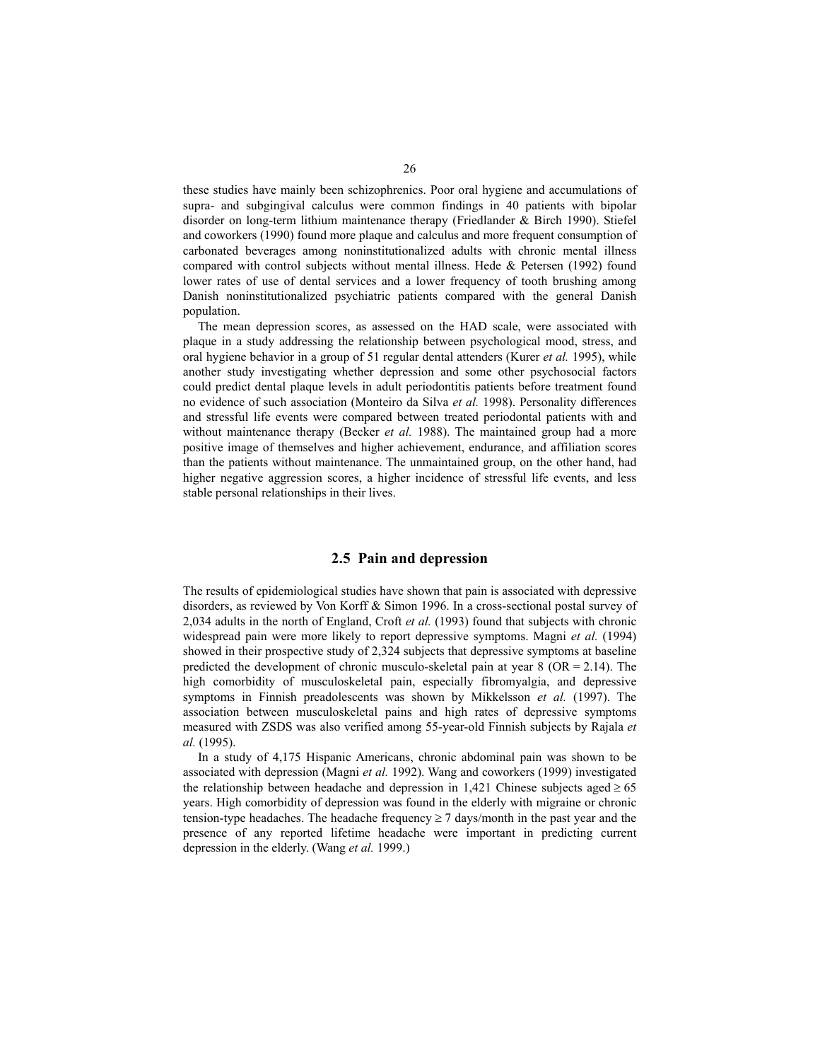these studies have mainly been schizophrenics. Poor oral hygiene and accumulations of supra- and subgingival calculus were common findings in 40 patients with bipolar disorder on long-term lithium maintenance therapy (Friedlander & Birch 1990). Stiefel and coworkers (1990) found more plaque and calculus and more frequent consumption of carbonated beverages among noninstitutionalized adults with chronic mental illness compared with control subjects without mental illness. Hede & Petersen (1992) found lower rates of use of dental services and a lower frequency of tooth brushing among Danish noninstitutionalized psychiatric patients compared with the general Danish population.

The mean depression scores, as assessed on the HAD scale, were associated with plaque in a study addressing the relationship between psychological mood, stress, and oral hygiene behavior in a group of 51 regular dental attenders (Kurer *et al.* 1995), while another study investigating whether depression and some other psychosocial factors could predict dental plaque levels in adult periodontitis patients before treatment found no evidence of such association (Monteiro da Silva *et al.* 1998). Personality differences and stressful life events were compared between treated periodontal patients with and without maintenance therapy (Becker *et al.* 1988). The maintained group had a more positive image of themselves and higher achievement, endurance, and affiliation scores than the patients without maintenance. The unmaintained group, on the other hand, had higher negative aggression scores, a higher incidence of stressful life events, and less stable personal relationships in their lives.

## 2.5 Pain and depression

The results of epidemiological studies have shown that pain is associated with depressive disorders, as reviewed by Von Korff & Simon 1996. In a cross-sectional postal survey of 2,034 adults in the north of England, Croft *et al.* (1993) found that subjects with chronic widespread pain were more likely to report depressive symptoms. Magni *et al.* (1994) showed in their prospective study of 2,324 subjects that depressive symptoms at baseline predicted the development of chronic musculo-skeletal pain at year 8 (OR = 2.14). The high comorbidity of musculoskeletal pain, especially fibromyalgia, and depressive symptoms in Finnish preadolescents was shown by Mikkelsson *et al.* (1997). The association between musculoskeletal pains and high rates of depressive symptoms measured with ZSDS was also verified among 55-year-old Finnish subjects by Rajala *et al.* (1995).

In a study of 4,175 Hispanic Americans, chronic abdominal pain was shown to be associated with depression (Magni *et al.* 1992). Wang and coworkers (1999) investigated the relationship between headache and depression in 1,421 Chinese subjects aged $\geq 65$ years. High comorbidity of depression was found in the elderly with migraine or chronic tension-type headaches. The headache frequency $\geq 7$ days/month in the past year and the presence of any reported lifetime headache were important in predicting current depression in the elderly. (Wang *et al.* 1999.)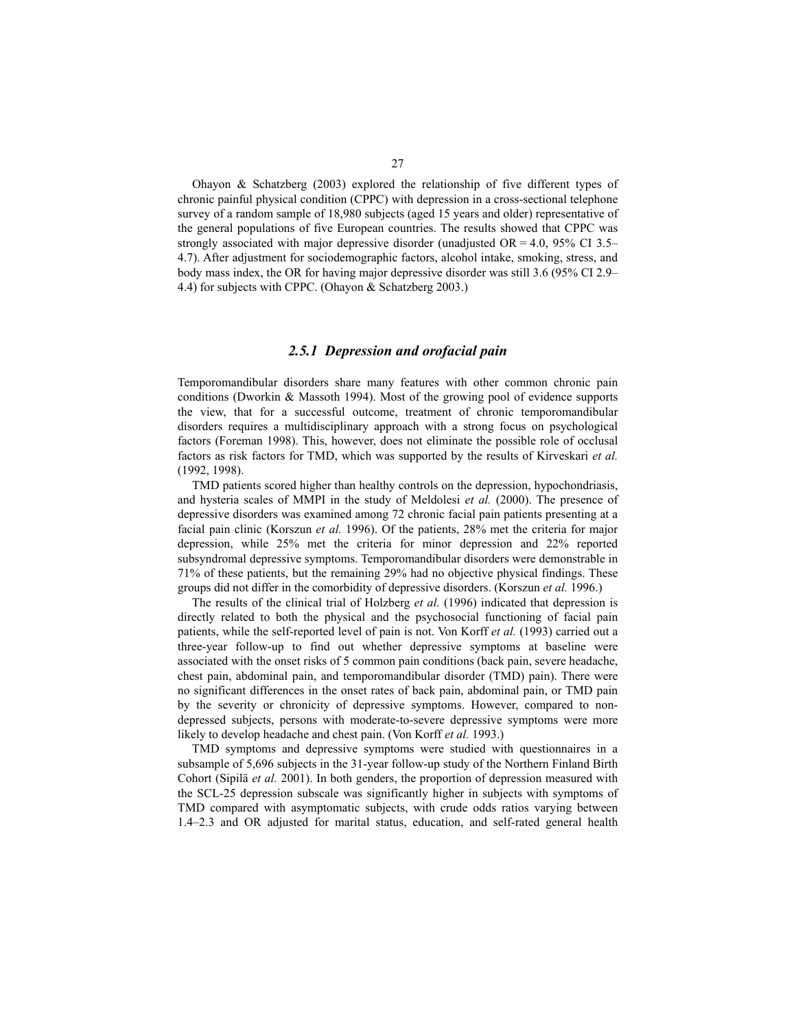Ohayon & Schatzberg (2003) explored the relationship of five different types of chronic painful physical condition (CPPC) with depression in a cross-sectional telephone survey of a random sample of 18,980 subjects (aged 15 years and older) representative of the general populations of five European countries. The results showed that CPPC was strongly associated with major depressive disorder (unadjusted OR = 4.0, 95% CI 3.5–4.7). After adjustment for sociodemographic factors, alcohol intake, smoking, stress, and body mass index, the OR for having major depressive disorder was still 3.6 (95% CI 2.9–4.4) for subjects with CPPC. (Ohayon & Schatzberg 2003.)

### *2.5.1 Depression and orofacial pain*

Temporomandibular disorders share many features with other common chronic pain conditions (Dworkin & Massoth 1994). Most of the growing pool of evidence supports the view, that for a successful outcome, treatment of chronic temporomandibular disorders requires a multidisciplinary approach with a strong focus on psychological factors (Foreman 1998). This, however, does not eliminate the possible role of occlusal factors as risk factors for TMD, which was supported by the results of Kirveskari *et al.* (1992, 1998).

TMD patients scored higher than healthy controls on the depression, hypochondriasis, and hysteria scales of MMPI in the study of Meldolesi *et al.* (2000). The presence of depressive disorders was examined among 72 chronic facial pain patients presenting at a facial pain clinic (Korszun *et al.* 1996). Of the patients, 28% met the criteria for major depression, while 25% met the criteria for minor depression and 22% reported subsyndromal depressive symptoms. Temporomandibular disorders were demonstrable in 71% of these patients, but the remaining 29% had no objective physical findings. These groups did not differ in the comorbidity of depressive disorders. (Korszun *et al.* 1996.)

The results of the clinical trial of Holzberg *et al.* (1996) indicated that depression is directly related to both the physical and the psychosocial functioning of facial pain patients, while the self-reported level of pain is not. Von Korff *et al.* (1993) carried out a three-year follow-up to find out whether depressive symptoms at baseline were associated with the onset risks of 5 common pain conditions (back pain, severe headache, chest pain, abdominal pain, and temporomandibular disorder (TMD) pain). There were no significant differences in the onset rates of back pain, abdominal pain, or TMD pain by the severity or chronicity of depressive symptoms. However, compared to non-depressed subjects, persons with moderate-to-severe depressive symptoms were more likely to develop headache and chest pain. (Von Korff *et al.* 1993.)

TMD symptoms and depressive symptoms were studied with questionnaires in a subsample of 5,696 subjects in the 31-year follow-up study of the Northern Finland Birth Cohort (Sipilä *et al.* 2001). In both genders, the proportion of depression measured with the SCL-25 depression subscale was significantly higher in subjects with symptoms of TMD compared with asymptomatic subjects, with crude odds ratios varying between 1.4–2.3 and OR adjusted for marital status, education, and self-rated general health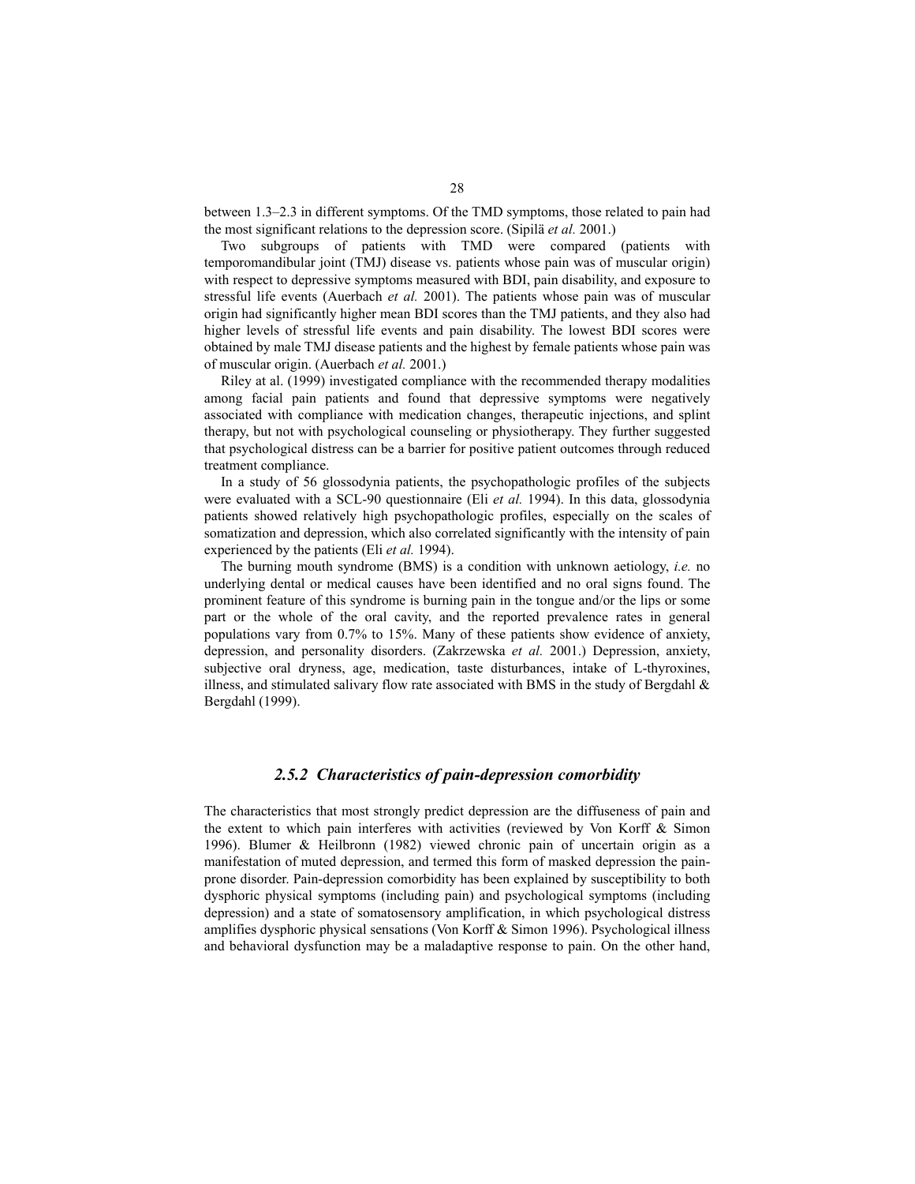between 1.3–2.3 in different symptoms. Of the TMD symptoms, those related to pain had the most significant relations to the depression score. (Sipilä *et al.* 2001.)

Two subgroups of patients with TMD were compared (patients with temporomandibular joint (TMJ) disease vs. patients whose pain was of muscular origin) with respect to depressive symptoms measured with BDI, pain disability, and exposure to stressful life events (Auerbach *et al.* 2001). The patients whose pain was of muscular origin had significantly higher mean BDI scores than the TMJ patients, and they also had higher levels of stressful life events and pain disability. The lowest BDI scores were obtained by male TMJ disease patients and the highest by female patients whose pain was of muscular origin. (Auerbach *et al.* 2001.)

Riley at al. (1999) investigated compliance with the recommended therapy modalities among facial pain patients and found that depressive symptoms were negatively associated with compliance with medication changes, therapeutic injections, and splint therapy, but not with psychological counseling or physiotherapy. They further suggested that psychological distress can be a barrier for positive patient outcomes through reduced treatment compliance.

In a study of 56 glossodynia patients, the psychopathologic profiles of the subjects were evaluated with a SCL-90 questionnaire (Eli *et al.* 1994). In this data, glossodynia patients showed relatively high psychopathologic profiles, especially on the scales of somatization and depression, which also correlated significantly with the intensity of pain experienced by the patients (Eli *et al.* 1994).

The burning mouth syndrome (BMS) is a condition with unknown aetiology, *i.e.* no underlying dental or medical causes have been identified and no oral signs found. The prominent feature of this syndrome is burning pain in the tongue and/or the lips or some part or the whole of the oral cavity, and the reported prevalence rates in general populations vary from 0.7% to 15%. Many of these patients show evidence of anxiety, depression, and personality disorders. (Zakrzewska *et al.* 2001.) Depression, anxiety, subjective oral dryness, age, medication, taste disturbances, intake of L-thyroxines, illness, and stimulated salivary flow rate associated with BMS in the study of Bergdahl & Bergdahl (1999).

### *2.5.2 Characteristics of pain-depression comorbidity*

The characteristics that most strongly predict depression are the diffuseness of pain and the extent to which pain interferes with activities (reviewed by Von Korff & Simon 1996). Blumer & Heilbronn (1982) viewed chronic pain of uncertain origin as a manifestation of muted depression, and termed this form of masked depression the pain-prone disorder. Pain-depression comorbidity has been explained by susceptibility to both dysphoric physical symptoms (including pain) and psychological symptoms (including depression) and a state of somatosensory amplification, in which psychological distress amplifies dysphoric physical sensations (Von Korff & Simon 1996). Psychological illness and behavioral dysfunction may be a maladaptive response to pain. On the other hand,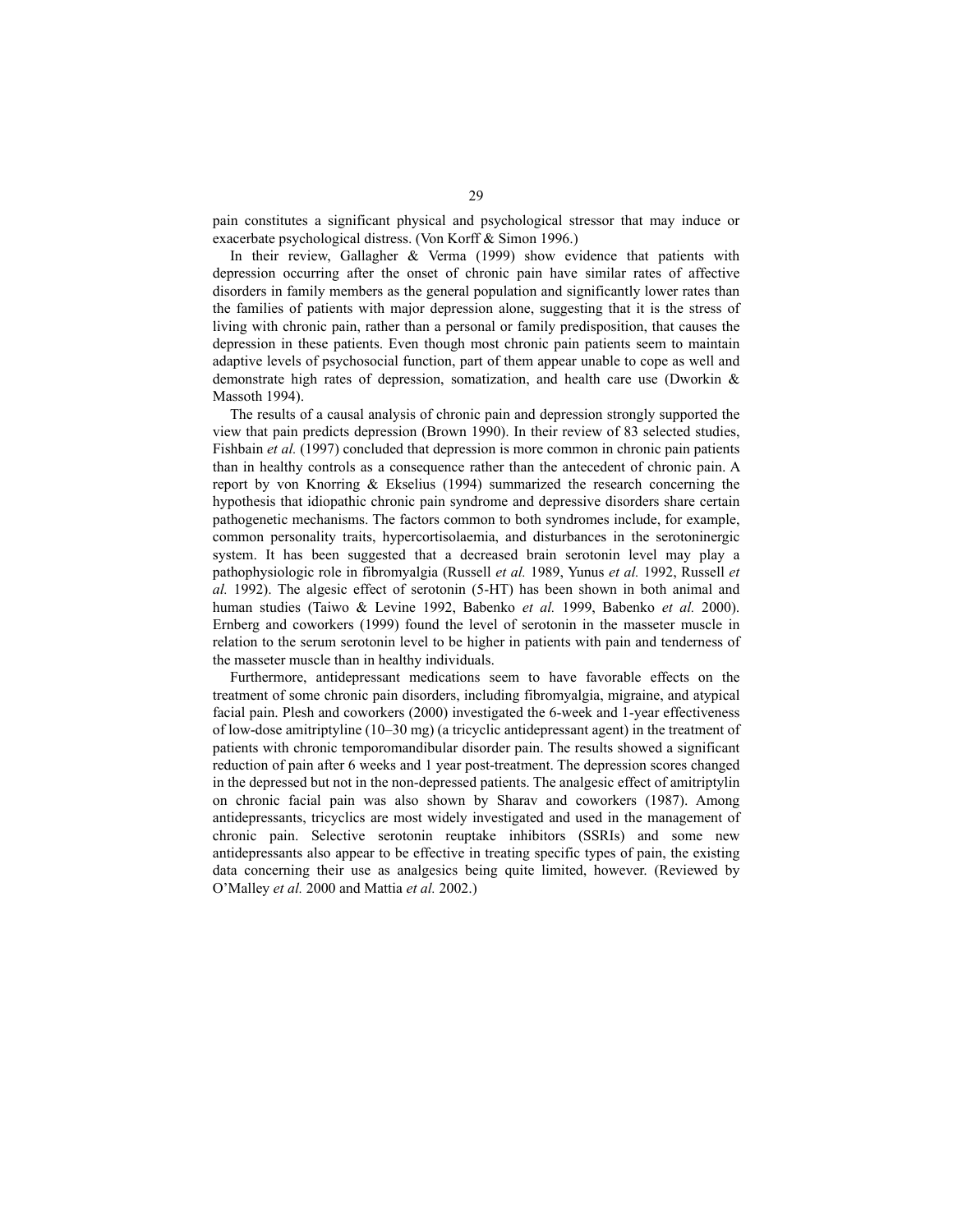pain constitutes a significant physical and psychological stressor that may induce or exacerbate psychological distress. (Von Korff & Simon 1996.)

In their review, Gallagher & Verma (1999) show evidence that patients with depression occurring after the onset of chronic pain have similar rates of affective disorders in family members as the general population and significantly lower rates than the families of patients with major depression alone, suggesting that it is the stress of living with chronic pain, rather than a personal or family predisposition, that causes the depression in these patients. Even though most chronic pain patients seem to maintain adaptive levels of psychosocial function, part of them appear unable to cope as well and demonstrate high rates of depression, somatization, and health care use (Dworkin & Massoth 1994).

The results of a causal analysis of chronic pain and depression strongly supported the view that pain predicts depression (Brown 1990). In their review of 83 selected studies, Fishbain *et al.* (1997) concluded that depression is more common in chronic pain patients than in healthy controls as a consequence rather than the antecedent of chronic pain. A report by von Knorring & Ekselius (1994) summarized the research concerning the hypothesis that idiopathic chronic pain syndrome and depressive disorders share certain pathogenetic mechanisms. The factors common to both syndromes include, for example, common personality traits, hypercortisolaemia, and disturbances in the serotoninergic system. It has been suggested that a decreased brain serotonin level may play a pathophysiologic role in fibromyalgia (Russell *et al.* 1989, Yunus *et al.* 1992, Russell *et al.* 1992). The algesic effect of serotonin (5-HT) has been shown in both animal and human studies (Taiwo & Levine 1992, Babenko *et al.* 1999, Babenko *et al.* 2000). Ernberg and coworkers (1999) found the level of serotonin in the masseter muscle in relation to the serum serotonin level to be higher in patients with pain and tenderness of the masseter muscle than in healthy individuals.

Furthermore, antidepressant medications seem to have favorable effects on the treatment of some chronic pain disorders, including fibromyalgia, migraine, and atypical facial pain. Plesh and coworkers (2000) investigated the 6-week and 1-year effectiveness of low-dose amitriptyline (10–30 mg) (a tricyclic antidepressant agent) in the treatment of patients with chronic temporomandibular disorder pain. The results showed a significant reduction of pain after 6 weeks and 1 year post-treatment. The depression scores changed in the depressed but not in the non-depressed patients. The analgesic effect of amitriptylin on chronic facial pain was also shown by Sharav and coworkers (1987). Among antidepressants, tricyclics are most widely investigated and used in the management of chronic pain. Selective serotonin reuptake inhibitors (SSRIs) and some new antidepressants also appear to be effective in treating specific types of pain, the existing data concerning their use as analgesics being quite limited, however. (Reviewed by O'Malley *et al.* 2000 and Mattia *et al.* 2002.)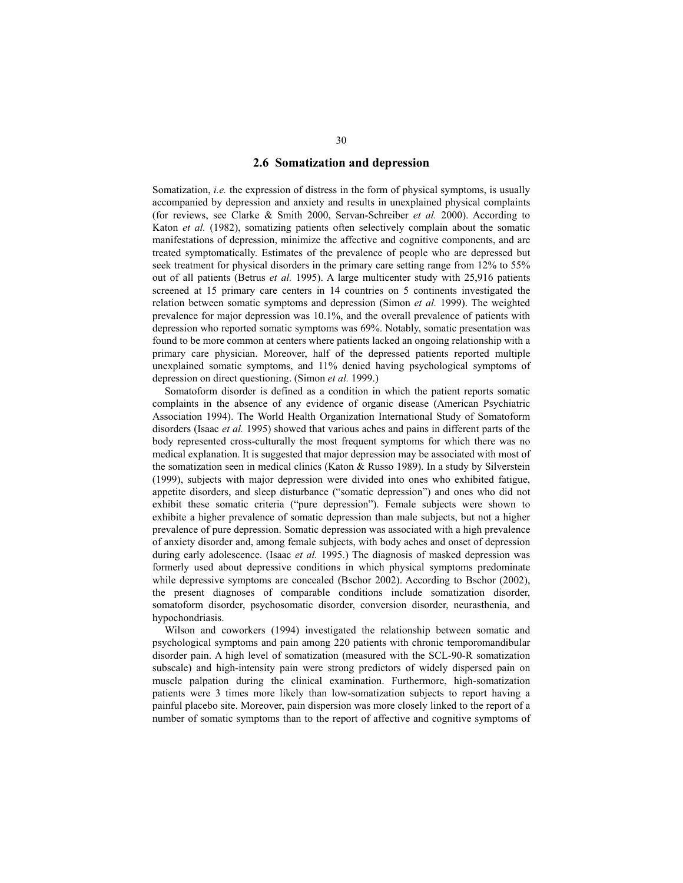## 2.6 Somatization and depression

Somatization, *i.e.* the expression of distress in the form of physical symptoms, is usually accompanied by depression and anxiety and results in unexplained physical complaints (for reviews, see Clarke & Smith 2000, Servan-Schreiber *et al.* 2000). According to Katon *et al.* (1982), somatizing patients often selectively complain about the somatic manifestations of depression, minimize the affective and cognitive components, and are treated symptomatically. Estimates of the prevalence of people who are depressed but seek treatment for physical disorders in the primary care setting range from 12% to 55% out of all patients (Betrus *et al.* 1995). A large multicenter study with 25,916 patients screened at 15 primary care centers in 14 countries on 5 continents investigated the relation between somatic symptoms and depression (Simon *et al.* 1999). The weighted prevalence for major depression was 10.1%, and the overall prevalence of patients with depression who reported somatic symptoms was 69%. Notably, somatic presentation was found to be more common at centers where patients lacked an ongoing relationship with a primary care physician. Moreover, half of the depressed patients reported multiple unexplained somatic symptoms, and 11% denied having psychological symptoms of depression on direct questioning. (Simon *et al.* 1999.)

Somatoform disorder is defined as a condition in which the patient reports somatic complaints in the absence of any evidence of organic disease (American Psychiatric Association 1994). The World Health Organization International Study of Somatoform disorders (Isaac *et al.* 1995) showed that various aches and pains in different parts of the body represented cross-culturally the most frequent symptoms for which there was no medical explanation. It is suggested that major depression may be associated with most of the somatization seen in medical clinics (Katon & Russo 1989). In a study by Silverstein (1999), subjects with major depression were divided into ones who exhibited fatigue, appetite disorders, and sleep disturbance ("somatic depression") and ones who did not exhibit these somatic criteria ("pure depression"). Female subjects were shown to exhibit a higher prevalence of somatic depression than male subjects, but not a higher prevalence of pure depression. Somatic depression was associated with a high prevalence of anxiety disorder and, among female subjects, with body aches and onset of depression during early adolescence. (Isaac *et al.* 1995.) The diagnosis of masked depression was formerly used about depressive conditions in which physical symptoms predominate while depressive symptoms are concealed (Bschor 2002). According to Bschor (2002), the present diagnoses of comparable conditions include somatization disorder, somatoform disorder, psychosomatic disorder, conversion disorder, neurasthenia, and hypochondriasis.

Wilson and coworkers (1994) investigated the relationship between somatic and psychological symptoms and pain among 220 patients with chronic temporomandibular disorder pain. A high level of somatization (measured with the SCL-90-R somatization subscale) and high-intensity pain were strong predictors of widely dispersed pain on muscle palpation during the clinical examination. Furthermore, high-somatization patients were 3 times more likely than low-somatization subjects to report having a painful placebo site. Moreover, pain dispersion was more closely linked to the report of a number of somatic symptoms than to the report of affective and cognitive symptoms of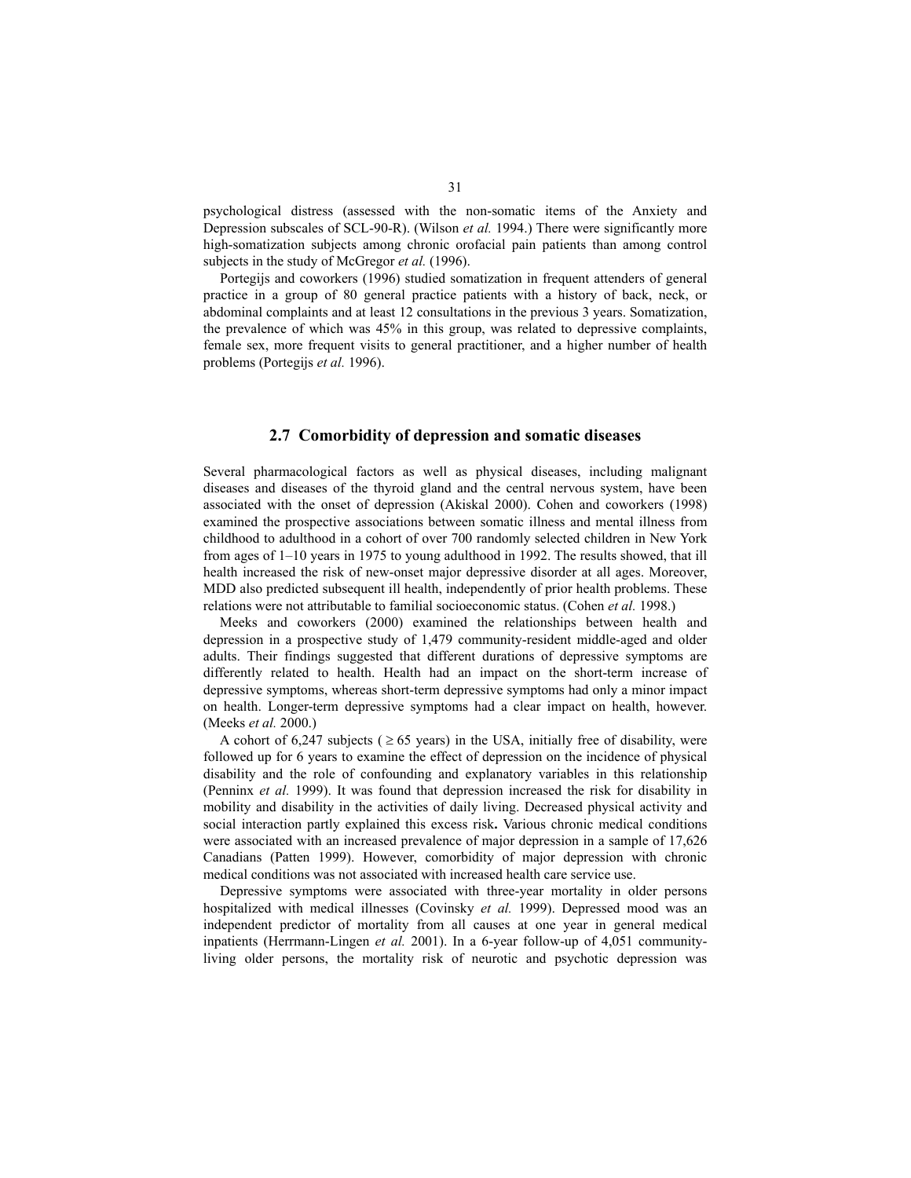psychological distress (assessed with the non-somatic items of the Anxiety and Depression subscales of SCL-90-R). (Wilson *et al.* 1994.) There were significantly more high-somatization subjects among chronic orofacial pain patients than among control subjects in the study of McGregor *et al.* (1996).

Portegijs and coworkers (1996) studied somatization in frequent attenders of general practice in a group of 80 general practice patients with a history of back, neck, or abdominal complaints and at least 12 consultations in the previous 3 years. Somatization, the prevalence of which was 45% in this group, was related to depressive complaints, female sex, more frequent visits to general practitioner, and a higher number of health problems (Portegijs *et al.* 1996).

## 2.7 Comorbidity of depression and somatic diseases

Several pharmacological factors as well as physical diseases, including malignant diseases and diseases of the thyroid gland and the central nervous system, have been associated with the onset of depression (Akiskal 2000). Cohen and coworkers (1998) examined the prospective associations between somatic illness and mental illness from childhood to adulthood in a cohort of over 700 randomly selected children in New York from ages of 1–10 years in 1975 to young adulthood in 1992. The results showed, that ill health increased the risk of new-onset major depressive disorder at all ages. Moreover, MDD also predicted subsequent ill health, independently of prior health problems. These relations were not attributable to familial socioeconomic status. (Cohen *et al.* 1998.)

Meeks and coworkers (2000) examined the relationships between health and depression in a prospective study of 1,479 community-resident middle-aged and older adults. Their findings suggested that different durations of depressive symptoms are differently related to health. Health had an impact on the short-term increase of depressive symptoms, whereas short-term depressive symptoms had only a minor impact on health. Longer-term depressive symptoms had a clear impact on health, however. (Meeks *et al.* 2000.)

A cohort of 6,247 subjects ( $\geq 65$ years) in the USA, initially free of disability, were followed up for 6 years to examine the effect of depression on the incidence of physical disability and the role of confounding and explanatory variables in this relationship (Penninx *et al.* 1999). It was found that depression increased the risk for disability in mobility and disability in the activities of daily living. Decreased physical activity and social interaction partly explained this excess risk**.** Various chronic medical conditions were associated with an increased prevalence of major depression in a sample of 17,626 Canadians (Patten 1999). However, comorbidity of major depression with chronic medical conditions was not associated with increased health care service use.

Depressive symptoms were associated with three-year mortality in older persons hospitalized with medical illnesses (Covinsky *et al.* 1999). Depressed mood was an independent predictor of mortality from all causes at one year in general medical inpatients (Herrmann-Lingen *et al.* 2001). In a 6-year follow-up of 4,051 community-living older persons, the mortality risk of neurotic and psychotic depression was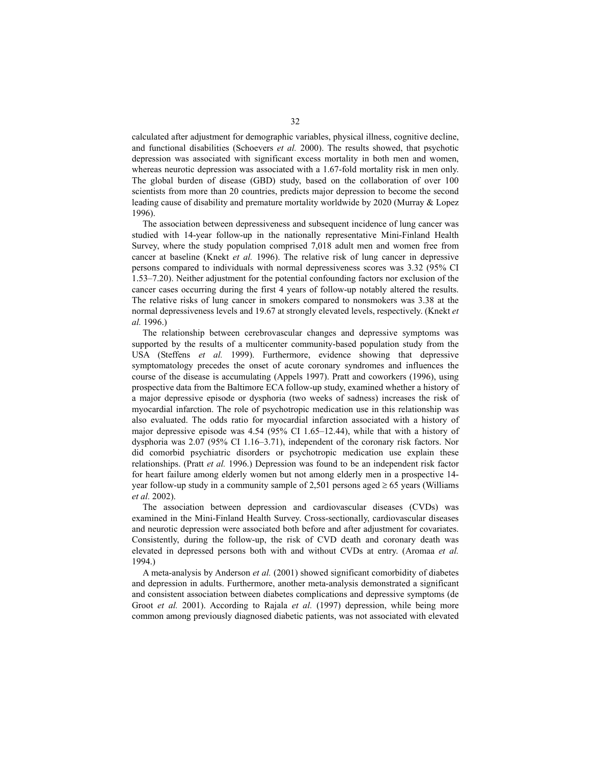calculated after adjustment for demographic variables, physical illness, cognitive decline, and functional disabilities (Schoevers *et al.* 2000). The results showed, that psychotic depression was associated with significant excess mortality in both men and women, whereas neurotic depression was associated with a 1.67-fold mortality risk in men only. The global burden of disease (GBD) study, based on the collaboration of over 100 scientists from more than 20 countries, predicts major depression to become the second leading cause of disability and premature mortality worldwide by 2020 (Murray & Lopez 1996).

The association between depressiveness and subsequent incidence of lung cancer was studied with 14-year follow-up in the nationally representative Mini-Finland Health Survey, where the study population comprised 7,018 adult men and women free from cancer at baseline (Knekt *et al.* 1996). The relative risk of lung cancer in depressive persons compared to individuals with normal depressiveness scores was 3.32 (95% CI 1.53–7.20). Neither adjustment for the potential confounding factors nor exclusion of the cancer cases occurring during the first 4 years of follow-up notably altered the results. The relative risks of lung cancer in smokers compared to nonsmokers was 3.38 at the normal depressiveness levels and 19.67 at strongly elevated levels, respectively. (Knekt *et al.* 1996.)

The relationship between cerebrovascular changes and depressive symptoms was supported by the results of a multicenter community-based population study from the USA (Steffens *et al.* 1999). Furthermore, evidence showing that depressive symptomatology precedes the onset of acute coronary syndromes and influences the course of the disease is accumulating (Appels 1997). Pratt and coworkers (1996), using prospective data from the Baltimore ECA follow-up study, examined whether a history of a major depressive episode or dysphoria (two weeks of sadness) increases the risk of myocardial infarction. The role of psychotropic medication use in this relationship was also evaluated. The odds ratio for myocardial infarction associated with a history of major depressive episode was 4.54 (95% CI 1.65–12.44), while that with a history of dysphoria was 2.07 (95% CI 1.16–3.71), independent of the coronary risk factors. Nor did comorbid psychiatric disorders or psychotropic medication use explain these relationships. (Pratt *et al.* 1996.) Depression was found to be an independent risk factor for heart failure among elderly women but not among elderly men in a prospective 14-year follow-up study in a community sample of 2,501 persons aged ≥ 65 years (Williams *et al.* 2002).

The association between depression and cardiovascular diseases (CVDs) was examined in the Mini-Finland Health Survey. Cross-sectionally, cardiovascular diseases and neurotic depression were associated both before and after adjustment for covariates. Consistently, during the follow-up, the risk of CVD death and coronary death was elevated in depressed persons both with and without CVDs at entry. (Aromaa *et al.* 1994.)

A meta-analysis by Anderson *et al.* (2001) showed significant comorbidity of diabetes and depression in adults. Furthermore, another meta-analysis demonstrated a significant and consistent association between diabetes complications and depressive symptoms (de Groot *et al.* 2001). According to Rajala *et al.* (1997) depression, while being more common among previously diagnosed diabetic patients, was not associated with elevated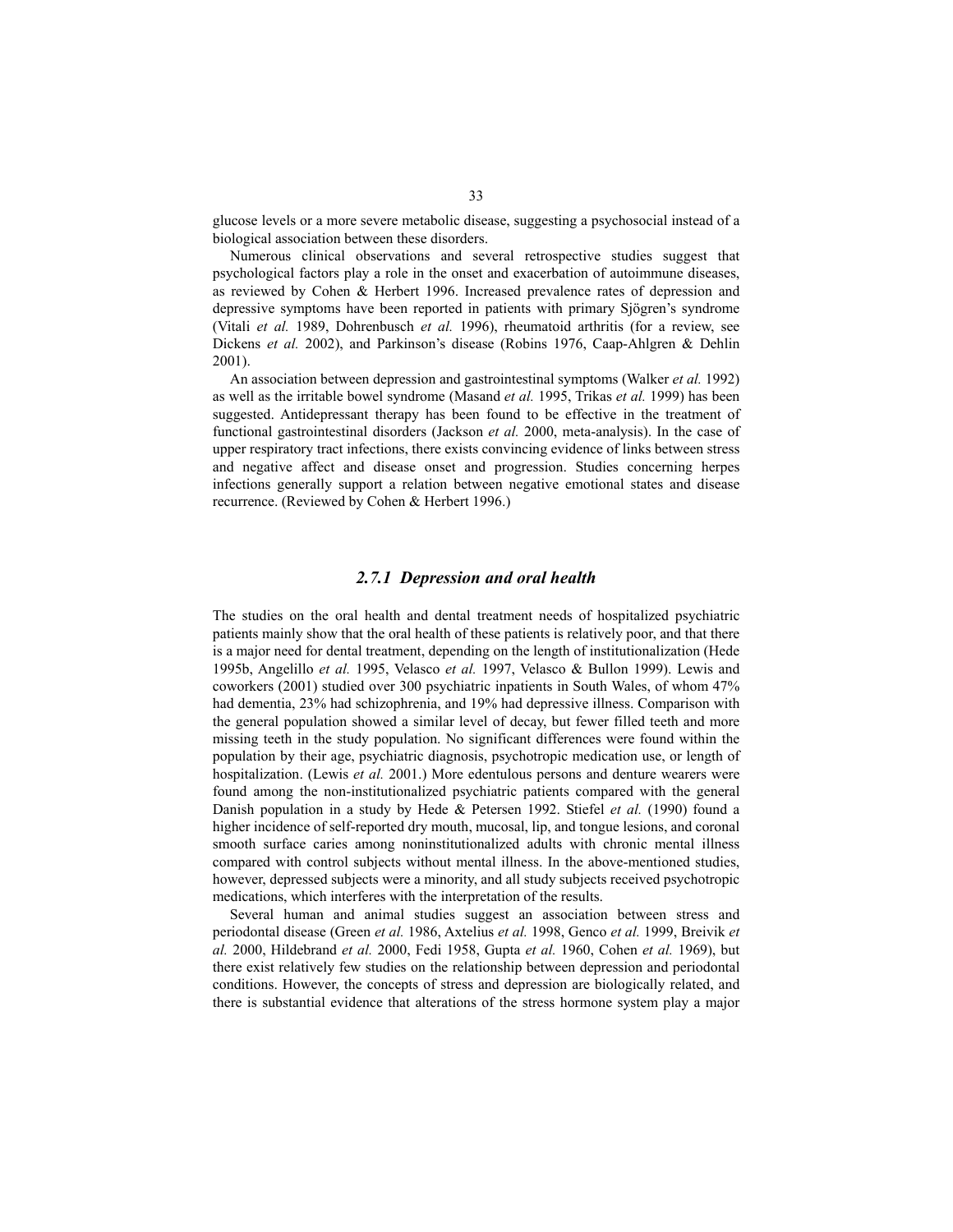glucose levels or a more severe metabolic disease, suggesting a psychosocial instead of a biological association between these disorders.

Numerous clinical observations and several retrospective studies suggest that psychological factors play a role in the onset and exacerbation of autoimmune diseases, as reviewed by Cohen & Herbert 1996. Increased prevalence rates of depression and depressive symptoms have been reported in patients with primary Sjögren's syndrome (Vitali *et al.* 1989, Dohrenbusch *et al.* 1996), rheumatoid arthritis (for a review, see Dickens *et al.* 2002), and Parkinson's disease (Robins 1976, Caap-Ahlgren & Dehlin 2001).

An association between depression and gastrointestinal symptoms (Walker *et al.* 1992) as well as the irritable bowel syndrome (Masand *et al.* 1995, Trikas *et al.* 1999) has been suggested. Antidepressant therapy has been found to be effective in the treatment of functional gastrointestinal disorders (Jackson *et al.* 2000, meta-analysis). In the case of upper respiratory tract infections, there exists convincing evidence of links between stress and negative affect and disease onset and progression. Studies concerning herpes infections generally support a relation between negative emotional states and disease recurrence. (Reviewed by Cohen & Herbert 1996.)

### *2.7.1 Depression and oral health*

The studies on the oral health and dental treatment needs of hospitalized psychiatric patients mainly show that the oral health of these patients is relatively poor, and that there is a major need for dental treatment, depending on the length of institutionalization (Hede 1995b, Angelillo *et al.* 1995, Velasco *et al.* 1997, Velasco & Bullon 1999). Lewis and coworkers (2001) studied over 300 psychiatric inpatients in South Wales, of whom 47% had dementia, 23% had schizophrenia, and 19% had depressive illness. Comparison with the general population showed a similar level of decay, but fewer filled teeth and more missing teeth in the study population. No significant differences were found within the population by their age, psychiatric diagnosis, psychotropic medication use, or length of hospitalization. (Lewis *et al.* 2001.) More edentulous persons and denture wearers were found among the non-institutionalized psychiatric patients compared with the general Danish population in a study by Hede & Petersen 1992. Stiefel *et al.* (1990) found a higher incidence of self-reported dry mouth, mucosal, lip, and tongue lesions, and coronal smooth surface caries among noninstitutionalized adults with chronic mental illness compared with control subjects without mental illness. In the above-mentioned studies, however, depressed subjects were a minority, and all study subjects received psychotropic medications, which interferes with the interpretation of the results.

Several human and animal studies suggest an association between stress and periodontal disease (Green *et al.* 1986, Axtelius *et al.* 1998, Genco *et al.* 1999, Breivik *et al.* 2000, Hildebrand *et al.* 2000, Fedi 1958, Gupta *et al.* 1960, Cohen *et al.* 1969), but there exist relatively few studies on the relationship between depression and periodontal conditions. However, the concepts of stress and depression are biologically related, and there is substantial evidence that alterations of the stress hormone system play a major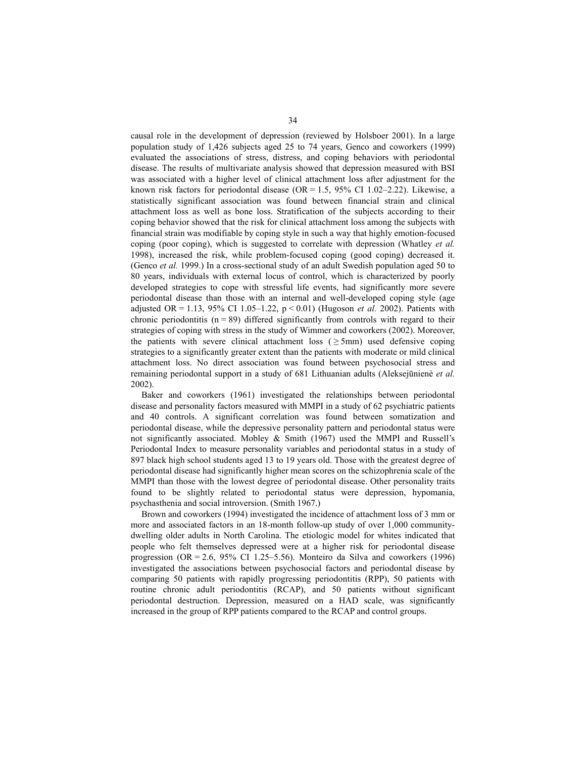causal role in the development of depression (reviewed by Holsboer 2001). In a large population study of 1,426 subjects aged 25 to 74 years, Genco and coworkers (1999) evaluated the associations of stress, distress, and coping behaviors with periodontal disease. The results of multivariate analysis showed that depression measured with BSI was associated with a higher level of clinical attachment loss after adjustment for the known risk factors for periodontal disease (OR = 1.5, 95% CI 1.02–2.22). Likewise, a statistically significant association was found between financial strain and clinical attachment loss as well as bone loss. Stratification of the subjects according to their coping behavior showed that the risk for clinical attachment loss among the subjects with financial strain was modifiable by coping style in such a way that highly emotion-focused coping (poor coping), which is suggested to correlate with depression (Whatley *et al.* 1998), increased the risk, while problem-focused coping (good coping) decreased it. (Genco *et al.* 1999.) In a cross-sectional study of an adult Swedish population aged 50 to 80 years, individuals with external locus of control, which is characterized by poorly developed strategies to cope with stressful life events, had significantly more severe periodontal disease than those with an internal and well-developed coping style (age adjusted OR = 1.13, 95% CI 1.05–1.22, $p < 0.01$) (Hugoson *et al.* 2002). Patients with chronic periodontitis (n = 89) differed significantly from controls with regard to their strategies of coping with stress in the study of Wimmer and coworkers (2002). Moreover, the patients with severe clinical attachment loss ($\geq$ 5mm) used defensive coping strategies to a significantly greater extent than the patients with moderate or mild clinical attachment loss. No direct association was found between psychosocial stress and remaining periodontal support in a study of 681 Lithuanian adults (Aleksejūnienė *et al.* 2002).

Baker and coworkers (1961) investigated the relationships between periodontal disease and personality factors measured with MMPI in a study of 62 psychiatric patients and 40 controls. A significant correlation was found between somatization and periodontal disease, while the depressive personality pattern and periodontal status were not significantly associated. Mobley & Smith (1967) used the MMPI and Russell's Periodontal Index to measure personality variables and periodontal status in a study of 897 black high school students aged 13 to 19 years old. Those with the greatest degree of periodontal disease had significantly higher mean scores on the schizophrenia scale of the MMPI than those with the lowest degree of periodontal disease. Other personality traits found to be slightly related to periodontal status were depression, hypomania, psychasthenia and social introversion. (Smith 1967.)

Brown and coworkers (1994) investigated the incidence of attachment loss of 3 mm or more and associated factors in an 18-month follow-up study of over 1,000 community-dwelling older adults in North Carolina. The etiologic model for whites indicated that people who felt themselves depressed were at a higher risk for periodontal disease progression (OR = 2.6, 95% CI 1.25–5.56). Monteiro da Silva and coworkers (1996) investigated the associations between psychosocial factors and periodontal disease by comparing 50 patients with rapidly progressing periodontitis (RPP), 50 patients with routine chronic adult periodontitis (RCAP), and 50 patients without significant periodontal destruction. Depression, measured on a HAD scale, was significantly increased in the group of RPP patients compared to the RCAP and control groups.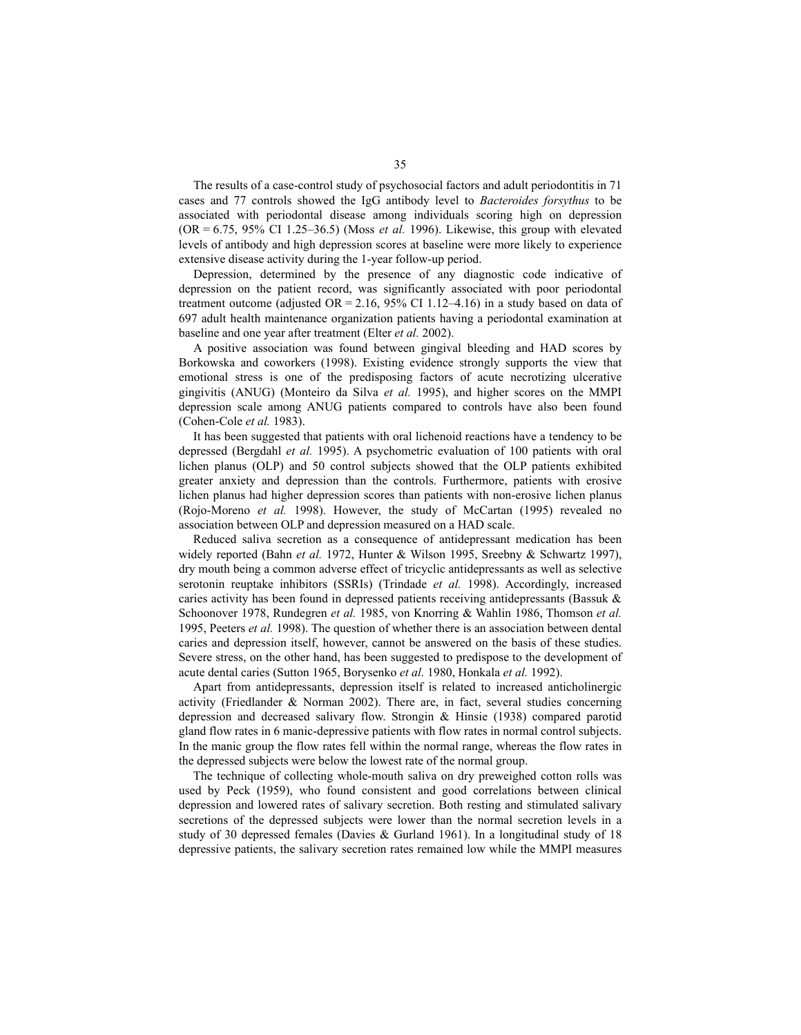The results of a case-control study of psychosocial factors and adult periodontitis in 71 cases and 77 controls showed the IgG antibody level to *Bacteroides forsythus* to be associated with periodontal disease among individuals scoring high on depression (OR = 6.75, 95% CI 1.25–36.5) (Moss *et al.* 1996). Likewise, this group with elevated levels of antibody and high depression scores at baseline were more likely to experience extensive disease activity during the 1-year follow-up period.

Depression, determined by the presence of any diagnostic code indicative of depression on the patient record, was significantly associated with poor periodontal treatment outcome (adjusted OR = 2.16, 95% CI 1.12–4.16) in a study based on data of 697 adult health maintenance organization patients having a periodontal examination at baseline and one year after treatment (Elter *et al.* 2002).

A positive association was found between gingival bleeding and HAD scores by Borkowska and coworkers (1998). Existing evidence strongly supports the view that emotional stress is one of the predisposing factors of acute necrotizing ulcerative gingivitis (ANUG) (Monteiro da Silva *et al.* 1995), and higher scores on the MMPI depression scale among ANUG patients compared to controls have also been found (Cohen-Cole *et al.* 1983).

It has been suggested that patients with oral lichenoid reactions have a tendency to be depressed (Bergdahl *et al.* 1995). A psychometric evaluation of 100 patients with oral lichen planus (OLP) and 50 control subjects showed that the OLP patients exhibited greater anxiety and depression than the controls. Furthermore, patients with erosive lichen planus had higher depression scores than patients with non-erosive lichen planus (Rojo-Moreno *et al.* 1998). However, the study of McCartan (1995) revealed no association between OLP and depression measured on a HAD scale.

Reduced saliva secretion as a consequence of antidepressant medication has been widely reported (Bahn *et al.* 1972, Hunter & Wilson 1995, Sreebny & Schwartz 1997), dry mouth being a common adverse effect of tricyclic antidepressants as well as selective serotonin reuptake inhibitors (SSRIs) (Trindade *et al.* 1998). Accordingly, increased caries activity has been found in depressed patients receiving antidepressants (Bassuk & Schoonover 1978, Rundegren *et al.* 1985, von Knorring & Wahlin 1986, Thomson *et al.* 1995, Peeters *et al.* 1998). The question of whether there is an association between dental caries and depression itself, however, cannot be answered on the basis of these studies. Severe stress, on the other hand, has been suggested to predispose to the development of acute dental caries (Sutton 1965, Borysenko *et al.* 1980, Honkala *et al.* 1992).

Apart from antidepressants, depression itself is related to increased anticholinergic activity (Friedlander & Norman 2002). There are, in fact, several studies concerning depression and decreased salivary flow. Strongin & Hinsie (1938) compared parotid gland flow rates in 6 manic-depressive patients with flow rates in normal control subjects. In the manic group the flow rates fell within the normal range, whereas the flow rates in the depressed subjects were below the lowest rate of the normal group.

The technique of collecting whole-mouth saliva on dry preweighed cotton rolls was used by Peck (1959), who found consistent and good correlations between clinical depression and lowered rates of salivary secretion. Both resting and stimulated salivary secretions of the depressed subjects were lower than the normal secretion levels in a study of 30 depressed females (Davies & Gurland 1961). In a longitudinal study of 18 depressive patients, the salivary secretion rates remained low while the MMPI measures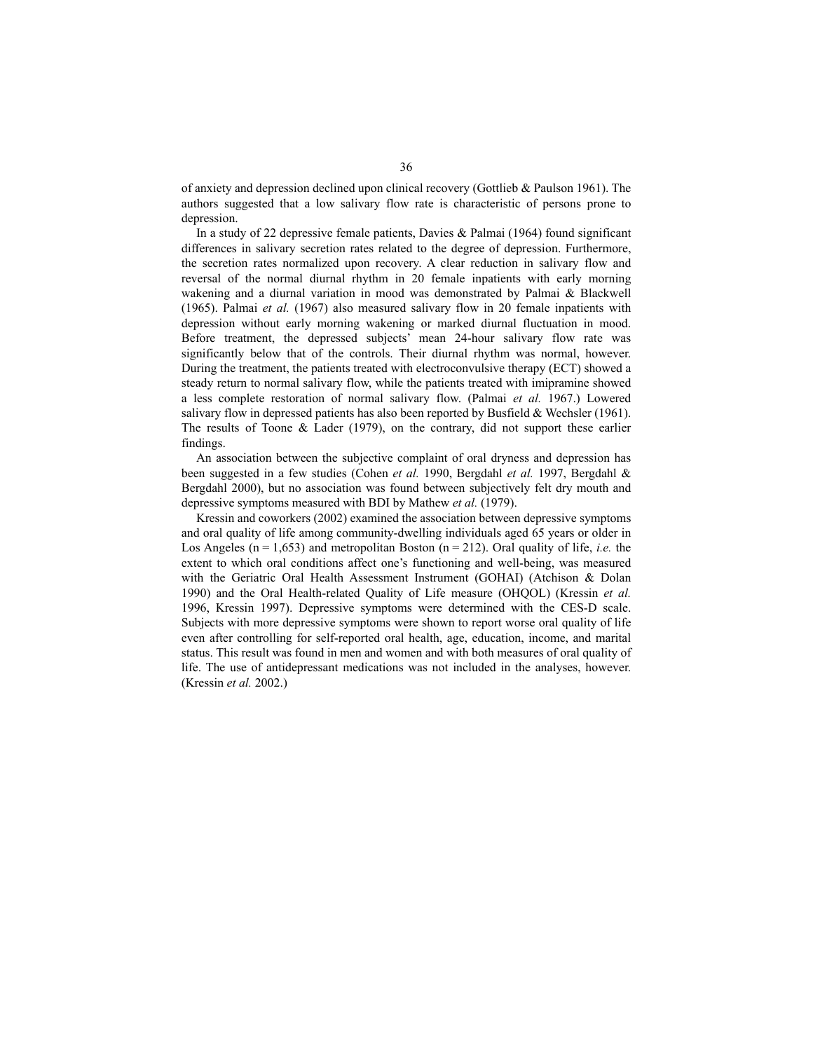of anxiety and depression declined upon clinical recovery (Gottlieb & Paulson 1961). The authors suggested that a low salivary flow rate is characteristic of persons prone to depression.

In a study of 22 depressive female patients, Davies & Palmai (1964) found significant differences in salivary secretion rates related to the degree of depression. Furthermore, the secretion rates normalized upon recovery. A clear reduction in salivary flow and reversal of the normal diurnal rhythm in 20 female inpatients with early morning wakening and a diurnal variation in mood was demonstrated by Palmai & Blackwell (1965). Palmai *et al.* (1967) also measured salivary flow in 20 female inpatients with depression without early morning wakening or marked diurnal fluctuation in mood. Before treatment, the depressed subjects' mean 24-hour salivary flow rate was significantly below that of the controls. Their diurnal rhythm was normal, however. During the treatment, the patients treated with electroconvulsive therapy (ECT) showed a steady return to normal salivary flow, while the patients treated with imipramine showed a less complete restoration of normal salivary flow. (Palmai *et al.* 1967.) Lowered salivary flow in depressed patients has also been reported by Busfield & Wechsler (1961). The results of Toone & Lader (1979), on the contrary, did not support these earlier findings.

An association between the subjective complaint of oral dryness and depression has been suggested in a few studies (Cohen *et al.* 1990, Bergdahl *et al.* 1997, Bergdahl & Bergdahl 2000), but no association was found between subjectively felt dry mouth and depressive symptoms measured with BDI by Mathew *et al.* (1979).

Kressin and coworkers (2002) examined the association between depressive symptoms and oral quality of life among community-dwelling individuals aged 65 years or older in Los Angeles (n = 1,653) and metropolitan Boston (n = 212). Oral quality of life, *i.e.* the extent to which oral conditions affect one's functioning and well-being, was measured with the Geriatric Oral Health Assessment Instrument (GOHAI) (Atchison & Dolan 1990) and the Oral Health-related Quality of Life measure (OHQOL) (Kressin *et al.* 1996, Kressin 1997). Depressive symptoms were determined with the CES-D scale. Subjects with more depressive symptoms were shown to report worse oral quality of life even after controlling for self-reported oral health, age, education, income, and marital status. This result was found in men and women and with both measures of oral quality of life. The use of antidepressant medications was not included in the analyses, however. (Kressin *et al.* 2002.)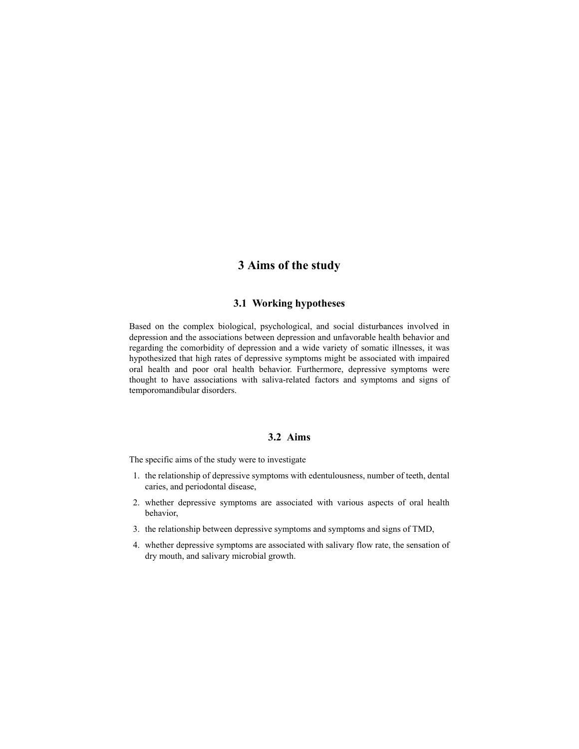# 3 Aims of the study

## 3.1 Working hypotheses

Based on the complex biological, psychological, and social disturbances involved in depression and the associations between depression and unfavorable health behavior and regarding the comorbidity of depression and a wide variety of somatic illnesses, it was hypothesized that high rates of depressive symptoms might be associated with impaired oral health and poor oral health behavior. Furthermore, depressive symptoms were thought to have associations with saliva-related factors and symptoms and signs of temporomandibular disorders.

## 3.2 Aims

The specific aims of the study were to investigate

1. the relationship of depressive symptoms with edentulousness, number of teeth, dental caries, and periodontal disease,
2. whether depressive symptoms are associated with various aspects of oral health behavior,
3. the relationship between depressive symptoms and symptoms and signs of TMD,
4. whether depressive symptoms are associated with salivary flow rate, the sensation of dry mouth, and salivary microbial growth.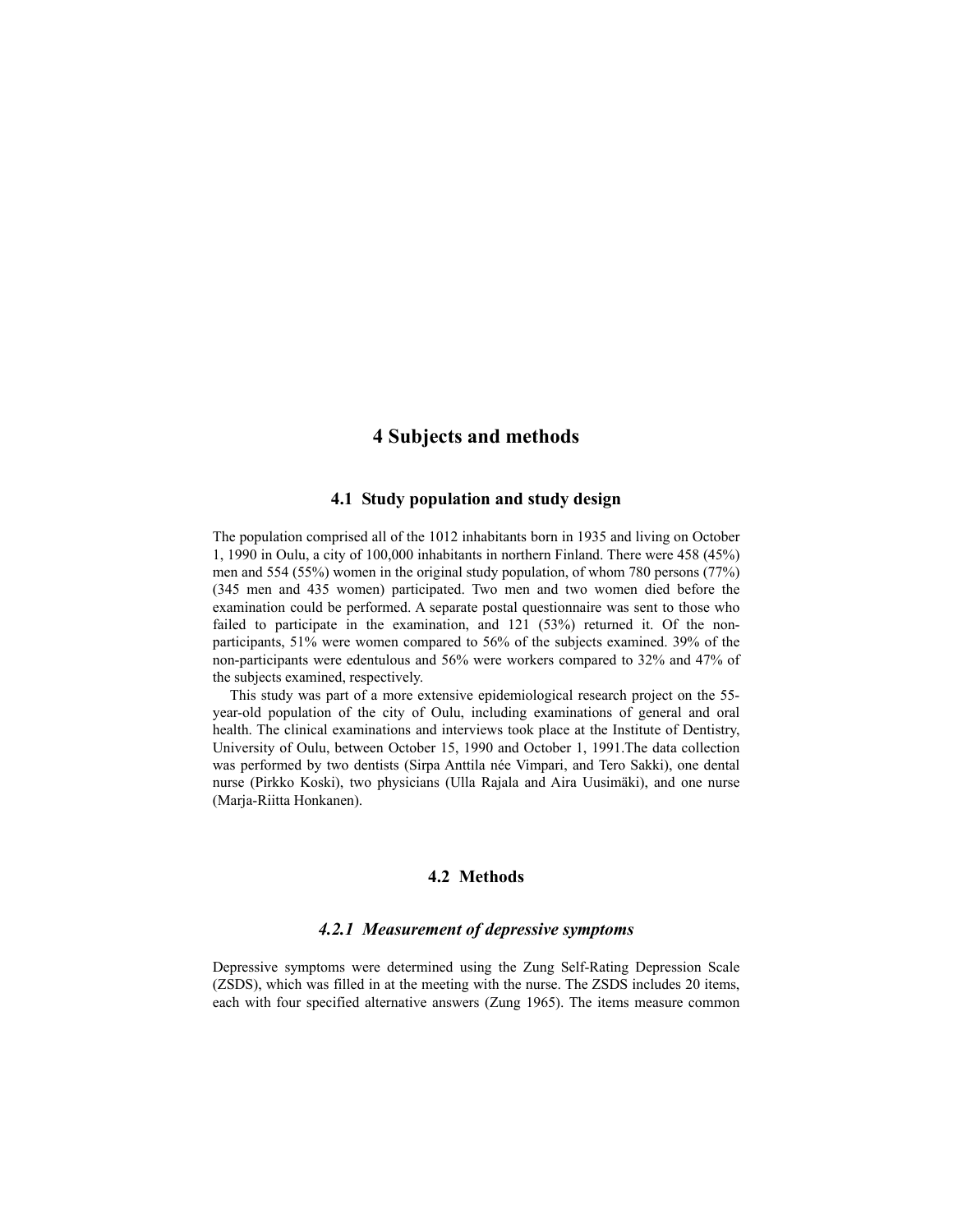# 4 Subjects and methods

## 4.1 Study population and study design

The population comprised all of the 1012 inhabitants born in 1935 and living on October 1, 1990 in Oulu, a city of 100,000 inhabitants in northern Finland. There were 458 (45%) men and 554 (55%) women in the original study population, of whom 780 persons (77%) (345 men and 435 women) participated. Two men and two women died before the examination could be performed. A separate postal questionnaire was sent to those who failed to participate in the examination, and 121 (53%) returned it. Of the non-participants, 51% were women compared to 56% of the subjects examined. 39% of the non-participants were edentulous and 56% were workers compared to 32% and 47% of the subjects examined, respectively.

This study was part of a more extensive epidemiological research project on the 55-year-old population of the city of Oulu, including examinations of general and oral health. The clinical examinations and interviews took place at the Institute of Dentistry, University of Oulu, between October 15, 1990 and October 1, 1991.The data collection was performed by two dentists (Sirpa Anttila née Vimpari, and Tero Sakki), one dental nurse (Pirkko Koski), two physicians (Ulla Rajala and Aira Uusimäki), and one nurse (Marja-Riitta Honkanen).

## 4.2 Methods

### *4.2.1 Measurement of depressive symptoms*

Depressive symptoms were determined using the Zung Self-Rating Depression Scale (ZSDS), which was filled in at the meeting with the nurse. The ZSDS includes 20 items, each with four specified alternative answers (Zung 1965). The items measure common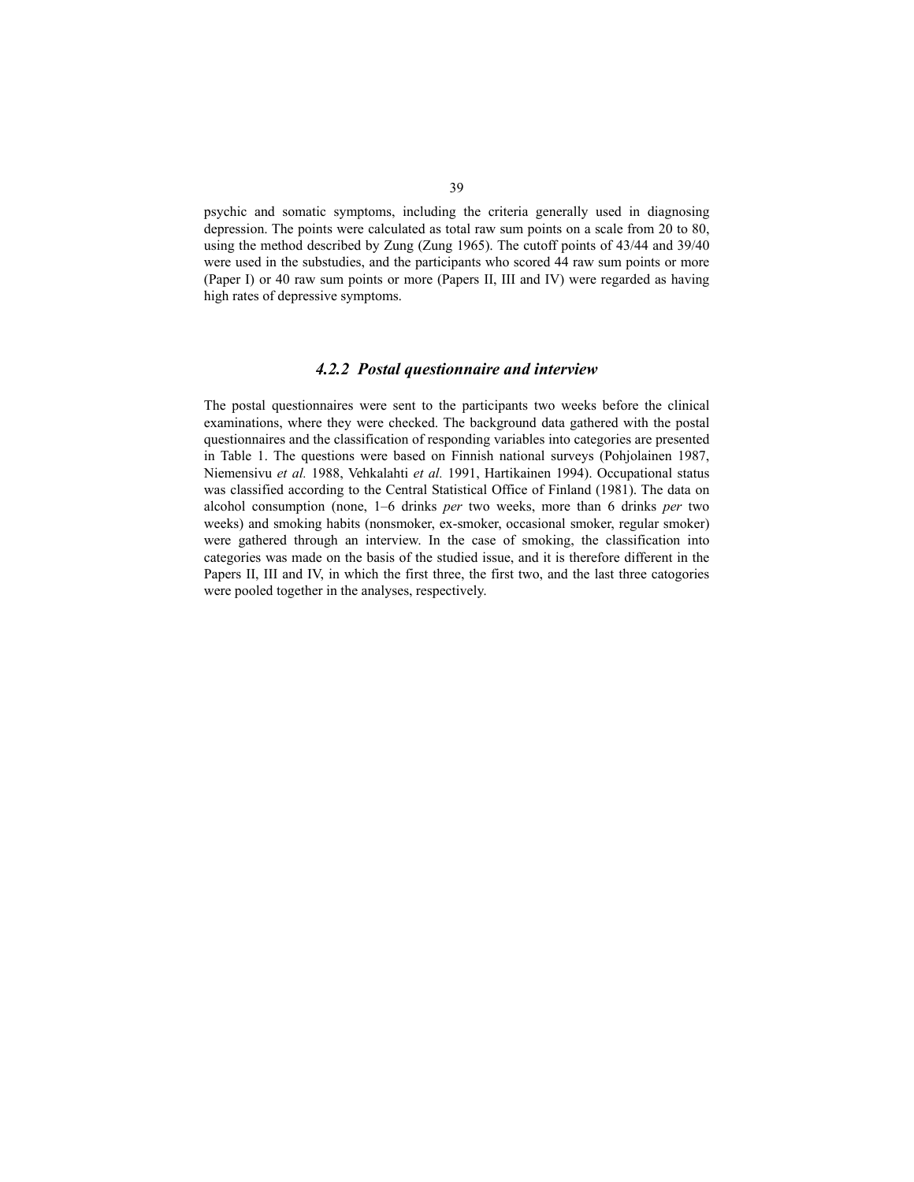psychic and somatic symptoms, including the criteria generally used in diagnosing depression. The points were calculated as total raw sum points on a scale from 20 to 80, using the method described by Zung (Zung 1965). The cutoff points of 43/44 and 39/40 were used in the substudies, and the participants who scored 44 raw sum points or more (Paper I) or 40 raw sum points or more (Papers II, III and IV) were regarded as having high rates of depressive symptoms.

### *4.2.2 Postal questionnaire and interview*

The postal questionnaires were sent to the participants two weeks before the clinical examinations, where they were checked. The background data gathered with the postal questionnaires and the classification of responding variables into categories are presented in Table 1. The questions were based on Finnish national surveys (Pohjolainen 1987, Niemensivu *et al.* 1988, Vehkalahti *et al.* 1991, Hartikainen 1994). Occupational status was classified according to the Central Statistical Office of Finland (1981). The data on alcohol consumption (none, 1–6 drinks *per* two weeks, more than 6 drinks *per* two weeks) and smoking habits (nonsmoker, ex-smoker, occasional smoker, regular smoker) were gathered through an interview. In the case of smoking, the classification into categories was made on the basis of the studied issue, and it is therefore different in the Papers II, III and IV, in which the first three, the first two, and the last three catogories were pooled together in the analyses, respectively.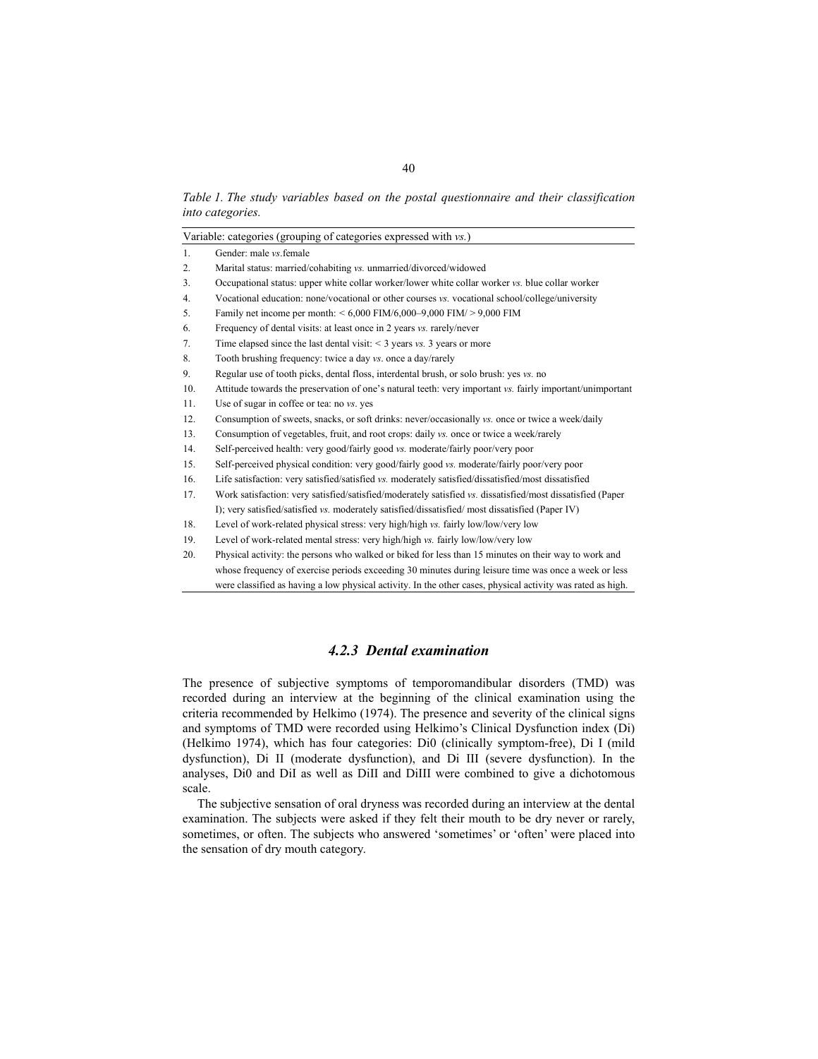*Table 1. The study variables based on the postal questionnaire and their classification into categories.*

| | Variable: categories (grouping of categories expressed with *vs.*) |
|---|---|
| 1. | Gender: male *vs.*female |
| 2. | Marital status: married/cohabiting *vs.* unmarried/divorced/widowed |
| 3. | Occupational status: upper white collar worker/lower white collar worker *vs.* blue collar worker |
| 4. | Vocational education: none/vocational or other courses *vs.* vocational school/college/university |
| 5. | Family net income per month: < 6,000 FIM/6,000–9,000 FIM/ > 9,000 FIM |
| 6. | Frequency of dental visits: at least once in 2 years *vs.* rarely/never |
| 7. | Time elapsed since the last dental visit: < 3 years *vs.* 3 years or more |
| 8. | Tooth brushing frequency: twice a day *vs*. once a day/rarely |
| 9. | Regular use of tooth picks, dental floss, interdental brush, or solo brush: yes *vs.* no |
| 10. | Attitude towards the preservation of one's natural teeth: very important *vs.* fairly important/unimportant |
| 11. | Use of sugar in coffee or tea: no *vs*. yes |
| 12. | Consumption of sweets, snacks, or soft drinks: never/occasionally *vs.* once or twice a week/daily |
| 13. | Consumption of vegetables, fruit, and root crops: daily *vs.* once or twice a week/rarely |
| 14. | Self-perceived health: very good/fairly good *vs.* moderate/fairly poor/very poor |
| 15. | Self-perceived physical condition: very good/fairly good *vs.* moderate/fairly poor/very poor |
| 16. | Life satisfaction: very satisfied/satisfied *vs.* moderately satisfied/dissatisfied/most dissatisfied |
| 17. | Work satisfaction: very satisfied/satisfied/moderately satisfied *vs.* dissatisfied/most dissatisfied (Paper I); very satisfied/satisfied *vs.* moderately satisfied/dissatisfied/ most dissatisfied (Paper IV) |
| 18. | Level of work-related physical stress: very high/high *vs.* fairly low/low/very low |
| 19. | Level of work-related mental stress: very high/high *vs.* fairly low/low/very low |
| 20. | Physical activity: the persons who walked or biked for less than 15 minutes on their way to work and whose frequency of exercise periods exceeding 30 minutes during leisure time was once a week or less were classified as having a low physical activity. In the other cases, physical activity was rated as high. |

### *4.2.3 Dental examination*

The presence of subjective symptoms of temporomandibular disorders (TMD) was recorded during an interview at the beginning of the clinical examination using the criteria recommended by Helkimo (1974). The presence and severity of the clinical signs and symptoms of TMD were recorded using Helkimo's Clinical Dysfunction index (Di) (Helkimo 1974), which has four categories: Di0 (clinically symptom-free), Di I (mild dysfunction), Di II (moderate dysfunction), and Di III (severe dysfunction). In the analyses, Di0 and DiI as well as DiII and DiIII were combined to give a dichotomous scale.

The subjective sensation of oral dryness was recorded during an interview at the dental examination. The subjects were asked if they felt their mouth to be dry never or rarely, sometimes, or often. The subjects who answered 'sometimes' or 'often' were placed into the sensation of dry mouth category.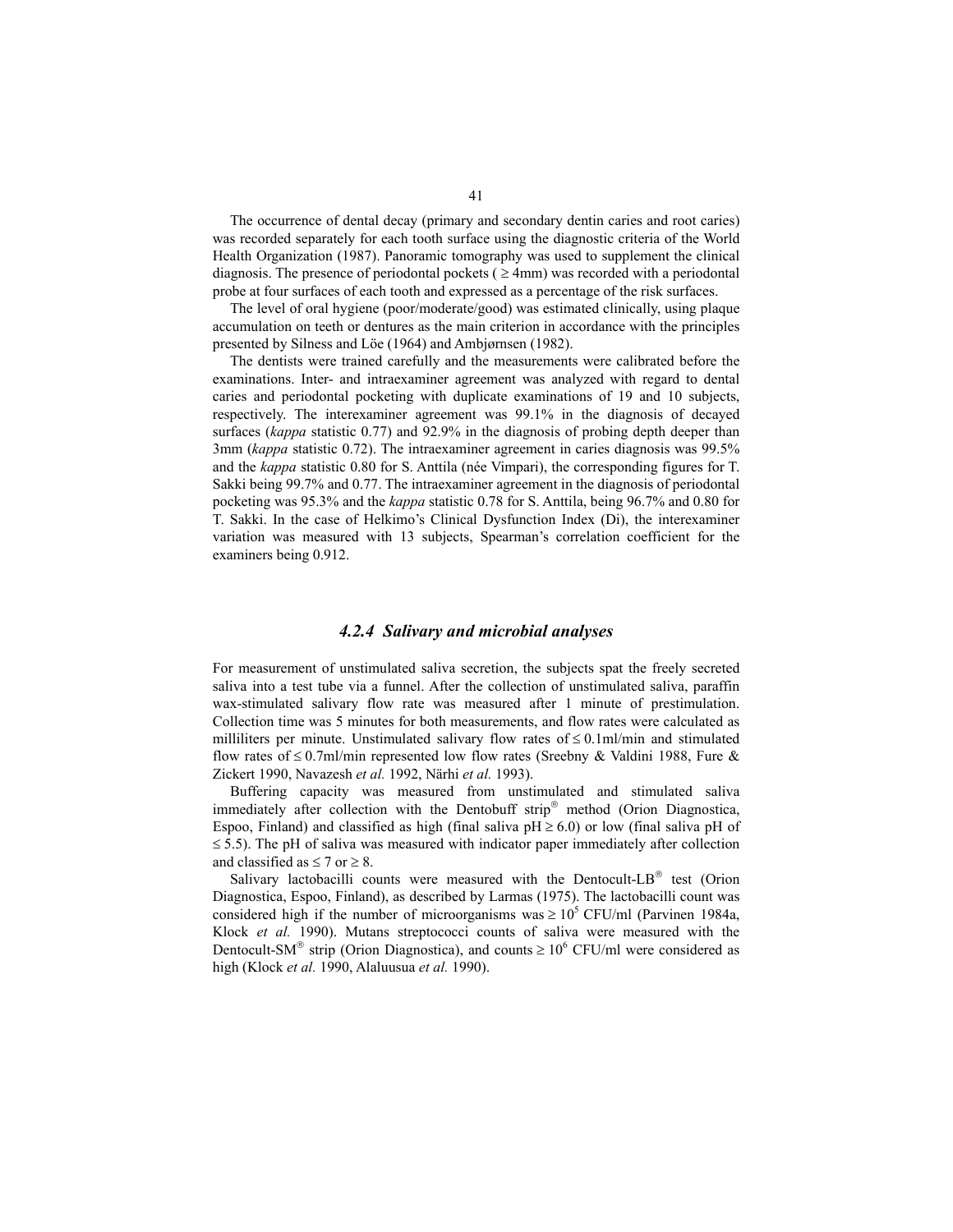The occurrence of dental decay (primary and secondary dentin caries and root caries) was recorded separately for each tooth surface using the diagnostic criteria of the World Health Organization (1987). Panoramic tomography was used to supplement the clinical diagnosis. The presence of periodontal pockets ( $\geq$ 4mm) was recorded with a periodontal probe at four surfaces of each tooth and expressed as a percentage of the risk surfaces.

The level of oral hygiene (poor/moderate/good) was estimated clinically, using plaque accumulation on teeth or dentures as the main criterion in accordance with the principles presented by Silness and Löe (1964) and Ambjørnsen (1982).

The dentists were trained carefully and the measurements were calibrated before the examinations. Inter- and intraexaminer agreement was analyzed with regard to dental caries and periodontal pocketing with duplicate examinations of 19 and 10 subjects, respectively. The interexaminer agreement was 99.1% in the diagnosis of decayed surfaces (*kappa* statistic 0.77) and 92.9% in the diagnosis of probing depth deeper than 3mm (*kappa* statistic 0.72). The intraexaminer agreement in caries diagnosis was 99.5% and the *kappa* statistic 0.80 for S. Anttila (née Vimpari), the corresponding figures for T. Sakki being 99.7% and 0.77. The intraexaminer agreement in the diagnosis of periodontal pocketing was 95.3% and the *kappa* statistic 0.78 for S. Anttila, being 96.7% and 0.80 for T. Sakki. In the case of Helkimo's Clinical Dysfunction Index (Di), the interexaminer variation was measured with 13 subjects, Spearman's correlation coefficient for the examiners being 0.912.

### *4.2.4 Salivary and microbial analyses*

For measurement of unstimulated saliva secretion, the subjects spat the freely secreted saliva into a test tube via a funnel. After the collection of unstimulated saliva, paraffin wax-stimulated salivary flow rate was measured after 1 minute of prestimulation. Collection time was 5 minutes for both measurements, and flow rates were calculated as milliliters per minute. Unstimulated salivary flow rates of $\leq$ 0.1ml/min and stimulated flow rates of $\leq$ 0.7ml/min represented low flow rates (Sreebny & Valdini 1988, Fure & Zickert 1990, Navazesh *et al.* 1992, Närhi *et al.* 1993).

Buffering capacity was measured from unstimulated and stimulated saliva immediately after collection with the Dentobuff strip® method (Orion Diagnostica, Espoo, Finland) and classified as high (final saliva pH $\geq$ 6.0) or low (final saliva pH of $\leq$ 5.5). The pH of saliva was measured with indicator paper immediately after collection and classified as $\leq$ 7 or $\geq$ 8.

Salivary lactobacilli counts were measured with the Dentocult-LB® test (Orion Diagnostica, Espoo, Finland), as described by Larmas (1975). The lactobacilli count was considered high if the number of microorganisms was $\geq 10^5$ CFU/ml (Parvinen 1984a, Klock *et al.* 1990). Mutans streptococci counts of saliva were measured with the Dentocult-SM® strip (Orion Diagnostica), and counts $\geq 10^6$ CFU/ml were considered as high (Klock *et al.* 1990, Alaluusua *et al.* 1990).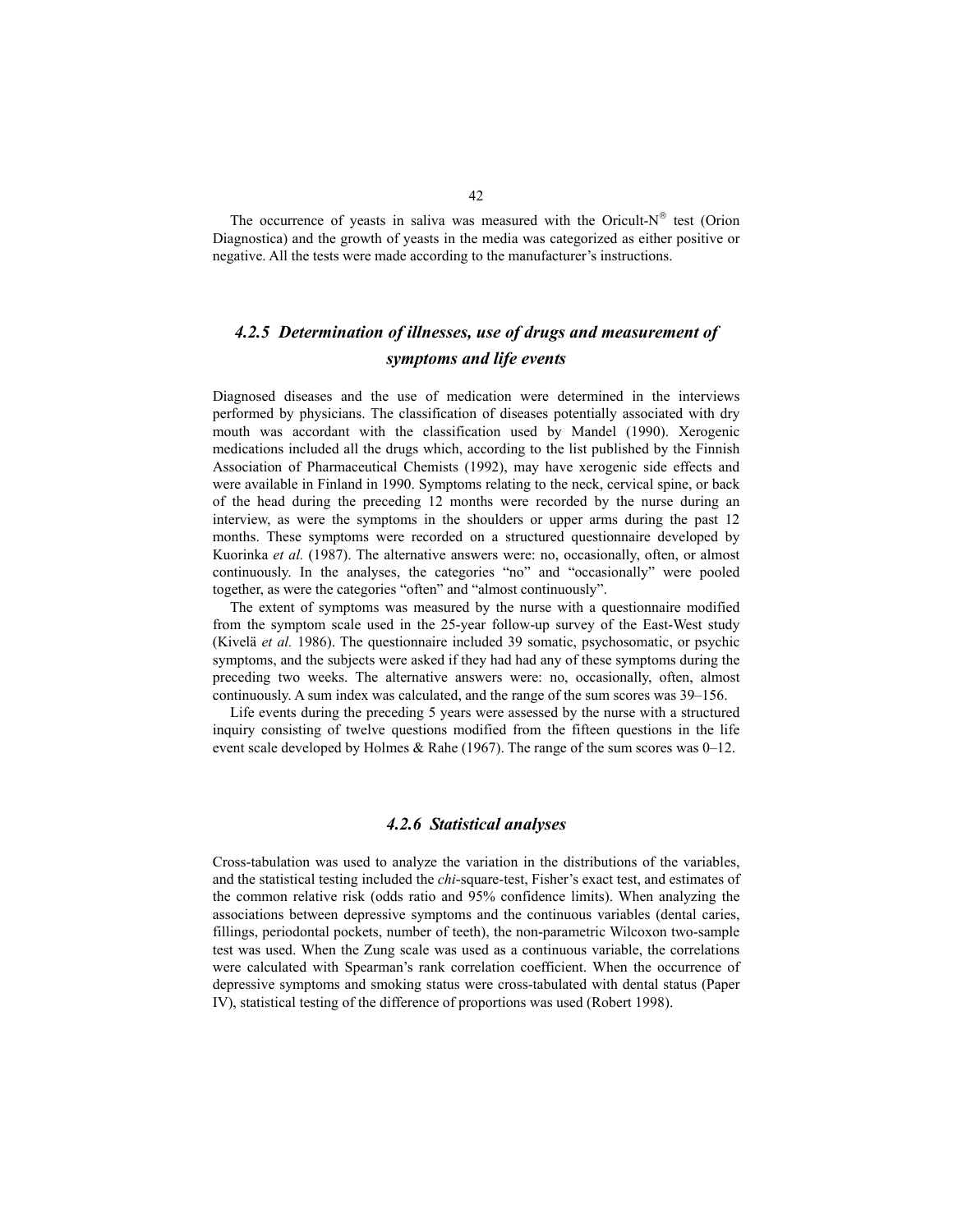The occurrence of yeasts in saliva was measured with the Oricult-N® test (Orion Diagnostica) and the growth of yeasts in the media was categorized as either positive or negative. All the tests were made according to the manufacturer's instructions.

### *4.2.5 Determination of illnesses, use of drugs and measurement of symptoms and life events*

Diagnosed diseases and the use of medication were determined in the interviews performed by physicians. The classification of diseases potentially associated with dry mouth was accordant with the classification used by Mandel (1990). Xerogenic medications included all the drugs which, according to the list published by the Finnish Association of Pharmaceutical Chemists (1992), may have xerogenic side effects and were available in Finland in 1990. Symptoms relating to the neck, cervical spine, or back of the head during the preceding 12 months were recorded by the nurse during an interview, as were the symptoms in the shoulders or upper arms during the past 12 months. These symptoms were recorded on a structured questionnaire developed by Kuorinka *et al.* (1987). The alternative answers were: no, occasionally, often, or almost continuously. In the analyses, the categories "no" and "occasionally" were pooled together, as were the categories "often" and "almost continuously".

The extent of symptoms was measured by the nurse with a questionnaire modified from the symptom scale used in the 25-year follow-up survey of the East-West study (Kivelä *et al.* 1986). The questionnaire included 39 somatic, psychosomatic, or psychic symptoms, and the subjects were asked if they had had any of these symptoms during the preceding two weeks. The alternative answers were: no, occasionally, often, almost continuously. A sum index was calculated, and the range of the sum scores was 39–156.

Life events during the preceding 5 years were assessed by the nurse with a structured inquiry consisting of twelve questions modified from the fifteen questions in the life event scale developed by Holmes & Rahe (1967). The range of the sum scores was 0–12.

### *4.2.6 Statistical analyses*

Cross-tabulation was used to analyze the variation in the distributions of the variables, and the statistical testing included the *chi*-square-test, Fisher's exact test, and estimates of the common relative risk (odds ratio and 95% confidence limits). When analyzing the associations between depressive symptoms and the continuous variables (dental caries, fillings, periodontal pockets, number of teeth), the non-parametric Wilcoxon two-sample test was used. When the Zung scale was used as a continuous variable, the correlations were calculated with Spearman's rank correlation coefficient. When the occurrence of depressive symptoms and smoking status were cross-tabulated with dental status (Paper IV), statistical testing of the difference of proportions was used (Robert 1998).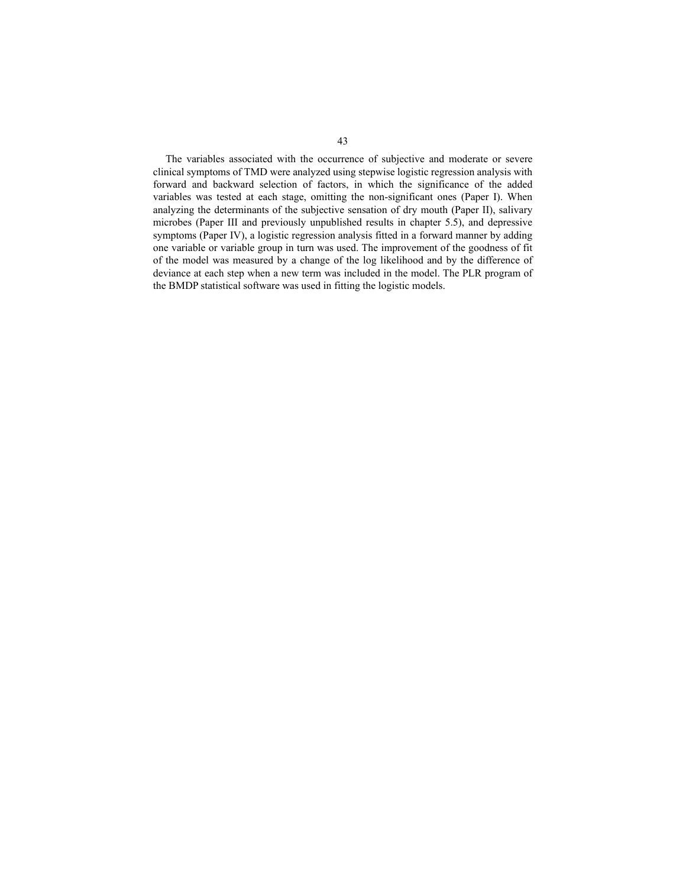The variables associated with the occurrence of subjective and moderate or severe clinical symptoms of TMD were analyzed using stepwise logistic regression analysis with forward and backward selection of factors, in which the significance of the added variables was tested at each stage, omitting the non-significant ones (Paper I). When analyzing the determinants of the subjective sensation of dry mouth (Paper II), salivary microbes (Paper III and previously unpublished results in chapter 5.5), and depressive symptoms (Paper IV), a logistic regression analysis fitted in a forward manner by adding one variable or variable group in turn was used. The improvement of the goodness of fit of the model was measured by a change of the log likelihood and by the difference of deviance at each step when a new term was included in the model. The PLR program of the BMDP statistical software was used in fitting the logistic models.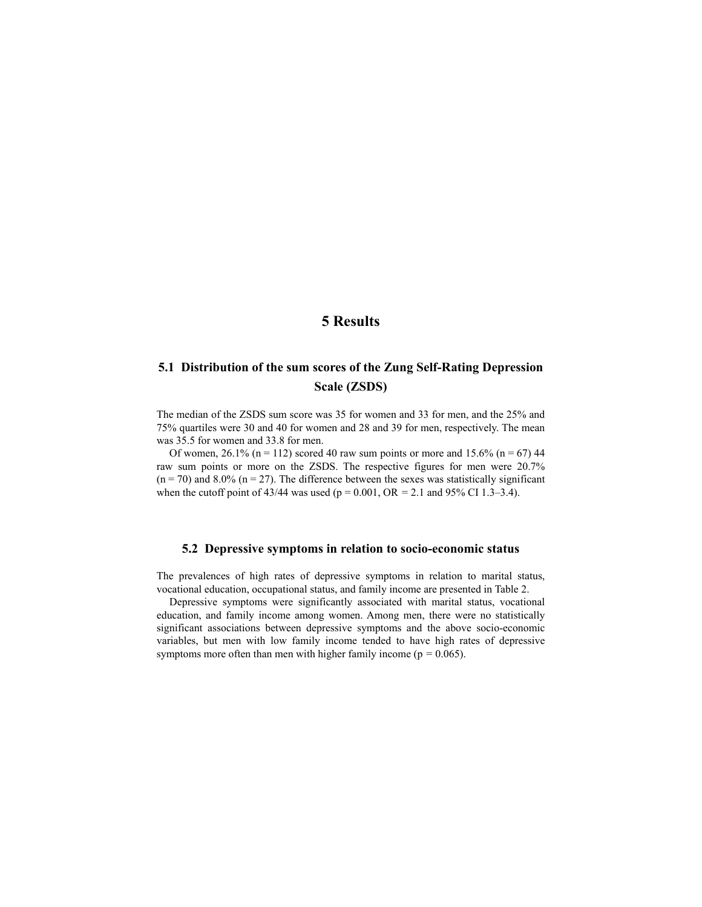# 5 Results

## 5.1 Distribution of the sum scores of the Zung Self-Rating Depression Scale (ZSDS)

The median of the ZSDS sum score was 35 for women and 33 for men, and the 25% and 75% quartiles were 30 and 40 for women and 28 and 39 for men, respectively. The mean was 35.5 for women and 33.8 for men.

Of women, 26.1% (n = 112) scored 40 raw sum points or more and 15.6% (n = 67) 44 raw sum points or more on the ZSDS. The respective figures for men were 20.7% (n = 70) and 8.0% (n = 27). The difference between the sexes was statistically significant when the cutoff point of 43/44 was used ($p = 0.001$, OR = 2.1 and 95% CI 1.3–3.4).

## 5.2 Depressive symptoms in relation to socio-economic status

The prevalences of high rates of depressive symptoms in relation to marital status, vocational education, occupational status, and family income are presented in Table 2.

Depressive symptoms were significantly associated with marital status, vocational education, and family income among women. Among men, there were no statistically significant associations between depressive symptoms and the above socio-economic variables, but men with low family income tended to have high rates of depressive symptoms more often than men with higher family income ($p = 0.065$).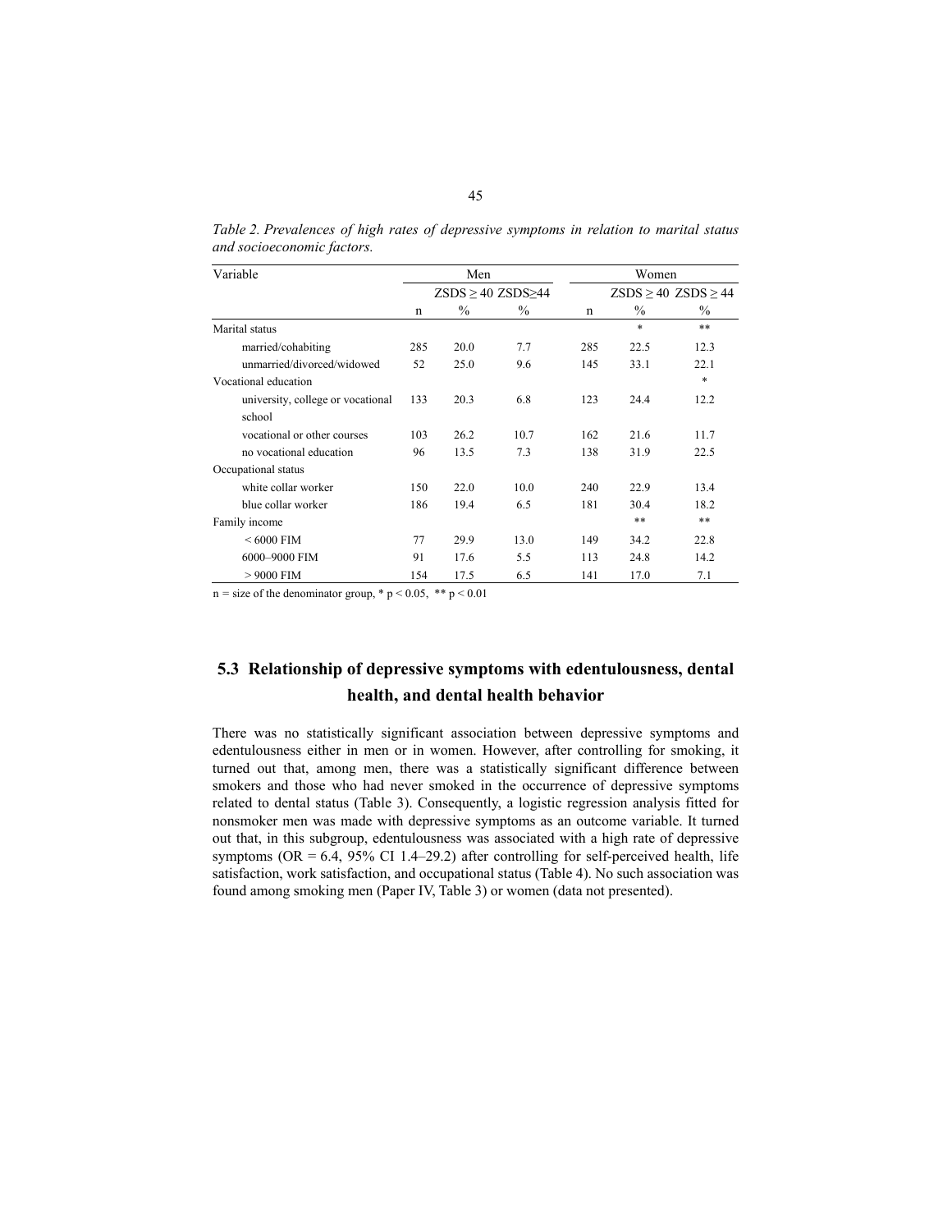*Table 2. Prevalences of high rates of depressive symptoms in relation to marital status and socioeconomic factors.*

| Variable | Men | | | Women | | |
|---|---|---|---|---|---|---|
| | | $ZSDS \geq 40$ | $ZSDS \geq 44$ | | $ZSDS \geq 40$ | $ZSDS \geq 44$ |
| | n | % | % | n | % | % |
| Marital status | | | | | * | ** |
| married/cohabiting | 285 | 20.0 | 7.7 | 285 | 22.5 | 12.3 |
| unmarried/divorced/widowed | 52 | 25.0 | 9.6 | 145 | 33.1 | 22.1 |
| Vocational education | | | | | | * |
| university, college or vocational school | 133 | 20.3 | 6.8 | 123 | 24.4 | 12.2 |
| vocational or other courses | 103 | 26.2 | 10.7 | 162 | 21.6 | 11.7 |
| no vocational education | 96 | 13.5 | 7.3 | 138 | 31.9 | 22.5 |
| Occupational status | | | | | | |
| white collar worker | 150 | 22.0 | 10.0 | 240 | 22.9 | 13.4 |
| blue collar worker | 186 | 19.4 | 6.5 | 181 | 30.4 | 18.2 |
| Family income | | | | | ** | ** |
| < 6000 FIM | 77 | 29.9 | 13.0 | 149 | 34.2 | 22.8 |
| 6000–9000 FIM | 91 | 17.6 | 5.5 | 113 | 24.8 | 14.2 |
| > 9000 FIM | 154 | 17.5 | 6.5 | 141 | 17.0 | 7.1 |

n = size of the denominator group, * $p < 0.05$, ** $p < 0.01$

## 5.3 Relationship of depressive symptoms with edentulousness, dental health, and dental health behavior

There was no statistically significant association between depressive symptoms and edentulousness either in men or in women. However, after controlling for smoking, it turned out that, among men, there was a statistically significant difference between smokers and those who had never smoked in the occurrence of depressive symptoms related to dental status (Table 3). Consequently, a logistic regression analysis fitted for nonsmoker men was made with depressive symptoms as an outcome variable. It turned out that, in this subgroup, edentulousness was associated with a high rate of depressive symptoms (OR = 6.4, 95% CI 1.4–29.2) after controlling for self-perceived health, life satisfaction, work satisfaction, and occupational status (Table 4). No such association was found among smoking men (Paper IV, Table 3) or women (data not presented).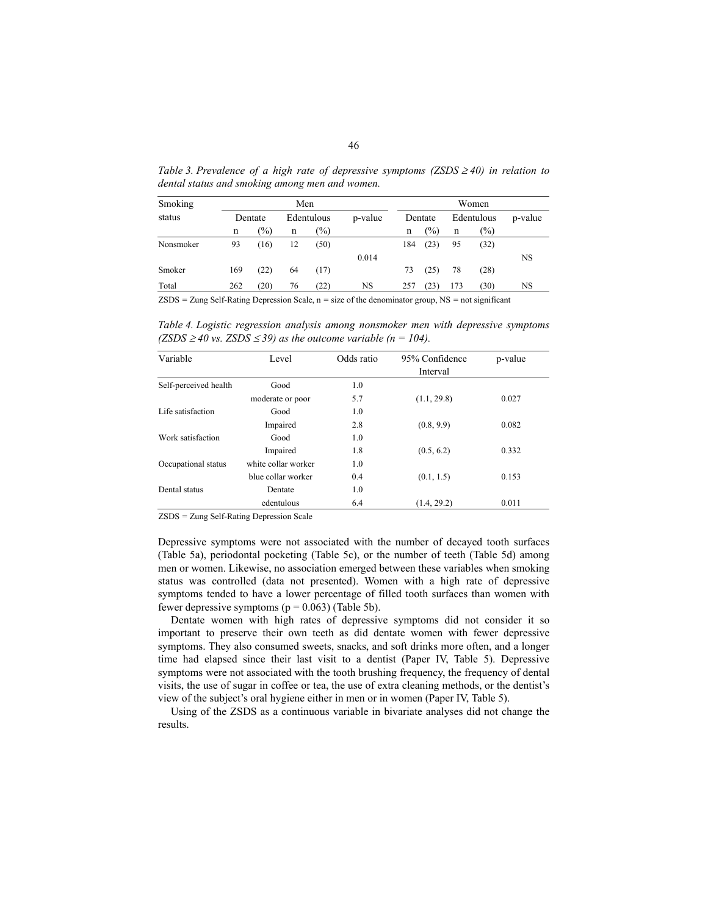*Table 3. Prevalence of a high rate of depressive symptoms (ZSDS ≥ 40) in relation to dental status and smoking among men and women.*

| Smoking status | Men | | | | | Women | | | | |
|---|---|---|---|---|---|---|---|---|---|---|
| | Dentate | | Edentulous | | p-value | Dentate | | Edentulous | | p-value |
| | n | (%) | n | (%) | | n | (%) | n | (%) | |
| Nonsmoker | 93 | (16) | 12 | (50) | 0.014 | 184 | (23) | 95 | (32) | NS |
| Smoker | 169 | (22) | 64 | (17) | | 73 | (25) | 78 | (28) | |
| Total | 262 | (20) | 76 | (22) | NS | 257 | (23) | 173 | (30) | NS |

ZSDS = Zung Self-Rating Depression Scale, n = size of the denominator group, NS = not significant

*Table 4. Logistic regression analysis among nonsmoker men with depressive symptoms (ZSDS ≥ 40 vs. ZSDS ≤ 39) as the outcome variable (n = 104).*

| Variable | Level | Odds ratio | 95% Confidence Interval | p-value |
|---|---|---|---|---|
| Self-perceived health | Good | 1.0 | | |
| | moderate or poor | 5.7 | (1.1, 29.8) | 0.027 |
| Life satisfaction | Good | 1.0 | | |
| | Impaired | 2.8 | (0.8, 9.9) | 0.082 |
| Work satisfaction | Good | 1.0 | | |
| | Impaired | 1.8 | (0.5, 6.2) | 0.332 |
| Occupational status | white collar worker | 1.0 | | |
| | blue collar worker | 0.4 | (0.1, 1.5) | 0.153 |
| Dental status | Dentate | 1.0 | | |
| | edentulous | 6.4 | (1.4, 29.2) | 0.011 |

ZSDS = Zung Self-Rating Depression Scale

Depressive symptoms were not associated with the number of decayed tooth surfaces (Table 5a), periodontal pocketing (Table 5c), or the number of teeth (Table 5d) among men or women. Likewise, no association emerged between these variables when smoking status was controlled (data not presented). Women with a high rate of depressive symptoms tended to have a lower percentage of filled tooth surfaces than women with fewer depressive symptoms ($p = 0.063$) (Table 5b).

Dentate women with high rates of depressive symptoms did not consider it so important to preserve their own teeth as did dentate women with fewer depressive symptoms. They also consumed sweets, snacks, and soft drinks more often, and a longer time had elapsed since their last visit to a dentist (Paper IV, Table 5). Depressive symptoms were not associated with the tooth brushing frequency, the frequency of dental visits, the use of sugar in coffee or tea, the use of extra cleaning methods, or the dentist's view of the subject's oral hygiene either in men or in women (Paper IV, Table 5).

Using of the ZSDS as a continuous variable in bivariate analyses did not change the results.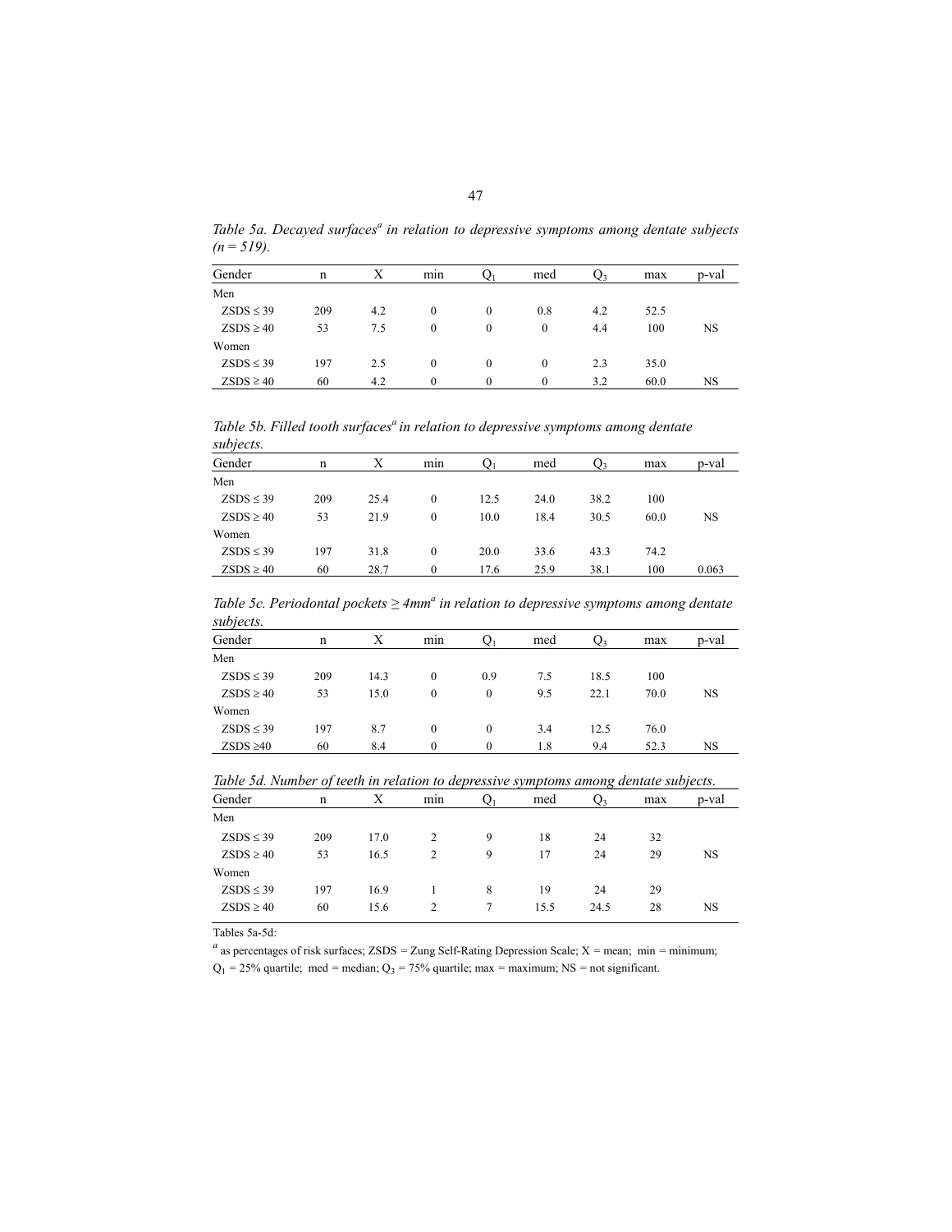*Table 5a. Decayed surfaces[a] in relation to depressive symptoms among dentate subjects (n = 519).*

| Gender | n | X | min | $Q_1$ | med | $Q_3$ | max | p-val |
|---|---|---|---|---|---|---|---|---|
| Men | | | | | | | | |
| ZSDS ≤ 39 | 209 | 4.2 | 0 | 0 | 0.8 | 4.2 | 52.5 | |
| ZSDS ≥ 40 | 53 | 7.5 | 0 | 0 | 0 | 4.4 | 100 | NS |
| Women | | | | | | | | |
| ZSDS ≤ 39 | 197 | 2.5 | 0 | 0 | 0 | 2.3 | 35.0 | |
| ZSDS ≥ 40 | 60 | 4.2 | 0 | 0 | 0 | 3.2 | 60.0 | NS |

*Table 5b. Filled tooth surfaces[a] in relation to depressive symptoms among dentate subjects.*

| Gender | n | X | min | $Q_1$ | med | $Q_3$ | max | p-val |
|---|---|---|---|---|---|---|---|---|
| Men | | | | | | | | |
| ZSDS ≤ 39 | 209 | 25.4 | 0 | 12.5 | 24.0 | 38.2 | 100 | |
| ZSDS ≥ 40 | 53 | 21.9 | 0 | 10.0 | 18.4 | 30.5 | 60.0 | NS |
| Women | | | | | | | | |
| ZSDS ≤ 39 | 197 | 31.8 | 0 | 20.0 | 33.6 | 43.3 | 74.2 | |
| ZSDS ≥ 40 | 60 | 28.7 | 0 | 17.6 | 25.9 | 38.1 | 100 | 0.063 |

*Table 5c. Periodontal pockets ≥ 4mm[a] in relation to depressive symptoms among dentate subjects.*

| Gender | n | X | min | $Q_1$ | med | $Q_3$ | max | p-val |
|---|---|---|---|---|---|---|---|---|
| Men | | | | | | | | |
| ZSDS ≤ 39 | 209 | 14.3 | 0 | 0.9 | 7.5 | 18.5 | 100 | |
| ZSDS ≥ 40 | 53 | 15.0 | 0 | 0 | 9.5 | 22.1 | 70.0 | NS |
| Women | | | | | | | | |
| ZSDS ≤ 39 | 197 | 8.7 | 0 | 0 | 3.4 | 12.5 | 76.0 | |
| ZSDS ≥40 | 60 | 8.4 | 0 | 0 | 1.8 | 9.4 | 52.3 | NS |

*Table 5d. Number of teeth in relation to depressive symptoms among dentate subjects.*

| Gender | n | X | min | $Q_1$ | med | $Q_3$ | max | p-val |
|---|---|---|---|---|---|---|---|---|
| Men | | | | | | | | |
| ZSDS ≤ 39 | 209 | 17.0 | 2 | 9 | 18 | 24 | 32 | |
| ZSDS ≥ 40 | 53 | 16.5 | 2 | 9 | 17 | 24 | 29 | NS |
| Women | | | | | | | | |
| ZSDS ≤ 39 | 197 | 16.9 | 1 | 8 | 19 | 24 | 29 | |
| ZSDS ≥ 40 | 60 | 15.6 | 2 | 7 | 15.5 | 24.5 | 28 | NS |

Tables 5a-5d:

[a] as percentages of risk surfaces; ZSDS = Zung Self-Rating Depression Scale; X = mean; min = minimum; $Q_1$ = 25% quartile; med = median; $Q_3$ = 75% quartile; max = maximum; NS = not significant.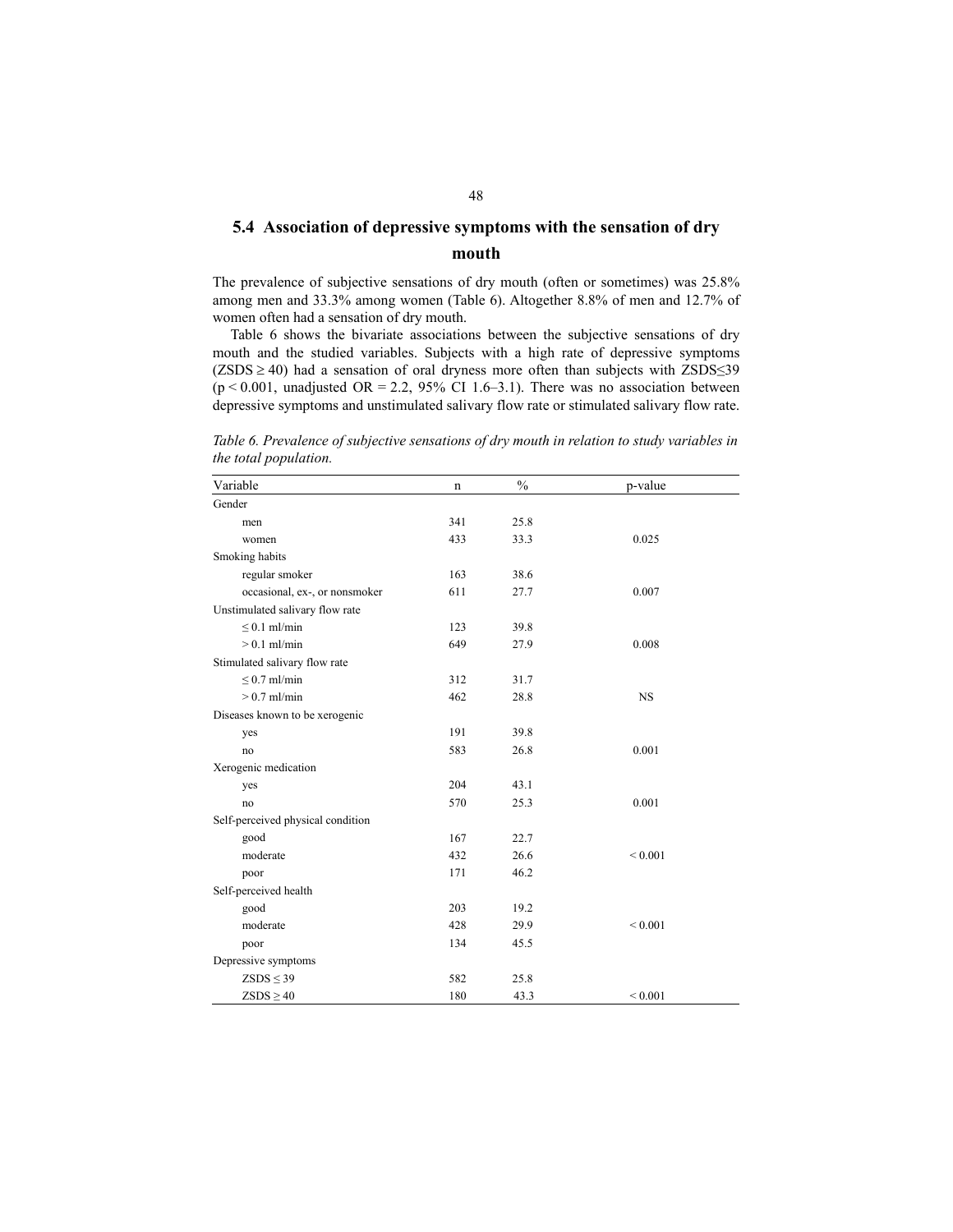## 5.4 Association of depressive symptoms with the sensation of dry mouth

The prevalence of subjective sensations of dry mouth (often or sometimes) was 25.8% among men and 33.3% among women (Table 6). Altogether 8.8% of men and 12.7% of women often had a sensation of dry mouth.

Table 6 shows the bivariate associations between the subjective sensations of dry mouth and the studied variables. Subjects with a high rate of depressive symptoms (ZSDS ≥ 40) had a sensation of oral dryness more often than subjects with ZSDS≤39 ($p < 0.001$, unadjusted OR = 2.2, 95% CI 1.6–3.1). There was no association between depressive symptoms and unstimulated salivary flow rate or stimulated salivary flow rate.

*Table 6. Prevalence of subjective sensations of dry mouth in relation to study variables in the total population.*

| Variable | n | % | p-value |
|---|---|---|---|
| Gender | | | |
| men | 341 | 25.8 | |
| women | 433 | 33.3 | 0.025 |
| Smoking habits | | | |
| regular smoker | 163 | 38.6 | |
| occasional, ex-, or nonsmoker | 611 | 27.7 | 0.007 |
| Unstimulated salivary flow rate | | | |
| ≤ 0.1 ml/min | 123 | 39.8 | |
| > 0.1 ml/min | 649 | 27.9 | 0.008 |
| Stimulated salivary flow rate | | | |
| ≤ 0.7 ml/min | 312 | 31.7 | |
| > 0.7 ml/min | 462 | 28.8 | NS |
| Diseases known to be xerogenic | | | |
| yes | 191 | 39.8 | |
| no | 583 | 26.8 | 0.001 |
| Xerogenic medication | | | |
| yes | 204 | 43.1 | |
| no | 570 | 25.3 | 0.001 |
| Self-perceived physical condition | | | |
| good | 167 | 22.7 | |
| moderate | 432 | 26.6 | < 0.001 |
| poor | 171 | 46.2 | |
| Self-perceived health | | | |
| good | 203 | 19.2 | |
| moderate | 428 | 29.9 | < 0.001 |
| poor | 134 | 45.5 | |
| Depressive symptoms | | | |
| ZSDS ≤ 39 | 582 | 25.8 | |
| ZSDS ≥ 40 | 180 | 43.3 | < 0.001 |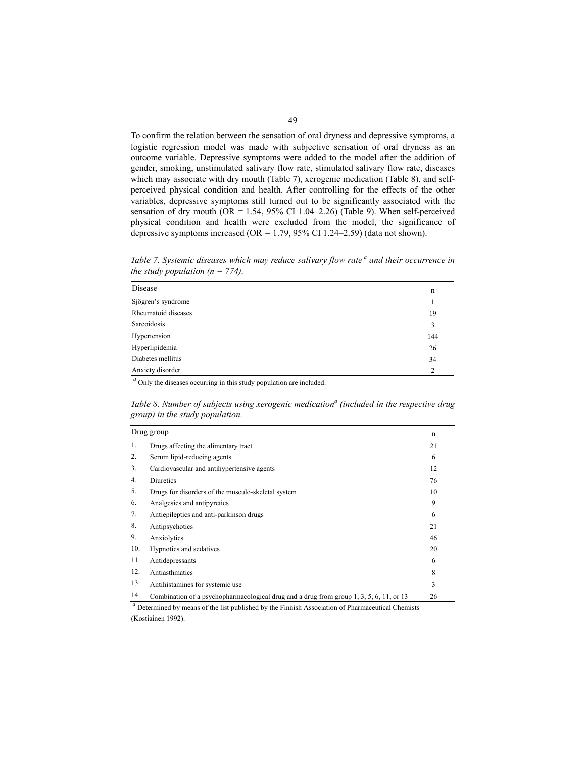To confirm the relation between the sensation of oral dryness and depressive symptoms, a logistic regression model was made with subjective sensation of oral dryness as an outcome variable. Depressive symptoms were added to the model after the addition of gender, smoking, unstimulated salivary flow rate, stimulated salivary flow rate, diseases which may associate with dry mouth (Table 7), xerogenic medication (Table 8), and self-perceived physical condition and health. After controlling for the effects of the other variables, depressive symptoms still turned out to be significantly associated with the sensation of dry mouth (OR = 1.54, 95% CI 1.04–2.26) (Table 9). When self-perceived physical condition and health were excluded from the model, the significance of depressive symptoms increased (OR = 1.79, 95% CI 1.24–2.59) (data not shown).

*Table 7. Systemic diseases which may reduce salivary flow rate[a] and their occurrence in the study population (n = 774).*

| Disease | n |
|---|---|
| Sjögren's syndrome | 1 |
| Rheumatoid diseases | 19 |
| Sarcoidosis | 3 |
| Hypertension | 144 |
| Hyperlipidemia | 26 |
| Diabetes mellitus | 34 |
| Anxiety disorder | 2 |

[a] Only the diseases occurring in this study population are included.

*Table 8. Number of subjects using xerogenic medication[a] (included in the respective drug group) in the study population.*

| | Drug group | n |
|---|---|---|
| 1. | Drugs affecting the alimentary tract | 21 |
| 2. | Serum lipid-reducing agents | 6 |
| 3. | Cardiovascular and antihypertensive agents | 12 |
| 4. | Diuretics | 76 |
| 5. | Drugs for disorders of the musculo-skeletal system | 10 |
| 6. | Analgesics and antipyretics | 9 |
| 7. | Antiepileptics and anti-parkinson drugs | 6 |
| 8. | Antipsychotics | 21 |
| 9. | Anxiolytics | 46 |
| 10. | Hypnotics and sedatives | 20 |
| 11. | Antidepressants | 6 |
| 12. | Antiasthmatics | 8 |
| 13. | Antihistamines for systemic use | 3 |
| 14. | Combination of a psychopharmacological drug and a drug from group 1, 3, 5, 6, 11, or 13 | 26 |

[a] Determined by means of the list published by the Finnish Association of Pharmaceutical Chemists (Kostiainen 1992).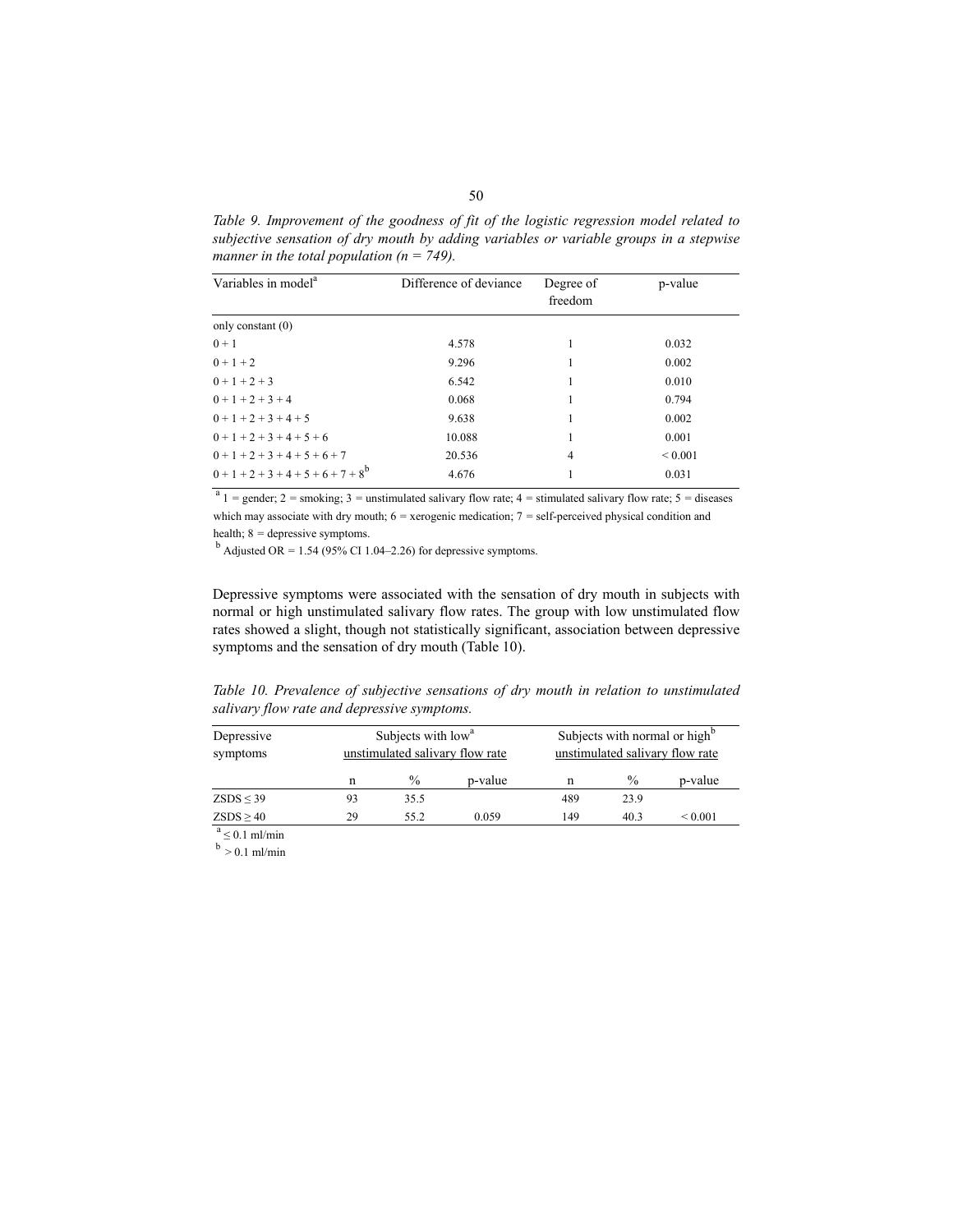*Table 9. Improvement of the goodness of fit of the logistic regression model related to subjective sensation of dry mouth by adding variables or variable groups in a stepwise manner in the total population (n = 749).*

| Variables in model[a] | Difference of deviance | Degree of freedom | p-value |
|---|---|---|---|
| only constant (0) | | | |
| 0 + 1 | 4.578 | 1 | 0.032 |
| 0 + 1 + 2 | 9.296 | 1 | 0.002 |
| 0 + 1 + 2 + 3 | 6.542 | 1 | 0.010 |
| 0 + 1 + 2 + 3 + 4 | 0.068 | 1 | 0.794 |
| 0 + 1 + 2 + 3 + 4 + 5 | 9.638 | 1 | 0.002 |
| 0 + 1 + 2 + 3 + 4 + 5 + 6 | 10.088 | 1 | 0.001 |
| 0 + 1 + 2 + 3 + 4 + 5 + 6 + 7 | 20.536 | 4 | < 0.001 |
| 0 + 1 + 2 + 3 + 4 + 5 + 6 + 7 + 8[b] | 4.676 | 1 | 0.031 |

[a] 1 = gender; 2 = smoking; 3 = unstimulated salivary flow rate; 4 = stimulated salivary flow rate; 5 = diseases which may associate with dry mouth; 6 = xerogenic medication; 7 = self-perceived physical condition and health; 8 = depressive symptoms.

[b] Adjusted OR = 1.54 (95% CI 1.04–2.26) for depressive symptoms.

Depressive symptoms were associated with the sensation of dry mouth in subjects with normal or high unstimulated salivary flow rates. The group with low unstimulated flow rates showed a slight, though not statistically significant, association between depressive symptoms and the sensation of dry mouth (Table 10).

*Table 10. Prevalence of subjective sensations of dry mouth in relation to unstimulated salivary flow rate and depressive symptoms.*

| Depressive symptoms | Subjects with low[a] unstimulated salivary flow rate | | | Subjects with normal or high[b] unstimulated salivary flow rate | | |
|---|---|---|---|---|---|---|
| | n | % | p-value | n | % | p-value |
| ZSDS ≤ 39 | 93 | 35.5 | | 489 | 23.9 | |
| ZSDS ≥ 40 | 29 | 55.2 | 0.059 | 149 | 40.3 | < 0.001 |

[a] ≤ 0.1 ml/min

[b] > 0.1 ml/min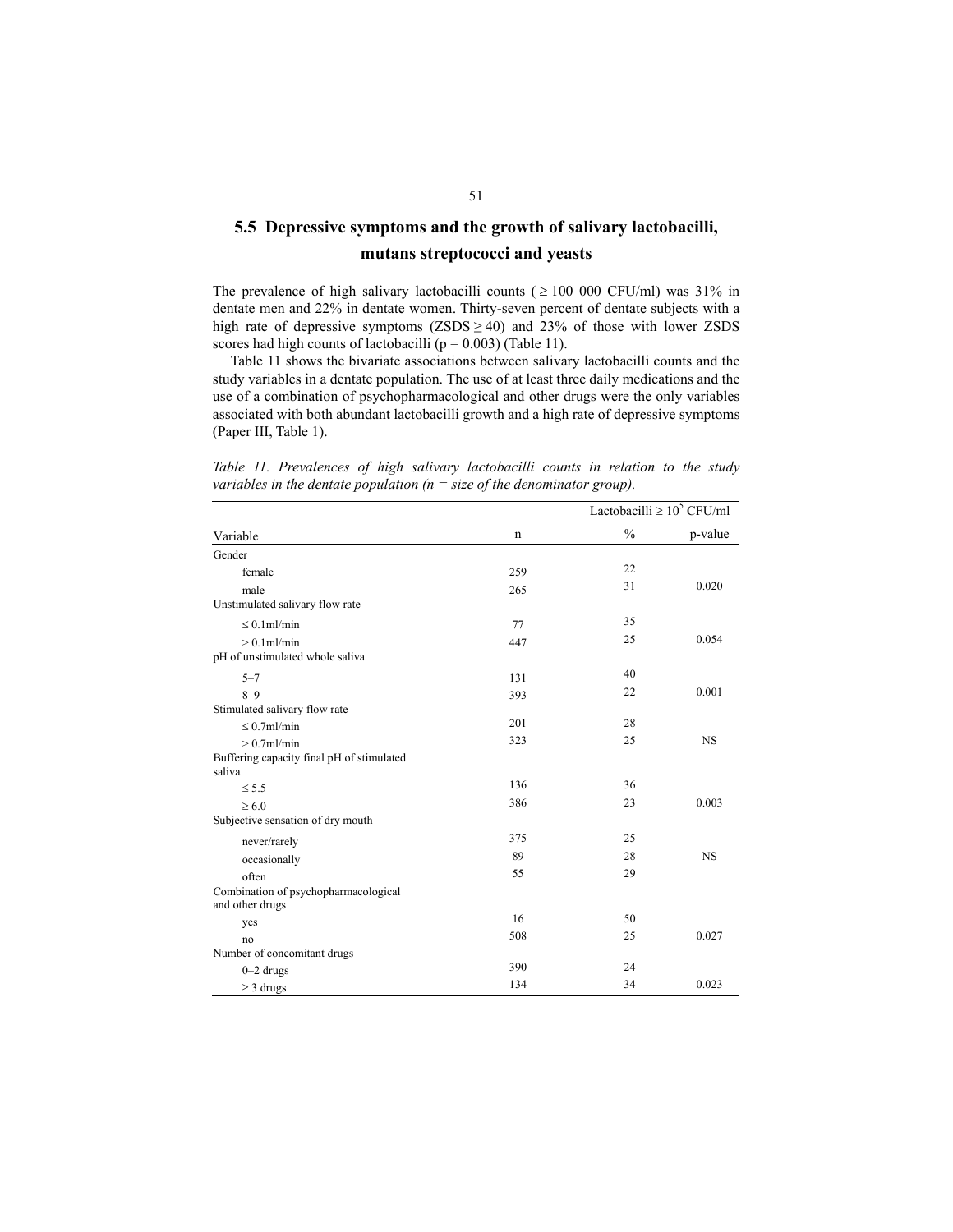## 5.5 Depressive symptoms and the growth of salivary lactobacilli, mutans streptococci and yeasts

The prevalence of high salivary lactobacilli counts ( ≥ 100 000 CFU/ml) was 31% in dentate men and 22% in dentate women. Thirty-seven percent of dentate subjects with a high rate of depressive symptoms (ZSDS ≥ 40) and 23% of those with lower ZSDS scores had high counts of lactobacilli ($p = 0.003$) (Table 11).

Table 11 shows the bivariate associations between salivary lactobacilli counts and the study variables in a dentate population. The use of at least three daily medications and the use of a combination of psychopharmacological and other drugs were the only variables associated with both abundant lactobacilli growth and a high rate of depressive symptoms (Paper III, Table 1).

*Table 11. Prevalences of high salivary lactobacilli counts in relation to the study variables in the dentate population (n = size of the denominator group).*

| | | Lactobacilli ≥ $10^5$ CFU/ml | |
|---|---|---|---|
| Variable | n | % | p-value |
| Gender | | | |
| female | 259 | 22 | |
| male | 265 | 31 | 0.020 |
| Unstimulated salivary flow rate | | | |
| ≤ 0.1ml/min | 77 | 35 | |
| > 0.1ml/min | 447 | 25 | 0.054 |
| pH of unstimulated whole saliva | | | |
| 5–7 | 131 | 40 | |
| 8–9 | 393 | 22 | 0.001 |
| Stimulated salivary flow rate | | | |
| ≤ 0.7ml/min | 201 | 28 | |
| > 0.7ml/min | 323 | 25 | NS |
| Buffering capacity final pH of stimulated saliva | | | |
| ≤ 5.5 | 136 | 36 | |
| ≥ 6.0 | 386 | 23 | 0.003 |
| Subjective sensation of dry mouth | | | |
| never/rarely | 375 | 25 | |
| occasionally | 89 | 28 | NS |
| often | 55 | 29 | |
| Combination of psychopharmacological and other drugs | | | |
| yes | 16 | 50 | |
| no | 508 | 25 | 0.027 |
| Number of concomitant drugs | | | |
| 0–2 drugs | 390 | 24 | |
| ≥ 3 drugs | 134 | 34 | 0.023 |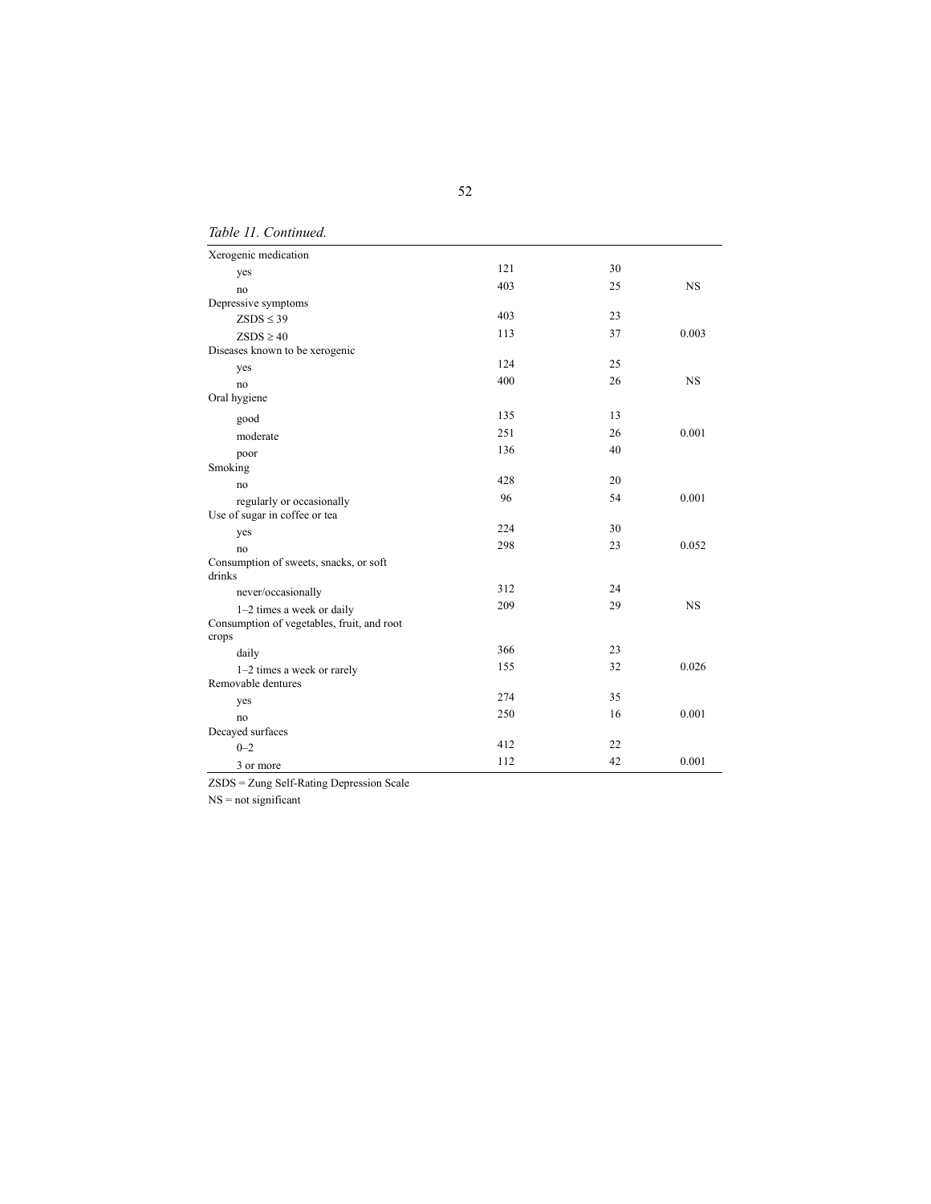*Table 11. Continued.*

| | | | |
|---|---|---|---|
| Xerogenic medication | | | |
| yes | 121 | 30 | |
| no | 403 | 25 | NS |
| Depressive symptoms | | | |
| ZSDS ≤ 39 | 403 | 23 | |
| ZSDS ≥ 40 | 113 | 37 | 0.003 |
| Diseases known to be xerogenic | | | |
| yes | 124 | 25 | |
| no | 400 | 26 | NS |
| Oral hygiene | | | |
| good | 135 | 13 | |
| moderate | 251 | 26 | 0.001 |
| poor | 136 | 40 | |
| Smoking | | | |
| no | 428 | 20 | |
| regularly or occasionally | 96 | 54 | 0.001 |
| Use of sugar in coffee or tea | | | |
| yes | 224 | 30 | |
| no | 298 | 23 | 0.052 |
| Consumption of sweets, snacks, or soft drinks | | | |
| never/occasionally | 312 | 24 | |
| 1–2 times a week or daily | 209 | 29 | NS |
| Consumption of vegetables, fruit, and root crops | | | |
| daily | 366 | 23 | |
| 1–2 times a week or rarely | 155 | 32 | 0.026 |
| Removable dentures | | | |
| yes | 274 | 35 | |
| no | 250 | 16 | 0.001 |
| Decayed surfaces | | | |
| 0–2 | 412 | 22 | |
| 3 or more | 112 | 42 | 0.001 |

ZSDS = Zung Self-Rating Depression Scale

NS = not significant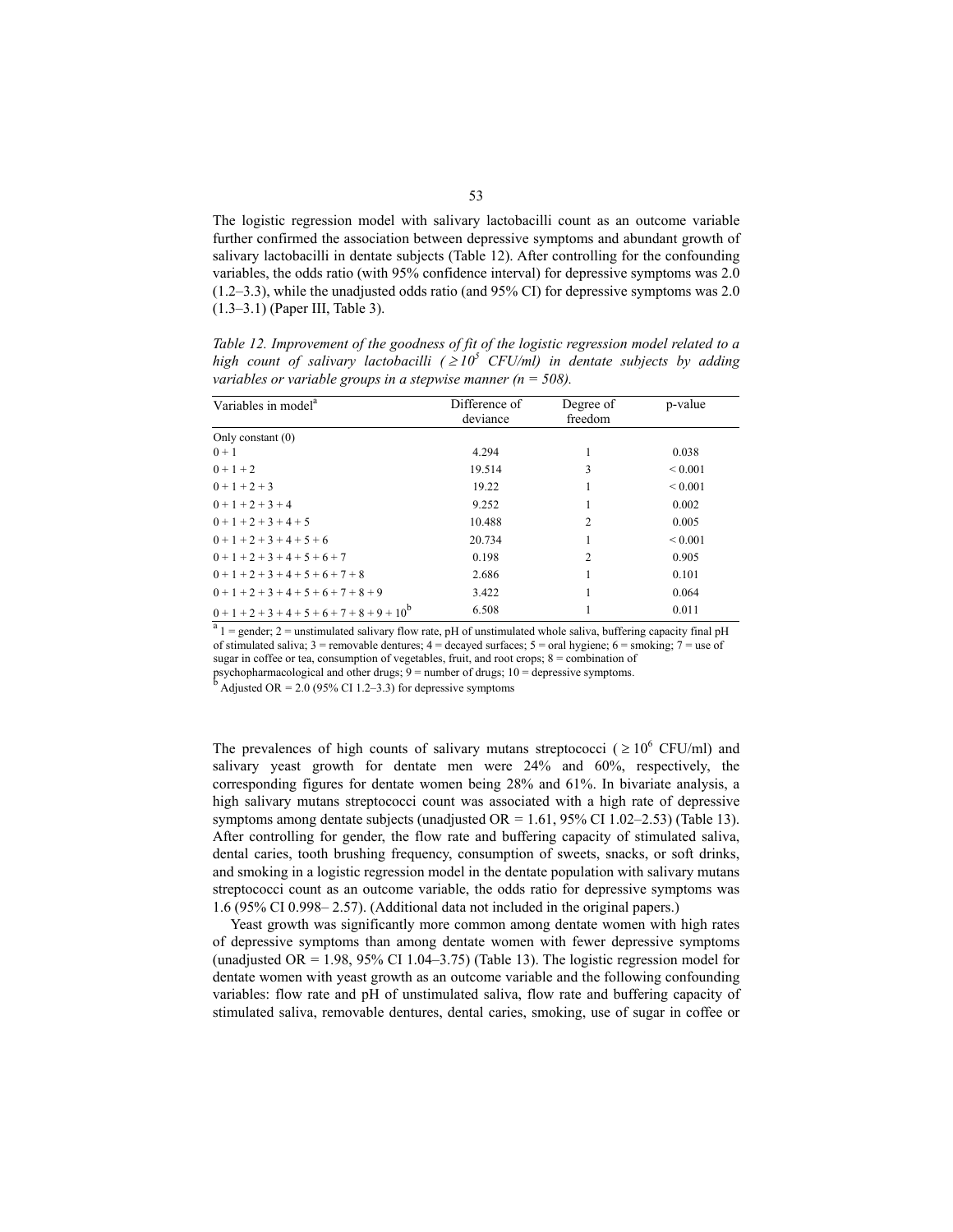The logistic regression model with salivary lactobacilli count as an outcome variable further confirmed the association between depressive symptoms and abundant growth of salivary lactobacilli in dentate subjects (Table 12). After controlling for the confounding variables, the odds ratio (with 95% confidence interval) for depressive symptoms was 2.0 (1.2–3.3), while the unadjusted odds ratio (and 95% CI) for depressive symptoms was 2.0 (1.3–3.1) (Paper III, Table 3).

*Table 12. Improvement of the goodness of fit of the logistic regression model related to a high count of salivary lactobacilli ($\geq 10^5$ CFU/ml) in dentate subjects by adding variables or variable groups in a stepwise manner (n = 508).*

| Variables in model[a] | Difference of deviance | Degree of freedom | p-value |
|---|---|---|---|
| Only constant (0) | | | |
| 0 + 1 | 4.294 | 1 | 0.038 |
| 0 + 1 + 2 | 19.514 | 3 | < 0.001 |
| 0 + 1 + 2 + 3 | 19.22 | 1 | < 0.001 |
| 0 + 1 + 2 + 3 + 4 | 9.252 | 1 | 0.002 |
| 0 + 1 + 2 + 3 + 4 + 5 | 10.488 | 2 | 0.005 |
| 0 + 1 + 2 + 3 + 4 + 5 + 6 | 20.734 | 1 | < 0.001 |
| 0 + 1 + 2 + 3 + 4 + 5 + 6 + 7 | 0.198 | 2 | 0.905 |
| 0 + 1 + 2 + 3 + 4 + 5 + 6 + 7 + 8 | 2.686 | 1 | 0.101 |
| 0 + 1 + 2 + 3 + 4 + 5 + 6 + 7 + 8 + 9 | 3.422 | 1 | 0.064 |
| 0 + 1 + 2 + 3 + 4 + 5 + 6 + 7 + 8 + 9 + 10[b] | 6.508 | 1 | 0.011 |

[a] 1 = gender; 2 = unstimulated salivary flow rate, pH of unstimulated whole saliva, buffering capacity final pH of stimulated saliva; 3 = removable dentures; 4 = decayed surfaces; 5 = oral hygiene; 6 = smoking; 7 = use of sugar in coffee or tea, consumption of vegetables, fruit, and root crops; 8 = combination of psychopharmacological and other drugs; 9 = number of drugs; 10 = depressive symptoms.
[b] Adjusted OR = 2.0 (95% CI 1.2–3.3) for depressive symptoms

The prevalences of high counts of salivary mutans streptococci ($\geq 10^6$ CFU/ml) and salivary yeast growth for dentate men were 24% and 60%, respectively, the corresponding figures for dentate women being 28% and 61%. In bivariate analysis, a high salivary mutans streptococci count was associated with a high rate of depressive symptoms among dentate subjects (unadjusted OR = 1.61, 95% CI 1.02–2.53) (Table 13). After controlling for gender, the flow rate and buffering capacity of stimulated saliva, dental caries, tooth brushing frequency, consumption of sweets, snacks, or soft drinks, and smoking in a logistic regression model in the dentate population with salivary mutans streptococci count as an outcome variable, the odds ratio for depressive symptoms was 1.6 (95% CI 0.998– 2.57). (Additional data not included in the original papers.)

Yeast growth was significantly more common among dentate women with high rates of depressive symptoms than among dentate women with fewer depressive symptoms (unadjusted OR = 1.98, 95% CI 1.04–3.75) (Table 13). The logistic regression model for dentate women with yeast growth as an outcome variable and the following confounding variables: flow rate and pH of unstimulated saliva, flow rate and buffering capacity of stimulated saliva, removable dentures, dental caries, smoking, use of sugar in coffee or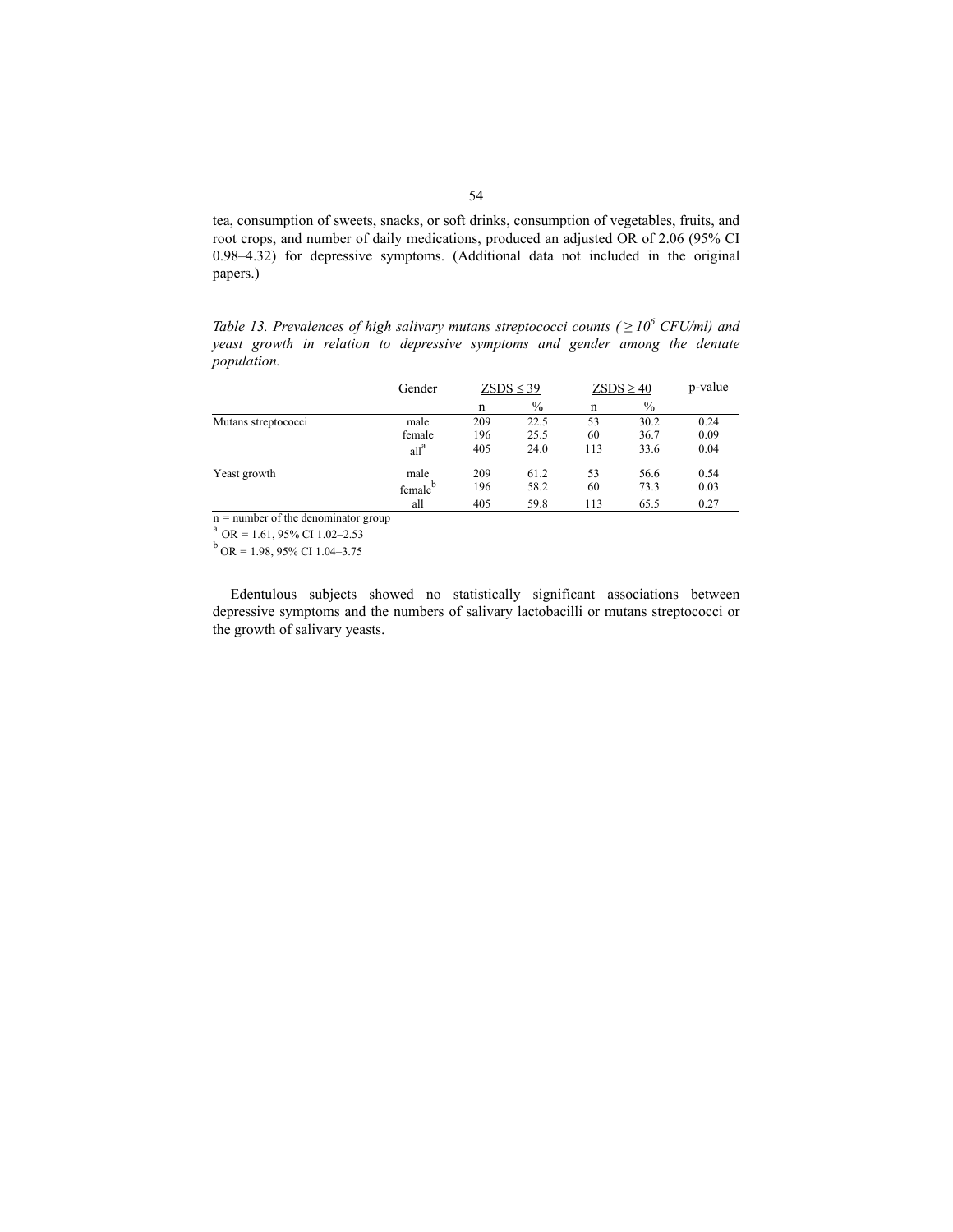tea, consumption of sweets, snacks, or soft drinks, consumption of vegetables, fruits, and root crops, and number of daily medications, produced an adjusted OR of 2.06 (95% CI 0.98–4.32) for depressive symptoms. (Additional data not included in the original papers.)

*Table 13. Prevalences of high salivary mutans streptococci counts ($\geq 10^6$ CFU/ml) and yeast growth in relation to depressive symptoms and gender among the dentate population.*

| | Gender | ZSDS ≤ 39 | | ZSDS ≥ 40 | | p-value |
|---|---|---|---|---|---|---|
| | | n | % | n | % | |
| Mutans streptococci | male | 209 | 22.5 | 53 | 30.2 | 0.24 |
| | female | 196 | 25.5 | 60 | 36.7 | 0.09 |
| | all[a] | 405 | 24.0 | 113 | 33.6 | 0.04 |
| Yeast growth | male | 209 | 61.2 | 53 | 56.6 | 0.54 |
| | female[b] | 196 | 58.2 | 60 | 73.3 | 0.03 |
| | all | 405 | 59.8 | 113 | 65.5 | 0.27 |

n = number of the denominator group

[a] OR = 1.61, 95% CI 1.02–2.53

[b] OR = 1.98, 95% CI 1.04–3.75

Edentulous subjects showed no statistically significant associations between depressive symptoms and the numbers of salivary lactobacilli or mutans streptococci or the growth of salivary yeasts.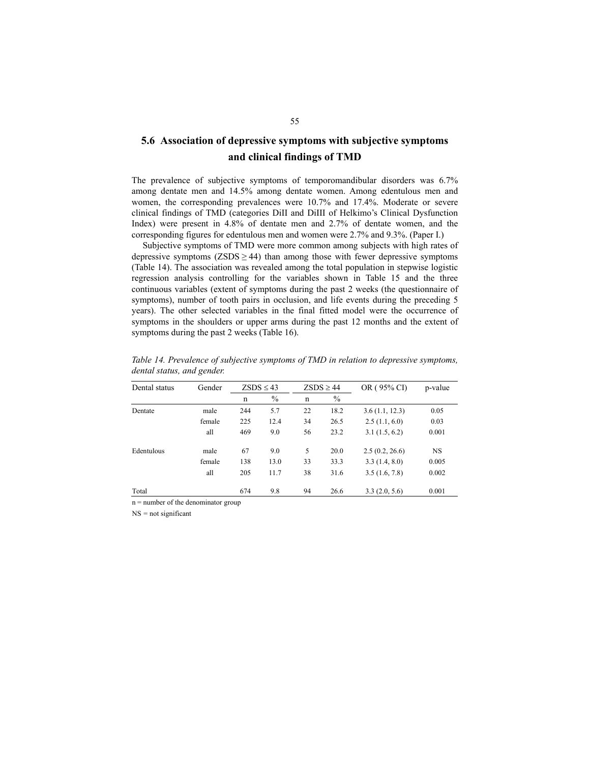## 5.6 Association of depressive symptoms with subjective symptoms and clinical findings of TMD

The prevalence of subjective symptoms of temporomandibular disorders was 6.7% among dentate men and 14.5% among dentate women. Among edentulous men and women, the corresponding prevalences were 10.7% and 17.4%. Moderate or severe clinical findings of TMD (categories DiII and DiIII of Helkimo's Clinical Dysfunction Index) were present in 4.8% of dentate men and 2.7% of dentate women, and the corresponding figures for edentulous men and women were 2.7% and 9.3%. (Paper I.)

Subjective symptoms of TMD were more common among subjects with high rates of depressive symptoms (ZSDS ≥ 44) than among those with fewer depressive symptoms (Table 14). The association was revealed among the total population in stepwise logistic regression analysis controlling for the variables shown in Table 15 and the three continuous variables (extent of symptoms during the past 2 weeks (the questionnaire of symptoms), number of tooth pairs in occlusion, and life events during the preceding 5 years). The other selected variables in the final fitted model were the occurrence of symptoms in the shoulders or upper arms during the past 12 months and the extent of symptoms during the past 2 weeks (Table 16).

*Table 14. Prevalence of subjective symptoms of TMD in relation to depressive symptoms, dental status, and gender.*

| Dental status | Gender | ZSDS ≤ 43 | | ZSDS ≥ 44 | | OR ( 95% CI) | p-value |
|---|---|---|---|---|---|---|---|
| | | n | % | n | % | | |
| Dentate | male | 244 | 5.7 | 22 | 18.2 | 3.6 (1.1, 12.3) | 0.05 |
| | female | 225 | 12.4 | 34 | 26.5 | 2.5 (1.1, 6.0) | 0.03 |
| | all | 469 | 9.0 | 56 | 23.2 | 3.1 (1.5, 6.2) | 0.001 |
| Edentulous | male | 67 | 9.0 | 5 | 20.0 | 2.5 (0.2, 26.6) | NS |
| | female | 138 | 13.0 | 33 | 33.3 | 3.3 (1.4, 8.0) | 0.005 |
| | all | 205 | 11.7 | 38 | 31.6 | 3.5 (1.6, 7.8) | 0.002 |
| Total | | 674 | 9.8 | 94 | 26.6 | 3.3 (2.0, 5.6) | 0.001 |

n = number of the denominator group

NS = not significant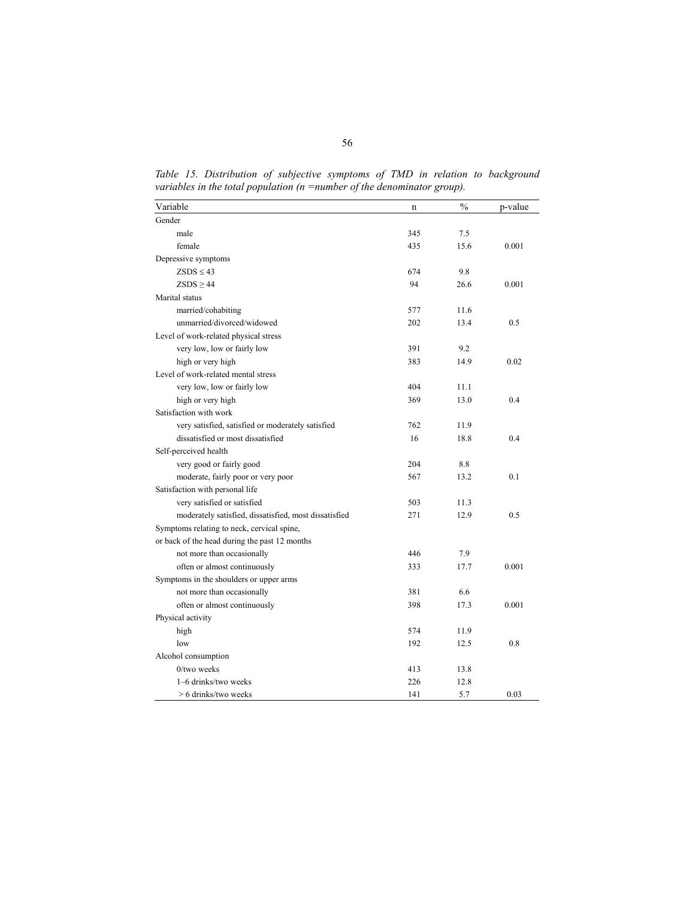*Table 15. Distribution of subjective symptoms of TMD in relation to background variables in the total population (n =number of the denominator group).*

| Variable | n | % | p-value |
|---|---|---|---|
| Gender | | | |
| male | 345 | 7.5 | |
| female | 435 | 15.6 | 0.001 |
| Depressive symptoms | | | |
| ZSDS ≤ 43 | 674 | 9.8 | |
| ZSDS ≥ 44 | 94 | 26.6 | 0.001 |
| Marital status | | | |
| married/cohabiting | 577 | 11.6 | |
| unmarried/divorced/widowed | 202 | 13.4 | 0.5 |
| Level of work-related physical stress | | | |
| very low, low or fairly low | 391 | 9.2 | |
| high or very high | 383 | 14.9 | 0.02 |
| Level of work-related mental stress | | | |
| very low, low or fairly low | 404 | 11.1 | |
| high or very high | 369 | 13.0 | 0.4 |
| Satisfaction with work | | | |
| very satisfied, satisfied or moderately satisfied | 762 | 11.9 | |
| dissatisfied or most dissatisfied | 16 | 18.8 | 0.4 |
| Self-perceived health | | | |
| very good or fairly good | 204 | 8.8 | |
| moderate, fairly poor or very poor | 567 | 13.2 | 0.1 |
| Satisfaction with personal life | | | |
| very satisfied or satisfied | 503 | 11.3 | |
| moderately satisfied, dissatisfied, most dissatisfied | 271 | 12.9 | 0.5 |
| Symptoms relating to neck, cervical spine, or back of the head during the past 12 months | | | |
| not more than occasionally | 446 | 7.9 | |
| often or almost continuously | 333 | 17.7 | 0.001 |
| Symptoms in the shoulders or upper arms | | | |
| not more than occasionally | 381 | 6.6 | |
| often or almost continuously | 398 | 17.3 | 0.001 |
| Physical activity | | | |
| high | 574 | 11.9 | |
| low | 192 | 12.5 | 0.8 |
| Alcohol consumption | | | |
| 0/two weeks | 413 | 13.8 | |
| 1–6 drinks/two weeks | 226 | 12.8 | |
| > 6 drinks/two weeks | 141 | 5.7 | 0.03 |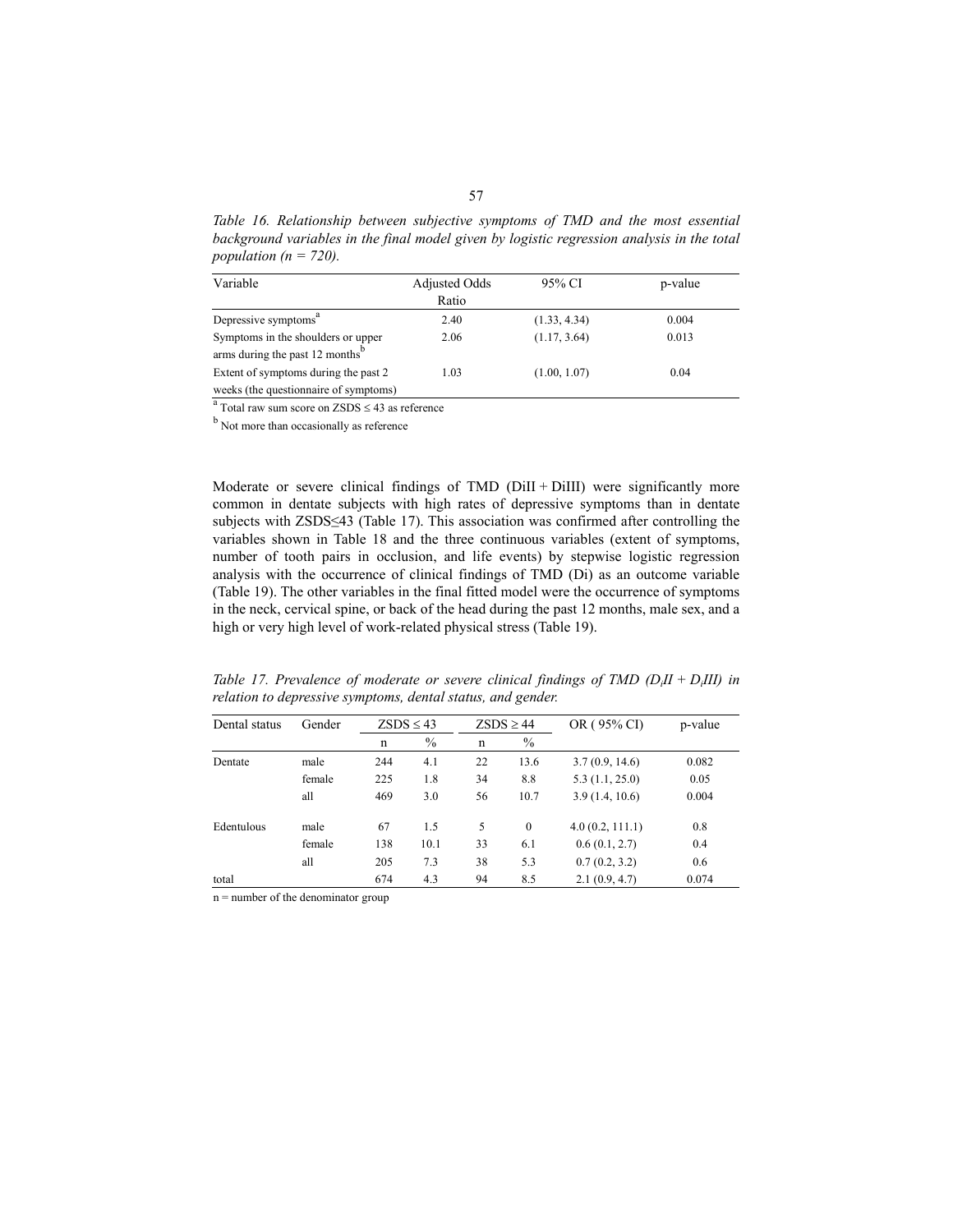*Table 16. Relationship between subjective symptoms of TMD and the most essential background variables in the final model given by logistic regression analysis in the total population (n = 720).*

| Variable | Adjusted Odds Ratio | 95% CI | p-value |
|---|---|---|---|
| Depressive symptoms[a] | 2.40 | (1.33, 4.34) | 0.004 |
| Symptoms in the shoulders or upper arms during the past 12 months[b] | 2.06 | (1.17, 3.64) | 0.013 |
| Extent of symptoms during the past 2 weeks (the questionnaire of symptoms) | 1.03 | (1.00, 1.07) | 0.04 |

[a] Total raw sum score on ZSDS ≤ 43 as reference

[b] Not more than occasionally as reference

Moderate or severe clinical findings of TMD (DiII + DiIII) were significantly more common in dentate subjects with high rates of depressive symptoms than in dentate subjects with ZSDS≤43 (Table 17). This association was confirmed after controlling the variables shown in Table 18 and the three continuous variables (extent of symptoms, number of tooth pairs in occlusion, and life events) by stepwise logistic regression analysis with the occurrence of clinical findings of TMD (Di) as an outcome variable (Table 19). The other variables in the final fitted model were the occurrence of symptoms in the neck, cervical spine, or back of the head during the past 12 months, male sex, and a high or very high level of work-related physical stress (Table 19).

*Table 17. Prevalence of moderate or severe clinical findings of TMD ($D_iII$ + $D_iIII$) in relation to depressive symptoms, dental status, and gender.*

| Dental status | Gender | ZSDS ≤ 43 | | ZSDS ≥ 44 | | OR ( 95% CI) | p-value |
|---|---|---|---|---|---|---|---|
| | | n | % | n | % | | |
| Dentate | male | 244 | 4.1 | 22 | 13.6 | 3.7 (0.9, 14.6) | 0.082 |
| | female | 225 | 1.8 | 34 | 8.8 | 5.3 (1.1, 25.0) | 0.05 |
| | all | 469 | 3.0 | 56 | 10.7 | 3.9 (1.4, 10.6) | 0.004 |
| Edentulous | male | 67 | 1.5 | 5 | 0 | 4.0 (0.2, 111.1) | 0.8 |
| | female | 138 | 10.1 | 33 | 6.1 | 0.6 (0.1, 2.7) | 0.4 |
| | all | 205 | 7.3 | 38 | 5.3 | 0.7 (0.2, 3.2) | 0.6 |
| total | | 674 | 4.3 | 94 | 8.5 | 2.1 (0.9, 4.7) | 0.074 |

n = number of the denominator group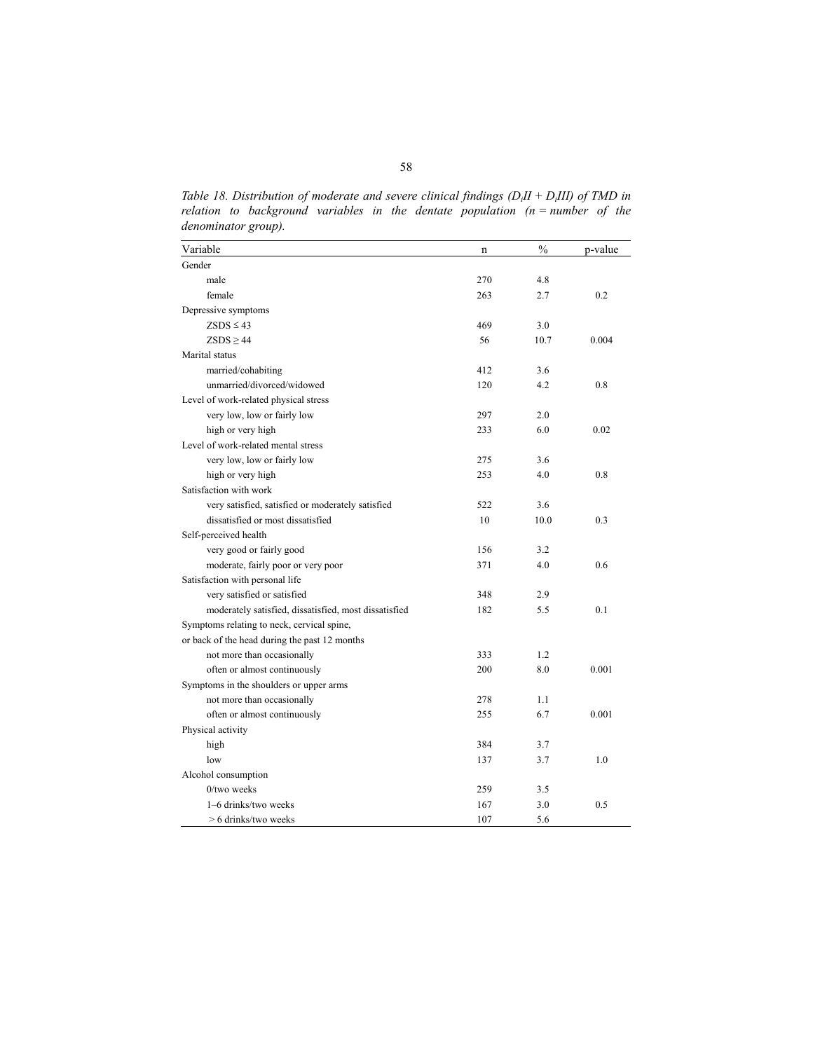*Table 18. Distribution of moderate and severe clinical findings ($D_iII + D_iIII$) of TMD in relation to background variables in the dentate population (n = number of the denominator group).*

| Variable | n | % | p-value |
|---|---|---|---|
| Gender | | | |
| male | 270 | 4.8 | |
| female | 263 | 2.7 | 0.2 |
| Depressive symptoms | | | |
| ZSDS ≤ 43 | 469 | 3.0 | |
| ZSDS ≥ 44 | 56 | 10.7 | 0.004 |
| Marital status | | | |
| married/cohabiting | 412 | 3.6 | |
| unmarried/divorced/widowed | 120 | 4.2 | 0.8 |
| Level of work-related physical stress | | | |
| very low, low or fairly low | 297 | 2.0 | |
| high or very high | 233 | 6.0 | 0.02 |
| Level of work-related mental stress | | | |
| very low, low or fairly low | 275 | 3.6 | |
| high or very high | 253 | 4.0 | 0.8 |
| Satisfaction with work | | | |
| very satisfied, satisfied or moderately satisfied | 522 | 3.6 | |
| dissatisfied or most dissatisfied | 10 | 10.0 | 0.3 |
| Self-perceived health | | | |
| very good or fairly good | 156 | 3.2 | |
| moderate, fairly poor or very poor | 371 | 4.0 | 0.6 |
| Satisfaction with personal life | | | |
| very satisfied or satisfied | 348 | 2.9 | |
| moderately satisfied, dissatisfied, most dissatisfied | 182 | 5.5 | 0.1 |
| Symptoms relating to neck, cervical spine, or back of the head during the past 12 months | | | |
| not more than occasionally | 333 | 1.2 | |
| often or almost continuously | 200 | 8.0 | 0.001 |
| Symptoms in the shoulders or upper arms | | | |
| not more than occasionally | 278 | 1.1 | |
| often or almost continuously | 255 | 6.7 | 0.001 |
| Physical activity | | | |
| high | 384 | 3.7 | |
| low | 137 | 3.7 | 1.0 |
| Alcohol consumption | | | |
| 0/two weeks | 259 | 3.5 | |
| 1–6 drinks/two weeks | 167 | 3.0 | 0.5 |
| > 6 drinks/two weeks | 107 | 5.6 | |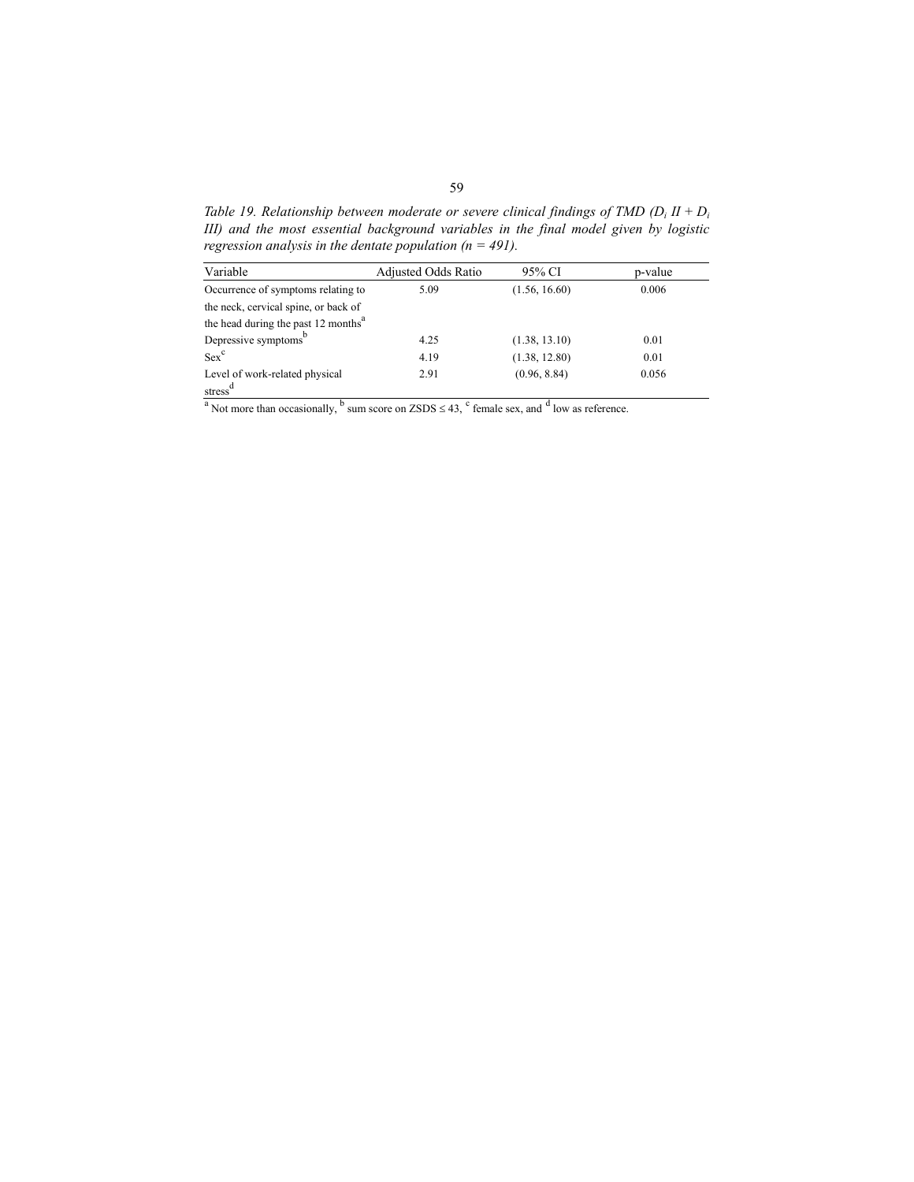*Table 19. Relationship between moderate or severe clinical findings of TMD ($D_i$ II + $D_i$ III) and the most essential background variables in the final model given by logistic regression analysis in the dentate population (n = 491).*

| Variable | Adjusted Odds Ratio | 95% CI | p-value |
|---|---|---|---|
| Occurrence of symptoms relating to the neck, cervical spine, or back of the head during the past 12 months[a] | 5.09 | (1.56, 16.60) | 0.006 |
| Depressive symptoms[b] | 4.25 | (1.38, 13.10) | 0.01 |
| Sex[c] | 4.19 | (1.38, 12.80) | 0.01 |
| Level of work-related physical stress[d] | 2.91 | (0.96, 8.84) | 0.056 |

[a] Not more than occasionally, [b] sum score on ZSDS ≤ 43, [c] female sex, and [d] low as reference.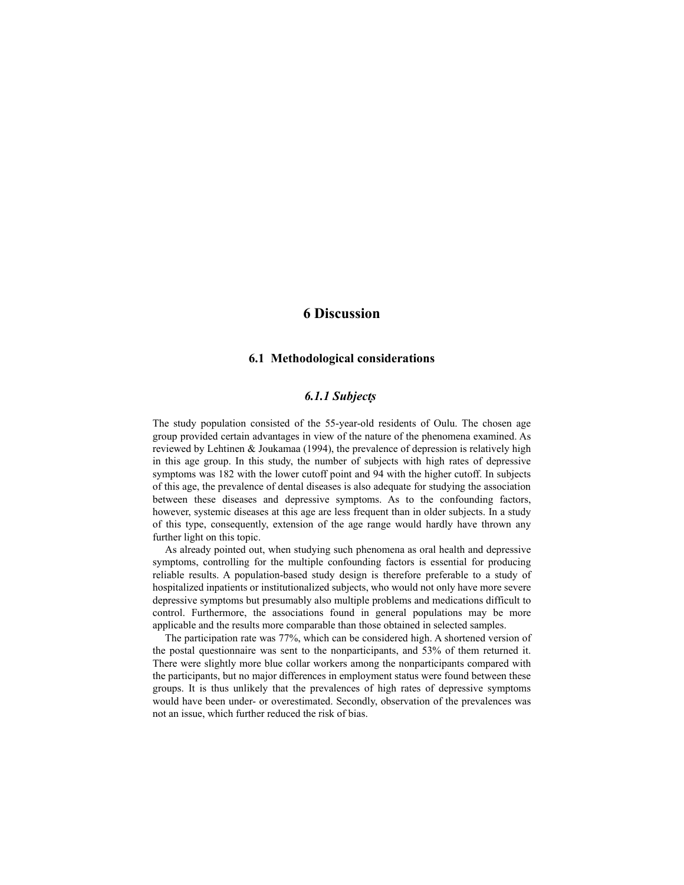# 6 Discussion

## 6.1 Methodological considerations

### *6.1.1 Subjects*

The study population consisted of the 55-year-old residents of Oulu. The chosen age group provided certain advantages in view of the nature of the phenomena examined. As reviewed by Lehtinen & Joukamaa (1994), the prevalence of depression is relatively high in this age group. In this study, the number of subjects with high rates of depressive symptoms was 182 with the lower cutoff point and 94 with the higher cutoff. In subjects of this age, the prevalence of dental diseases is also adequate for studying the association between these diseases and depressive symptoms. As to the confounding factors, however, systemic diseases at this age are less frequent than in older subjects. In a study of this type, consequently, extension of the age range would hardly have thrown any further light on this topic.

As already pointed out, when studying such phenomena as oral health and depressive symptoms, controlling for the multiple confounding factors is essential for producing reliable results. A population-based study design is therefore preferable to a study of hospitalized inpatients or institutionalized subjects, who would not only have more severe depressive symptoms but presumably also multiple problems and medications difficult to control. Furthermore, the associations found in general populations may be more applicable and the results more comparable than those obtained in selected samples.

The participation rate was 77%, which can be considered high. A shortened version of the postal questionnaire was sent to the nonparticipants, and 53% of them returned it. There were slightly more blue collar workers among the nonparticipants compared with the participants, but no major differences in employment status were found between these groups. It is thus unlikely that the prevalences of high rates of depressive symptoms would have been under- or overestimated. Secondly, observation of the prevalences was not an issue, which further reduced the risk of bias.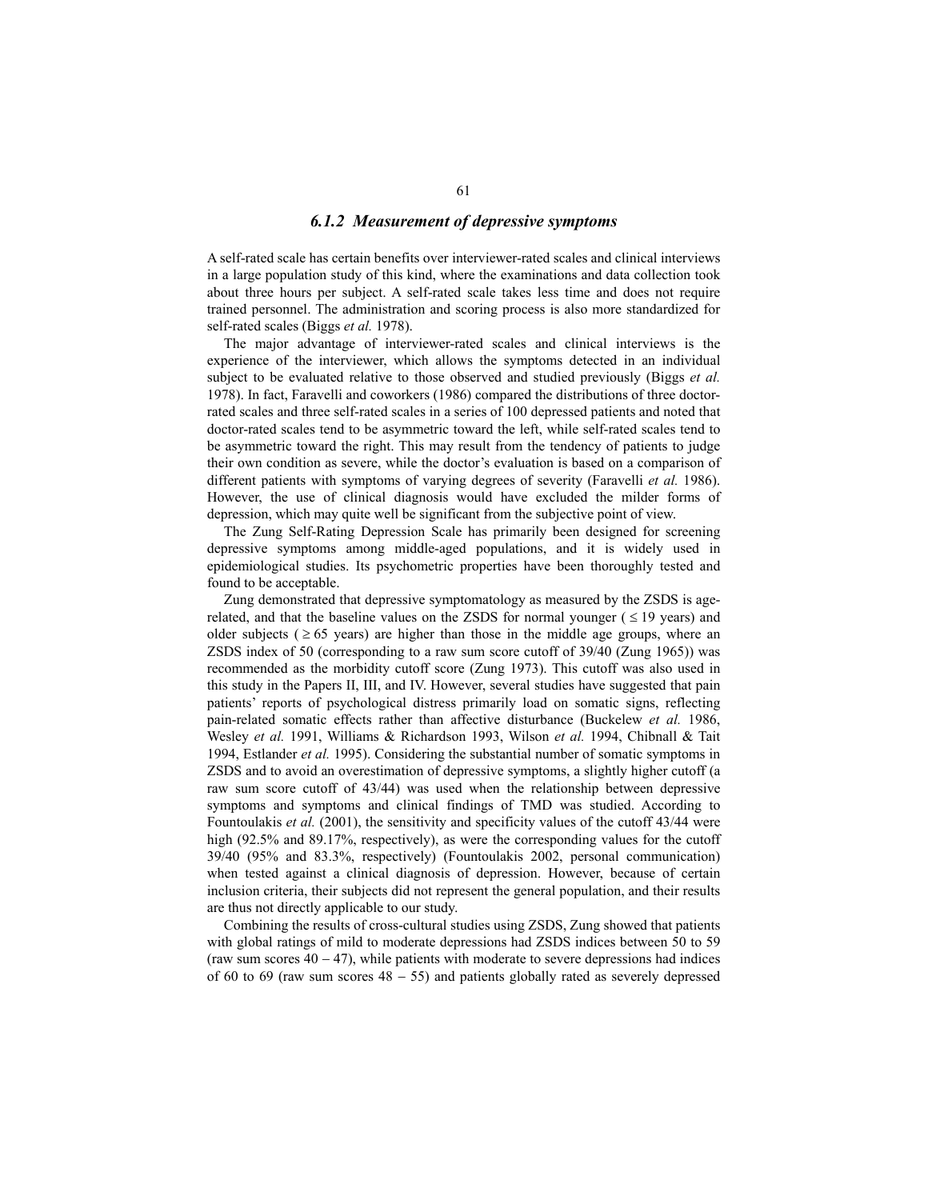### *6.1.2 Measurement of depressive symptoms*

A self-rated scale has certain benefits over interviewer-rated scales and clinical interviews in a large population study of this kind, where the examinations and data collection took about three hours per subject. A self-rated scale takes less time and does not require trained personnel. The administration and scoring process is also more standardized for self-rated scales (Biggs *et al.* 1978).

The major advantage of interviewer-rated scales and clinical interviews is the experience of the interviewer, which allows the symptoms detected in an individual subject to be evaluated relative to those observed and studied previously (Biggs *et al.* 1978). In fact, Faravelli and coworkers (1986) compared the distributions of three doctor-rated scales and three self-rated scales in a series of 100 depressed patients and noted that doctor-rated scales tend to be asymmetric toward the left, while self-rated scales tend to be asymmetric toward the right. This may result from the tendency of patients to judge their own condition as severe, while the doctor's evaluation is based on a comparison of different patients with symptoms of varying degrees of severity (Faravelli *et al.* 1986). However, the use of clinical diagnosis would have excluded the milder forms of depression, which may quite well be significant from the subjective point of view.

The Zung Self-Rating Depression Scale has primarily been designed for screening depressive symptoms among middle-aged populations, and it is widely used in epidemiological studies. Its psychometric properties have been thoroughly tested and found to be acceptable.

Zung demonstrated that depressive symptomatology as measured by the ZSDS is age-related, and that the baseline values on the ZSDS for normal younger ( ≤ 19 years) and older subjects ( ≥ 65 years) are higher than those in the middle age groups, where an ZSDS index of 50 (corresponding to a raw sum score cutoff of 39/40 (Zung 1965)) was recommended as the morbidity cutoff score (Zung 1973). This cutoff was also used in this study in the Papers II, III, and IV. However, several studies have suggested that pain patients' reports of psychological distress primarily load on somatic signs, reflecting pain-related somatic effects rather than affective disturbance (Buckelew *et al.* 1986, Wesley *et al.* 1991, Williams & Richardson 1993, Wilson *et al.* 1994, Chibnall & Tait 1994, Estlander *et al.* 1995). Considering the substantial number of somatic symptoms in ZSDS and to avoid an overestimation of depressive symptoms, a slightly higher cutoff (a raw sum score cutoff of 43/44) was used when the relationship between depressive symptoms and symptoms and clinical findings of TMD was studied. According to Fountoulakis *et al.* (2001), the sensitivity and specificity values of the cutoff 43/44 were high (92.5% and 89.17%, respectively), as were the corresponding values for the cutoff 39/40 (95% and 83.3%, respectively) (Fountoulakis 2002, personal communication) when tested against a clinical diagnosis of depression. However, because of certain inclusion criteria, their subjects did not represent the general population, and their results are thus not directly applicable to our study.

Combining the results of cross-cultural studies using ZSDS, Zung showed that patients with global ratings of mild to moderate depressions had ZSDS indices between 50 to 59 (raw sum scores 40 – 47), while patients with moderate to severe depressions had indices of 60 to 69 (raw sum scores 48 – 55) and patients globally rated as severely depressed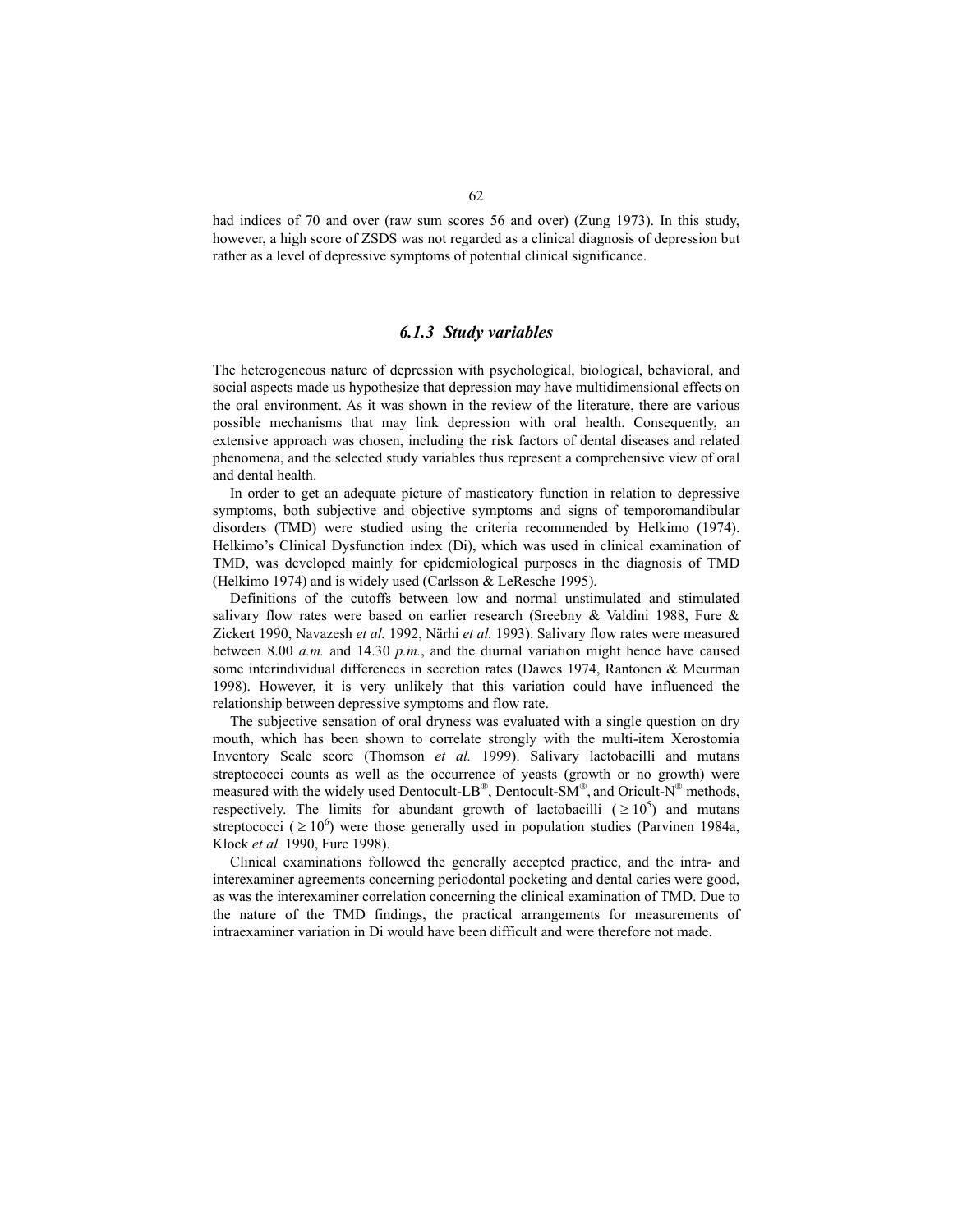had indices of 70 and over (raw sum scores 56 and over) (Zung 1973). In this study, however, a high score of ZSDS was not regarded as a clinical diagnosis of depression but rather as a level of depressive symptoms of potential clinical significance.

### *6.1.3 Study variables*

The heterogeneous nature of depression with psychological, biological, behavioral, and social aspects made us hypothesize that depression may have multidimensional effects on the oral environment. As it was shown in the review of the literature, there are various possible mechanisms that may link depression with oral health. Consequently, an extensive approach was chosen, including the risk factors of dental diseases and related phenomena, and the selected study variables thus represent a comprehensive view of oral and dental health.

In order to get an adequate picture of masticatory function in relation to depressive symptoms, both subjective and objective symptoms and signs of temporomandibular disorders (TMD) were studied using the criteria recommended by Helkimo (1974). Helkimo's Clinical Dysfunction index (Di), which was used in clinical examination of TMD, was developed mainly for epidemiological purposes in the diagnosis of TMD (Helkimo 1974) and is widely used (Carlsson & LeResche 1995).

Definitions of the cutoffs between low and normal unstimulated and stimulated salivary flow rates were based on earlier research (Sreebny & Valdini 1988, Fure & Zickert 1990, Navazesh *et al.* 1992, Närhi *et al.* 1993). Salivary flow rates were measured between 8.00 *a.m.* and 14.30 *p.m.*, and the diurnal variation might hence have caused some interindividual differences in secretion rates (Dawes 1974, Rantonen & Meurman 1998). However, it is very unlikely that this variation could have influenced the relationship between depressive symptoms and flow rate.

The subjective sensation of oral dryness was evaluated with a single question on dry mouth, which has been shown to correlate strongly with the multi-item Xerostomia Inventory Scale score (Thomson *et al.* 1999). Salivary lactobacilli and mutans streptococci counts as well as the occurrence of yeasts (growth or no growth) were measured with the widely used Dentocult-LB®, Dentocult-SM®, and Oricult-N® methods, respectively. The limits for abundant growth of lactobacilli ($\geq 10^5$) and mutans streptococci ($\geq 10^6$) were those generally used in population studies (Parvinen 1984a, Klock *et al.* 1990, Fure 1998).

Clinical examinations followed the generally accepted practice, and the intra- and interexaminer agreements concerning periodontal pocketing and dental caries were good, as was the interexaminer correlation concerning the clinical examination of TMD. Due to the nature of the TMD findings, the practical arrangements for measurements of intraexaminer variation in Di would have been difficult and were therefore not made.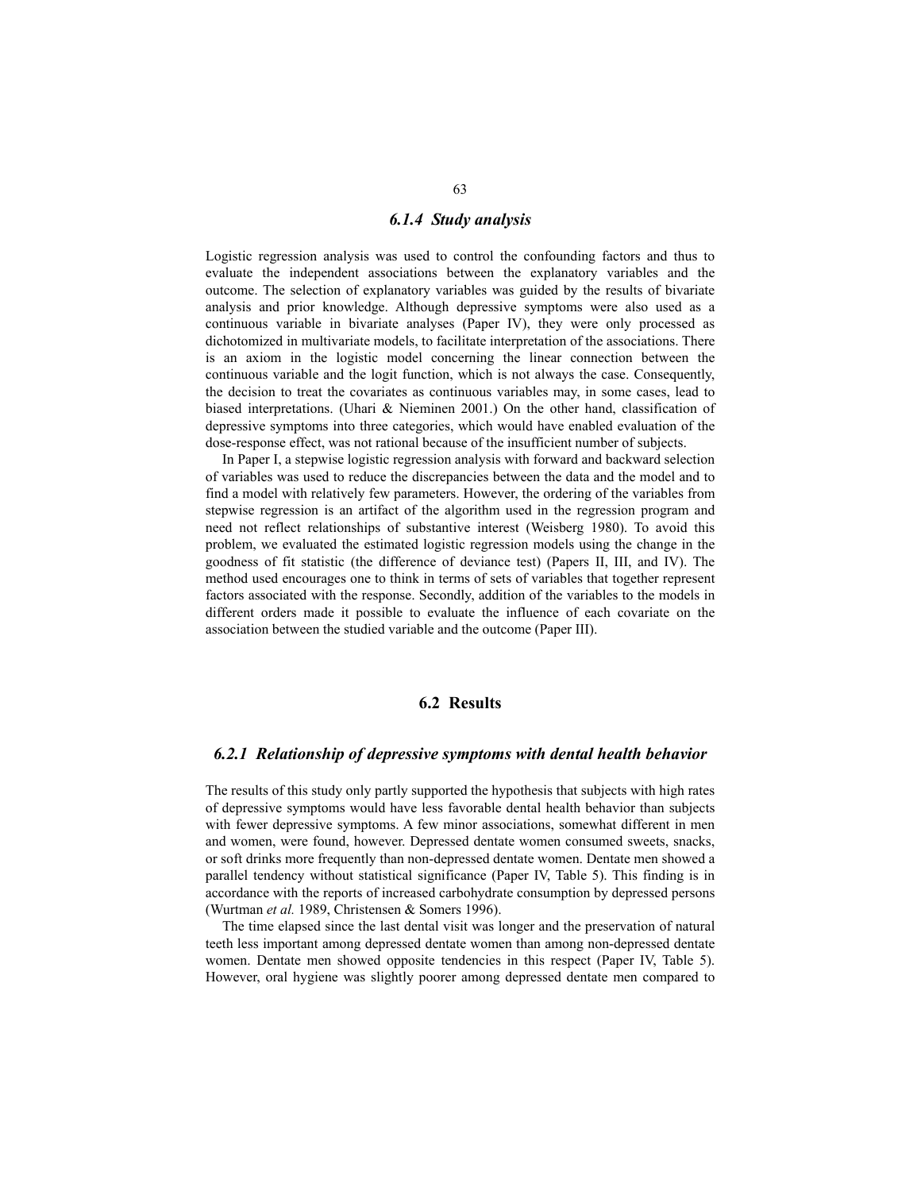### *6.1.4 Study analysis*

Logistic regression analysis was used to control the confounding factors and thus to evaluate the independent associations between the explanatory variables and the outcome. The selection of explanatory variables was guided by the results of bivariate analysis and prior knowledge. Although depressive symptoms were also used as a continuous variable in bivariate analyses (Paper IV), they were only processed as dichotomized in multivariate models, to facilitate interpretation of the associations. There is an axiom in the logistic model concerning the linear connection between the continuous variable and the logit function, which is not always the case. Consequently, the decision to treat the covariates as continuous variables may, in some cases, lead to biased interpretations. (Uhari & Nieminen 2001.) On the other hand, classification of depressive symptoms into three categories, which would have enabled evaluation of the dose-response effect, was not rational because of the insufficient number of subjects.

In Paper I, a stepwise logistic regression analysis with forward and backward selection of variables was used to reduce the discrepancies between the data and the model and to find a model with relatively few parameters. However, the ordering of the variables from stepwise regression is an artifact of the algorithm used in the regression program and need not reflect relationships of substantive interest (Weisberg 1980). To avoid this problem, we evaluated the estimated logistic regression models using the change in the goodness of fit statistic (the difference of deviance test) (Papers II, III, and IV). The method used encourages one to think in terms of sets of variables that together represent factors associated with the response. Secondly, addition of the variables to the models in different orders made it possible to evaluate the influence of each covariate on the association between the studied variable and the outcome (Paper III).

## 6.2 Results

### *6.2.1 Relationship of depressive symptoms with dental health behavior*

The results of this study only partly supported the hypothesis that subjects with high rates of depressive symptoms would have less favorable dental health behavior than subjects with fewer depressive symptoms. A few minor associations, somewhat different in men and women, were found, however. Depressed dentate women consumed sweets, snacks, or soft drinks more frequently than non-depressed dentate women. Dentate men showed a parallel tendency without statistical significance (Paper IV, Table 5). This finding is in accordance with the reports of increased carbohydrate consumption by depressed persons (Wurtman *et al.* 1989, Christensen & Somers 1996).

The time elapsed since the last dental visit was longer and the preservation of natural teeth less important among depressed dentate women than among non-depressed dentate women. Dentate men showed opposite tendencies in this respect (Paper IV, Table 5). However, oral hygiene was slightly poorer among depressed dentate men compared to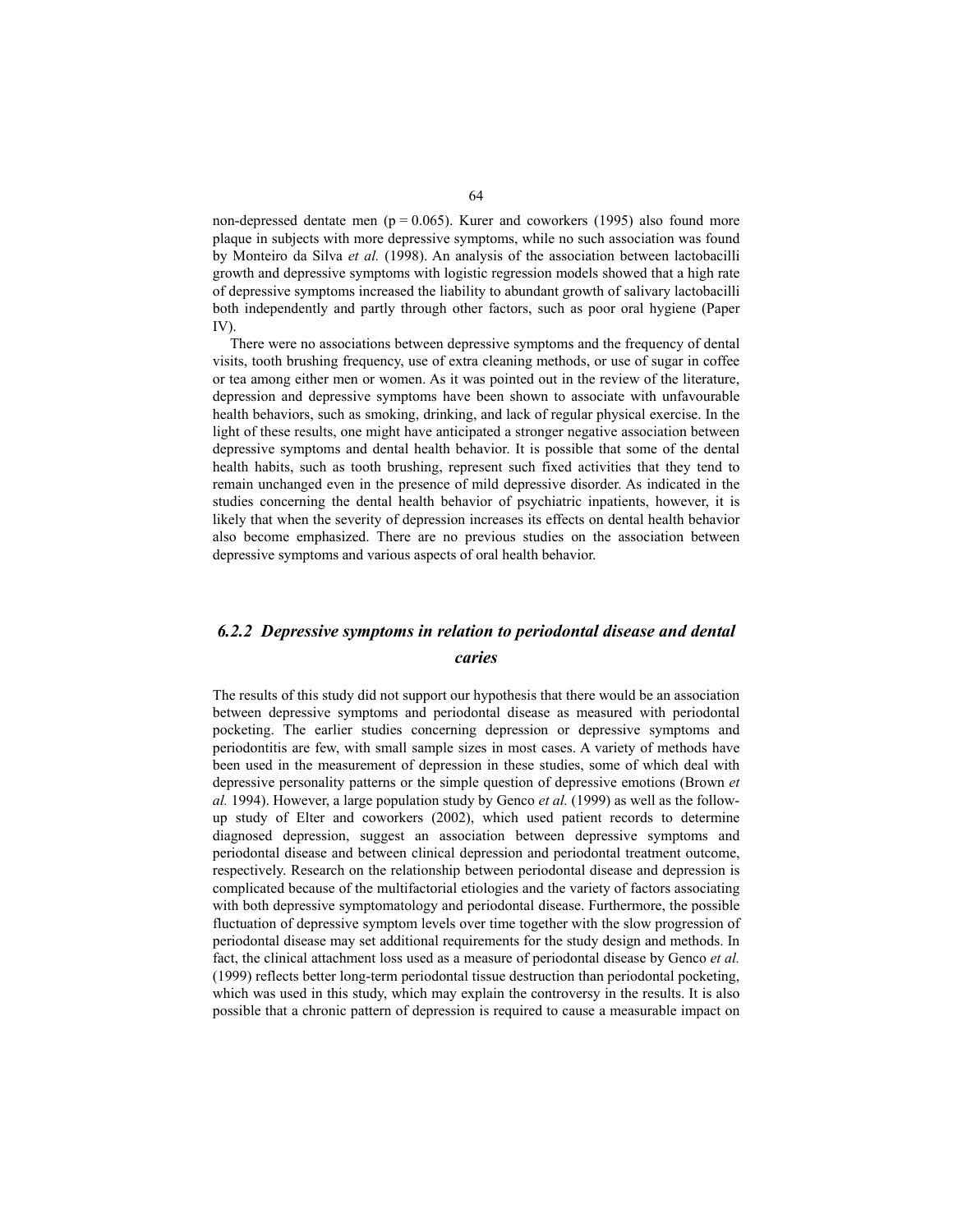non-depressed dentate men ($p = 0.065$). Kurer and coworkers (1995) also found more plaque in subjects with more depressive symptoms, while no such association was found by Monteiro da Silva *et al.* (1998). An analysis of the association between lactobacilli growth and depressive symptoms with logistic regression models showed that a high rate of depressive symptoms increased the liability to abundant growth of salivary lactobacilli both independently and partly through other factors, such as poor oral hygiene (Paper IV).

There were no associations between depressive symptoms and the frequency of dental visits, tooth brushing frequency, use of extra cleaning methods, or use of sugar in coffee or tea among either men or women. As it was pointed out in the review of the literature, depression and depressive symptoms have been shown to associate with unfavourable health behaviors, such as smoking, drinking, and lack of regular physical exercise. In the light of these results, one might have anticipated a stronger negative association between depressive symptoms and dental health behavior. It is possible that some of the dental health habits, such as tooth brushing, represent such fixed activities that they tend to remain unchanged even in the presence of mild depressive disorder. As indicated in the studies concerning the dental health behavior of psychiatric inpatients, however, it is likely that when the severity of depression increases its effects on dental health behavior also become emphasized. There are no previous studies on the association between depressive symptoms and various aspects of oral health behavior.

### *6.2.2 Depressive symptoms in relation to periodontal disease and dental caries*

The results of this study did not support our hypothesis that there would be an association between depressive symptoms and periodontal disease as measured with periodontal pocketing. The earlier studies concerning depression or depressive symptoms and periodontitis are few, with small sample sizes in most cases. A variety of methods have been used in the measurement of depression in these studies, some of which deal with depressive personality patterns or the simple question of depressive emotions (Brown *et al.* 1994). However, a large population study by Genco *et al.* (1999) as well as the follow-up study of Elter and coworkers (2002), which used patient records to determine diagnosed depression, suggest an association between depressive symptoms and periodontal disease and between clinical depression and periodontal treatment outcome, respectively. Research on the relationship between periodontal disease and depression is complicated because of the multifactorial etiologies and the variety of factors associating with both depressive symptomatology and periodontal disease. Furthermore, the possible fluctuation of depressive symptom levels over time together with the slow progression of periodontal disease may set additional requirements for the study design and methods. In fact, the clinical attachment loss used as a measure of periodontal disease by Genco *et al.* (1999) reflects better long-term periodontal tissue destruction than periodontal pocketing, which was used in this study, which may explain the controversy in the results. It is also possible that a chronic pattern of depression is required to cause a measurable impact on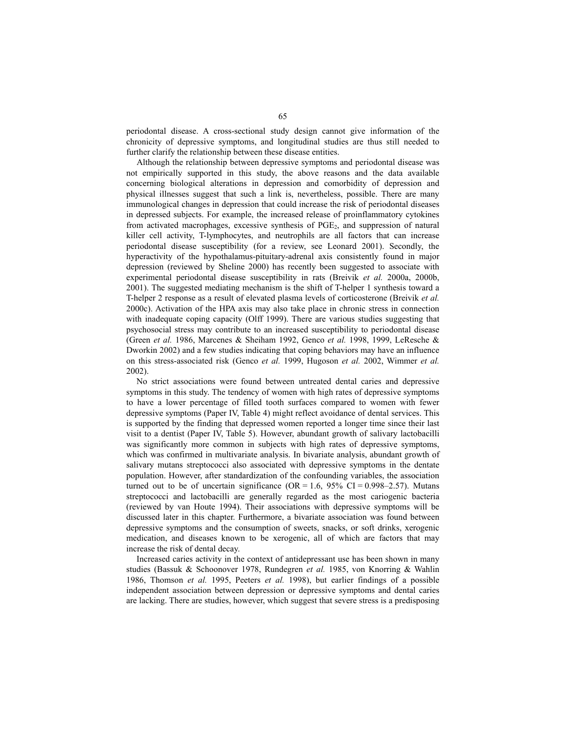periodontal disease. A cross-sectional study design cannot give information of the chronicity of depressive symptoms, and longitudinal studies are thus still needed to further clarify the relationship between these disease entities.

Although the relationship between depressive symptoms and periodontal disease was not empirically supported in this study, the above reasons and the data available concerning biological alterations in depression and comorbidity of depression and physical illnesses suggest that such a link is, nevertheless, possible. There are many immunological changes in depression that could increase the risk of periodontal diseases in depressed subjects. For example, the increased release of proinflammatory cytokines from activated macrophages, excessive synthesis of $PGE_2$, and suppression of natural killer cell activity, T-lymphocytes, and neutrophils are all factors that can increase periodontal disease susceptibility (for a review, see Leonard 2001). Secondly, the hyperactivity of the hypothalamus-pituitary-adrenal axis consistently found in major depression (reviewed by Sheline 2000) has recently been suggested to associate with experimental periodontal disease susceptibility in rats (Breivik *et al.* 2000a, 2000b, 2001). The suggested mediating mechanism is the shift of T-helper 1 synthesis toward a T-helper 2 response as a result of elevated plasma levels of corticosterone (Breivik *et al.* 2000c). Activation of the HPA axis may also take place in chronic stress in connection with inadequate coping capacity (Olff 1999). There are various studies suggesting that psychosocial stress may contribute to an increased susceptibility to periodontal disease (Green *et al.* 1986, Marcenes & Sheiham 1992, Genco *et al.* 1998, 1999, LeResche & Dworkin 2002) and a few studies indicating that coping behaviors may have an influence on this stress-associated risk (Genco *et al.* 1999, Hugoson *et al.* 2002, Wimmer *et al.* 2002).

No strict associations were found between untreated dental caries and depressive symptoms in this study. The tendency of women with high rates of depressive symptoms to have a lower percentage of filled tooth surfaces compared to women with fewer depressive symptoms (Paper IV, Table 4) might reflect avoidance of dental services. This is supported by the finding that depressed women reported a longer time since their last visit to a dentist (Paper IV, Table 5). However, abundant growth of salivary lactobacilli was significantly more common in subjects with high rates of depressive symptoms, which was confirmed in multivariate analysis. In bivariate analysis, abundant growth of salivary mutans streptococci also associated with depressive symptoms in the dentate population. However, after standardization of the confounding variables, the association turned out to be of uncertain significance (OR = 1.6, 95% CI = 0.998–2.57). Mutans streptococci and lactobacilli are generally regarded as the most cariogenic bacteria (reviewed by van Houte 1994). Their associations with depressive symptoms will be discussed later in this chapter. Furthermore, a bivariate association was found between depressive symptoms and the consumption of sweets, snacks, or soft drinks, xerogenic medication, and diseases known to be xerogenic, all of which are factors that may increase the risk of dental decay.

Increased caries activity in the context of antidepressant use has been shown in many studies (Bassuk & Schoonover 1978, Rundegren *et al.* 1985, von Knorring & Wahlin 1986, Thomson *et al.* 1995, Peeters *et al.* 1998), but earlier findings of a possible independent association between depression or depressive symptoms and dental caries are lacking. There are studies, however, which suggest that severe stress is a predisposing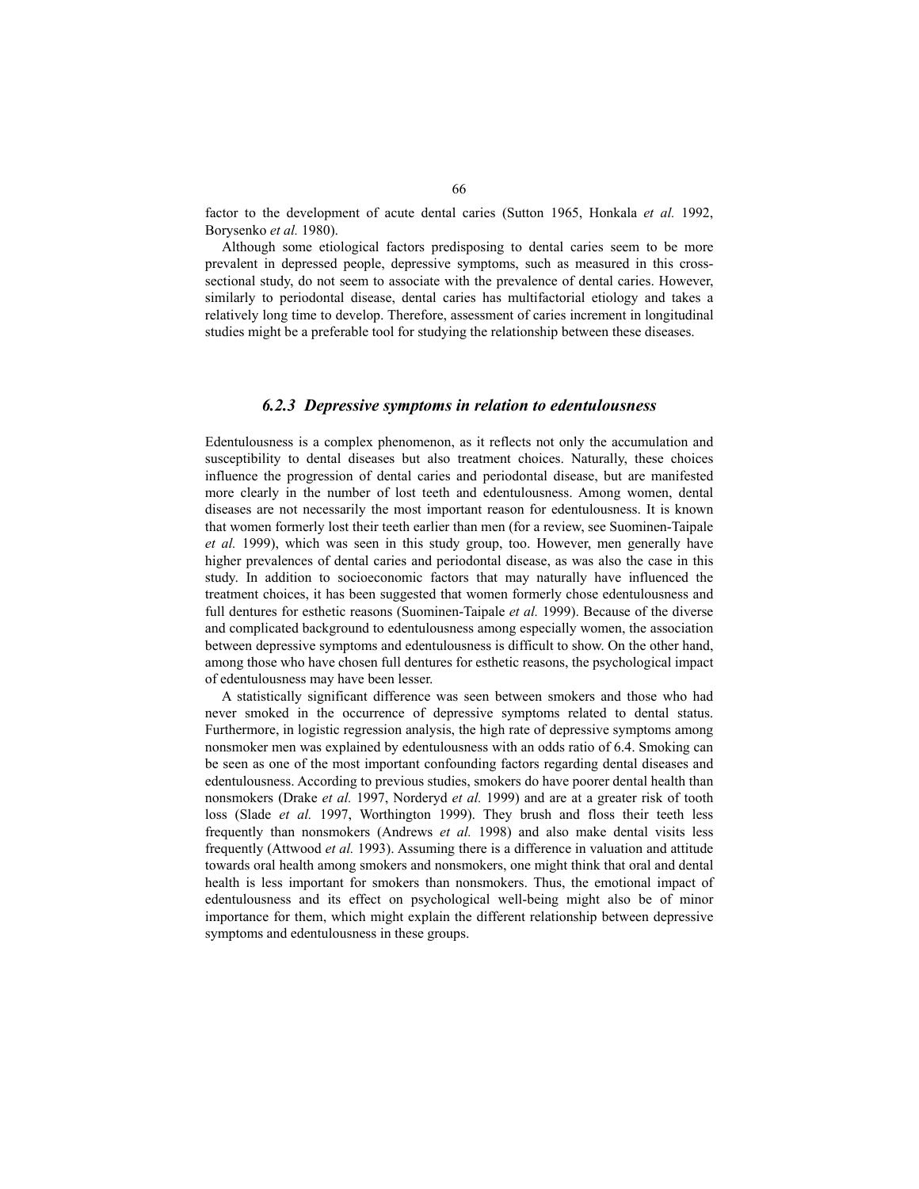factor to the development of acute dental caries (Sutton 1965, Honkala *et al.* 1992, Borysenko *et al.* 1980).

Although some etiological factors predisposing to dental caries seem to be more prevalent in depressed people, depressive symptoms, such as measured in this cross-sectional study, do not seem to associate with the prevalence of dental caries. However, similarly to periodontal disease, dental caries has multifactorial etiology and takes a relatively long time to develop. Therefore, assessment of caries increment in longitudinal studies might be a preferable tool for studying the relationship between these diseases.

### *6.2.3 Depressive symptoms in relation to edentulousness*

Edentulousness is a complex phenomenon, as it reflects not only the accumulation and susceptibility to dental diseases but also treatment choices. Naturally, these choices influence the progression of dental caries and periodontal disease, but are manifested more clearly in the number of lost teeth and edentulousness. Among women, dental diseases are not necessarily the most important reason for edentulousness. It is known that women formerly lost their teeth earlier than men (for a review, see Suominen-Taipale *et al.* 1999), which was seen in this study group, too. However, men generally have higher prevalences of dental caries and periodontal disease, as was also the case in this study. In addition to socioeconomic factors that may naturally have influenced the treatment choices, it has been suggested that women formerly chose edentulousness and full dentures for esthetic reasons (Suominen-Taipale *et al.* 1999). Because of the diverse and complicated background to edentulousness among especially women, the association between depressive symptoms and edentulousness is difficult to show. On the other hand, among those who have chosen full dentures for esthetic reasons, the psychological impact of edentulousness may have been lesser.

A statistically significant difference was seen between smokers and those who had never smoked in the occurrence of depressive symptoms related to dental status. Furthermore, in logistic regression analysis, the high rate of depressive symptoms among nonsmoker men was explained by edentulousness with an odds ratio of 6.4. Smoking can be seen as one of the most important confounding factors regarding dental diseases and edentulousness. According to previous studies, smokers do have poorer dental health than nonsmokers (Drake *et al.* 1997, Norderyd *et al.* 1999) and are at a greater risk of tooth loss (Slade *et al.* 1997, Worthington 1999). They brush and floss their teeth less frequently than nonsmokers (Andrews *et al.* 1998) and also make dental visits less frequently (Attwood *et al.* 1993). Assuming there is a difference in valuation and attitude towards oral health among smokers and nonsmokers, one might think that oral and dental health is less important for smokers than nonsmokers. Thus, the emotional impact of edentulousness and its effect on psychological well-being might also be of minor importance for them, which might explain the different relationship between depressive symptoms and edentulousness in these groups.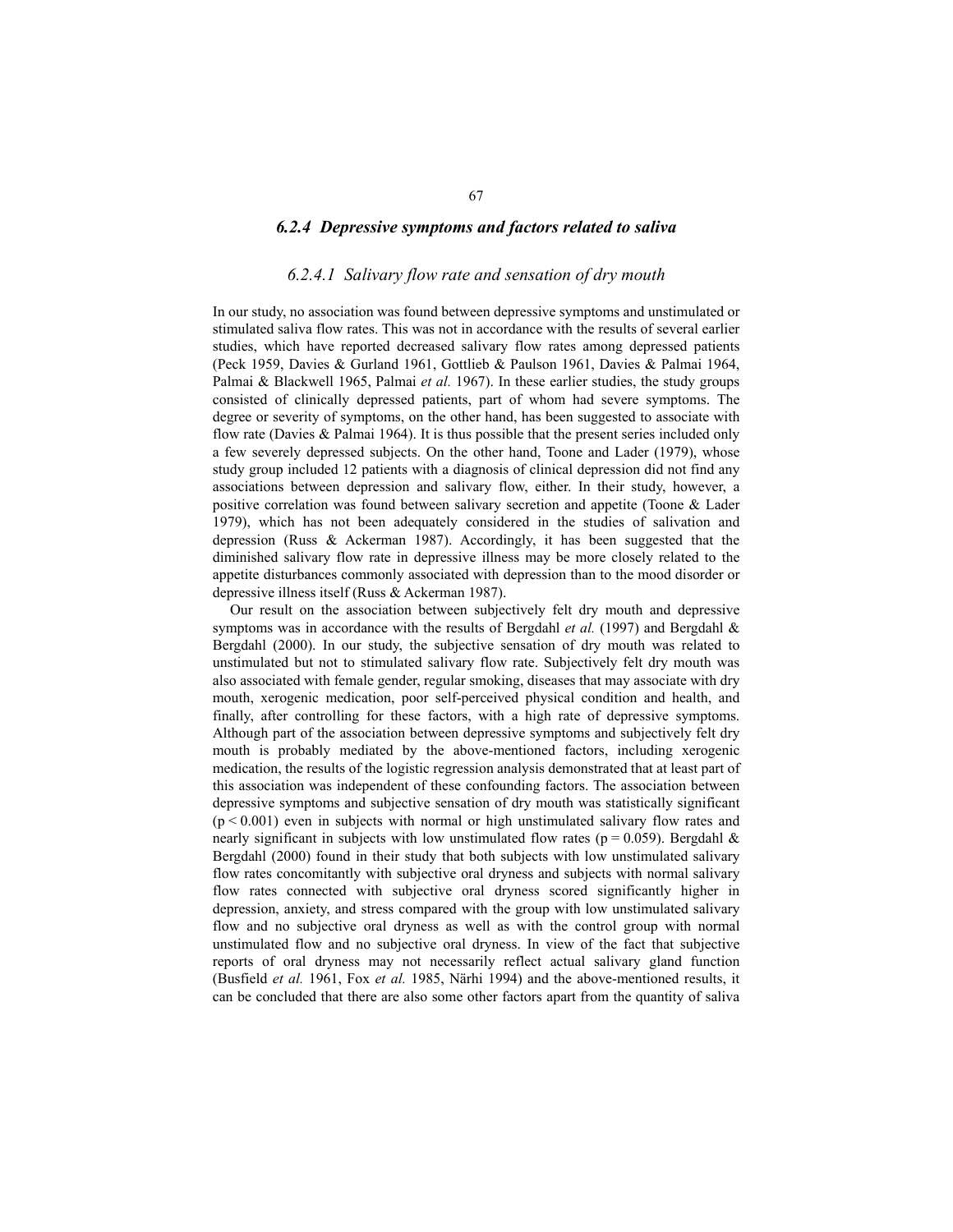### *6.2.4 Depressive symptoms and factors related to saliva*

#### *6.2.4.1 Salivary flow rate and sensation of dry mouth*

In our study, no association was found between depressive symptoms and unstimulated or stimulated saliva flow rates. This was not in accordance with the results of several earlier studies, which have reported decreased salivary flow rates among depressed patients (Peck 1959, Davies & Gurland 1961, Gottlieb & Paulson 1961, Davies & Palmai 1964, Palmai & Blackwell 1965, Palmai *et al.* 1967). In these earlier studies, the study groups consisted of clinically depressed patients, part of whom had severe symptoms. The degree or severity of symptoms, on the other hand, has been suggested to associate with flow rate (Davies & Palmai 1964). It is thus possible that the present series included only a few severely depressed subjects. On the other hand, Toone and Lader (1979), whose study group included 12 patients with a diagnosis of clinical depression did not find any associations between depression and salivary flow, either. In their study, however, a positive correlation was found between salivary secretion and appetite (Toone & Lader 1979), which has not been adequately considered in the studies of salivation and depression (Russ & Ackerman 1987). Accordingly, it has been suggested that the diminished salivary flow rate in depressive illness may be more closely related to the appetite disturbances commonly associated with depression than to the mood disorder or depressive illness itself (Russ & Ackerman 1987).

Our result on the association between subjectively felt dry mouth and depressive symptoms was in accordance with the results of Bergdahl *et al.* (1997) and Bergdahl & Bergdahl (2000). In our study, the subjective sensation of dry mouth was related to unstimulated but not to stimulated salivary flow rate. Subjectively felt dry mouth was also associated with female gender, regular smoking, diseases that may associate with dry mouth, xerogenic medication, poor self-perceived physical condition and health, and finally, after controlling for these factors, with a high rate of depressive symptoms. Although part of the association between depressive symptoms and subjectively felt dry mouth is probably mediated by the above-mentioned factors, including xerogenic medication, the results of the logistic regression analysis demonstrated that at least part of this association was independent of these confounding factors. The association between depressive symptoms and subjective sensation of dry mouth was statistically significant ($p < 0.001$) even in subjects with normal or high unstimulated salivary flow rates and nearly significant in subjects with low unstimulated flow rates ($p = 0.059$). Bergdahl & Bergdahl (2000) found in their study that both subjects with low unstimulated salivary flow rates concomitantly with subjective oral dryness and subjects with normal salivary flow rates connected with subjective oral dryness scored significantly higher in depression, anxiety, and stress compared with the group with low unstimulated salivary flow and no subjective oral dryness as well as with the control group with normal unstimulated flow and no subjective oral dryness. In view of the fact that subjective reports of oral dryness may not necessarily reflect actual salivary gland function (Busfield *et al.* 1961, Fox *et al.* 1985, Närhi 1994) and the above-mentioned results, it can be concluded that there are also some other factors apart from the quantity of saliva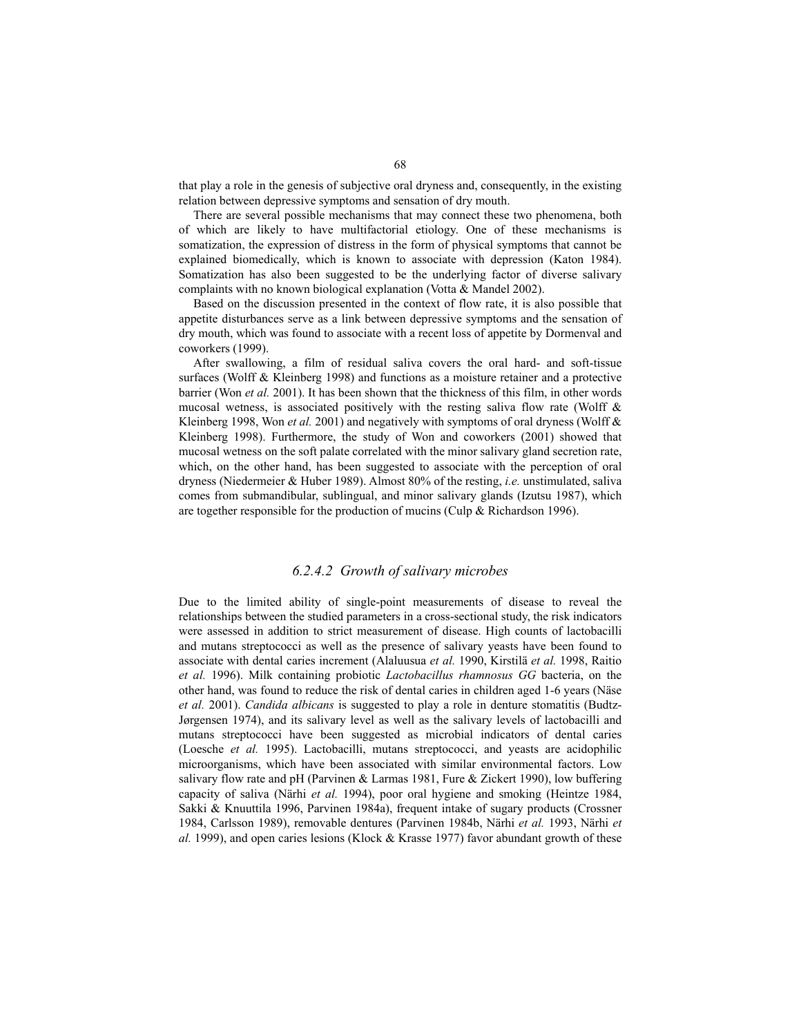that play a role in the genesis of subjective oral dryness and, consequently, in the existing relation between depressive symptoms and sensation of dry mouth.

There are several possible mechanisms that may connect these two phenomena, both of which are likely to have multifactorial etiology. One of these mechanisms is somatization, the expression of distress in the form of physical symptoms that cannot be explained biomedically, which is known to associate with depression (Katon 1984). Somatization has also been suggested to be the underlying factor of diverse salivary complaints with no known biological explanation (Votta & Mandel 2002).

Based on the discussion presented in the context of flow rate, it is also possible that appetite disturbances serve as a link between depressive symptoms and the sensation of dry mouth, which was found to associate with a recent loss of appetite by Dormenval and coworkers (1999).

After swallowing, a film of residual saliva covers the oral hard- and soft-tissue surfaces (Wolff & Kleinberg 1998) and functions as a moisture retainer and a protective barrier (Won *et al.* 2001). It has been shown that the thickness of this film, in other words mucosal wetness, is associated positively with the resting saliva flow rate (Wolff & Kleinberg 1998, Won *et al.* 2001) and negatively with symptoms of oral dryness (Wolff & Kleinberg 1998). Furthermore, the study of Won and coworkers (2001) showed that mucosal wetness on the soft palate correlated with the minor salivary gland secretion rate, which, on the other hand, has been suggested to associate with the perception of oral dryness (Niedermeier & Huber 1989). Almost 80% of the resting, *i.e.* unstimulated, saliva comes from submandibular, sublingual, and minor salivary glands (Izutsu 1987), which are together responsible for the production of mucins (Culp & Richardson 1996).

#### *6.2.4.2 Growth of salivary microbes*

Due to the limited ability of single-point measurements of disease to reveal the relationships between the studied parameters in a cross-sectional study, the risk indicators were assessed in addition to strict measurement of disease. High counts of lactobacilli and mutans streptococci as well as the presence of salivary yeasts have been found to associate with dental caries increment (Alaluusua *et al.* 1990, Kirstilä *et al.* 1998, Raitio *et al.* 1996). Milk containing probiotic *Lactobacillus rhamnosus GG* bacteria, on the other hand, was found to reduce the risk of dental caries in children aged 1-6 years (Näse *et al.* 2001). *Candida albicans* is suggested to play a role in denture stomatitis (Budtz-Jørgensen 1974), and its salivary level as well as the salivary levels of lactobacilli and mutans streptococci have been suggested as microbial indicators of dental caries (Loesche *et al.* 1995). Lactobacilli, mutans streptococci, and yeasts are acidophilic microorganisms, which have been associated with similar environmental factors. Low salivary flow rate and pH (Parvinen & Larmas 1981, Fure & Zickert 1990), low buffering capacity of saliva (Närhi *et al.* 1994), poor oral hygiene and smoking (Heintze 1984, Sakki & Knuuttila 1996, Parvinen 1984a), frequent intake of sugary products (Crossner 1984, Carlsson 1989), removable dentures (Parvinen 1984b, Närhi *et al.* 1993, Närhi *et al.* 1999), and open caries lesions (Klock & Krasse 1977) favor abundant growth of these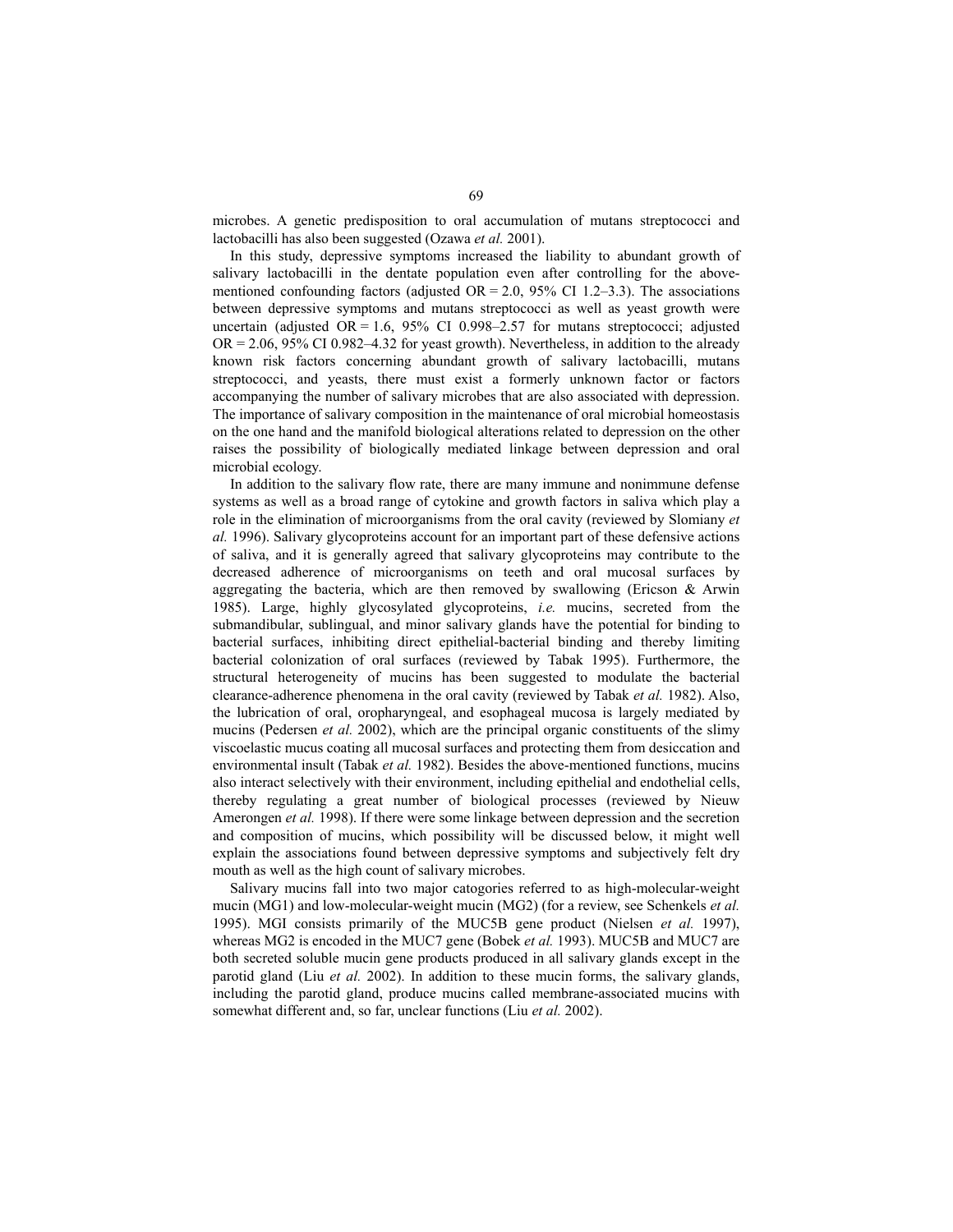microbes. A genetic predisposition to oral accumulation of mutans streptococci and lactobacilli has also been suggested (Ozawa *et al.* 2001).

In this study, depressive symptoms increased the liability to abundant growth of salivary lactobacilli in the dentate population even after controlling for the above-mentioned confounding factors (adjusted OR = 2.0, 95% CI 1.2–3.3). The associations between depressive symptoms and mutans streptococci as well as yeast growth were uncertain (adjusted OR = 1.6, 95% CI 0.998–2.57 for mutans streptococci; adjusted OR = 2.06, 95% CI 0.982–4.32 for yeast growth). Nevertheless, in addition to the already known risk factors concerning abundant growth of salivary lactobacilli, mutans streptococci, and yeasts, there must exist a formerly unknown factor or factors accompanying the number of salivary microbes that are also associated with depression. The importance of salivary composition in the maintenance of oral microbial homeostasis on the one hand and the manifold biological alterations related to depression on the other raises the possibility of biologically mediated linkage between depression and oral microbial ecology.

In addition to the salivary flow rate, there are many immune and nonimmune defense systems as well as a broad range of cytokine and growth factors in saliva which play a role in the elimination of microorganisms from the oral cavity (reviewed by Slomiany *et al.* 1996). Salivary glycoproteins account for an important part of these defensive actions of saliva, and it is generally agreed that salivary glycoproteins may contribute to the decreased adherence of microorganisms on teeth and oral mucosal surfaces by aggregating the bacteria, which are then removed by swallowing (Ericson & Arwin 1985). Large, highly glycosylated glycoproteins, *i.e.* mucins, secreted from the submandibular, sublingual, and minor salivary glands have the potential for binding to bacterial surfaces, inhibiting direct epithelial-bacterial binding and thereby limiting bacterial colonization of oral surfaces (reviewed by Tabak 1995). Furthermore, the structural heterogeneity of mucins has been suggested to modulate the bacterial clearance-adherence phenomena in the oral cavity (reviewed by Tabak *et al.* 1982). Also, the lubrication of oral, oropharyngeal, and esophageal mucosa is largely mediated by mucins (Pedersen *et al.* 2002), which are the principal organic constituents of the slimy viscoelastic mucus coating all mucosal surfaces and protecting them from desiccation and environmental insult (Tabak *et al.* 1982). Besides the above-mentioned functions, mucins also interact selectively with their environment, including epithelial and endothelial cells, thereby regulating a great number of biological processes (reviewed by Nieuw Amerongen *et al.* 1998). If there were some linkage between depression and the secretion and composition of mucins, which possibility will be discussed below, it might well explain the associations found between depressive symptoms and subjectively felt dry mouth as well as the high count of salivary microbes.

Salivary mucins fall into two major catogories referred to as high-molecular-weight mucin (MG1) and low-molecular-weight mucin (MG2) (for a review, see Schenkels *et al.* 1995). MGI consists primarily of the MUC5B gene product (Nielsen *et al.* 1997), whereas MG2 is encoded in the MUC7 gene (Bobek *et al.* 1993). MUC5B and MUC7 are both secreted soluble mucin gene products produced in all salivary glands except in the parotid gland (Liu *et al.* 2002). In addition to these mucin forms, the salivary glands, including the parotid gland, produce mucins called membrane-associated mucins with somewhat different and, so far, unclear functions (Liu *et al.* 2002).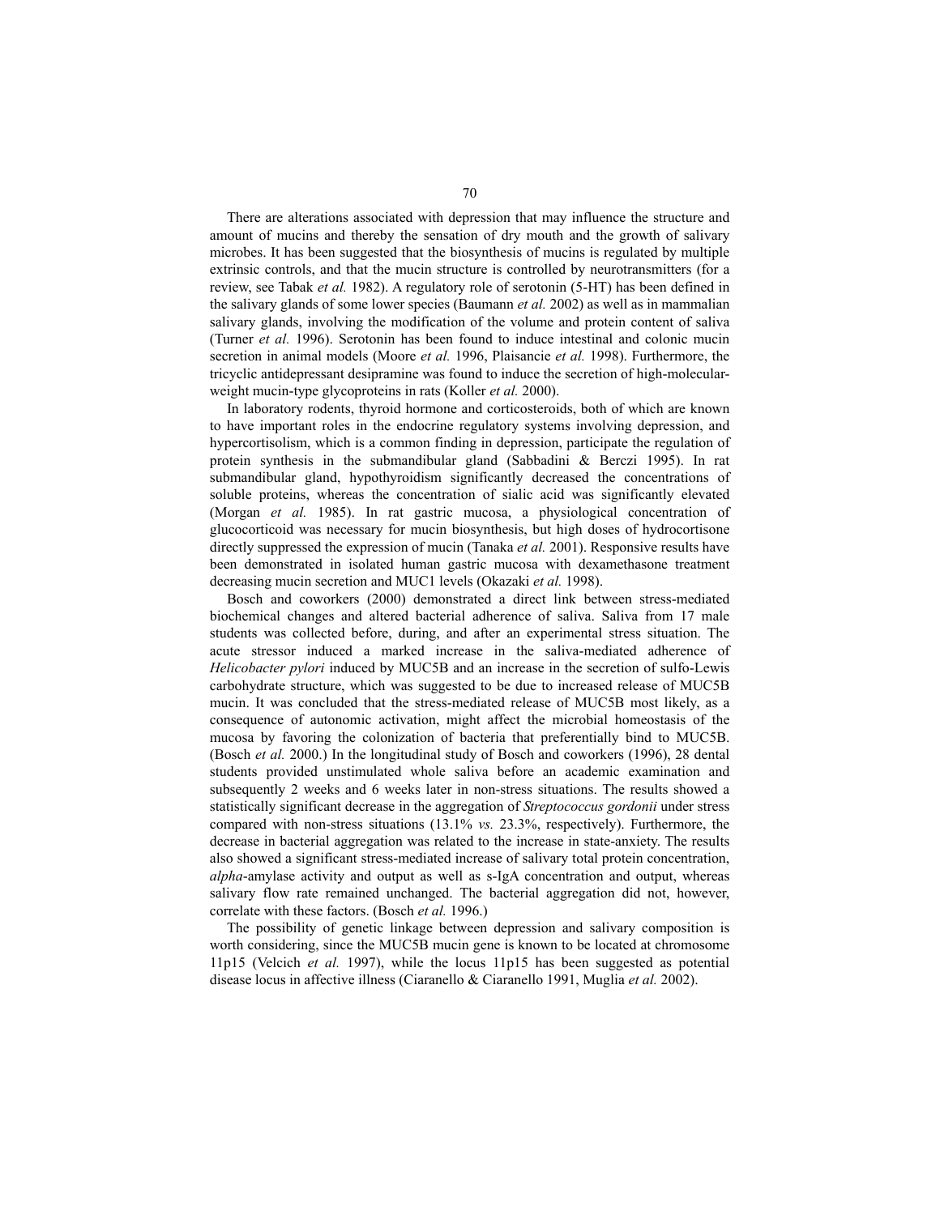There are alterations associated with depression that may influence the structure and amount of mucins and thereby the sensation of dry mouth and the growth of salivary microbes. It has been suggested that the biosynthesis of mucins is regulated by multiple extrinsic controls, and that the mucin structure is controlled by neurotransmitters (for a review, see Tabak *et al.* 1982). A regulatory role of serotonin (5-HT) has been defined in the salivary glands of some lower species (Baumann *et al.* 2002) as well as in mammalian salivary glands, involving the modification of the volume and protein content of saliva (Turner *et al.* 1996). Serotonin has been found to induce intestinal and colonic mucin secretion in animal models (Moore *et al.* 1996, Plaisancie *et al.* 1998). Furthermore, the tricyclic antidepressant desipramine was found to induce the secretion of high-molecular-weight mucin-type glycoproteins in rats (Koller *et al.* 2000).

In laboratory rodents, thyroid hormone and corticosteroids, both of which are known to have important roles in the endocrine regulatory systems involving depression, and hypercortisolism, which is a common finding in depression, participate the regulation of protein synthesis in the submandibular gland (Sabbadini & Berczi 1995). In rat submandibular gland, hypothyroidism significantly decreased the concentrations of soluble proteins, whereas the concentration of sialic acid was significantly elevated (Morgan *et al.* 1985). In rat gastric mucosa, a physiological concentration of glucocorticoid was necessary for mucin biosynthesis, but high doses of hydrocortisone directly suppressed the expression of mucin (Tanaka *et al.* 2001). Responsive results have been demonstrated in isolated human gastric mucosa with dexamethasone treatment decreasing mucin secretion and MUC1 levels (Okazaki *et al.* 1998).

Bosch and coworkers (2000) demonstrated a direct link between stress-mediated biochemical changes and altered bacterial adherence of saliva. Saliva from 17 male students was collected before, during, and after an experimental stress situation. The acute stressor induced a marked increase in the saliva-mediated adherence of *Helicobacter pylori* induced by MUC5B and an increase in the secretion of sulfo-Lewis carbohydrate structure, which was suggested to be due to increased release of MUC5B mucin. It was concluded that the stress-mediated release of MUC5B most likely, as a consequence of autonomic activation, might affect the microbial homeostasis of the mucosa by favoring the colonization of bacteria that preferentially bind to MUC5B. (Bosch *et al.* 2000.) In the longitudinal study of Bosch and coworkers (1996), 28 dental students provided unstimulated whole saliva before an academic examination and subsequently 2 weeks and 6 weeks later in non-stress situations. The results showed a statistically significant decrease in the aggregation of *Streptococcus gordonii* under stress compared with non-stress situations (13.1% *vs.* 23.3%, respectively). Furthermore, the decrease in bacterial aggregation was related to the increase in state-anxiety. The results also showed a significant stress-mediated increase of salivary total protein concentration, *alpha*-amylase activity and output as well as s-IgA concentration and output, whereas salivary flow rate remained unchanged. The bacterial aggregation did not, however, correlate with these factors. (Bosch *et al.* 1996.)

The possibility of genetic linkage between depression and salivary composition is worth considering, since the MUC5B mucin gene is known to be located at chromosome 11p15 (Velcich *et al.* 1997), while the locus 11p15 has been suggested as potential disease locus in affective illness (Ciaranello & Ciaranello 1991, Muglia *et al.* 2002).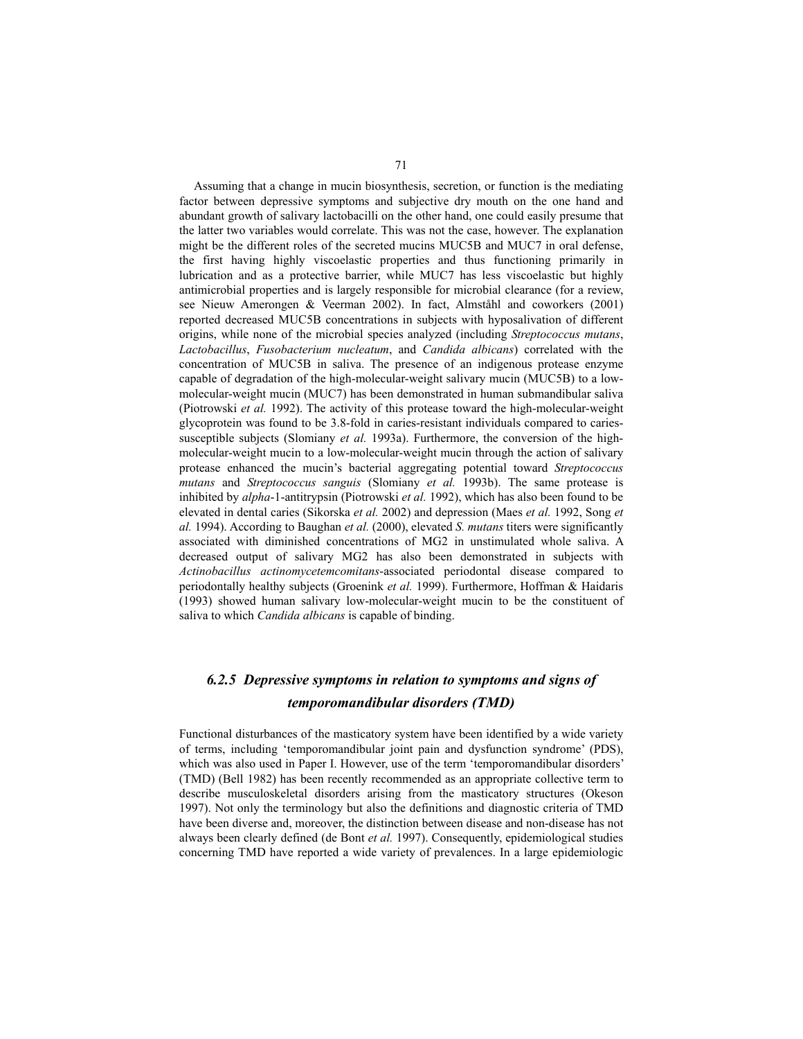Assuming that a change in mucin biosynthesis, secretion, or function is the mediating factor between depressive symptoms and subjective dry mouth on the one hand and abundant growth of salivary lactobacilli on the other hand, one could easily presume that the latter two variables would correlate. This was not the case, however. The explanation might be the different roles of the secreted mucins MUC5B and MUC7 in oral defense, the first having highly viscoelastic properties and thus functioning primarily in lubrication and as a protective barrier, while MUC7 has less viscoelastic but highly antimicrobial properties and is largely responsible for microbial clearance (for a review, see Nieuw Amerongen & Veerman 2002). In fact, Almståhl and coworkers (2001) reported decreased MUC5B concentrations in subjects with hyposalivation of different origins, while none of the microbial species analyzed (including *Streptococcus mutans*, *Lactobacillus*, *Fusobacterium nucleatum*, and *Candida albicans*) correlated with the concentration of MUC5B in saliva. The presence of an indigenous protease enzyme capable of degradation of the high-molecular-weight salivary mucin (MUC5B) to a low-molecular-weight mucin (MUC7) has been demonstrated in human submandibular saliva (Piotrowski *et al.* 1992). The activity of this protease toward the high-molecular-weight glycoprotein was found to be 3.8-fold in caries-resistant individuals compared to caries-susceptible subjects (Slomiany *et al.* 1993a). Furthermore, the conversion of the high-molecular-weight mucin to a low-molecular-weight mucin through the action of salivary protease enhanced the mucin's bacterial aggregating potential toward *Streptococcus mutans* and *Streptococcus sanguis* (Slomiany *et al.* 1993b). The same protease is inhibited by *alpha*-1-antitrypsin (Piotrowski *et al.* 1992), which has also been found to be elevated in dental caries (Sikorska *et al.* 2002) and depression (Maes *et al.* 1992, Song *et al.* 1994). According to Baughan *et al.* (2000), elevated *S. mutans* titers were significantly associated with diminished concentrations of MG2 in unstimulated whole saliva. A decreased output of salivary MG2 has also been demonstrated in subjects with *Actinobacillus actinomycetemcomitans*-associated periodontal disease compared to periodontally healthy subjects (Groenink *et al.* 1999). Furthermore, Hoffman & Haidaris (1993) showed human salivary low-molecular-weight mucin to be the constituent of saliva to which *Candida albicans* is capable of binding.

### *6.2.5 Depressive symptoms in relation to symptoms and signs of temporomandibular disorders (TMD)*

Functional disturbances of the masticatory system have been identified by a wide variety of terms, including 'temporomandibular joint pain and dysfunction syndrome' (PDS), which was also used in Paper I. However, use of the term 'temporomandibular disorders' (TMD) (Bell 1982) has been recently recommended as an appropriate collective term to describe musculoskeletal disorders arising from the masticatory structures (Okeson 1997). Not only the terminology but also the definitions and diagnostic criteria of TMD have been diverse and, moreover, the distinction between disease and non-disease has not always been clearly defined (de Bont *et al.* 1997). Consequently, epidemiological studies concerning TMD have reported a wide variety of prevalences. In a large epidemiologic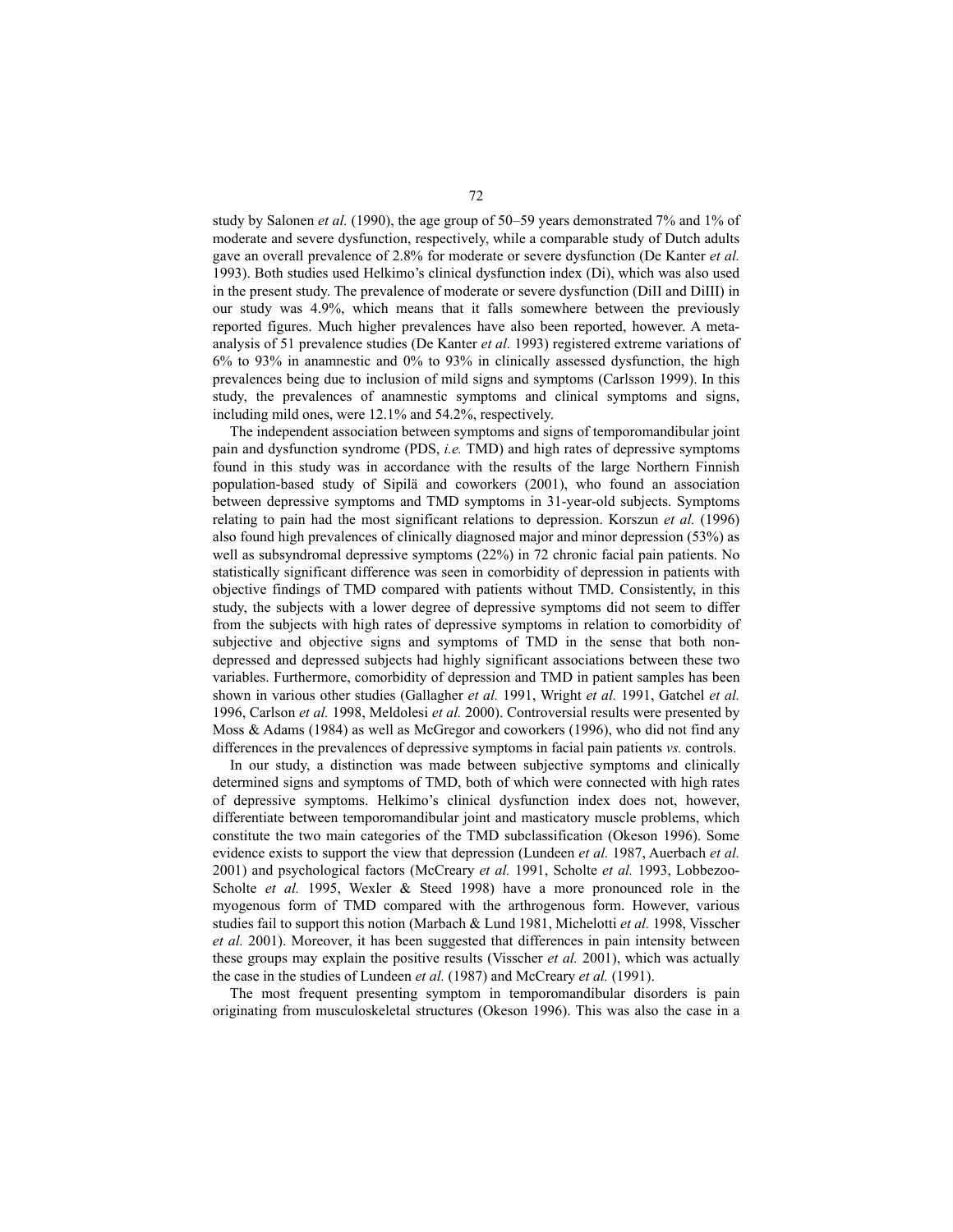study by Salonen *et al.* (1990), the age group of 50–59 years demonstrated 7% and 1% of moderate and severe dysfunction, respectively, while a comparable study of Dutch adults gave an overall prevalence of 2.8% for moderate or severe dysfunction (De Kanter *et al.* 1993). Both studies used Helkimo's clinical dysfunction index (Di), which was also used in the present study. The prevalence of moderate or severe dysfunction (DiII and DiIII) in our study was 4.9%, which means that it falls somewhere between the previously reported figures. Much higher prevalences have also been reported, however. A meta-analysis of 51 prevalence studies (De Kanter *et al.* 1993) registered extreme variations of 6% to 93% in anamnestic and 0% to 93% in clinically assessed dysfunction, the high prevalences being due to inclusion of mild signs and symptoms (Carlsson 1999). In this study, the prevalences of anamnestic and clinical symptoms and signs, including mild ones, were 12.1% and 54.2%, respectively.

The independent association between symptoms and signs of temporomandibular joint pain and dysfunction syndrome (PDS, *i.e.* TMD) and high rates of depressive symptoms found in this study was in accordance with the results of the large Northern Finnish population-based study of Sipilä and coworkers (2001), who found an association between depressive symptoms and TMD symptoms in 31-year-old subjects. Symptoms relating to pain had the most significant relations to depression. Korszun *et al.* (1996) also found high prevalences of clinically diagnosed major and minor depression (53%) as well as subsyndromal depressive symptoms (22%) in 72 chronic facial pain patients. No statistically significant difference was seen in comorbidity of depression in patients with objective findings of TMD compared with patients without TMD. Consistently, in this study, the subjects with a lower degree of depressive symptoms did not seem to differ from the subjects with high rates of depressive symptoms in relation to comorbidity of subjective and objective signs and symptoms of TMD in the sense that both non-depressed and depressed subjects had highly significant associations between these two variables. Furthermore, comorbidity of depression and TMD in patient samples has been shown in various other studies (Gallagher *et al.* 1991, Wright *et al.* 1991, Gatchel *et al.* 1996, Carlson *et al.* 1998, Meldolesi *et al.* 2000). Controversial results were presented by Moss & Adams (1984) as well as McGregor and coworkers (1996), who did not find any differences in the prevalences of depressive symptoms in facial pain patients *vs.* controls.

In our study, a distinction was made between subjective symptoms and clinically determined signs and symptoms of TMD, both of which were connected with high rates of depressive symptoms. Helkimo's clinical dysfunction index does not, however, differentiate between temporomandibular joint and masticatory muscle problems, which constitute the two main categories of the TMD subclassification (Okeson 1996). Some evidence exists to support the view that depression (Lundeen *et al.* 1987, Auerbach *et al.* 2001) and psychological factors (McCreary *et al.* 1991, Scholte *et al.* 1993, Lobbezoo-Scholte *et al.* 1995, Wexler & Steed 1998) have a more pronounced role in the myogenous form of TMD compared with the arthrogenous form. However, various studies fail to support this notion (Marbach & Lund 1981, Michelotti *et al.* 1998, Visscher *et al.* 2001). Moreover, it has been suggested that differences in pain intensity between these groups may explain the positive results (Visscher *et al.* 2001), which was actually the case in the studies of Lundeen *et al.* (1987) and McCreary *et al.* (1991).

The most frequent presenting symptom in temporomandibular disorders is pain originating from musculoskeletal structures (Okeson 1996). This was also the case in a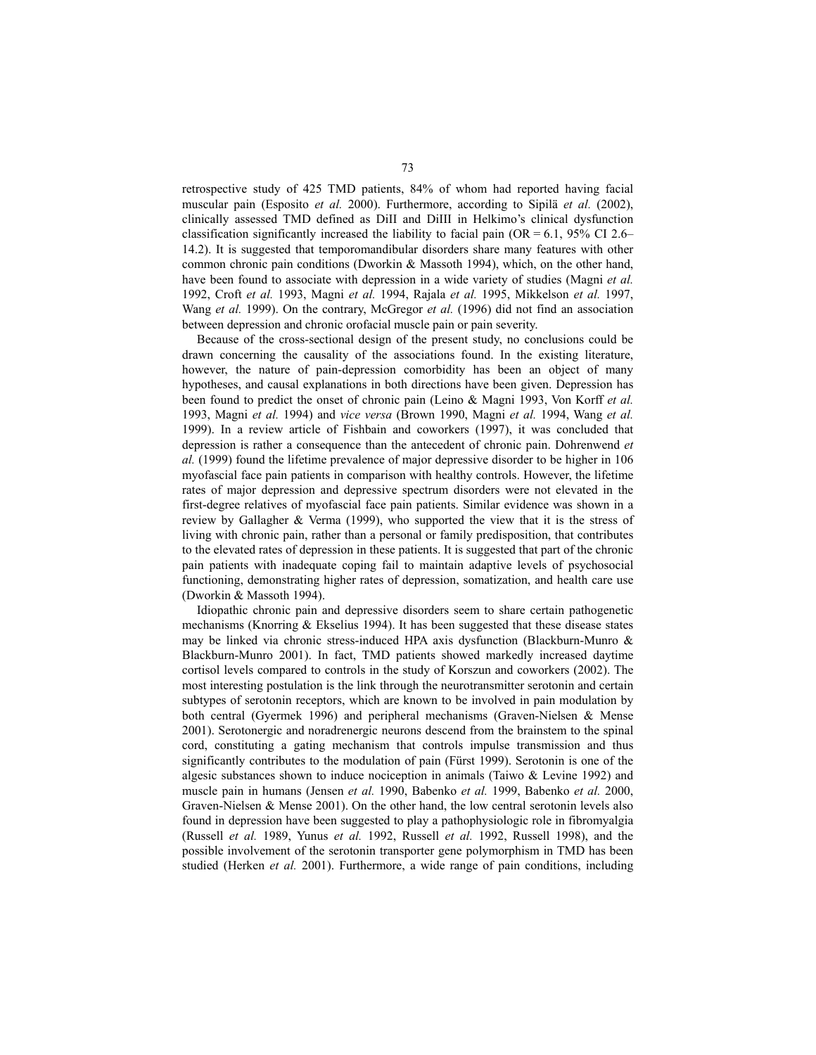retrospective study of 425 TMD patients, 84% of whom had reported having facial muscular pain (Esposito *et al.* 2000). Furthermore, according to Sipilä *et al.* (2002), clinically assessed TMD defined as DiII and DiIII in Helkimo's clinical dysfunction classification significantly increased the liability to facial pain (OR = 6.1, 95% CI 2.6–14.2). It is suggested that temporomandibular disorders share many features with other common chronic pain conditions (Dworkin & Massoth 1994), which, on the other hand, have been found to associate with depression in a wide variety of studies (Magni *et al.* 1992, Croft *et al.* 1993, Magni *et al.* 1994, Rajala *et al.* 1995, Mikkelson *et al.* 1997, Wang *et al.* 1999). On the contrary, McGregor *et al.* (1996) did not find an association between depression and chronic orofacial muscle pain or pain severity.

Because of the cross-sectional design of the present study, no conclusions could be drawn concerning the causality of the associations found. In the existing literature, however, the nature of pain-depression comorbidity has been an object of many hypotheses, and causal explanations in both directions have been given. Depression has been found to predict the onset of chronic pain (Leino & Magni 1993, Von Korff *et al.* 1993, Magni *et al.* 1994) and *vice versa* (Brown 1990, Magni *et al.* 1994, Wang *et al.* 1999). In a review article of Fishbain and coworkers (1997), it was concluded that depression is rather a consequence than the antecedent of chronic pain. Dohrenwend *et al.* (1999) found the lifetime prevalence of major depressive disorder to be higher in 106 myofascial face pain patients in comparison with healthy controls. However, the lifetime rates of major depression and depressive spectrum disorders were not elevated in the first-degree relatives of myofascial face pain patients. Similar evidence was shown in a review by Gallagher & Verma (1999), who supported the view that it is the stress of living with chronic pain, rather than a personal or family predisposition, that contributes to the elevated rates of depression in these patients. It is suggested that part of the chronic pain patients with inadequate coping fail to maintain adaptive levels of psychosocial functioning, demonstrating higher rates of depression, somatization, and health care use (Dworkin & Massoth 1994).

Idiopathic chronic pain and depressive disorders seem to share certain pathogenetic mechanisms (Knorring & Ekselius 1994). It has been suggested that these disease states may be linked via chronic stress-induced HPA axis dysfunction (Blackburn-Munro & Blackburn-Munro 2001). In fact, TMD patients showed markedly increased daytime cortisol levels compared to controls in the study of Korszun and coworkers (2002). The most interesting postulation is the link through the neurotransmitter serotonin and certain subtypes of serotonin receptors, which are known to be involved in pain modulation by both central (Gyermek 1996) and peripheral mechanisms (Graven-Nielsen & Mense 2001). Serotonergic and noradrenergic neurons descend from the brainstem to the spinal cord, constituting a gating mechanism that controls impulse transmission and thus significantly contributes to the modulation of pain (Fürst 1999). Serotonin is one of the algesic substances shown to induce nociception in animals (Taiwo & Levine 1992) and muscle pain in humans (Jensen *et al.* 1990, Babenko *et al.* 1999, Babenko *et al.* 2000, Graven-Nielsen & Mense 2001). On the other hand, the low central serotonin levels also found in depression have been suggested to play a pathophysiologic role in fibromyalgia (Russell *et al.* 1989, Yunus *et al.* 1992, Russell *et al.* 1992, Russell 1998), and the possible involvement of the serotonin transporter gene polymorphism in TMD has been studied (Herken *et al.* 2001). Furthermore, a wide range of pain conditions, including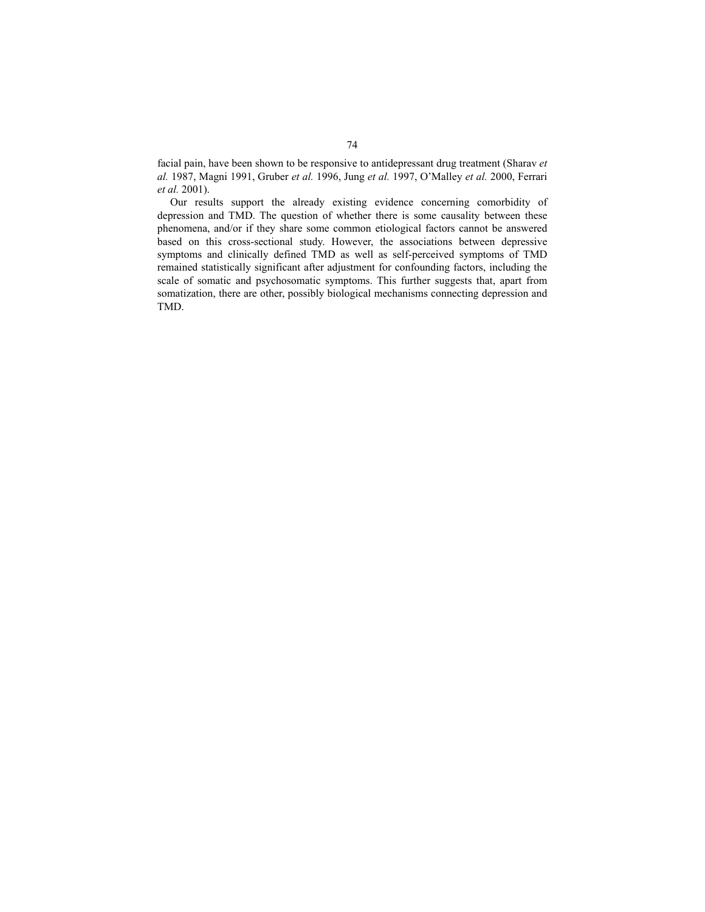facial pain, have been shown to be responsive to antidepressant drug treatment (Sharav *et al.* 1987, Magni 1991, Gruber *et al.* 1996, Jung *et al.* 1997, O'Malley *et al.* 2000, Ferrari *et al.* 2001).

Our results support the already existing evidence concerning comorbidity of depression and TMD. The question of whether there is some causality between these phenomena, and/or if they share some common etiological factors cannot be answered based on this cross-sectional study. However, the associations between depressive symptoms and clinically defined TMD as well as self-perceived symptoms of TMD remained statistically significant after adjustment for confounding factors, including the scale of somatic and psychosomatic symptoms. This further suggests that, apart from somatization, there are other, possibly biological mechanisms connecting depression and TMD.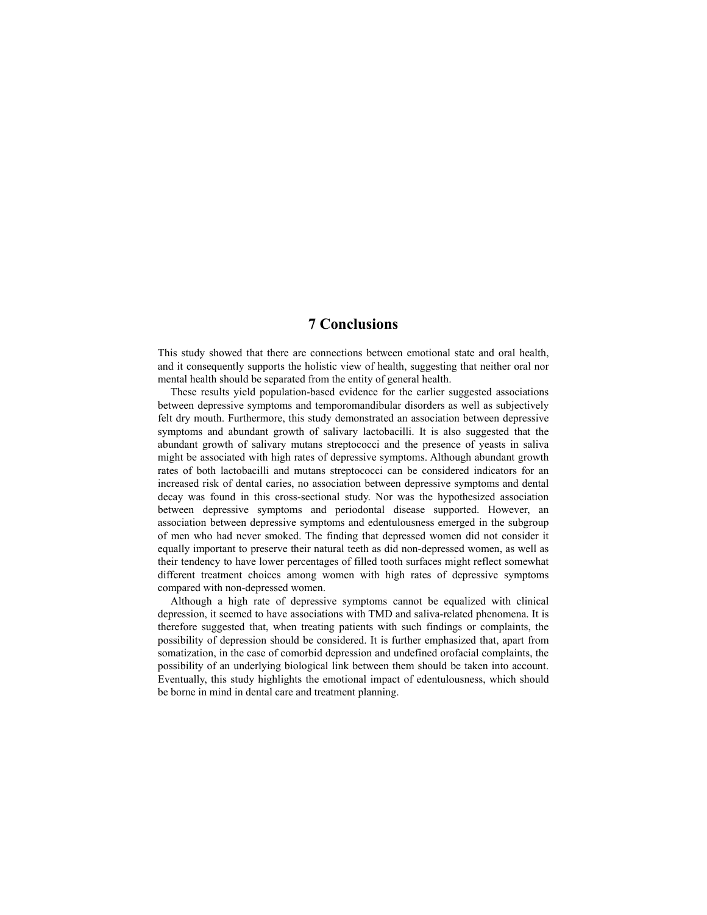# 7 Conclusions

This study showed that there are connections between emotional state and oral health, and it consequently supports the holistic view of health, suggesting that neither oral nor mental health should be separated from the entity of general health.

These results yield population-based evidence for the earlier suggested associations between depressive symptoms and temporomandibular disorders as well as subjectively felt dry mouth. Furthermore, this study demonstrated an association between depressive symptoms and abundant growth of salivary lactobacilli. It is also suggested that the abundant growth of salivary mutans streptococci and the presence of yeasts in saliva might be associated with high rates of depressive symptoms. Although abundant growth rates of both lactobacilli and mutans streptococci can be considered indicators for an increased risk of dental caries, no association between depressive symptoms and dental decay was found in this cross-sectional study. Nor was the hypothesized association between depressive symptoms and periodontal disease supported. However, an association between depressive symptoms and edentulousness emerged in the subgroup of men who had never smoked. The finding that depressed women did not consider it equally important to preserve their natural teeth as did non-depressed women, as well as their tendency to have lower percentages of filled tooth surfaces might reflect somewhat different treatment choices among women with high rates of depressive symptoms compared with non-depressed women.

Although a high rate of depressive symptoms cannot be equalized with clinical depression, it seemed to have associations with TMD and saliva-related phenomena. It is therefore suggested that, when treating patients with such findings or complaints, the possibility of depression should be considered. It is further emphasized that, apart from somatization, in the case of comorbid depression and undefined orofacial complaints, the possibility of an underlying biological link between them should be taken into account. Eventually, this study highlights the emotional impact of edentulousness, which should be borne in mind in dental care and treatment planning.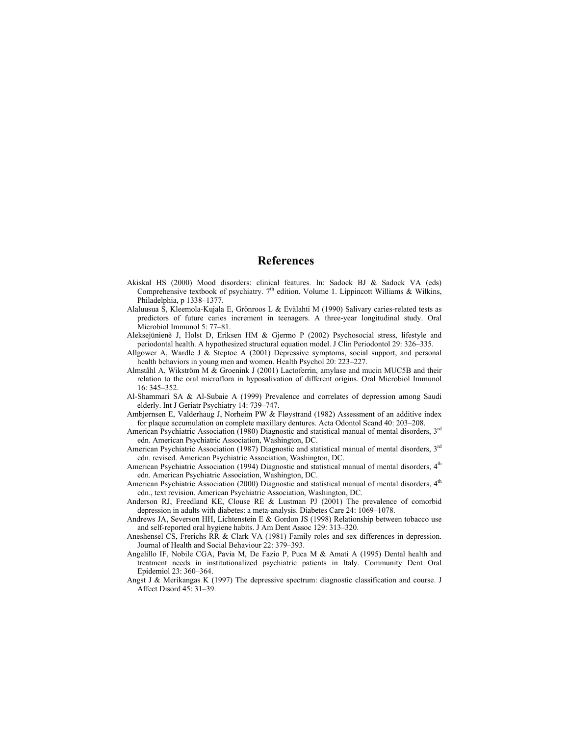# References

Akiskal HS (2000) Mood disorders: clinical features. In: Sadock BJ & Sadock VA (eds) Comprehensive textbook of psychiatry. 7th edition. Volume 1. Lippincott Williams & Wilkins, Philadelphia, p 1338–1377.

Alaluusua S, Kleemola-Kujala E, Grönroos L & Evälahti M (1990) Salivary caries-related tests as predictors of future caries increment in teenagers. A three-year longitudinal study. Oral Microbiol Immunol 5: 77–81.

Aleksejūnienė J, Holst D, Eriksen HM & Gjermo P (2002) Psychosocial stress, lifestyle and periodontal health. A hypothesized structural equation model. J Clin Periodontol 29: 326–335.

Allgower A, Wardle J & Steptoe A (2001) Depressive symptoms, social support, and personal health behaviors in young men and women. Health Psychol 20: 223–227.

Almståhl A, Wikström M & Groenink J (2001) Lactoferrin, amylase and mucin MUC5B and their relation to the oral microflora in hyposalivation of different origins. Oral Microbiol Immunol 16: 345–352.

Al-Shammari SA & Al-Subaie A (1999) Prevalence and correlates of depression among Saudi elderly. Int J Geriatr Psychiatry 14: 739–747.

Ambjørnsen E, Valderhaug J, Norheim PW & Fløystrand (1982) Assessment of an additive index for plaque accumulation on complete maxillary dentures. Acta Odontol Scand 40: 203–208.

American Psychiatric Association (1980) Diagnostic and statistical manual of mental disorders, 3rd edn. American Psychiatric Association, Washington, DC.

American Psychiatric Association (1987) Diagnostic and statistical manual of mental disorders, 3rd edn. revised. American Psychiatric Association, Washington, DC.

American Psychiatric Association (1994) Diagnostic and statistical manual of mental disorders, 4th edn. American Psychiatric Association, Washington, DC.

American Psychiatric Association (2000) Diagnostic and statistical manual of mental disorders, 4th edn., text revision. American Psychiatric Association, Washington, DC.

Anderson RJ, Freedland KE, Clouse RE & Lustman PJ (2001) The prevalence of comorbid depression in adults with diabetes: a meta-analysis. Diabetes Care 24: 1069–1078.

Andrews JA, Severson HH, Lichtenstein E & Gordon JS (1998) Relationship between tobacco use and self-reported oral hygiene habits. J Am Dent Assoc 129: 313–320.

Aneshensel CS, Frerichs RR & Clark VA (1981) Family roles and sex differences in depression. Journal of Health and Social Behaviour 22: 379–393.

Angelillo IF, Nobile CGA, Pavia M, De Fazio P, Puca M & Amati A (1995) Dental health and treatment needs in institutionalized psychiatric patients in Italy. Community Dent Oral Epidemiol 23: 360–364.

Angst J & Merikangas K (1997) The depressive spectrum: diagnostic classification and course. J Affect Disord 45: 31–39.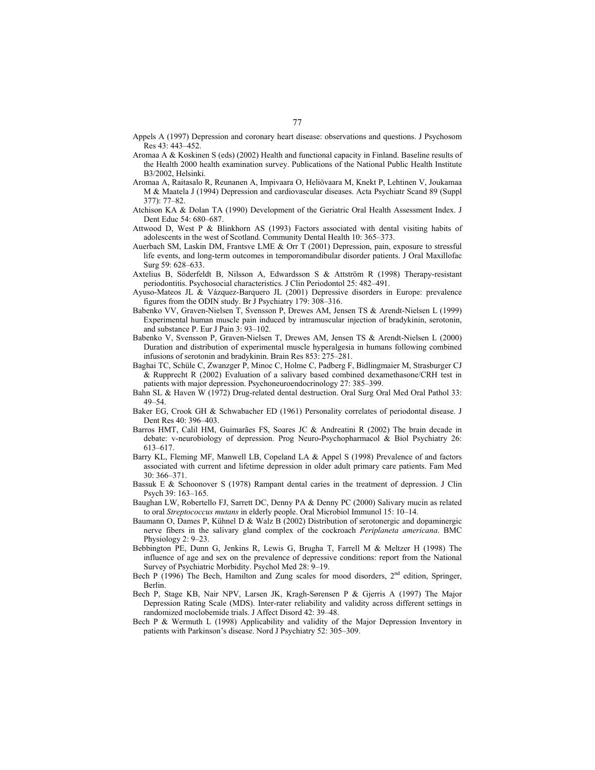Appels A (1997) Depression and coronary heart disease: observations and questions. J Psychosom Res 43: 443–452.

Aromaa A & Koskinen S (eds) (2002) Health and functional capacity in Finland. Baseline results of the Health 2000 health examination survey. Publications of the National Public Health Institute B3/2002, Helsinki.

Aromaa A, Raitasalo R, Reunanen A, Impivaara O, Heliövaara M, Knekt P, Lehtinen V, Joukamaa M & Maatela J (1994) Depression and cardiovascular diseases. Acta Psychiatr Scand 89 (Suppl 377): 77–82.

Atchison KA & Dolan TA (1990) Development of the Geriatric Oral Health Assessment Index. J Dent Educ 54: 680–687.

Attwood D, West P & Blinkhorn AS (1993) Factors associated with dental visiting habits of adolescents in the west of Scotland. Community Dental Health 10: 365–373.

Auerbach SM, Laskin DM, Frantsve LME & Orr T (2001) Depression, pain, exposure to stressful life events, and long-term outcomes in temporomandibular disorder patients. J Oral Maxillofac Surg 59: 628–633.

Axtelius B, Söderfeldt B, Nilsson A, Edwardsson S & Attström R (1998) Therapy-resistant periodontitis. Psychosocial characteristics. J Clin Periodontol 25: 482–491.

Ayuso-Mateos JL & Vázquez-Barquero JL (2001) Depressive disorders in Europe: prevalence figures from the ODIN study. Br J Psychiatry 179: 308–316.

Babenko VV, Graven-Nielsen T, Svensson P, Drewes AM, Jensen TS & Arendt-Nielsen L (1999) Experimental human muscle pain induced by intramuscular injection of bradykinin, serotonin, and substance P. Eur J Pain 3: 93–102.

Babenko V, Svensson P, Graven-Nielsen T, Drewes AM, Jensen TS & Arendt-Nielsen L (2000) Duration and distribution of experimental muscle hyperalgesia in humans following combined infusions of serotonin and bradykinin. Brain Res 853: 275–281.

Baghai TC, Schüle C, Zwanzger P, Minoc C, Holme C, Padberg F, Bidlingmaier M, Strasburger CJ & Rupprecht R (2002) Evaluation of a salivary based combined dexamethasone/CRH test in patients with major depression. Psychoneuroendocrinology 27: 385–399.

Bahn SL & Haven W (1972) Drug-related dental destruction. Oral Surg Oral Med Oral Pathol 33: 49–54.

Baker EG, Crook GH & Schwabacher ED (1961) Personality correlates of periodontal disease. J Dent Res 40: 396–403.

Barros HMT, Calil HM, Guimarães FS, Soares JC & Andreatini R (2002) The brain decade in debate: v-neurobiology of depression. Prog Neuro-Psychopharmacol & Biol Psychiatry 26: 613–617.

Barry KL, Fleming MF, Manwell LB, Copeland LA & Appel S (1998) Prevalence of and factors associated with current and lifetime depression in older adult primary care patients. Fam Med 30: 366–371.

Bassuk E & Schoonover S (1978) Rampant dental caries in the treatment of depression. J Clin Psych 39: 163–165.

Baughan LW, Robertello FJ, Sarrett DC, Denny PA & Denny PC (2000) Salivary mucin as related to oral *Streptococcus mutans* in elderly people. Oral Microbiol Immunol 15: 10–14.

Baumann O, Dames P, Kühnel D & Walz B (2002) Distribution of serotonergic and dopaminergic nerve fibers in the salivary gland complex of the cockroach *Periplaneta americana*. BMC Physiology 2: 9–23.

Bebbington PE, Dunn G, Jenkins R, Lewis G, Brugha T, Farrell M & Meltzer H (1998) The influence of age and sex on the prevalence of depressive conditions: report from the National Survey of Psychiatric Morbidity. Psychol Med 28: 9–19.

Bech P (1996) The Bech, Hamilton and Zung scales for mood disorders, 2nd edition, Springer, Berlin.

Bech P, Stage KB, Nair NPV, Larsen JK, Kragh-Sørensen P & Gjerris A (1997) The Major Depression Rating Scale (MDS). Inter-rater reliability and validity across different settings in randomized moclobemide trials. J Affect Disord 42: 39–48.

Bech P & Wermuth L (1998) Applicability and validity of the Major Depression Inventory in patients with Parkinson's disease. Nord J Psychiatry 52: 305–309.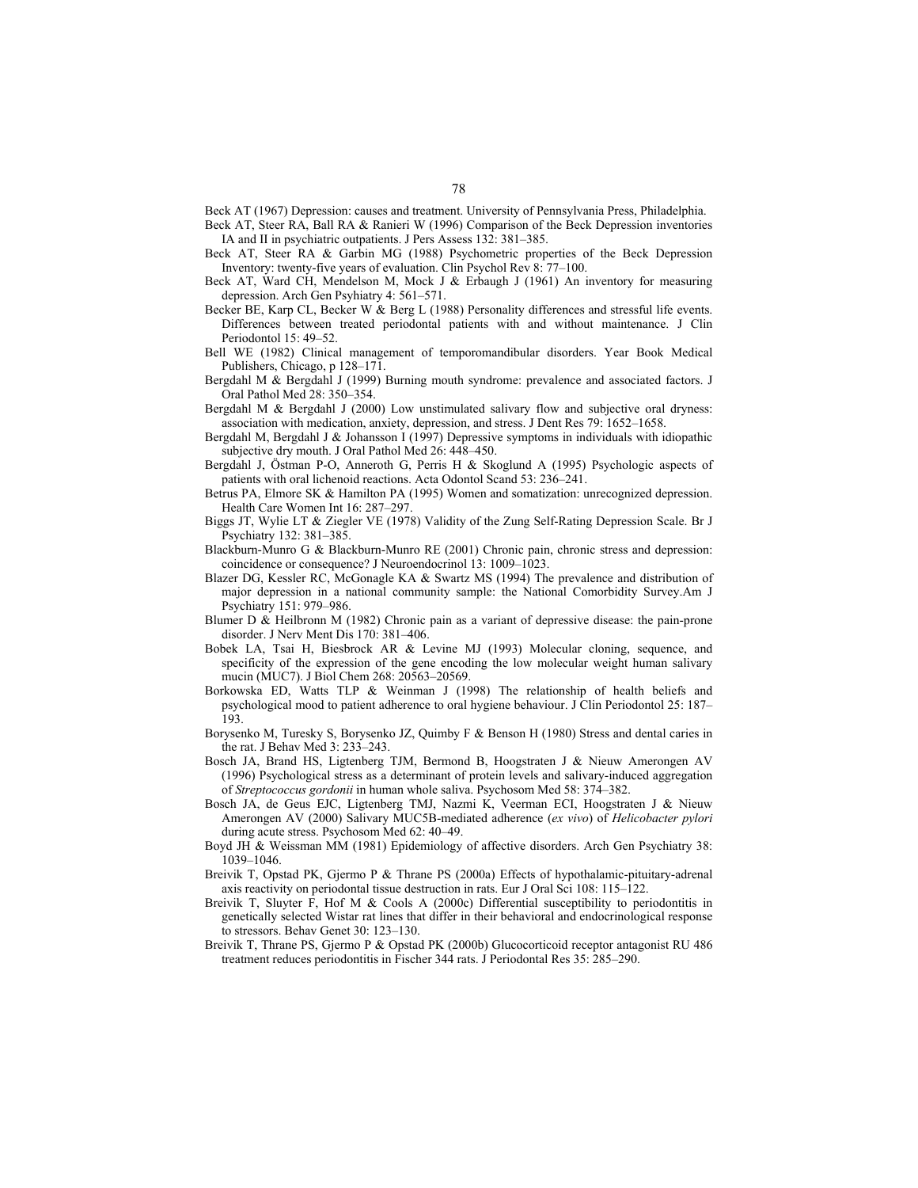Beck AT (1967) Depression: causes and treatment. University of Pennsylvania Press, Philadelphia.

Beck AT, Steer RA, Ball RA & Ranieri W (1996) Comparison of the Beck Depression inventories IA and II in psychiatric outpatients. J Pers Assess 132: 381–385.

Beck AT, Steer RA & Garbin MG (1988) Psychometric properties of the Beck Depression Inventory: twenty-five years of evaluation. Clin Psychol Rev 8: 77–100.

Beck AT, Ward CH, Mendelson M, Mock J & Erbaugh J (1961) An inventory for measuring depression. Arch Gen Psyhiatry 4: 561–571.

Becker BE, Karp CL, Becker W & Berg L (1988) Personality differences and stressful life events. Differences between treated periodontal patients with and without maintenance. J Clin Periodontol 15: 49–52.

Bell WE (1982) Clinical management of temporomandibular disorders. Year Book Medical Publishers, Chicago, p 128–171.

Bergdahl M & Bergdahl J (1999) Burning mouth syndrome: prevalence and associated factors. J Oral Pathol Med 28: 350–354.

Bergdahl M & Bergdahl J (2000) Low unstimulated salivary flow and subjective oral dryness: association with medication, anxiety, depression, and stress. J Dent Res 79: 1652–1658.

Bergdahl M, Bergdahl J & Johansson I (1997) Depressive symptoms in individuals with idiopathic subjective dry mouth. J Oral Pathol Med 26: 448–450.

Bergdahl J, Östman P-O, Anneroth G, Perris H & Skoglund A (1995) Psychologic aspects of patients with oral lichenoid reactions. Acta Odontol Scand 53: 236–241.

Betrus PA, Elmore SK & Hamilton PA (1995) Women and somatization: unrecognized depression. Health Care Women Int 16: 287–297.

Biggs JT, Wylie LT & Ziegler VE (1978) Validity of the Zung Self-Rating Depression Scale. Br J Psychiatry 132: 381–385.

Blackburn-Munro G & Blackburn-Munro RE (2001) Chronic pain, chronic stress and depression: coincidence or consequence? J Neuroendocrinol 13: 1009–1023.

Blazer DG, Kessler RC, McGonagle KA & Swartz MS (1994) The prevalence and distribution of major depression in a national community sample: the National Comorbidity Survey.Am J Psychiatry 151: 979–986.

Blumer D & Heilbronn M (1982) Chronic pain as a variant of depressive disease: the pain-prone disorder. J Nerv Ment Dis 170: 381–406.

Bobek LA, Tsai H, Biesbrock AR & Levine MJ (1993) Molecular cloning, sequence, and specificity of the expression of the gene encoding the low molecular weight human salivary mucin (MUC7). J Biol Chem 268: 20563–20569.

Borkowska ED, Watts TLP & Weinman J (1998) The relationship of health beliefs and psychological mood to patient adherence to oral hygiene behaviour. J Clin Periodontol 25: 187–193.

Borysenko M, Turesky S, Borysenko JZ, Quimby F & Benson H (1980) Stress and dental caries in the rat. J Behav Med 3: 233–243.

Bosch JA, Brand HS, Ligtenberg TJM, Bermond B, Hoogstraten J & Nieuw Amerongen AV (1996) Psychological stress as a determinant of protein levels and salivary-induced aggregation of *Streptococcus gordonii* in human whole saliva. Psychosom Med 58: 374–382.

Bosch JA, de Geus EJC, Ligtenberg TMJ, Nazmi K, Veerman ECI, Hoogstraten J & Nieuw Amerongen AV (2000) Salivary MUC5B-mediated adherence (*ex vivo*) of *Helicobacter pylori* during acute stress. Psychosom Med 62: 40–49.

Boyd JH & Weissman MM (1981) Epidemiology of affective disorders. Arch Gen Psychiatry 38: 1039–1046.

Breivik T, Opstad PK, Gjermo P & Thrane PS (2000a) Effects of hypothalamic-pituitary-adrenal axis reactivity on periodontal tissue destruction in rats. Eur J Oral Sci 108: 115–122.

Breivik T, Sluyter F, Hof M & Cools A (2000c) Differential susceptibility to periodontitis in genetically selected Wistar rat lines that differ in their behavioral and endocrinological response to stressors. Behav Genet 30: 123–130.

Breivik T, Thrane PS, Gjermo P & Opstad PK (2000b) Glucocorticoid receptor antagonist RU 486 treatment reduces periodontitis in Fischer 344 rats. J Periodontal Res 35: 285–290.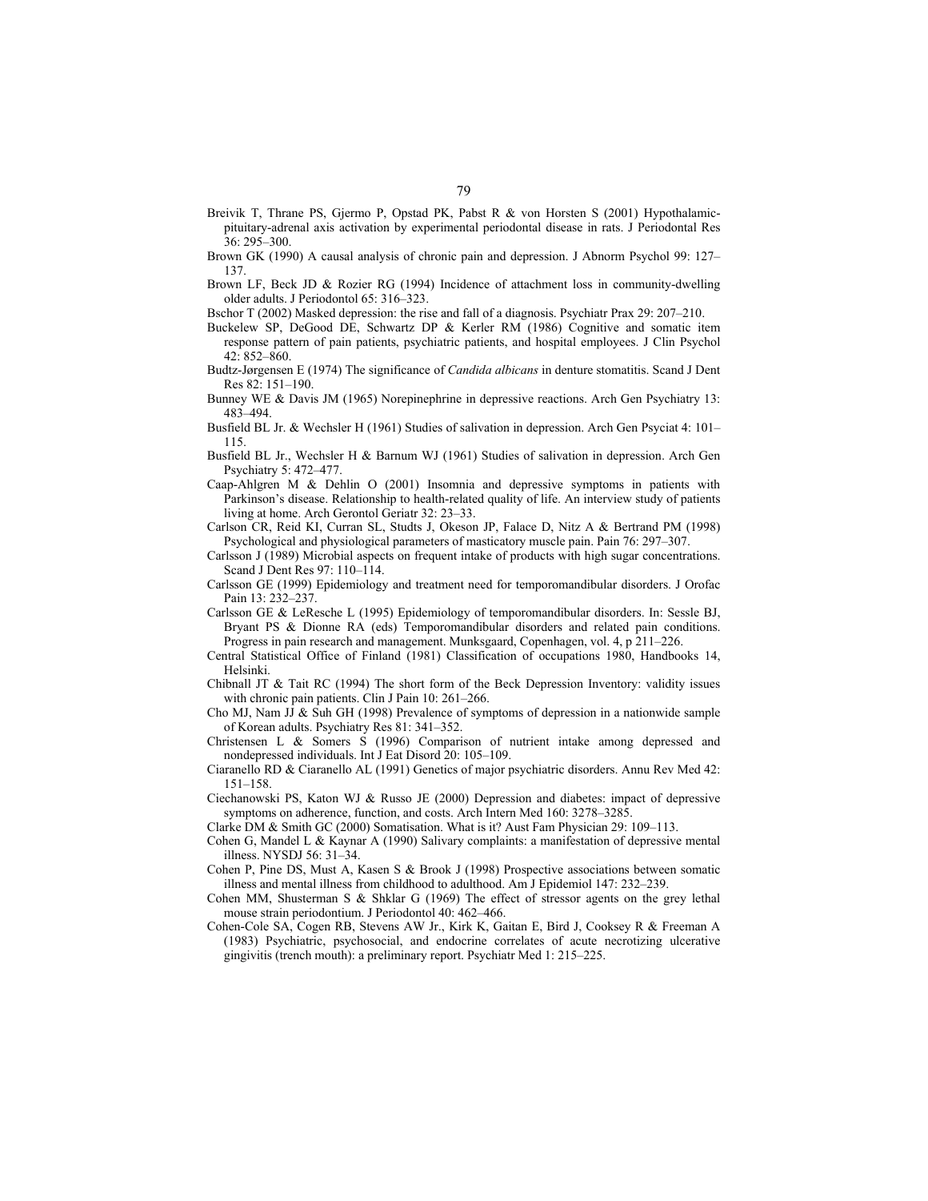Breivik T, Thrane PS, Gjermo P, Opstad PK, Pabst R & von Horsten S (2001) Hypothalamic-pituitary-adrenal axis activation by experimental periodontal disease in rats. J Periodontal Res 36: 295–300.

Brown GK (1990) A causal analysis of chronic pain and depression. J Abnorm Psychol 99: 127–137.

Brown LF, Beck JD & Rozier RG (1994) Incidence of attachment loss in community-dwelling older adults. J Periodontol 65: 316–323.

Bschor T (2002) Masked depression: the rise and fall of a diagnosis. Psychiatr Prax 29: 207–210.

Buckelew SP, DeGood DE, Schwartz DP & Kerler RM (1986) Cognitive and somatic item response pattern of pain patients, psychiatric patients, and hospital employees. J Clin Psychol 42: 852–860.

Budtz-Jørgensen E (1974) The significance of *Candida albicans* in denture stomatitis. Scand J Dent Res 82: 151–190.

Bunney WE & Davis JM (1965) Norepinephrine in depressive reactions. Arch Gen Psychiatry 13: 483–494.

Busfield BL Jr. & Wechsler H (1961) Studies of salivation in depression. Arch Gen Psyciat 4: 101–115.

Busfield BL Jr., Wechsler H & Barnum WJ (1961) Studies of salivation in depression. Arch Gen Psychiatry 5: 472–477.

Caap-Ahlgren M & Dehlin O (2001) Insomnia and depressive symptoms in patients with Parkinson's disease. Relationship to health-related quality of life. An interview study of patients living at home. Arch Gerontol Geriatr 32: 23–33.

Carlson CR, Reid KI, Curran SL, Studts J, Okeson JP, Falace D, Nitz A & Bertrand PM (1998) Psychological and physiological parameters of masticatory muscle pain. Pain 76: 297–307.

Carlsson J (1989) Microbial aspects on frequent intake of products with high sugar concentrations. Scand J Dent Res 97: 110–114.

Carlsson GE (1999) Epidemiology and treatment need for temporomandibular disorders. J Orofac Pain 13: 232–237.

Carlsson GE & LeResche L (1995) Epidemiology of temporomandibular disorders. In: Sessle BJ, Bryant PS & Dionne RA (eds) Temporomandibular disorders and related pain conditions. Progress in pain research and management. Munksgaard, Copenhagen, vol. 4, p 211–226.

Central Statistical Office of Finland (1981) Classification of occupations 1980, Handbooks 14, Helsinki.

Chibnall JT & Tait RC (1994) The short form of the Beck Depression Inventory: validity issues with chronic pain patients. Clin J Pain 10: 261–266.

Cho MJ, Nam JJ & Suh GH (1998) Prevalence of symptoms of depression in a nationwide sample of Korean adults. Psychiatry Res 81: 341–352.

Christensen L & Somers S (1996) Comparison of nutrient intake among depressed and nondepressed individuals. Int J Eat Disord 20: 105–109.

Ciaranello RD & Ciaranello AL (1991) Genetics of major psychiatric disorders. Annu Rev Med 42: 151–158.

Ciechanowski PS, Katon WJ & Russo JE (2000) Depression and diabetes: impact of depressive symptoms on adherence, function, and costs. Arch Intern Med 160: 3278–3285.

Clarke DM & Smith GC (2000) Somatisation. What is it? Aust Fam Physician 29: 109–113.

Cohen G, Mandel L & Kaynar A (1990) Salivary complaints: a manifestation of depressive mental illness. NYSDJ 56: 31–34.

Cohen P, Pine DS, Must A, Kasen S & Brook J (1998) Prospective associations between somatic illness and mental illness from childhood to adulthood. Am J Epidemiol 147: 232–239.

Cohen MM, Shusterman S & Shklar G (1969) The effect of stressor agents on the grey lethal mouse strain periodontium. J Periodontol 40: 462–466.

Cohen-Cole SA, Cogen RB, Stevens AW Jr., Kirk K, Gaitan E, Bird J, Cooksey R & Freeman A (1983) Psychiatric, psychosocial, and endocrine correlates of acute necrotizing ulcerative gingivitis (trench mouth): a preliminary report. Psychiatr Med 1: 215–225.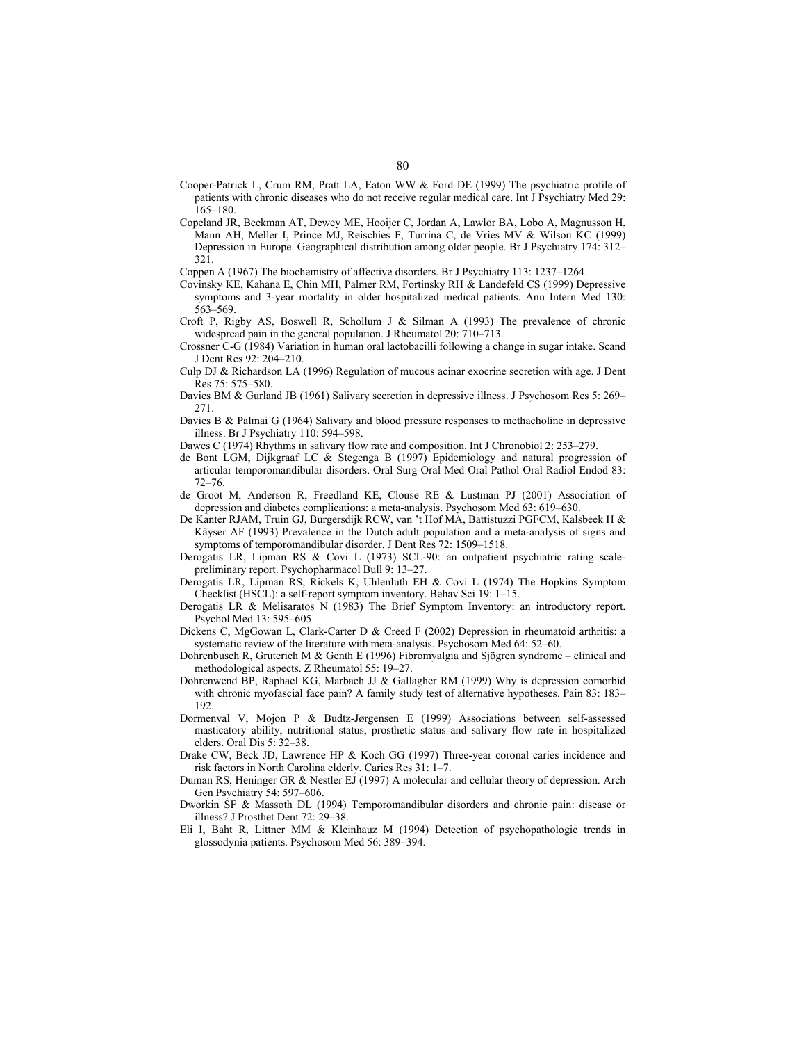Cooper-Patrick L, Crum RM, Pratt LA, Eaton WW & Ford DE (1999) The psychiatric profile of patients with chronic diseases who do not receive regular medical care. Int J Psychiatry Med 29: 165–180.

Copeland JR, Beekman AT, Dewey ME, Hooijer C, Jordan A, Lawlor BA, Lobo A, Magnusson H, Mann AH, Meller I, Prince MJ, Reischies F, Turrina C, de Vries MV & Wilson KC (1999) Depression in Europe. Geographical distribution among older people. Br J Psychiatry 174: 312–321.

Coppen A (1967) The biochemistry of affective disorders. Br J Psychiatry 113: 1237–1264.

Covinsky KE, Kahana E, Chin MH, Palmer RM, Fortinsky RH & Landefeld CS (1999) Depressive symptoms and 3-year mortality in older hospitalized medical patients. Ann Intern Med 130: 563–569.

Croft P, Rigby AS, Boswell R, Schollum J & Silman A (1993) The prevalence of chronic widespread pain in the general population. J Rheumatol 20: 710–713.

Crossner C-G (1984) Variation in human oral lactobacilli following a change in sugar intake. Scand J Dent Res 92: 204–210.

Culp DJ & Richardson LA (1996) Regulation of mucous acinar exocrine secretion with age. J Dent Res 75: 575–580.

Davies BM & Gurland JB (1961) Salivary secretion in depressive illness. J Psychosom Res 5: 269–271.

Davies B & Palmai G (1964) Salivary and blood pressure responses to methacholine in depressive illness. Br J Psychiatry 110: 594–598.

Dawes C (1974) Rhythms in salivary flow rate and composition. Int J Chronobiol 2: 253–279.

de Bont LGM, Dijkgraaf LC & Stegenga B (1997) Epidemiology and natural progression of articular temporomandibular disorders. Oral Surg Oral Med Oral Pathol Oral Radiol Endod 83: 72–76.

de Groot M, Anderson R, Freedland KE, Clouse RE & Lustman PJ (2001) Association of depression and diabetes complications: a meta-analysis. Psychosom Med 63: 619–630.

De Kanter RJAM, Truin GJ, Burgersdijk RCW, van 't Hof MA, Battistuzzi PGFCM, Kalsbeek H & Käyser AF (1993) Prevalence in the Dutch adult population and a meta-analysis of signs and symptoms of temporomandibular disorder. J Dent Res 72: 1509–1518.

Derogatis LR, Lipman RS & Covi L (1973) SCL-90: an outpatient psychiatric rating scale-preliminary report. Psychopharmacol Bull 9: 13–27.

Derogatis LR, Lipman RS, Rickels K, Uhlenluth EH & Covi L (1974) The Hopkins Symptom Checklist (HSCL): a self-report symptom inventory. Behav Sci 19: 1–15.

Derogatis LR & Melisaratos N (1983) The Brief Symptom Inventory: an introductory report. Psychol Med 13: 595–605.

Dickens C, MgGowan L, Clark-Carter D & Creed F (2002) Depression in rheumatoid arthritis: a systematic review of the literature with meta-analysis. Psychosom Med 64: 52–60.

Dohrenbusch R, Gruterich M & Genth E (1996) Fibromyalgia and Sjögren syndrome – clinical and methodological aspects. Z Rheumatol 55: 19–27.

Dohrenwend BP, Raphael KG, Marbach JJ & Gallagher RM (1999) Why is depression comorbid with chronic myofascial face pain? A family study test of alternative hypotheses. Pain 83: 183–192.

Dormenval V, Mojon P & Budtz-Jørgensen E (1999) Associations between self-assessed masticatory ability, nutritional status, prosthetic status and salivary flow rate in hospitalized elders. Oral Dis 5: 32–38.

Drake CW, Beck JD, Lawrence HP & Koch GG (1997) Three-year coronal caries incidence and risk factors in North Carolina elderly. Caries Res 31: 1–7.

Duman RS, Heninger GR & Nestler EJ (1997) A molecular and cellular theory of depression. Arch Gen Psychiatry 54: 597–606.

Dworkin SF & Massoth DL (1994) Temporomandibular disorders and chronic pain: disease or illness? J Prosthet Dent 72: 29–38.

Eli I, Baht R, Littner MM & Kleinhauz M (1994) Detection of psychopathologic trends in glossodynia patients. Psychosom Med 56: 389–394.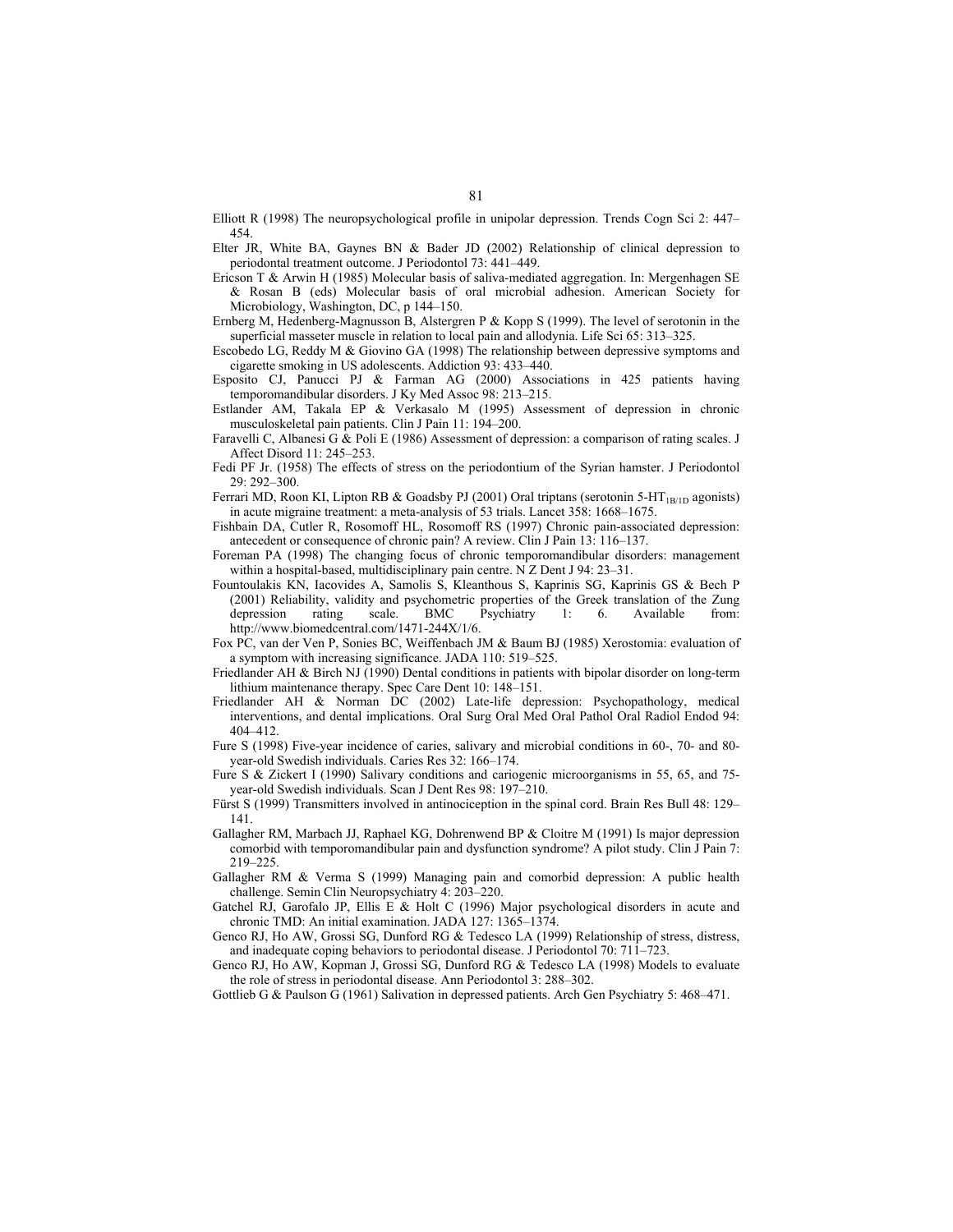Elliott R (1998) The neuropsychological profile in unipolar depression. Trends Cogn Sci 2: 447–454.

Elter JR, White BA, Gaynes BN & Bader JD (2002) Relationship of clinical depression to periodontal treatment outcome. J Periodontol 73: 441–449.

Ericson T & Arwin H (1985) Molecular basis of saliva-mediated aggregation. In: Mergenhagen SE & Rosan B (eds) Molecular basis of oral microbial adhesion. American Society for Microbiology, Washington, DC, p 144–150.

Ernberg M, Hedenberg-Magnusson B, Alstergren P & Kopp S (1999). The level of serotonin in the superficial masseter muscle in relation to local pain and allodynia. Life Sci 65: 313–325.

Escobedo LG, Reddy M & Giovino GA (1998) The relationship between depressive symptoms and cigarette smoking in US adolescents. Addiction 93: 433–440.

Esposito CJ, Panucci PJ & Farman AG (2000) Associations in 425 patients having temporomandibular disorders. J Ky Med Assoc 98: 213–215.

Estlander AM, Takala EP & Verkasalo M (1995) Assessment of depression in chronic musculoskeletal pain patients. Clin J Pain 11: 194–200.

Faravelli C, Albanesi G & Poli E (1986) Assessment of depression: a comparison of rating scales. J Affect Disord 11: 245–253.

Fedi PF Jr. (1958) The effects of stress on the periodontium of the Syrian hamster. J Periodontol 29: 292–300.

Ferrari MD, Roon KI, Lipton RB & Goadsby PJ (2001) Oral triptans (serotonin 5-$HT_{1B/1D}$ agonists) in acute migraine treatment: a meta-analysis of 53 trials. Lancet 358: 1668–1675.

Fishbain DA, Cutler R, Rosomoff HL, Rosomoff RS (1997) Chronic pain-associated depression: antecedent or consequence of chronic pain? A review. Clin J Pain 13: 116–137.

Foreman PA (1998) The changing focus of chronic temporomandibular disorders: management within a hospital-based, multidisciplinary pain centre. N Z Dent J 94: 23–31.

Fountoulakis KN, Iacovides A, Samolis S, Kleanthous S, Kaprinis SG, Kaprinis GS & Bech P (2001) Reliability, validity and psychometric properties of the Greek translation of the Zung depression rating scale. BMC Psychiatry 1: 6. Available from: http://www.biomedcentral.com/1471-244X/1/6.

Fox PC, van der Ven P, Sonies BC, Weiffenbach JM & Baum BJ (1985) Xerostomia: evaluation of a symptom with increasing significance. JADA 110: 519–525.

Friedlander AH & Birch NJ (1990) Dental conditions in patients with bipolar disorder on long-term lithium maintenance therapy. Spec Care Dent 10: 148–151.

Friedlander AH & Norman DC (2002) Late-life depression: Psychopathology, medical interventions, and dental implications. Oral Surg Oral Med Oral Pathol Oral Radiol Endod 94: 404–412.

Fure S (1998) Five-year incidence of caries, salivary and microbial conditions in 60-, 70- and 80-year-old Swedish individuals. Caries Res 32: 166–174.

Fure S & Zickert I (1990) Salivary conditions and cariogenic microorganisms in 55, 65, and 75-year-old Swedish individuals. Scan J Dent Res 98: 197–210.

Fürst S (1999) Transmitters involved in antinociception in the spinal cord. Brain Res Bull 48: 129–141.

Gallagher RM, Marbach JJ, Raphael KG, Dohrenwend BP & Cloitre M (1991) Is major depression comorbid with temporomandibular pain and dysfunction syndrome? A pilot study. Clin J Pain 7: 219–225.

Gallagher RM & Verma S (1999) Managing pain and comorbid depression: A public health challenge. Semin Clin Neuropsychiatry 4: 203–220.

Gatchel RJ, Garofalo JP, Ellis E & Holt C (1996) Major psychological disorders in acute and chronic TMD: An initial examination. JADA 127: 1365–1374.

Genco RJ, Ho AW, Grossi SG, Dunford RG & Tedesco LA (1999) Relationship of stress, distress, and inadequate coping behaviors to periodontal disease. J Periodontol 70: 711–723.

Genco RJ, Ho AW, Kopman J, Grossi SG, Dunford RG & Tedesco LA (1998) Models to evaluate the role of stress in periodontal disease. Ann Periodontol 3: 288–302.

Gottlieb G & Paulson G (1961) Salivation in depressed patients. Arch Gen Psychiatry 5: 468–471.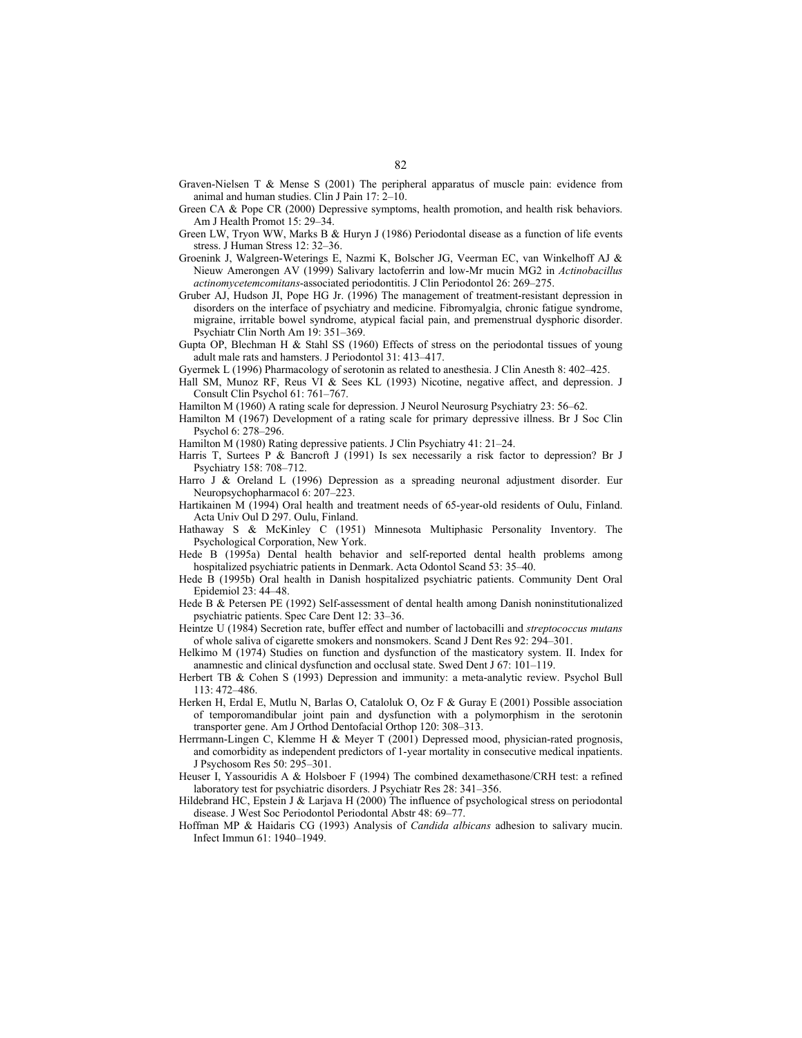Graven-Nielsen T & Mense S (2001) The peripheral apparatus of muscle pain: evidence from animal and human studies. Clin J Pain 17: 2–10.

Green CA & Pope CR (2000) Depressive symptoms, health promotion, and health risk behaviors. Am J Health Promot 15: 29–34.

Green LW, Tryon WW, Marks B & Huryn J (1986) Periodontal disease as a function of life events stress. J Human Stress 12: 32–36.

Groenink J, Walgreen-Weterings E, Nazmi K, Bolscher JG, Veerman EC, van Winkelhoff AJ & Nieuw Amerongen AV (1999) Salivary lactoferrin and low-Mr mucin MG2 in *Actinobacillus actinomycetemcomitans*-associated periodontitis. J Clin Periodontol 26: 269–275.

Gruber AJ, Hudson JI, Pope HG Jr. (1996) The management of treatment-resistant depression in disorders on the interface of psychiatry and medicine. Fibromyalgia, chronic fatigue syndrome, migraine, irritable bowel syndrome, atypical facial pain, and premenstrual dysphoric disorder. Psychiatr Clin North Am 19: 351–369.

Gupta OP, Blechman H & Stahl SS (1960) Effects of stress on the periodontal tissues of young adult male rats and hamsters. J Periodontol 31: 413–417.

Gyermek L (1996) Pharmacology of serotonin as related to anesthesia. J Clin Anesth 8: 402–425.

Hall SM, Munoz RF, Reus VI & Sees KL (1993) Nicotine, negative affect, and depression. J Consult Clin Psychol 61: 761–767.

Hamilton M (1960) A rating scale for depression. J Neurol Neurosurg Psychiatry 23: 56–62.

Hamilton M (1967) Development of a rating scale for primary depressive illness. Br J Soc Clin Psychol 6: 278–296.

Hamilton M (1980) Rating depressive patients. J Clin Psychiatry 41: 21–24.

Harris T, Surtees P & Bancroft J (1991) Is sex necessarily a risk factor to depression? Br J Psychiatry 158: 708–712.

Harro J & Oreland L (1996) Depression as a spreading neuronal adjustment disorder. Eur Neuropsychopharmacol 6: 207–223.

Hartikainen M (1994) Oral health and treatment needs of 65-year-old residents of Oulu, Finland. Acta Univ Oul D 297. Oulu, Finland.

Hathaway S & McKinley C (1951) Minnesota Multiphasic Personality Inventory. The Psychological Corporation, New York.

Hede B (1995a) Dental health behavior and self-reported dental health problems among hospitalized psychiatric patients in Denmark. Acta Odontol Scand 53: 35–40.

Hede B (1995b) Oral health in Danish hospitalized psychiatric patients. Community Dent Oral Epidemiol 23: 44–48.

Hede B & Petersen PE (1992) Self-assessment of dental health among Danish noninstitutionalized psychiatric patients. Spec Care Dent 12: 33–36.

Heintze U (1984) Secretion rate, buffer effect and number of lactobacilli and *streptococcus mutans* of whole saliva of cigarette smokers and nonsmokers. Scand J Dent Res 92: 294–301.

Helkimo M (1974) Studies on function and dysfunction of the masticatory system. II. Index for anamnestic and clinical dysfunction and occlusal state. Swed Dent J 67: 101–119.

Herbert TB & Cohen S (1993) Depression and immunity: a meta-analytic review. Psychol Bull 113: 472–486.

Herken H, Erdal E, Mutlu N, Barlas O, Cataloluk O, Oz F & Guray E (2001) Possible association of temporomandibular joint pain and dysfunction with a polymorphism in the serotonin transporter gene. Am J Orthod Dentofacial Orthop 120: 308–313.

Herrmann-Lingen C, Klemme H & Meyer T (2001) Depressed mood, physician-rated prognosis, and comorbidity as independent predictors of 1-year mortality in consecutive medical inpatients. J Psychosom Res 50: 295–301.

Heuser I, Yassouridis A & Holsboer F (1994) The combined dexamethasone/CRH test: a refined laboratory test for psychiatric disorders. J Psychiatr Res 28: 341–356.

Hildebrand HC, Epstein J & Larjava H (2000) The influence of psychological stress on periodontal disease. J West Soc Periodontol Periodontal Abstr 48: 69–77.

Hoffman MP & Haidaris CG (1993) Analysis of *Candida albicans* adhesion to salivary mucin. Infect Immun 61: 1940–1949.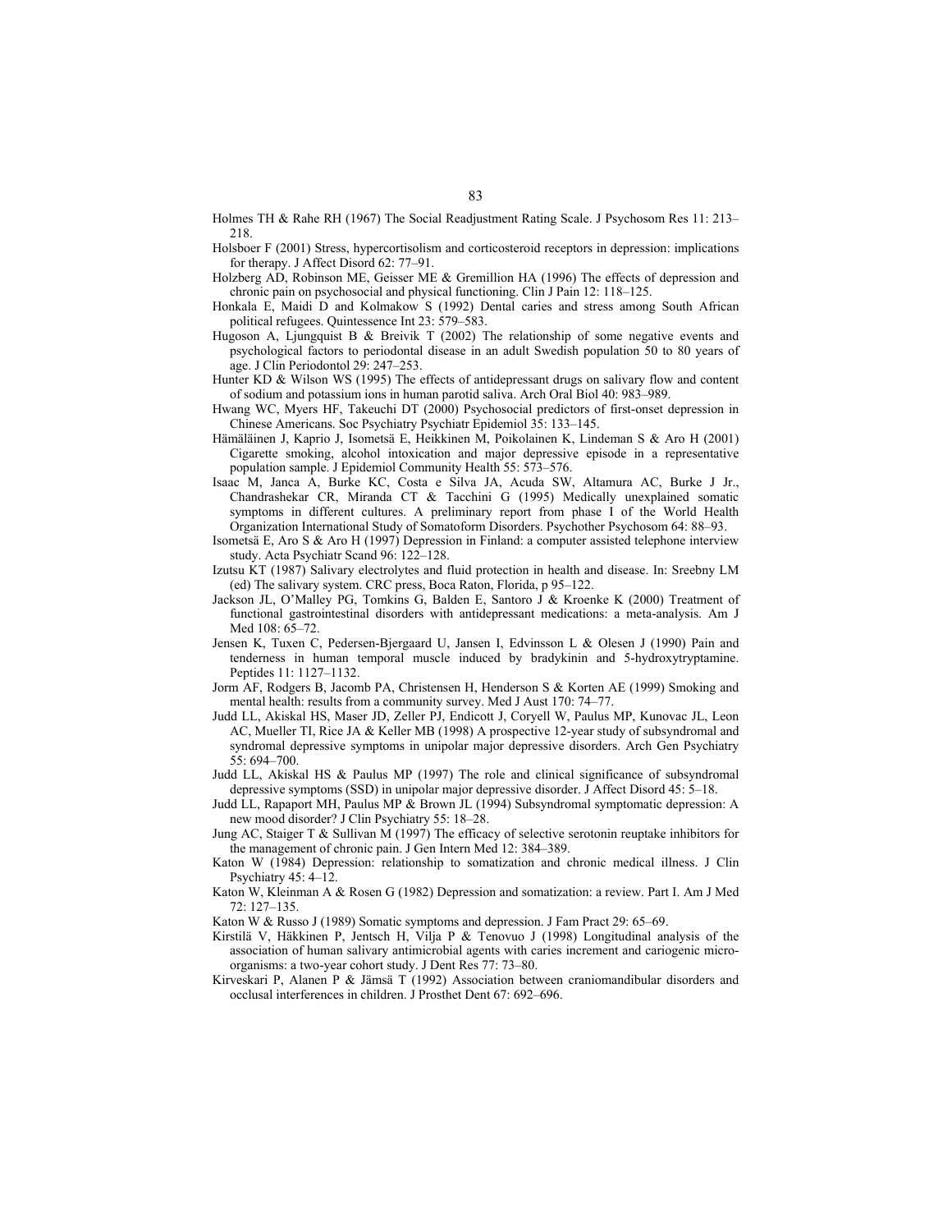Holmes TH & Rahe RH (1967) The Social Readjustment Rating Scale. J Psychosom Res 11: 213–218.

Holsboer F (2001) Stress, hypercortisolism and corticosteroid receptors in depression: implications for therapy. J Affect Disord 62: 77–91.

Holzberg AD, Robinson ME, Geisser ME & Gremillion HA (1996) The effects of depression and chronic pain on psychosocial and physical functioning. Clin J Pain 12: 118–125.

Honkala E, Maidi D and Kolmakow S (1992) Dental caries and stress among South African political refugees. Quintessence Int 23: 579–583.

Hugoson A, Ljungquist B & Breivik T (2002) The relationship of some negative events and psychological factors to periodontal disease in an adult Swedish population 50 to 80 years of age. J Clin Periodontol 29: 247–253.

Hunter KD & Wilson WS (1995) The effects of antidepressant drugs on salivary flow and content of sodium and potassium ions in human parotid saliva. Arch Oral Biol 40: 983–989.

Hwang WC, Myers HF, Takeuchi DT (2000) Psychosocial predictors of first-onset depression in Chinese Americans. Soc Psychiatry Psychiatr Epidemiol 35: 133–145.

Hämäläinen J, Kaprio J, Isometsä E, Heikkinen M, Poikolainen K, Lindeman S & Aro H (2001) Cigarette smoking, alcohol intoxication and major depressive episode in a representative population sample. J Epidemiol Community Health 55: 573–576.

Isaac M, Janca A, Burke KC, Costa e Silva JA, Acuda SW, Altamura AC, Burke J Jr., Chandrashekar CR, Miranda CT & Tacchini G (1995) Medically unexplained somatic symptoms in different cultures. A preliminary report from phase I of the World Health Organization International Study of Somatoform Disorders. Psychother Psychosom 64: 88–93.

Isometsä E, Aro S & Aro H (1997) Depression in Finland: a computer assisted telephone interview study. Acta Psychiatr Scand 96: 122–128.

Izutsu KT (1987) Salivary electrolytes and fluid protection in health and disease. In: Sreebny LM (ed) The salivary system. CRC press, Boca Raton, Florida, p 95–122.

Jackson JL, O'Malley PG, Tomkins G, Balden E, Santoro J & Kroenke K (2000) Treatment of functional gastrointestinal disorders with antidepressant medications: a meta-analysis. Am J Med 108: 65–72.

Jensen K, Tuxen C, Pedersen-Bjergaard U, Jansen I, Edvinsson L & Olesen J (1990) Pain and tenderness in human temporal muscle induced by bradykinin and 5-hydroxytryptamine. Peptides 11: 1127–1132.

Jorm AF, Rodgers B, Jacomb PA, Christensen H, Henderson S & Korten AE (1999) Smoking and mental health: results from a community survey. Med J Aust 170: 74–77.

Judd LL, Akiskal HS, Maser JD, Zeller PJ, Endicott J, Coryell W, Paulus MP, Kunovac JL, Leon AC, Mueller TI, Rice JA & Keller MB (1998) A prospective 12-year study of subsyndromal and syndromal depressive symptoms in unipolar major depressive disorders. Arch Gen Psychiatry 55: 694–700.

Judd LL, Akiskal HS & Paulus MP (1997) The role and clinical significance of subsyndromal depressive symptoms (SSD) in unipolar major depressive disorder. J Affect Disord 45: 5–18.

Judd LL, Rapaport MH, Paulus MP & Brown JL (1994) Subsyndromal symptomatic depression: A new mood disorder? J Clin Psychiatry 55: 18–28.

Jung AC, Staiger T & Sullivan M (1997) The efficacy of selective serotonin reuptake inhibitors for the management of chronic pain. J Gen Intern Med 12: 384–389.

Katon W (1984) Depression: relationship to somatization and chronic medical illness. J Clin Psychiatry 45: 4–12.

Katon W, Kleinman A & Rosen G (1982) Depression and somatization: a review. Part I. Am J Med 72: 127–135.

Katon W & Russo J (1989) Somatic symptoms and depression. J Fam Pract 29: 65–69.

Kirstilä V, Häkkinen P, Jentsch H, Vilja P & Tenovuo J (1998) Longitudinal analysis of the association of human salivary antimicrobial agents with caries increment and cariogenic micro-organisms: a two-year cohort study. J Dent Res 77: 73–80.

Kirveskari P, Alanen P & Jämsä T (1992) Association between craniomandibular disorders and occlusal interferences in children. J Prosthet Dent 67: 692–696.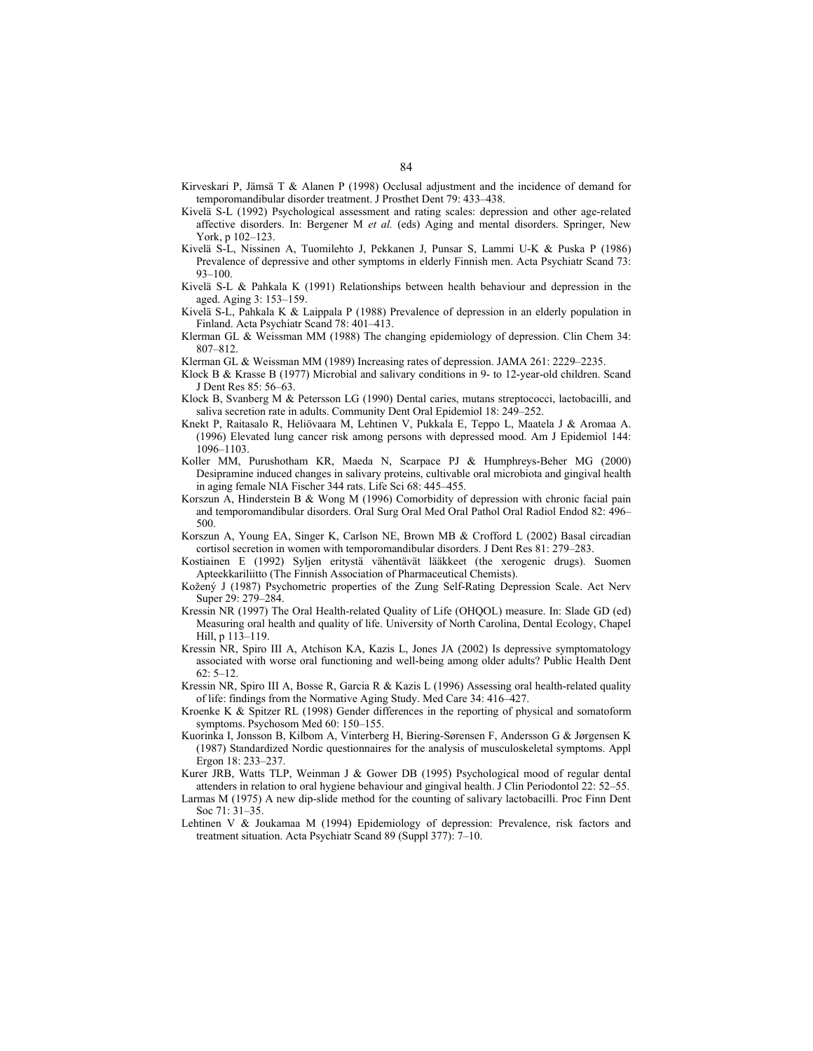Kirveskari P, Jämsä T & Alanen P (1998) Occlusal adjustment and the incidence of demand for temporomandibular disorder treatment. J Prosthet Dent 79: 433–438.

Kivelä S-L (1992) Psychological assessment and rating scales: depression and other age-related affective disorders. In: Bergener M *et al.* (eds) Aging and mental disorders. Springer, New York, p 102–123.

Kivelä S-L, Nissinen A, Tuomilehto J, Pekkanen J, Punsar S, Lammi U-K & Puska P (1986) Prevalence of depressive and other symptoms in elderly Finnish men. Acta Psychiatr Scand 73: 93–100.

Kivelä S-L & Pahkala K (1991) Relationships between health behaviour and depression in the aged. Aging 3: 153–159.

Kivelä S-L, Pahkala K & Laippala P (1988) Prevalence of depression in an elderly population in Finland. Acta Psychiatr Scand 78: 401–413.

Klerman GL & Weissman MM (1988) The changing epidemiology of depression. Clin Chem 34: 807–812.

Klerman GL & Weissman MM (1989) Increasing rates of depression. JAMA 261: 2229–2235.

Klock B & Krasse B (1977) Microbial and salivary conditions in 9- to 12-year-old children. Scand J Dent Res 85: 56–63.

Klock B, Svanberg M & Petersson LG (1990) Dental caries, mutans streptococci, lactobacilli, and saliva secretion rate in adults. Community Dent Oral Epidemiol 18: 249–252.

Knekt P, Raitasalo R, Heliövaara M, Lehtinen V, Pukkala E, Teppo L, Maatela J & Aromaa A. (1996) Elevated lung cancer risk among persons with depressed mood. Am J Epidemiol 144: 1096–1103.

Koller MM, Purushotham KR, Maeda N, Scarpace PJ & Humphreys-Beher MG (2000) Desipramine induced changes in salivary proteins, cultivable oral microbiota and gingival health in aging female NIA Fischer 344 rats. Life Sci 68: 445–455.

Korszun A, Hinderstein B & Wong M (1996) Comorbidity of depression with chronic facial pain and temporomandibular disorders. Oral Surg Oral Med Oral Pathol Oral Radiol Endod 82: 496–500.

Korszun A, Young EA, Singer K, Carlson NE, Brown MB & Crofford L (2002) Basal circadian cortisol secretion in women with temporomandibular disorders. J Dent Res 81: 279–283.

Kostiainen E (1992) Syljen eritystä vähentävät lääkkeet (the xerogenic drugs). Suomen Apteekkariliitto (The Finnish Association of Pharmaceutical Chemists).

Kožený J (1987) Psychometric properties of the Zung Self-Rating Depression Scale. Act Nerv Super 29: 279–284.

Kressin NR (1997) The Oral Health-related Quality of Life (OHQOL) measure. In: Slade GD (ed) Measuring oral health and quality of life. University of North Carolina, Dental Ecology, Chapel Hill, p 113–119.

Kressin NR, Spiro III A, Atchison KA, Kazis L, Jones JA (2002) Is depressive symptomatology associated with worse oral functioning and well-being among older adults? Public Health Dent 62: 5–12.

Kressin NR, Spiro III A, Bosse R, Garcia R & Kazis L (1996) Assessing oral health-related quality of life: findings from the Normative Aging Study. Med Care 34: 416–427.

Kroenke K & Spitzer RL (1998) Gender differences in the reporting of physical and somatoform symptoms. Psychosom Med 60: 150–155.

Kuorinka I, Jonsson B, Kilbom A, Vinterberg H, Biering-Sørensen F, Andersson G & Jørgensen K (1987) Standardized Nordic questionnaires for the analysis of musculoskeletal symptoms. Appl Ergon 18: 233–237.

Kurer JRB, Watts TLP, Weinman J & Gower DB (1995) Psychological mood of regular dental attenders in relation to oral hygiene behaviour and gingival health. J Clin Periodontol 22: 52–55.

Larmas M (1975) A new dip-slide method for the counting of salivary lactobacilli. Proc Finn Dent Soc 71: 31–35.

Lehtinen V & Joukamaa M (1994) Epidemiology of depression: Prevalence, risk factors and treatment situation. Acta Psychiatr Scand 89 (Suppl 377): 7–10.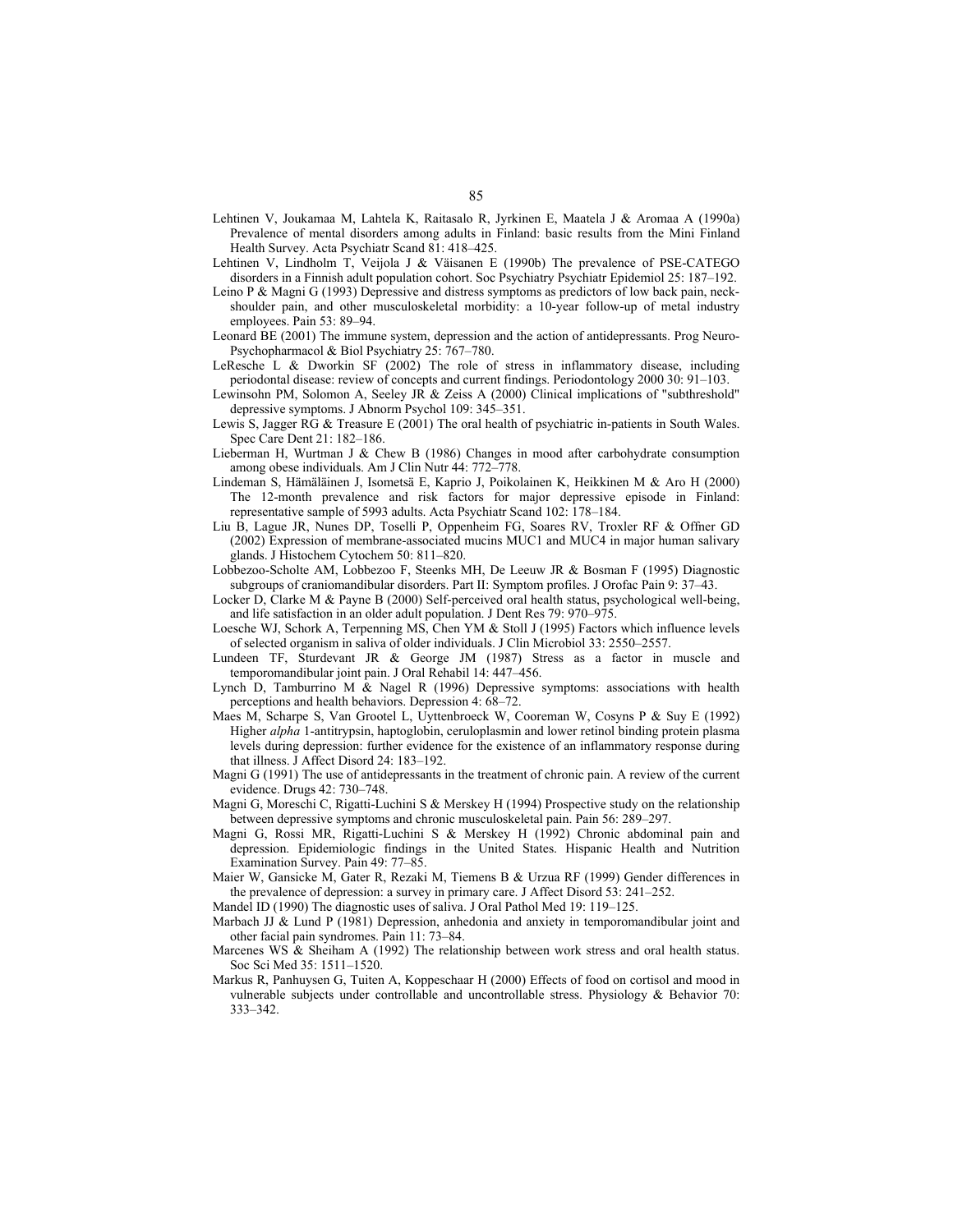Lehtinen V, Joukamaa M, Lahtela K, Raitasalo R, Jyrkinen E, Maatela J & Aromaa A (1990a) Prevalence of mental disorders among adults in Finland: basic results from the Mini Finland Health Survey. Acta Psychiatr Scand 81: 418–425.

Lehtinen V, Lindholm T, Veijola J & Väisanen E (1990b) The prevalence of PSE-CATEGO disorders in a Finnish adult population cohort. Soc Psychiatry Psychiatr Epidemiol 25: 187–192.

Leino P & Magni G (1993) Depressive and distress symptoms as predictors of low back pain, neck-shoulder pain, and other musculoskeletal morbidity: a 10-year follow-up of metal industry employees. Pain 53: 89–94.

Leonard BE (2001) The immune system, depression and the action of antidepressants. Prog Neuro-Psychopharmacol & Biol Psychiatry 25: 767–780.

LeResche L & Dworkin SF (2002) The role of stress in inflammatory disease, including periodontal disease: review of concepts and current findings. Periodontology 2000 30: 91–103.

Lewinsohn PM, Solomon A, Seeley JR & Zeiss A (2000) Clinical implications of "subthreshold" depressive symptoms. J Abnorm Psychol 109: 345–351.

Lewis S, Jagger RG & Treasure E (2001) The oral health of psychiatric in-patients in South Wales. Spec Care Dent 21: 182–186.

Lieberman H, Wurtman J & Chew B (1986) Changes in mood after carbohydrate consumption among obese individuals. Am J Clin Nutr 44: 772–778.

Lindeman S, Hämäläinen J, Isometsä E, Kaprio J, Poikolainen K, Heikkinen M & Aro H (2000) The 12-month prevalence and risk factors for major depressive episode in Finland: representative sample of 5993 adults. Acta Psychiatr Scand 102: 178–184.

Liu B, Lague JR, Nunes DP, Toselli P, Oppenheim FG, Soares RV, Troxler RF & Offner GD (2002) Expression of membrane-associated mucins MUC1 and MUC4 in major human salivary glands. J Histochem Cytochem 50: 811–820.

Lobbezoo-Scholte AM, Lobbezoo F, Steenks MH, De Leeuw JR & Bosman F (1995) Diagnostic subgroups of craniomandibular disorders. Part II: Symptom profiles. J Orofac Pain 9: 37–43.

Locker D, Clarke M & Payne B (2000) Self-perceived oral health status, psychological well-being, and life satisfaction in an older adult population. J Dent Res 79: 970–975.

Loesche WJ, Schork A, Terpenning MS, Chen YM & Stoll J (1995) Factors which influence levels of selected organism in saliva of older individuals. J Clin Microbiol 33: 2550–2557.

Lundeen TF, Sturdevant JR & George JM (1987) Stress as a factor in muscle and temporomandibular joint pain. J Oral Rehabil 14: 447–456.

Lynch D, Tamburrino M & Nagel R (1996) Depressive symptoms: associations with health perceptions and health behaviors. Depression 4: 68–72.

Maes M, Scharpe S, Van Grootel L, Uyttenbroeck W, Cooreman W, Cosyns P & Suy E (1992) Higher *alpha* 1-antitrypsin, haptoglobin, ceruloplasmin and lower retinol binding protein plasma levels during depression: further evidence for the existence of an inflammatory response during that illness. J Affect Disord 24: 183–192.

Magni G (1991) The use of antidepressants in the treatment of chronic pain. A review of the current evidence. Drugs 42: 730–748.

Magni G, Moreschi C, Rigatti-Luchini S & Merskey H (1994) Prospective study on the relationship between depressive symptoms and chronic musculoskeletal pain. Pain 56: 289–297.

Magni G, Rossi MR, Rigatti-Luchini S & Merskey H (1992) Chronic abdominal pain and depression. Epidemiologic findings in the United States. Hispanic Health and Nutrition Examination Survey. Pain 49: 77–85.

Maier W, Gansicke M, Gater R, Rezaki M, Tiemens B & Urzua RF (1999) Gender differences in the prevalence of depression: a survey in primary care. J Affect Disord 53: 241–252.

Mandel ID (1990) The diagnostic uses of saliva. J Oral Pathol Med 19: 119–125.

Marbach JJ & Lund P (1981) Depression, anhedonia and anxiety in temporomandibular joint and other facial pain syndromes. Pain 11: 73–84.

Marcenes WS & Sheiham A (1992) The relationship between work stress and oral health status. Soc Sci Med 35: 1511–1520.

Markus R, Panhuysen G, Tuiten A, Koppeschaar H (2000) Effects of food on cortisol and mood in vulnerable subjects under controllable and uncontrollable stress. Physiology & Behavior 70: 333–342.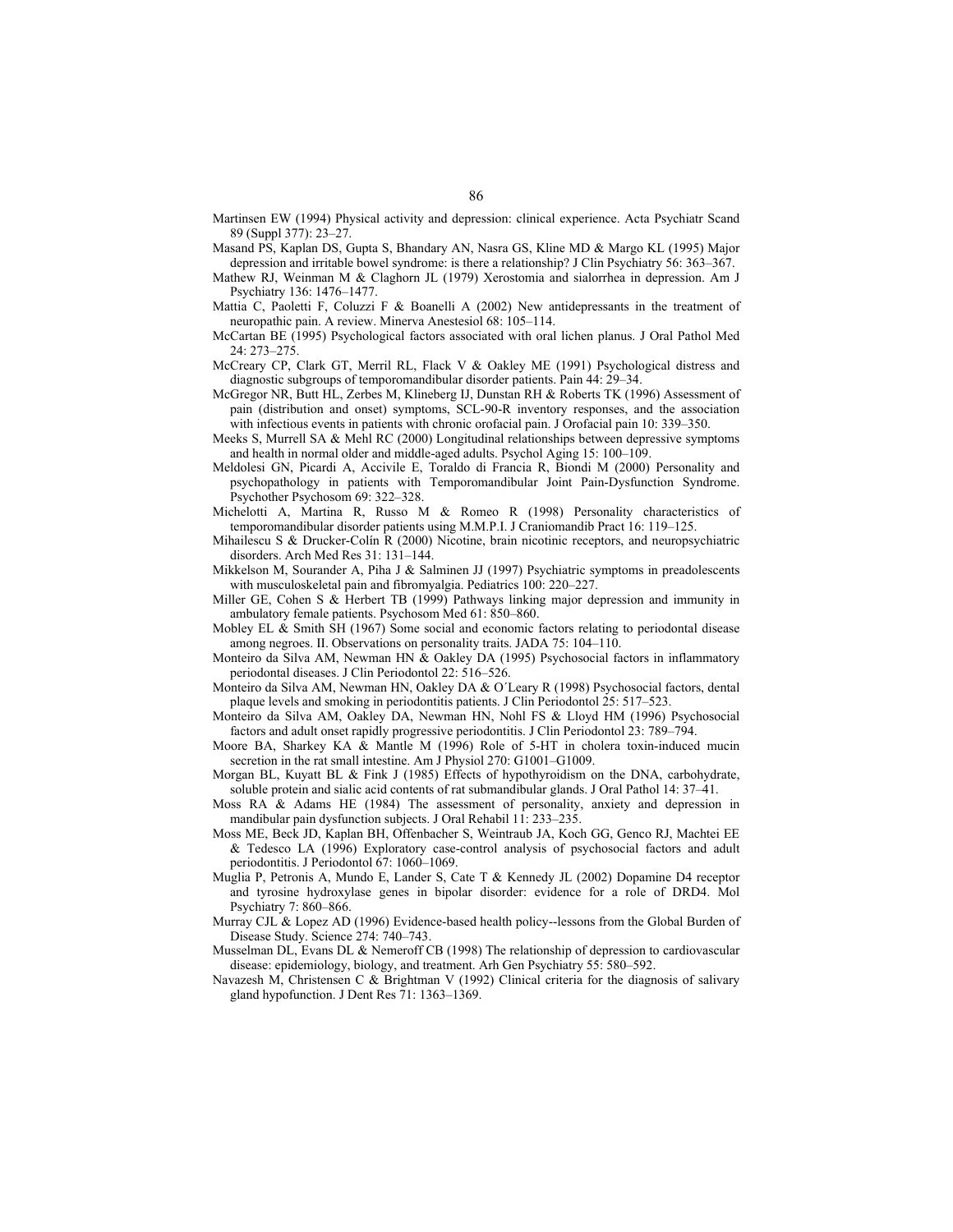Martinsen EW (1994) Physical activity and depression: clinical experience. Acta Psychiatr Scand 89 (Suppl 377): 23–27.

Masand PS, Kaplan DS, Gupta S, Bhandary AN, Nasra GS, Kline MD & Margo KL (1995) Major depression and irritable bowel syndrome: is there a relationship? J Clin Psychiatry 56: 363–367.

Mathew RJ, Weinman M & Claghorn JL (1979) Xerostomia and sialorrhea in depression. Am J Psychiatry 136: 1476–1477.

Mattia C, Paoletti F, Coluzzi F & Boanelli A (2002) New antidepressants in the treatment of neuropathic pain. A review. Minerva Anestesiol 68: 105–114.

McCartan BE (1995) Psychological factors associated with oral lichen planus. J Oral Pathol Med 24: 273–275.

McCreary CP, Clark GT, Merril RL, Flack V & Oakley ME (1991) Psychological distress and diagnostic subgroups of temporomandibular disorder patients. Pain 44: 29–34.

McGregor NR, Butt HL, Zerbes M, Klineberg IJ, Dunstan RH & Roberts TK (1996) Assessment of pain (distribution and onset) symptoms, SCL-90-R inventory responses, and the association with infectious events in patients with chronic orofacial pain. J Orofacial pain 10: 339–350.

Meeks S, Murrell SA & Mehl RC (2000) Longitudinal relationships between depressive symptoms and health in normal older and middle-aged adults. Psychol Aging 15: 100–109.

Meldolesi GN, Picardi A, Accivile E, Toraldo di Francia R, Biondi M (2000) Personality and psychopathology in patients with Temporomandibular Joint Pain-Dysfunction Syndrome. Psychother Psychosom 69: 322–328.

Michelotti A, Martina R, Russo M & Romeo R (1998) Personality characteristics of temporomandibular disorder patients using M.M.P.I. J Craniomandib Pract 16: 119–125.

Mihailescu S & Drucker-Colín R (2000) Nicotine, brain nicotinic receptors, and neuropsychiatric disorders. Arch Med Res 31: 131–144.

Mikkelson M, Sourander A, Piha J & Salminen JJ (1997) Psychiatric symptoms in preadolescents with musculoskeletal pain and fibromyalgia. Pediatrics 100: 220–227.

Miller GE, Cohen S & Herbert TB (1999) Pathways linking major depression and immunity in ambulatory female patients. Psychosom Med 61: 850–860.

Mobley EL & Smith SH (1967) Some social and economic factors relating to periodontal disease among negroes. II. Observations on personality traits. JADA 75: 104–110.

Monteiro da Silva AM, Newman HN & Oakley DA (1995) Psychosocial factors in inflammatory periodontal diseases. J Clin Periodontol 22: 516–526.

Monteiro da Silva AM, Newman HN, Oakley DA & O´Leary R (1998) Psychosocial factors, dental plaque levels and smoking in periodontitis patients. J Clin Periodontol 25: 517–523.

Monteiro da Silva AM, Oakley DA, Newman HN, Nohl FS & Lloyd HM (1996) Psychosocial factors and adult onset rapidly progressive periodontitis. J Clin Periodontol 23: 789–794.

Moore BA, Sharkey KA & Mantle M (1996) Role of 5-HT in cholera toxin-induced mucin secretion in the rat small intestine. Am J Physiol 270: G1001–G1009.

Morgan BL, Kuyatt BL & Fink J (1985) Effects of hypothyroidism on the DNA, carbohydrate, soluble protein and sialic acid contents of rat submandibular glands. J Oral Pathol 14: 37–41.

Moss RA & Adams HE (1984) The assessment of personality, anxiety and depression in mandibular pain dysfunction subjects. J Oral Rehabil 11: 233–235.

Moss ME, Beck JD, Kaplan BH, Offenbacher S, Weintraub JA, Koch GG, Genco RJ, Machtei EE & Tedesco LA (1996) Exploratory case-control analysis of psychosocial factors and adult periodontitis. J Periodontol 67: 1060–1069.

Muglia P, Petronis A, Mundo E, Lander S, Cate T & Kennedy JL (2002) Dopamine D4 receptor and tyrosine hydroxylase genes in bipolar disorder: evidence for a role of DRD4. Mol Psychiatry 7: 860–866.

Murray CJL & Lopez AD (1996) Evidence-based health policy--lessons from the Global Burden of Disease Study. Science 274: 740–743.

Musselman DL, Evans DL & Nemeroff CB (1998) The relationship of depression to cardiovascular disease: epidemiology, biology, and treatment. Arh Gen Psychiatry 55: 580–592.

Navazesh M, Christensen C & Brightman V (1992) Clinical criteria for the diagnosis of salivary gland hypofunction. J Dent Res 71: 1363–1369.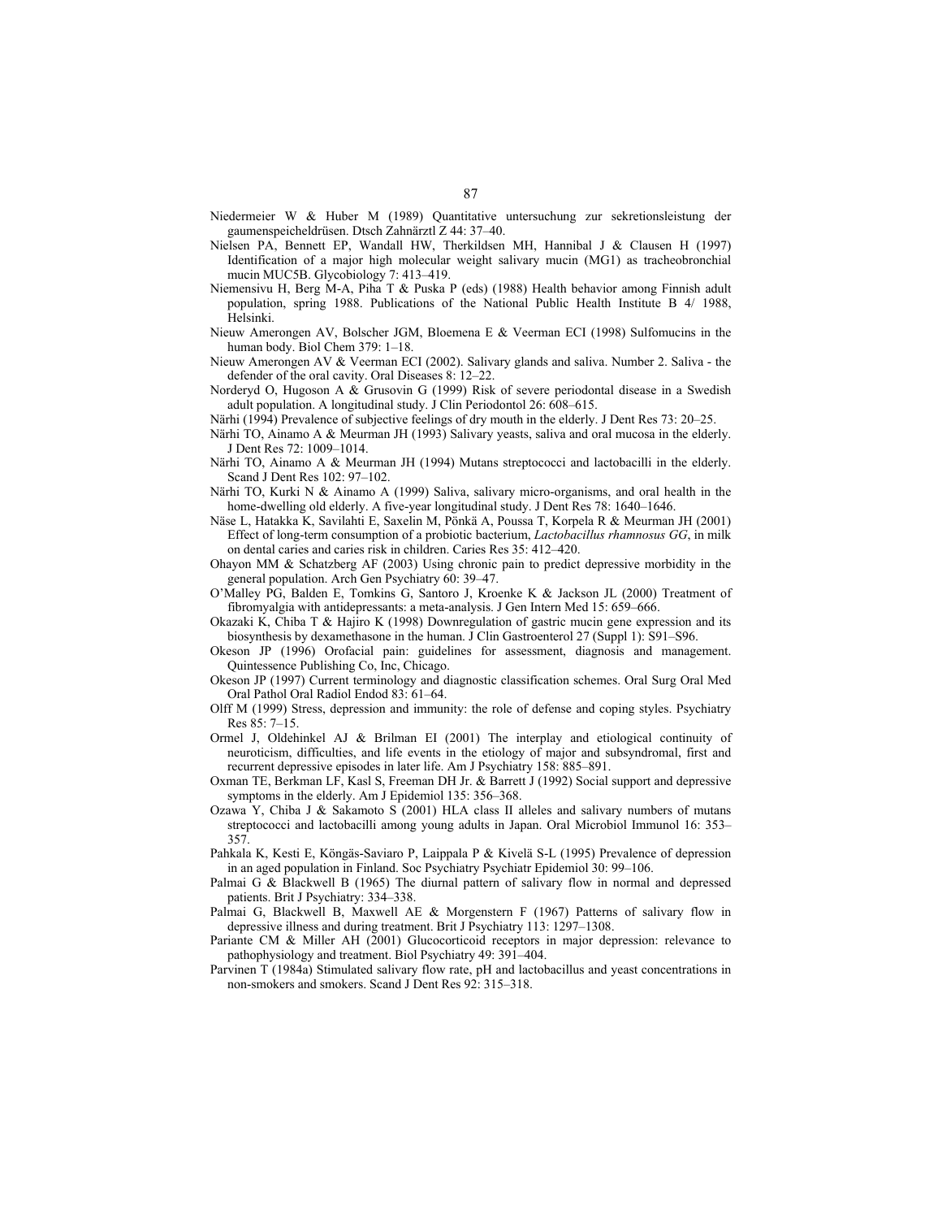Niedermeier W & Huber M (1989) Quantitative untersuchung zur sekretionsleistung der gaumenspeicheldrüsen. Dtsch Zahnärztl Z 44: 37–40.

Nielsen PA, Bennett EP, Wandall HW, Therkildsen MH, Hannibal J & Clausen H (1997) Identification of a major high molecular weight salivary mucin (MG1) as tracheobronchial mucin MUC5B. Glycobiology 7: 413–419.

Niemensivu H, Berg M-A, Piha T & Puska P (eds) (1988) Health behavior among Finnish adult population, spring 1988. Publications of the National Public Health Institute B 4/ 1988, Helsinki.

Nieuw Amerongen AV, Bolscher JGM, Bloemena E & Veerman ECI (1998) Sulfomucins in the human body. Biol Chem 379: 1–18.

Nieuw Amerongen AV & Veerman ECI (2002). Salivary glands and saliva. Number 2. Saliva - the defender of the oral cavity. Oral Diseases 8: 12–22.

Norderyd O, Hugoson A & Grusovin G (1999) Risk of severe periodontal disease in a Swedish adult population. A longitudinal study. J Clin Periodontol 26: 608–615.

Närhi (1994) Prevalence of subjective feelings of dry mouth in the elderly. J Dent Res 73: 20–25.

Närhi TO, Ainamo A & Meurman JH (1993) Salivary yeasts, saliva and oral mucosa in the elderly. J Dent Res 72: 1009–1014.

Närhi TO, Ainamo A & Meurman JH (1994) Mutans streptococci and lactobacilli in the elderly. Scand J Dent Res 102: 97–102.

Närhi TO, Kurki N & Ainamo A (1999) Saliva, salivary micro-organisms, and oral health in the home-dwelling old elderly. A five-year longitudinal study. J Dent Res 78: 1640–1646.

Näse L, Hatakka K, Savilahti E, Saxelin M, Pönkä A, Poussa T, Korpela R & Meurman JH (2001) Effect of long-term consumption of a probiotic bacterium, *Lactobacillus rhamnosus GG*, in milk on dental caries and caries risk in children. Caries Res 35: 412–420.

Ohayon MM & Schatzberg AF (2003) Using chronic pain to predict depressive morbidity in the general population. Arch Gen Psychiatry 60: 39–47.

O'Malley PG, Balden E, Tomkins G, Santoro J, Kroenke K & Jackson JL (2000) Treatment of fibromyalgia with antidepressants: a meta-analysis. J Gen Intern Med 15: 659–666.

Okazaki K, Chiba T & Hajiro K (1998) Downregulation of gastric mucin gene expression and its biosynthesis by dexamethasone in the human. J Clin Gastroenterol 27 (Suppl 1): S91–S96.

Okeson JP (1996) Orofacial pain: guidelines for assessment, diagnosis and management. Quintessence Publishing Co, Inc, Chicago.

Okeson JP (1997) Current terminology and diagnostic classification schemes. Oral Surg Oral Med Oral Pathol Oral Radiol Endod 83: 61–64.

Olff M (1999) Stress, depression and immunity: the role of defense and coping styles. Psychiatry Res 85: 7–15.

Ormel J, Oldehinkel AJ & Brilman EI (2001) The interplay and etiological continuity of neuroticism, difficulties, and life events in the etiology of major and subsyndromal, first and recurrent depressive episodes in later life. Am J Psychiatry 158: 885–891.

Oxman TE, Berkman LF, Kasl S, Freeman DH Jr. & Barrett J (1992) Social support and depressive symptoms in the elderly. Am J Epidemiol 135: 356–368.

Ozawa Y, Chiba J & Sakamoto S (2001) HLA class II alleles and salivary numbers of mutans streptococci and lactobacilli among young adults in Japan. Oral Microbiol Immunol 16: 353–357.

Pahkala K, Kesti E, Köngäs-Saviaro P, Laippala P & Kivelä S-L (1995) Prevalence of depression in an aged population in Finland. Soc Psychiatry Psychiatr Epidemiol 30: 99–106.

Palmai G & Blackwell B (1965) The diurnal pattern of salivary flow in normal and depressed patients. Brit J Psychiatry: 334–338.

Palmai G, Blackwell B, Maxwell AE & Morgenstern F (1967) Patterns of salivary flow in depressive illness and during treatment. Brit J Psychiatry 113: 1297–1308.

Pariante CM & Miller AH (2001) Glucocorticoid receptors in major depression: relevance to pathophysiology and treatment. Biol Psychiatry 49: 391–404.

Parvinen T (1984a) Stimulated salivary flow rate, pH and lactobacillus and yeast concentrations in non-smokers and smokers. Scand J Dent Res 92: 315–318.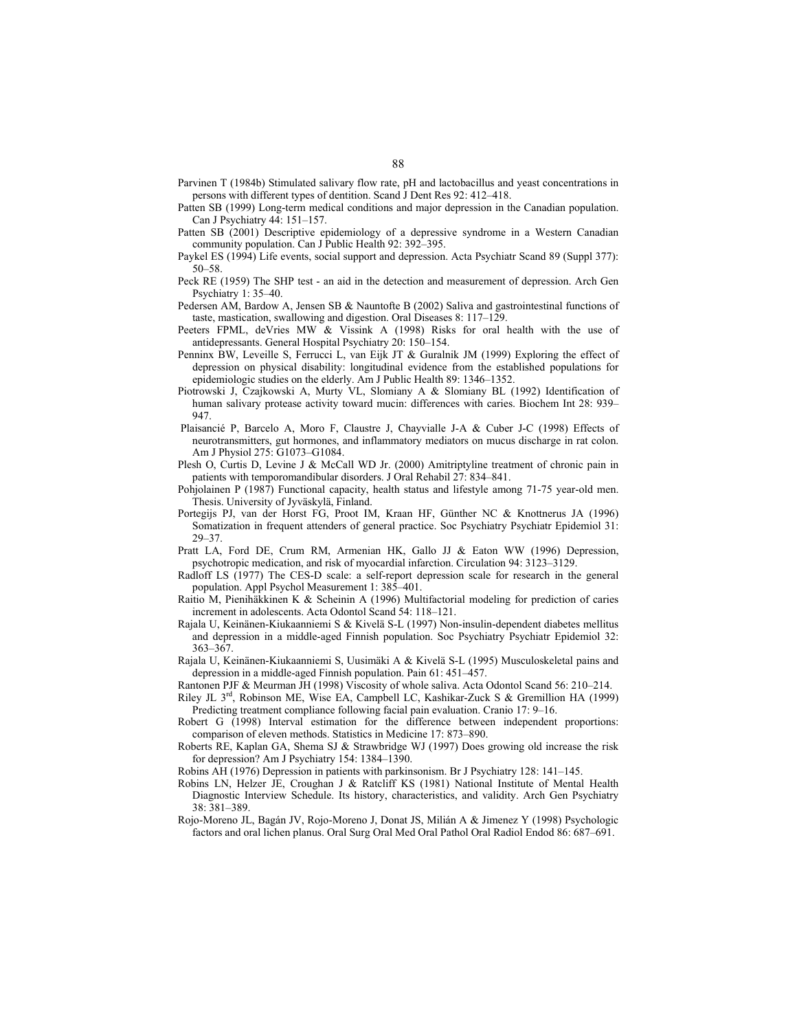Parvinen T (1984b) Stimulated salivary flow rate, pH and lactobacillus and yeast concentrations in persons with different types of dentition. Scand J Dent Res 92: 412–418.

Patten SB (1999) Long-term medical conditions and major depression in the Canadian population. Can J Psychiatry 44: 151–157.

Patten SB (2001) Descriptive epidemiology of a depressive syndrome in a Western Canadian community population. Can J Public Health 92: 392–395.

Paykel ES (1994) Life events, social support and depression. Acta Psychiatr Scand 89 (Suppl 377): 50–58.

Peck RE (1959) The SHP test - an aid in the detection and measurement of depression. Arch Gen Psychiatry 1: 35–40.

Pedersen AM, Bardow A, Jensen SB & Nauntofte B (2002) Saliva and gastrointestinal functions of taste, mastication, swallowing and digestion. Oral Diseases 8: 117–129.

Peeters FPML, deVries MW & Vissink A (1998) Risks for oral health with the use of antidepressants. General Hospital Psychiatry 20: 150–154.

Penninx BW, Leveille S, Ferrucci L, van Eijk JT & Guralnik JM (1999) Exploring the effect of depression on physical disability: longitudinal evidence from the established populations for epidemiologic studies on the elderly. Am J Public Health 89: 1346–1352.

Piotrowski J, Czajkowski A, Murty VL, Slomiany A & Slomiany BL (1992) Identification of human salivary protease activity toward mucin: differences with caries. Biochem Int 28: 939–947.

Plaisancié P, Barcelo A, Moro F, Claustre J, Chayvialle J-A & Cuber J-C (1998) Effects of neurotransmitters, gut hormones, and inflammatory mediators on mucus discharge in rat colon. Am J Physiol 275: G1073–G1084.

Plesh O, Curtis D, Levine J & McCall WD Jr. (2000) Amitriptyline treatment of chronic pain in patients with temporomandibular disorders. J Oral Rehabil 27: 834–841.

Pohjolainen P (1987) Functional capacity, health status and lifestyle among 71-75 year-old men. Thesis. University of Jyväskylä, Finland.

Portegijs PJ, van der Horst FG, Proot IM, Kraan HF, Günther NC & Knottnerus JA (1996) Somatization in frequent attenders of general practice. Soc Psychiatry Psychiatr Epidemiol 31: 29–37.

Pratt LA, Ford DE, Crum RM, Armenian HK, Gallo JJ & Eaton WW (1996) Depression, psychotropic medication, and risk of myocardial infarction. Circulation 94: 3123–3129.

Radloff LS (1977) The CES-D scale: a self-report depression scale for research in the general population. Appl Psychol Measurement 1: 385–401.

Raitio M, Pienihäkkinen K & Scheinin A (1996) Multifactorial modeling for prediction of caries increment in adolescents. Acta Odontol Scand 54: 118–121.

Rajala U, Keinänen-Kiukaanniemi S & Kivelä S-L (1997) Non-insulin-dependent diabetes mellitus and depression in a middle-aged Finnish population. Soc Psychiatry Psychiatr Epidemiol 32: 363–367.

Rajala U, Keinänen-Kiukaanniemi S, Uusimäki A & Kivelä S-L (1995) Musculoskeletal pains and depression in a middle-aged Finnish population. Pain 61: 451–457.

Rantonen PJF & Meurman JH (1998) Viscosity of whole saliva. Acta Odontol Scand 56: 210–214.

Riley JL 3rd, Robinson ME, Wise EA, Campbell LC, Kashikar-Zuck S & Gremillion HA (1999) Predicting treatment compliance following facial pain evaluation. Cranio 17: 9–16.

Robert G (1998) Interval estimation for the difference between independent proportions: comparison of eleven methods. Statistics in Medicine 17: 873–890.

Roberts RE, Kaplan GA, Shema SJ & Strawbridge WJ (1997) Does growing old increase the risk for depression? Am J Psychiatry 154: 1384–1390.

Robins AH (1976) Depression in patients with parkinsonism. Br J Psychiatry 128: 141–145.

Robins LN, Helzer JE, Croughan J & Ratcliff KS (1981) National Institute of Mental Health Diagnostic Interview Schedule. Its history, characteristics, and validity. Arch Gen Psychiatry 38: 381–389.

Rojo-Moreno JL, Bagán JV, Rojo-Moreno J, Donat JS, Milián A & Jimenez Y (1998) Psychologic factors and oral lichen planus. Oral Surg Oral Med Oral Pathol Oral Radiol Endod 86: 687–691.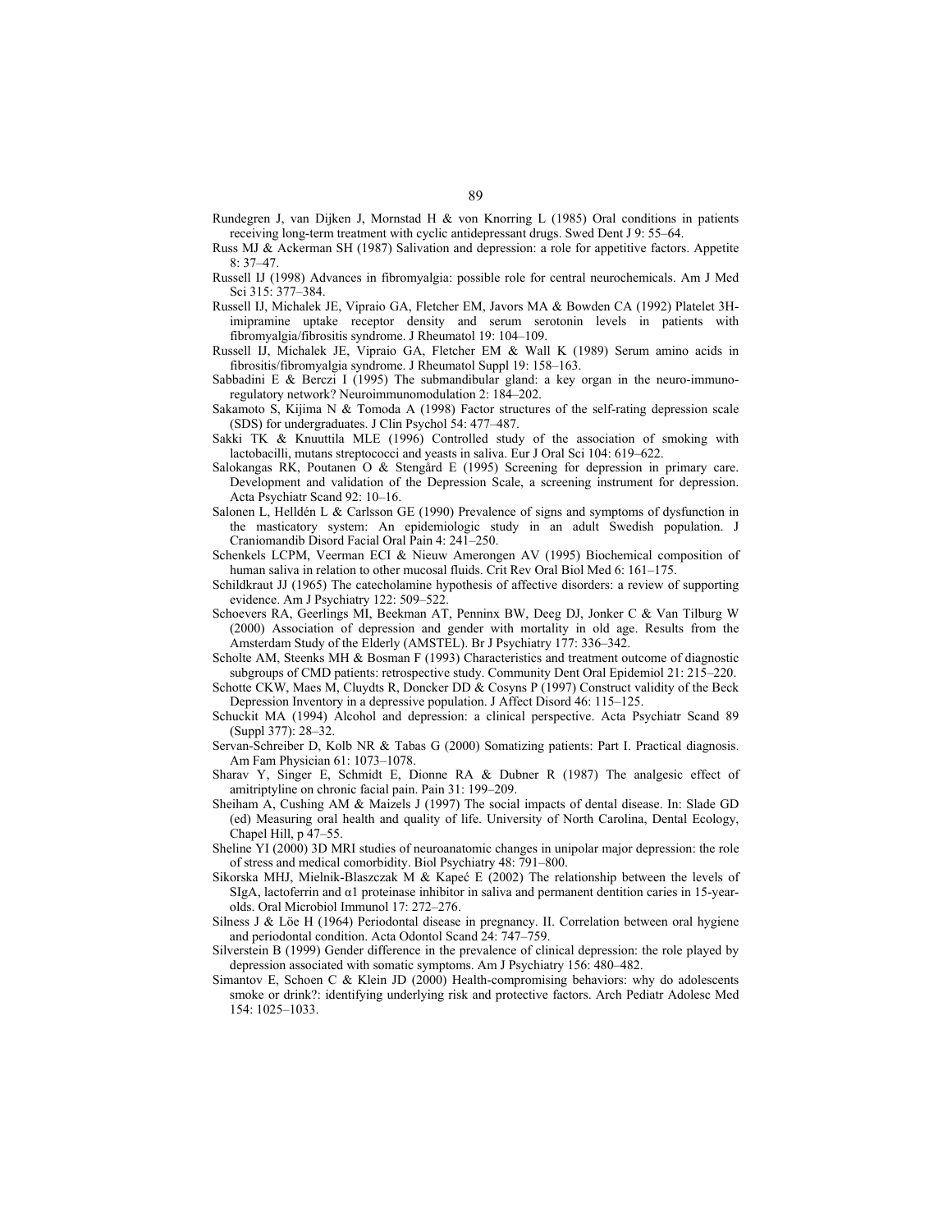Rundegren J, van Dijken J, Mornstad H & von Knorring L (1985) Oral conditions in patients receiving long-term treatment with cyclic antidepressant drugs. Swed Dent J 9: 55–64.

Russ MJ & Ackerman SH (1987) Salivation and depression: a role for appetitive factors. Appetite 8: 37–47.

Russell IJ (1998) Advances in fibromyalgia: possible role for central neurochemicals. Am J Med Sci 315: 377–384.

Russell IJ, Michalek JE, Vipraio GA, Fletcher EM, Javors MA & Bowden CA (1992) Platelet 3H-imipramine uptake receptor density and serum serotonin levels in patients with fibromyalgia/fibrositis syndrome. J Rheumatol 19: 104–109.

Russell IJ, Michalek JE, Vipraio GA, Fletcher EM & Wall K (1989) Serum amino acids in fibrositis/fibromyalgia syndrome. J Rheumatol Suppl 19: 158–163.

Sabbadini E & Berczi I (1995) The submandibular gland: a key organ in the neuro-immuno-regulatory network? Neuroimmunomodulation 2: 184–202.

Sakamoto S, Kijima N & Tomoda A (1998) Factor structures of the self-rating depression scale (SDS) for undergraduates. J Clin Psychol 54: 477–487.

Sakki TK & Knuuttila MLE (1996) Controlled study of the association of smoking with lactobacilli, mutans streptococci and yeasts in saliva. Eur J Oral Sci 104: 619–622.

Salokangas RK, Poutanen O & Stengård E (1995) Screening for depression in primary care. Development and validation of the Depression Scale, a screening instrument for depression. Acta Psychiatr Scand 92: 10–16.

Salonen L, Helldén L & Carlsson GE (1990) Prevalence of signs and symptoms of dysfunction in the masticatory system: An epidemiologic study in an adult Swedish population. J Craniomandib Disord Facial Oral Pain 4: 241–250.

Schenkels LCPM, Veerman ECI & Nieuw Amerongen AV (1995) Biochemical composition of human saliva in relation to other mucosal fluids. Crit Rev Oral Biol Med 6: 161–175.

Schildkraut JJ (1965) The catecholamine hypothesis of affective disorders: a review of supporting evidence. Am J Psychiatry 122: 509–522.

Schoevers RA, Geerlings MI, Beekman AT, Penninx BW, Deeg DJ, Jonker C & Van Tilburg W (2000) Association of depression and gender with mortality in old age. Results from the Amsterdam Study of the Elderly (AMSTEL). Br J Psychiatry 177: 336–342.

Scholte AM, Steenks MH & Bosman F (1993) Characteristics and treatment outcome of diagnostic subgroups of CMD patients: retrospective study. Community Dent Oral Epidemiol 21: 215–220.

Schotte CKW, Maes M, Cluydts R, Doncker DD & Cosyns P (1997) Construct validity of the Beck Depression Inventory in a depressive population. J Affect Disord 46: 115–125.

Schuckit MA (1994) Alcohol and depression: a clinical perspective. Acta Psychiatr Scand 89 (Suppl 377): 28–32.

Servan-Schreiber D, Kolb NR & Tabas G (2000) Somatizing patients: Part I. Practical diagnosis. Am Fam Physician 61: 1073–1078.

Sharav Y, Singer E, Schmidt E, Dionne RA & Dubner R (1987) The analgesic effect of amitriptyline on chronic facial pain. Pain 31: 199–209.

Sheiham A, Cushing AM & Maizels J (1997) The social impacts of dental disease. In: Slade GD (ed) Measuring oral health and quality of life. University of North Carolina, Dental Ecology, Chapel Hill, p 47–55.

Sheline YI (2000) 3D MRI studies of neuroanatomic changes in unipolar major depression: the role of stress and medical comorbidity. Biol Psychiatry 48: 791–800.

Sikorska MHJ, Mielnik-Blaszczak M & Kapeć E (2002) The relationship between the levels of SIgA, lactoferrin and α1 proteinase inhibitor in saliva and permanent dentition caries in 15-year-olds. Oral Microbiol Immunol 17: 272–276.

Silness J & Löe H (1964) Periodontal disease in pregnancy. II. Correlation between oral hygiene and periodontal condition. Acta Odontol Scand 24: 747–759.

Silverstein B (1999) Gender difference in the prevalence of clinical depression: the role played by depression associated with somatic symptoms. Am J Psychiatry 156: 480–482.

Simantov E, Schoen C & Klein JD (2000) Health-compromising behaviors: why do adolescents smoke or drink?: identifying underlying risk and protective factors. Arch Pediatr Adolesc Med 154: 1025–1033.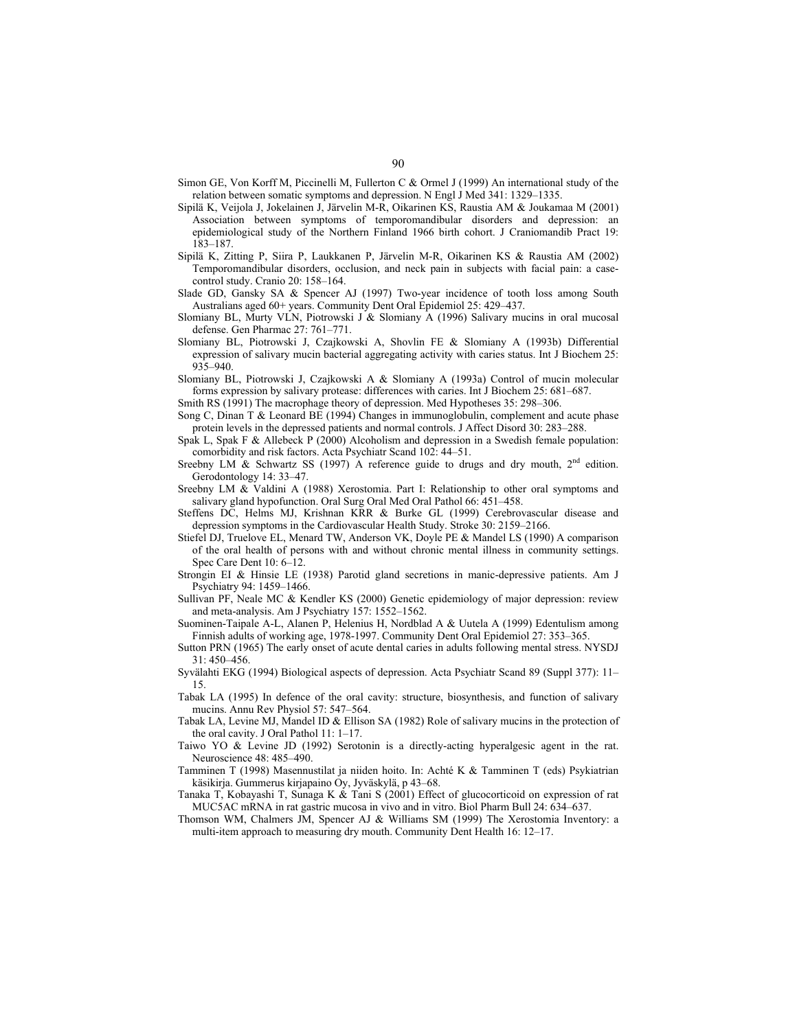Simon GE, Von Korff M, Piccinelli M, Fullerton C & Ormel J (1999) An international study of the relation between somatic symptoms and depression. N Engl J Med 341: 1329–1335.

Sipilä K, Veijola J, Jokelainen J, Järvelin M-R, Oikarinen KS, Raustia AM & Joukamaa M (2001) Association between symptoms of temporomandibular disorders and depression: an epidemiological study of the Northern Finland 1966 birth cohort. J Craniomandib Pract 19: 183–187.

Sipilä K, Zitting P, Siira P, Laukkanen P, Järvelin M-R, Oikarinen KS & Raustia AM (2002) Temporomandibular disorders, occlusion, and neck pain in subjects with facial pain: a case-control study. Cranio 20: 158–164.

Slade GD, Gansky SA & Spencer AJ (1997) Two-year incidence of tooth loss among South Australians aged 60+ years. Community Dent Oral Epidemiol 25: 429–437.

Slomiany BL, Murty VLN, Piotrowski J & Slomiany A (1996) Salivary mucins in oral mucosal defense. Gen Pharmac 27: 761–771.

Slomiany BL, Piotrowski J, Czajkowski A, Shovlin FE & Slomiany A (1993b) Differential expression of salivary mucin bacterial aggregating activity with caries status. Int J Biochem 25: 935–940.

Slomiany BL, Piotrowski J, Czajkowski A & Slomiany A (1993a) Control of mucin molecular forms expression by salivary protease: differences with caries. Int J Biochem 25: 681–687.

Smith RS (1991) The macrophage theory of depression. Med Hypotheses 35: 298–306.

Song C, Dinan T & Leonard BE (1994) Changes in immunoglobulin, complement and acute phase protein levels in the depressed patients and normal controls. J Affect Disord 30: 283–288.

Spak L, Spak F & Allebeck P (2000) Alcoholism and depression in a Swedish female population: comorbidity and risk factors. Acta Psychiatr Scand 102: 44–51.

Sreebny LM & Schwartz SS (1997) A reference guide to drugs and dry mouth, 2nd edition. Gerodontology 14: 33–47.

Sreebny LM & Valdini A (1988) Xerostomia. Part I: Relationship to other oral symptoms and salivary gland hypofunction. Oral Surg Oral Med Oral Pathol 66: 451–458.

Steffens DC, Helms MJ, Krishnan KRR & Burke GL (1999) Cerebrovascular disease and depression symptoms in the Cardiovascular Health Study. Stroke 30: 2159–2166.

Stiefel DJ, Truelove EL, Menard TW, Anderson VK, Doyle PE & Mandel LS (1990) A comparison of the oral health of persons with and without chronic mental illness in community settings. Spec Care Dent 10: 6–12.

Strongin EI & Hinsie LE (1938) Parotid gland secretions in manic-depressive patients. Am J Psychiatry 94: 1459–1466.

Sullivan PF, Neale MC & Kendler KS (2000) Genetic epidemiology of major depression: review and meta-analysis. Am J Psychiatry 157: 1552–1562.

Suominen-Taipale A-L, Alanen P, Helenius H, Nordblad A & Uutela A (1999) Edentulism among Finnish adults of working age, 1978-1997. Community Dent Oral Epidemiol 27: 353–365.

Sutton PRN (1965) The early onset of acute dental caries in adults following mental stress. NYSDJ 31: 450–456.

Syvälahti EKG (1994) Biological aspects of depression. Acta Psychiatr Scand 89 (Suppl 377): 11–15.

Tabak LA (1995) In defence of the oral cavity: structure, biosynthesis, and function of salivary mucins. Annu Rev Physiol 57: 547–564.

Tabak LA, Levine MJ, Mandel ID & Ellison SA (1982) Role of salivary mucins in the protection of the oral cavity. J Oral Pathol 11: 1–17.

Taiwo YO & Levine JD (1992) Serotonin is a directly-acting hyperalgesic agent in the rat. Neuroscience 48: 485–490.

Tamminen T (1998) Masennustilat ja niiden hoito. In: Achté K & Tamminen T (eds) Psykiatrian käsikirja. Gummerus kirjapaino Oy, Jyväskylä, p 43–68.

Tanaka T, Kobayashi T, Sunaga K & Tani S (2001) Effect of glucocorticoid on expression of rat MUC5AC mRNA in rat gastric mucosa in vivo and in vitro. Biol Pharm Bull 24: 634–637.

Thomson WM, Chalmers JM, Spencer AJ & Williams SM (1999) The Xerostomia Inventory: a multi-item approach to measuring dry mouth. Community Dent Health 16: 12–17.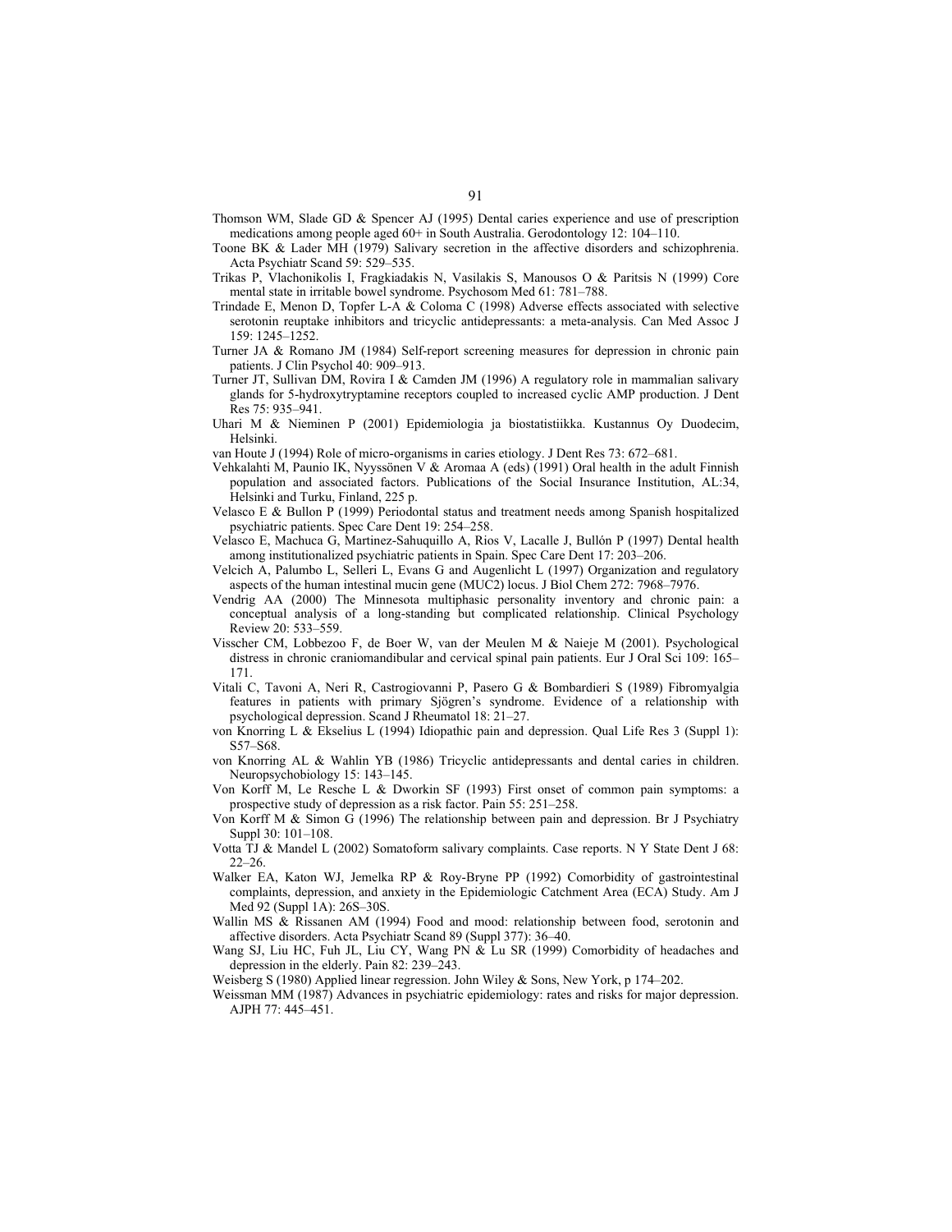Thomson WM, Slade GD & Spencer AJ (1995) Dental caries experience and use of prescription medications among people aged 60+ in South Australia. Gerodontology 12: 104–110.

Toone BK & Lader MH (1979) Salivary secretion in the affective disorders and schizophrenia. Acta Psychiatr Scand 59: 529–535.

Trikas P, Vlachonikolis I, Fragkiadakis N, Vasilakis S, Manousos O & Paritsis N (1999) Core mental state in irritable bowel syndrome. Psychosom Med 61: 781–788.

Trindade E, Menon D, Topfer L-A & Coloma C (1998) Adverse effects associated with selective serotonin reuptake inhibitors and tricyclic antidepressants: a meta-analysis. Can Med Assoc J 159: 1245–1252.

Turner JA & Romano JM (1984) Self-report screening measures for depression in chronic pain patients. J Clin Psychol 40: 909–913.

Turner JT, Sullivan DM, Rovira I & Camden JM (1996) A regulatory role in mammalian salivary glands for 5-hydroxytryptamine receptors coupled to increased cyclic AMP production. J Dent Res 75: 935–941.

Uhari M & Nieminen P (2001) Epidemiologia ja biostatistiikka. Kustannus Oy Duodecim, Helsinki.

van Houte J (1994) Role of micro-organisms in caries etiology. J Dent Res 73: 672–681.

Vehkalahti M, Paunio IK, Nyyssönen V & Aromaa A (eds) (1991) Oral health in the adult Finnish population and associated factors. Publications of the Social Insurance Institution, AL:34, Helsinki and Turku, Finland, 225 p.

Velasco E & Bullon P (1999) Periodontal status and treatment needs among Spanish hospitalized psychiatric patients. Spec Care Dent 19: 254–258.

Velasco E, Machuca G, Martinez-Sahuquillo A, Rios V, Lacalle J, Bullón P (1997) Dental health among institutionalized psychiatric patients in Spain. Spec Care Dent 17: 203–206.

Velcich A, Palumbo L, Selleri L, Evans G and Augenlicht L (1997) Organization and regulatory aspects of the human intestinal mucin gene (MUC2) locus. J Biol Chem 272: 7968–7976.

Vendrig AA (2000) The Minnesota multiphasic personality inventory and chronic pain: a conceptual analysis of a long-standing but complicated relationship. Clinical Psychology Review 20: 533–559.

Visscher CM, Lobbezoo F, de Boer W, van der Meulen M & Naieje M (2001). Psychological distress in chronic craniomandibular and cervical spinal pain patients. Eur J Oral Sci 109: 165–171.

Vitali C, Tavoni A, Neri R, Castrogiovanni P, Pasero G & Bombardieri S (1989) Fibromyalgia features in patients with primary Sjögren's syndrome. Evidence of a relationship with psychological depression. Scand J Rheumatol 18: 21–27.

von Knorring L & Ekselius L (1994) Idiopathic pain and depression. Qual Life Res 3 (Suppl 1): S57–S68.

von Knorring AL & Wahlin YB (1986) Tricyclic antidepressants and dental caries in children. Neuropsychobiology 15: 143–145.

Von Korff M, Le Resche L & Dworkin SF (1993) First onset of common pain symptoms: a prospective study of depression as a risk factor. Pain 55: 251–258.

Von Korff M & Simon G (1996) The relationship between pain and depression. Br J Psychiatry Suppl 30: 101–108.

Votta TJ & Mandel L (2002) Somatoform salivary complaints. Case reports. N Y State Dent J 68: 22–26.

Walker EA, Katon WJ, Jemelka RP & Roy-Bryne PP (1992) Comorbidity of gastrointestinal complaints, depression, and anxiety in the Epidemiologic Catchment Area (ECA) Study. Am J Med 92 (Suppl 1A): 26S–30S.

Wallin MS & Rissanen AM (1994) Food and mood: relationship between food, serotonin and affective disorders. Acta Psychiatr Scand 89 (Suppl 377): 36–40.

Wang SJ, Liu HC, Fuh JL, Liu CY, Wang PN & Lu SR (1999) Comorbidity of headaches and depression in the elderly. Pain 82: 239–243.

Weisberg S (1980) Applied linear regression. John Wiley & Sons, New York, p 174–202.

Weissman MM (1987) Advances in psychiatric epidemiology: rates and risks for major depression. AJPH 77: 445–451.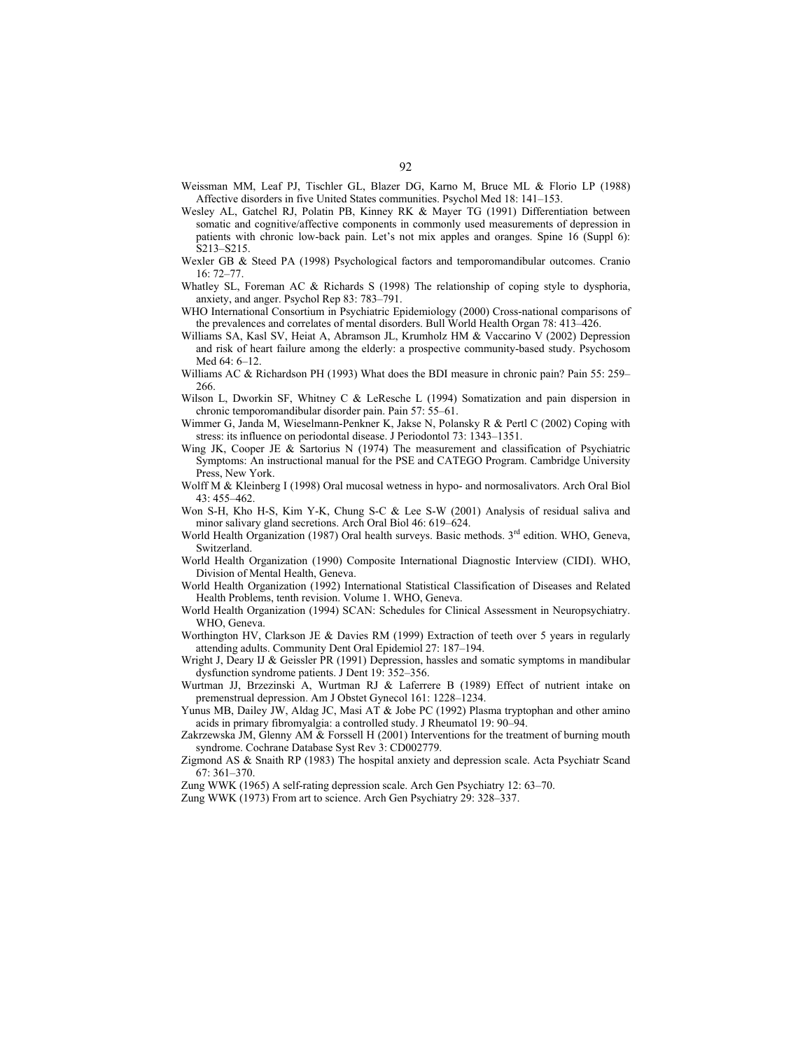Weissman MM, Leaf PJ, Tischler GL, Blazer DG, Karno M, Bruce ML & Florio LP (1988) Affective disorders in five United States communities. Psychol Med 18: 141–153.

Wesley AL, Gatchel RJ, Polatin PB, Kinney RK & Mayer TG (1991) Differentiation between somatic and cognitive/affective components in commonly used measurements of depression in patients with chronic low-back pain. Let's not mix apples and oranges. Spine 16 (Suppl 6): S213–S215.

Wexler GB & Steed PA (1998) Psychological factors and temporomandibular outcomes. Cranio 16: 72–77.

Whatley SL, Foreman AC & Richards S (1998) The relationship of coping style to dysphoria, anxiety, and anger. Psychol Rep 83: 783–791.

WHO International Consortium in Psychiatric Epidemiology (2000) Cross-national comparisons of the prevalences and correlates of mental disorders. Bull World Health Organ 78: 413–426.

Williams SA, Kasl SV, Heiat A, Abramson JL, Krumholz HM & Vaccarino V (2002) Depression and risk of heart failure among the elderly: a prospective community-based study. Psychosom Med 64: 6–12.

Williams AC & Richardson PH (1993) What does the BDI measure in chronic pain? Pain 55: 259–266.

Wilson L, Dworkin SF, Whitney C & LeResche L (1994) Somatization and pain dispersion in chronic temporomandibular disorder pain. Pain 57: 55–61.

Wimmer G, Janda M, Wieselmann-Penkner K, Jakse N, Polansky R & Pertl C (2002) Coping with stress: its influence on periodontal disease. J Periodontol 73: 1343–1351.

Wing JK, Cooper JE & Sartorius N (1974) The measurement and classification of Psychiatric Symptoms: An instructional manual for the PSE and CATEGO Program. Cambridge University Press, New York.

Wolff M & Kleinberg I (1998) Oral mucosal wetness in hypo- and normosalivators. Arch Oral Biol 43: 455–462.

Won S-H, Kho H-S, Kim Y-K, Chung S-C & Lee S-W (2001) Analysis of residual saliva and minor salivary gland secretions. Arch Oral Biol 46: 619–624.

World Health Organization (1987) Oral health surveys. Basic methods. 3rd edition. WHO, Geneva, Switzerland.

World Health Organization (1990) Composite International Diagnostic Interview (CIDI). WHO, Division of Mental Health, Geneva.

World Health Organization (1992) International Statistical Classification of Diseases and Related Health Problems, tenth revision. Volume 1. WHO, Geneva.

World Health Organization (1994) SCAN: Schedules for Clinical Assessment in Neuropsychiatry. WHO, Geneva.

Worthington HV, Clarkson JE & Davies RM (1999) Extraction of teeth over 5 years in regularly attending adults. Community Dent Oral Epidemiol 27: 187–194.

Wright J, Deary IJ & Geissler PR (1991) Depression, hassles and somatic symptoms in mandibular dysfunction syndrome patients. J Dent 19: 352–356.

Wurtman JJ, Brzezinski A, Wurtman RJ & Laferrere B (1989) Effect of nutrient intake on premenstrual depression. Am J Obstet Gynecol 161: 1228–1234.

Yunus MB, Dailey JW, Aldag JC, Masi AT & Jobe PC (1992) Plasma tryptophan and other amino acids in primary fibromyalgia: a controlled study. J Rheumatol 19: 90–94.

Zakrzewska JM, Glenny AM & Forssell H (2001) Interventions for the treatment of burning mouth syndrome. Cochrane Database Syst Rev 3: CD002779.

Zigmond AS & Snaith RP (1983) The hospital anxiety and depression scale. Acta Psychiatr Scand 67: 361–370.

Zung WWK (1965) A self-rating depression scale. Arch Gen Psychiatry 12: 63–70.

Zung WWK (1973) From art to science. Arch Gen Psychiatry 29: 328–337.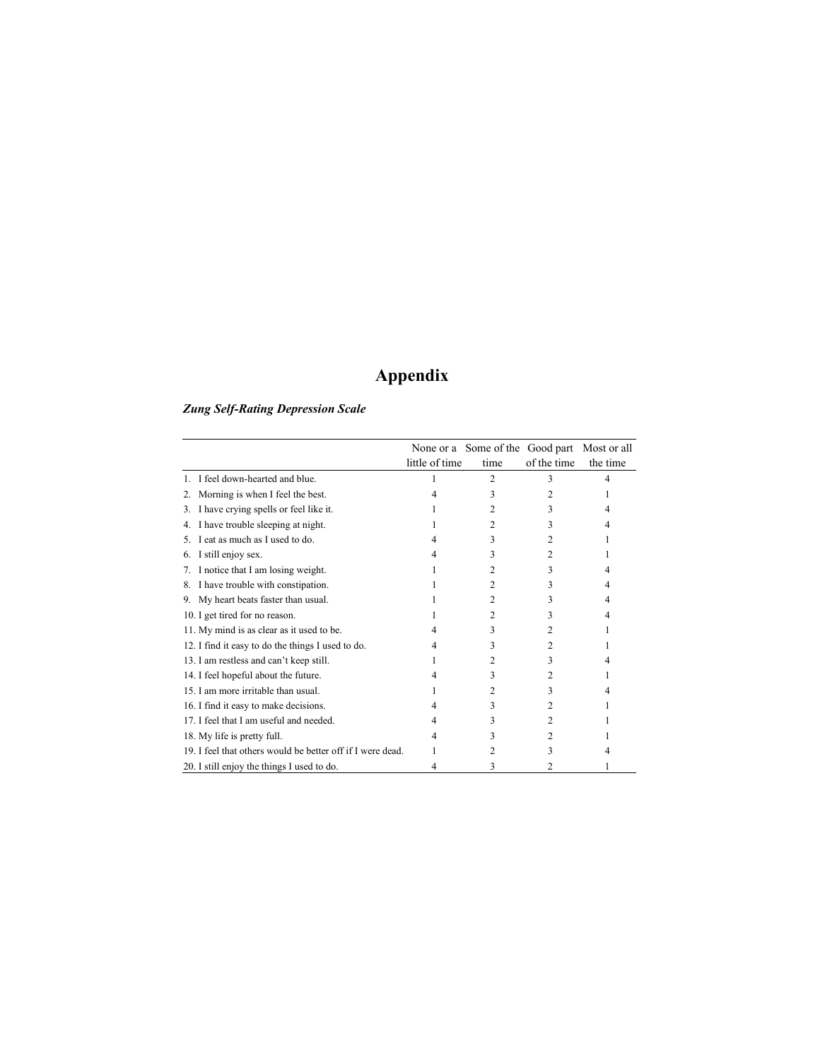# Appendix

***Zung Self-Rating Depression Scale***

| | None or a little of time | Some of the time | Good part of the time | Most or all the time |
|---|---|---|---|---|
| 1. I feel down-hearted and blue. | 1 | 2 | 3 | 4 |
| 2. Morning is when I feel the best. | 4 | 3 | 2 | 1 |
| 3. I have crying spells or feel like it. | 1 | 2 | 3 | 4 |
| 4. I have trouble sleeping at night. | 1 | 2 | 3 | 4 |
| 5. I eat as much as I used to do. | 4 | 3 | 2 | 1 |
| 6. I still enjoy sex. | 4 | 3 | 2 | 1 |
| 7. I notice that I am losing weight. | 1 | 2 | 3 | 4 |
| 8. I have trouble with constipation. | 1 | 2 | 3 | 4 |
| 9. My heart beats faster than usual. | 1 | 2 | 3 | 4 |
| 10. I get tired for no reason. | 1 | 2 | 3 | 4 |
| 11. My mind is as clear as it used to be. | 4 | 3 | 2 | 1 |
| 12. I find it easy to do the things I used to do. | 4 | 3 | 2 | 1 |
| 13. I am restless and can't keep still. | 1 | 2 | 3 | 4 |
| 14. I feel hopeful about the future. | 4 | 3 | 2 | 1 |
| 15. I am more irritable than usual. | 1 | 2 | 3 | 4 |
| 16. I find it easy to make decisions. | 4 | 3 | 2 | 1 |
| 17. I feel that I am useful and needed. | 4 | 3 | 2 | 1 |
| 18. My life is pretty full. | 4 | 3 | 2 | 1 |
| 19. I feel that others would be better off if I were dead. | 1 | 2 | 3 | 4 |
| 20. I still enjoy the things I used to do. | 4 | 3 | 2 | 1 |